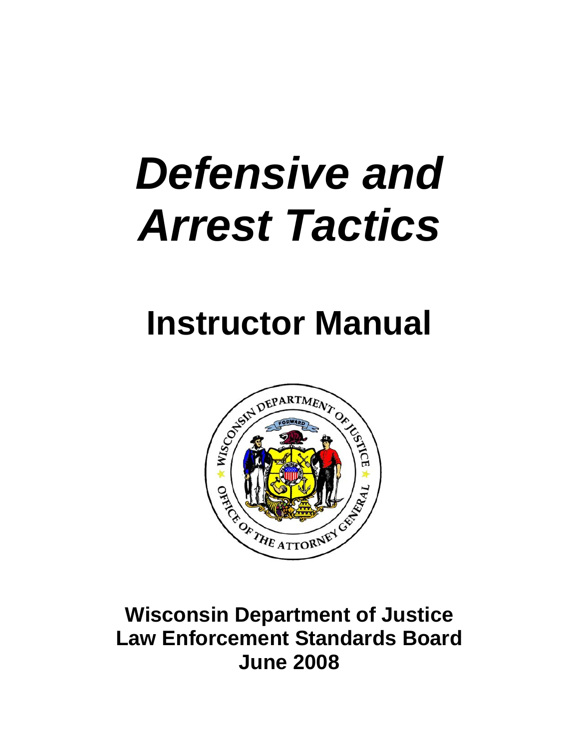# *Defensive and Arrest Tactics*

# Instructor Manual

**Wisconsin Department of Justice**
**Law Enforcement Standards Board**
**June 2008**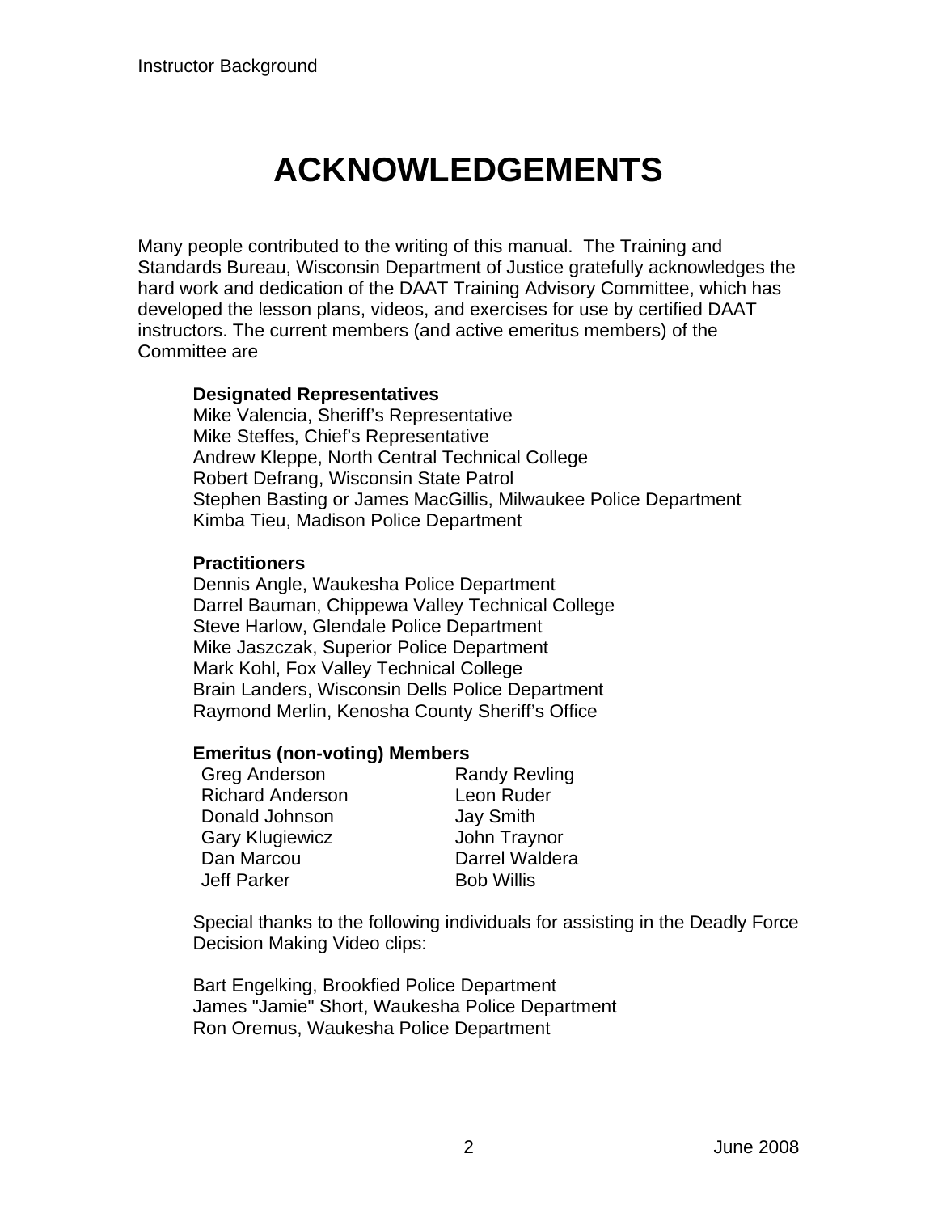# ACKNOWLEDGEMENTS

Many people contributed to the writing of this manual. The Training and Standards Bureau, Wisconsin Department of Justice gratefully acknowledges the hard work and dedication of the DAAT Training Advisory Committee, which has developed the lesson plans, videos, and exercises for use by certified DAAT instructors. The current members (and active emeritus members) of the Committee are

**Designated Representatives**
Mike Valencia, Sheriff's Representative
Mike Steffes, Chief's Representative
Andrew Kleppe, North Central Technical College
Robert Defrang, Wisconsin State Patrol
Stephen Basting or James MacGillis, Milwaukee Police Department
Kimba Tieu, Madison Police Department

**Practitioners**
Dennis Angle, Waukesha Police Department
Darrel Bauman, Chippewa Valley Technical College
Steve Harlow, Glendale Police Department
Mike Jaszczak, Superior Police Department
Mark Kohl, Fox Valley Technical College
Brain Landers, Wisconsin Dells Police Department
Raymond Merlin, Kenosha County Sheriff's Office

**Emeritus (non-voting) Members**
Greg Anderson
Richard Anderson
Donald Johnson
Gary Klugiewicz
Dan Marcou
Jeff Parker
Randy Revling
Leon Ruder
Jay Smith
John Traynor
Darrel Waldera
Bob Willis

Special thanks to the following individuals for assisting in the Deadly Force Decision Making Video clips:

Bart Engelking, Brookfied Police Department
James "Jamie" Short, Waukesha Police Department
Ron Oremus, Waukesha Police Department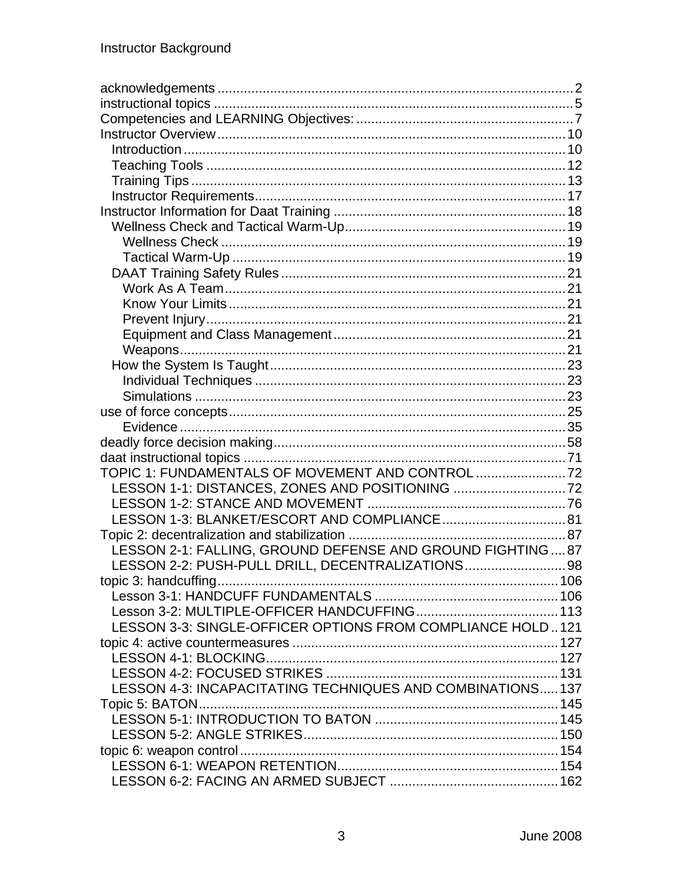acknowledgements .......... 2
instructional topics .......... 5
Competencies and LEARNING Objectives: .......... 7
Instructor Overview .......... 10
- Introduction .......... 10
- Teaching Tools .......... 12
- Training Tips .......... 13
- Instructor Requirements .......... 17

Instructor Information for Daat Training .......... 18
- Wellness Check and Tactical Warm-Up .......... 19
  - Wellness Check .......... 19
  - Tactical Warm-Up .......... 19
- DAAT Training Safety Rules .......... 21
  - Work As A Team .......... 21
  - Know Your Limits .......... 21
  - Prevent Injury .......... 21
  - Equipment and Class Management .......... 21
  - Weapons .......... 21
- How the System Is Taught .......... 23
  - Individual Techniques .......... 23
  - Simulations .......... 23

use of force concepts .......... 25
- Evidence .......... 35

deadly force decision making .......... 58
daat instructional topics .......... 71
TOPIC 1: FUNDAMENTALS OF MOVEMENT AND CONTROL .......... 72
- LESSON 1-1: DISTANCES, ZONES AND POSITIONING .......... 72
- LESSON 1-2: STANCE AND MOVEMENT .......... 76
- LESSON 1-3: BLANKET/ESCORT AND COMPLIANCE .......... 81

Topic 2: decentralization and stabilization .......... 87
- LESSON 2-1: FALLING, GROUND DEFENSE AND GROUND FIGHTING .......... 87
- LESSON 2-2: PUSH-PULL DRILL, DECENTRALIZATIONS .......... 98

topic 3: handcuffing .......... 106
- Lesson 3-1: HANDCUFF FUNDAMENTALS .......... 106
- Lesson 3-2: MULTIPLE-OFFICER HANDCUFFING .......... 113
- LESSON 3-3: SINGLE-OFFICER OPTIONS FROM COMPLIANCE HOLD .......... 121

topic 4: active countermeasures .......... 127
- LESSON 4-1: BLOCKING .......... 127
- LESSON 4-2: FOCUSED STRIKES .......... 131
- LESSON 4-3: INCAPACITATING TECHNIQUES AND COMBINATIONS .......... 137

Topic 5: BATON .......... 145
- LESSON 5-1: INTRODUCTION TO BATON .......... 145
- LESSON 5-2: ANGLE STRIKES .......... 150

topic 6: weapon control .......... 154
- LESSON 6-1: WEAPON RETENTION .......... 154
- LESSON 6-2: FACING AN ARMED SUBJECT .......... 162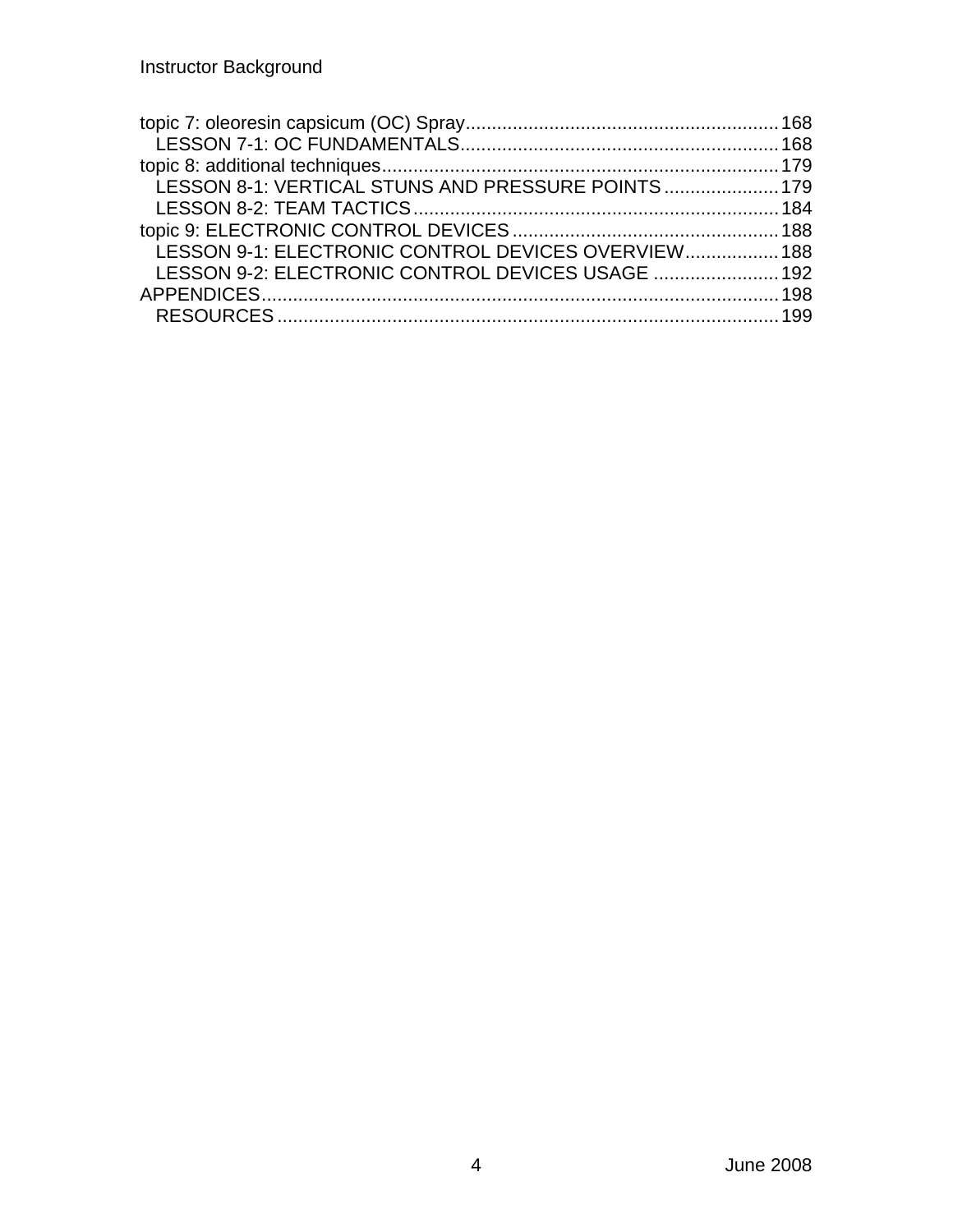topic 7: oleoresin capsicum (OC) Spray ........................................................... 168
   LESSON 7-1: OC FUNDAMENTALS ........................................................... 168
topic 8: additional techniques ........................................................................... 179
   LESSON 8-1: VERTICAL STUNS AND PRESSURE POINTS ..................... 179
   LESSON 8-2: TEAM TACTICS ..................................................................... 184
topic 9: ELECTRONIC CONTROL DEVICES .................................................. 188
   LESSON 9-1: ELECTRONIC CONTROL DEVICES OVERVIEW ................. 188
   LESSON 9-2: ELECTRONIC CONTROL DEVICES USAGE ....................... 192
APPENDICES .................................................................................................. 198
   RESOURCES ............................................................................................... 199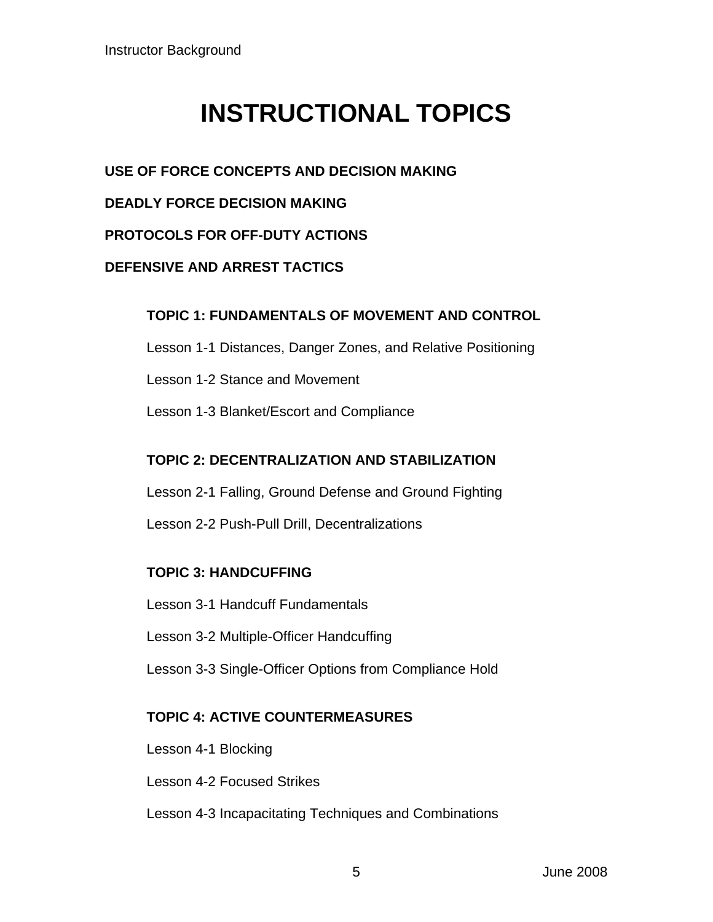# INSTRUCTIONAL TOPICS

**USE OF FORCE CONCEPTS AND DECISION MAKING**

**DEADLY FORCE DECISION MAKING**

**PROTOCOLS FOR OFF-DUTY ACTIONS**

**DEFENSIVE AND ARREST TACTICS**

**TOPIC 1: FUNDAMENTALS OF MOVEMENT AND CONTROL**

Lesson 1-1 Distances, Danger Zones, and Relative Positioning

Lesson 1-2 Stance and Movement

Lesson 1-3 Blanket/Escort and Compliance

**TOPIC 2: DECENTRALIZATION AND STABILIZATION**

Lesson 2-1 Falling, Ground Defense and Ground Fighting

Lesson 2-2 Push-Pull Drill, Decentralizations

**TOPIC 3: HANDCUFFING**

Lesson 3-1 Handcuff Fundamentals

Lesson 3-2 Multiple-Officer Handcuffing

Lesson 3-3 Single-Officer Options from Compliance Hold

**TOPIC 4: ACTIVE COUNTERMEASURES**

Lesson 4-1 Blocking

Lesson 4-2 Focused Strikes

Lesson 4-3 Incapacitating Techniques and Combinations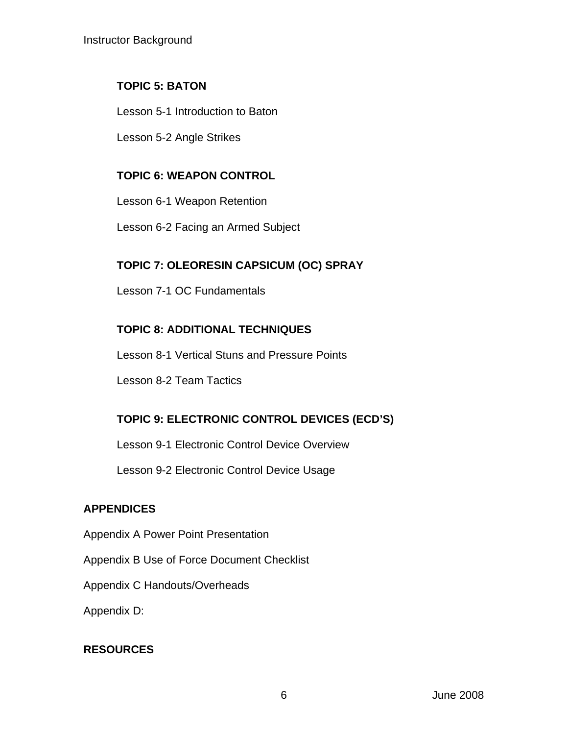### TOPIC 5: BATON

Lesson 5-1 Introduction to Baton

Lesson 5-2 Angle Strikes

### TOPIC 6: WEAPON CONTROL

Lesson 6-1 Weapon Retention

Lesson 6-2 Facing an Armed Subject

### TOPIC 7: OLEORESIN CAPSICUM (OC) SPRAY

Lesson 7-1 OC Fundamentals

### TOPIC 8: ADDITIONAL TECHNIQUES

Lesson 8-1 Vertical Stuns and Pressure Points

Lesson 8-2 Team Tactics

### TOPIC 9: ELECTRONIC CONTROL DEVICES (ECD'S)

Lesson 9-1 Electronic Control Device Overview

Lesson 9-2 Electronic Control Device Usage

## APPENDICES

Appendix A Power Point Presentation

Appendix B Use of Force Document Checklist

Appendix C Handouts/Overheads

Appendix D:

## RESOURCES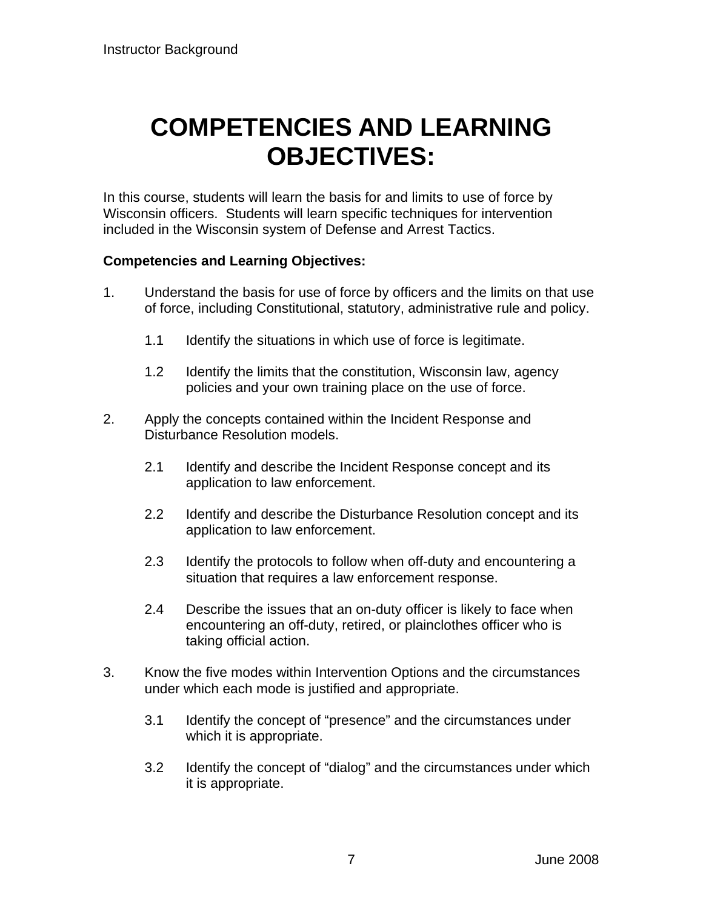# COMPETENCIES AND LEARNING OBJECTIVES:

In this course, students will learn the basis for and limits to use of force by Wisconsin officers. Students will learn specific techniques for intervention included in the Wisconsin system of Defense and Arrest Tactics.

**Competencies and Learning Objectives:**

1. Understand the basis for use of force by officers and the limits on that use of force, including Constitutional, statutory, administrative rule and policy.

   1.1 Identify the situations in which use of force is legitimate.

   1.2 Identify the limits that the constitution, Wisconsin law, agency policies and your own training place on the use of force.

2. Apply the concepts contained within the Incident Response and Disturbance Resolution models.

   2.1 Identify and describe the Incident Response concept and its application to law enforcement.

   2.2 Identify and describe the Disturbance Resolution concept and its application to law enforcement.

   2.3 Identify the protocols to follow when off-duty and encountering a situation that requires a law enforcement response.

   2.4 Describe the issues that an on-duty officer is likely to face when encountering an off-duty, retired, or plainclothes officer who is taking official action.

3. Know the five modes within Intervention Options and the circumstances under which each mode is justified and appropriate.

   3.1 Identify the concept of “presence” and the circumstances under which it is appropriate.

   3.2 Identify the concept of “dialog” and the circumstances under which it is appropriate.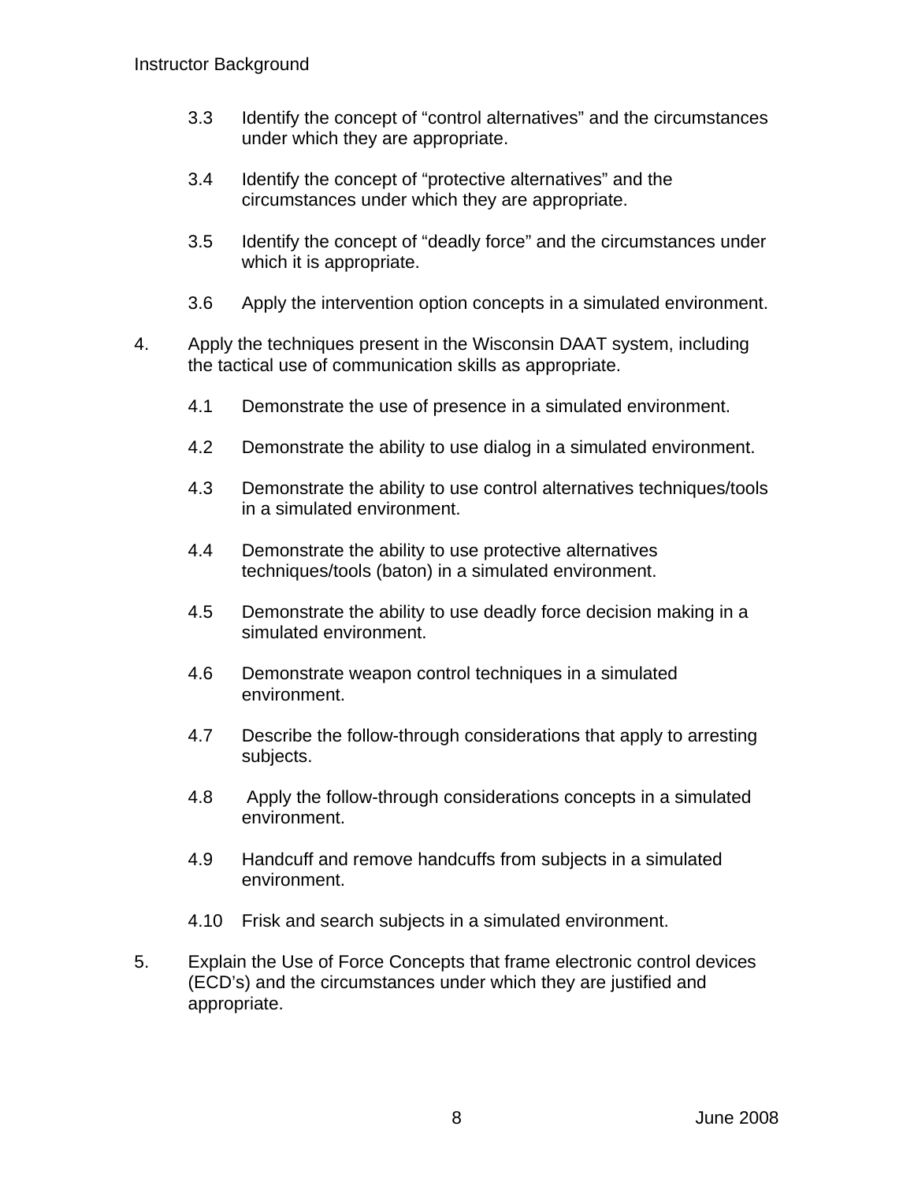3.3 Identify the concept of "control alternatives" and the circumstances under which they are appropriate.

3.4 Identify the concept of "protective alternatives" and the circumstances under which they are appropriate.

3.5 Identify the concept of "deadly force" and the circumstances under which it is appropriate.

3.6 Apply the intervention option concepts in a simulated environment.

4. Apply the techniques present in the Wisconsin DAAT system, including the tactical use of communication skills as appropriate.

    4.1 Demonstrate the use of presence in a simulated environment.

    4.2 Demonstrate the ability to use dialog in a simulated environment.

    4.3 Demonstrate the ability to use control alternatives techniques/tools in a simulated environment.

    4.4 Demonstrate the ability to use protective alternatives techniques/tools (baton) in a simulated environment.

    4.5 Demonstrate the ability to use deadly force decision making in a simulated environment.

    4.6 Demonstrate weapon control techniques in a simulated environment.

    4.7 Describe the follow-through considerations that apply to arresting subjects.

    4.8 Apply the follow-through considerations concepts in a simulated environment.

    4.9 Handcuff and remove handcuffs from subjects in a simulated environment.

    4.10 Frisk and search subjects in a simulated environment.

5. Explain the Use of Force Concepts that frame electronic control devices (ECD's) and the circumstances under which they are justified and appropriate.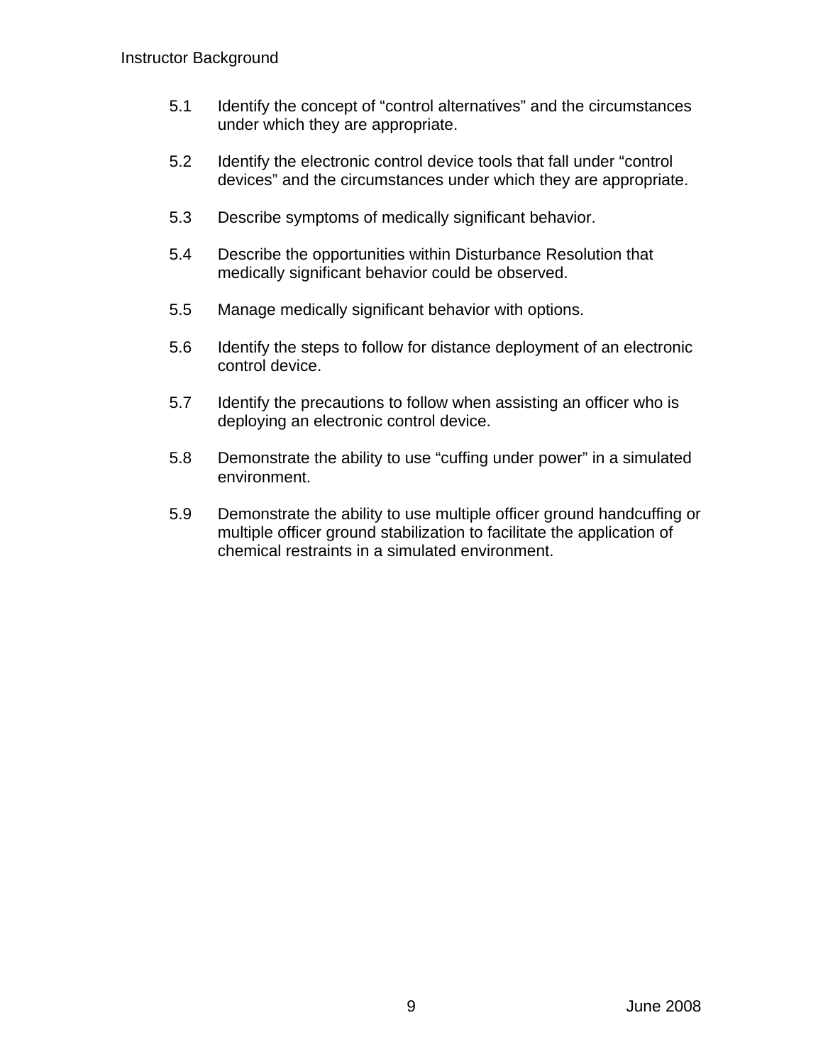5.1 Identify the concept of "control alternatives" and the circumstances under which they are appropriate.

5.2 Identify the electronic control device tools that fall under "control devices" and the circumstances under which they are appropriate.

5.3 Describe symptoms of medically significant behavior.

5.4 Describe the opportunities within Disturbance Resolution that medically significant behavior could be observed.

5.5 Manage medically significant behavior with options.

5.6 Identify the steps to follow for distance deployment of an electronic control device.

5.7 Identify the precautions to follow when assisting an officer who is deploying an electronic control device.

5.8 Demonstrate the ability to use "cuffing under power" in a simulated environment.

5.9 Demonstrate the ability to use multiple officer ground handcuffing or multiple officer ground stabilization to facilitate the application of chemical restraints in a simulated environment.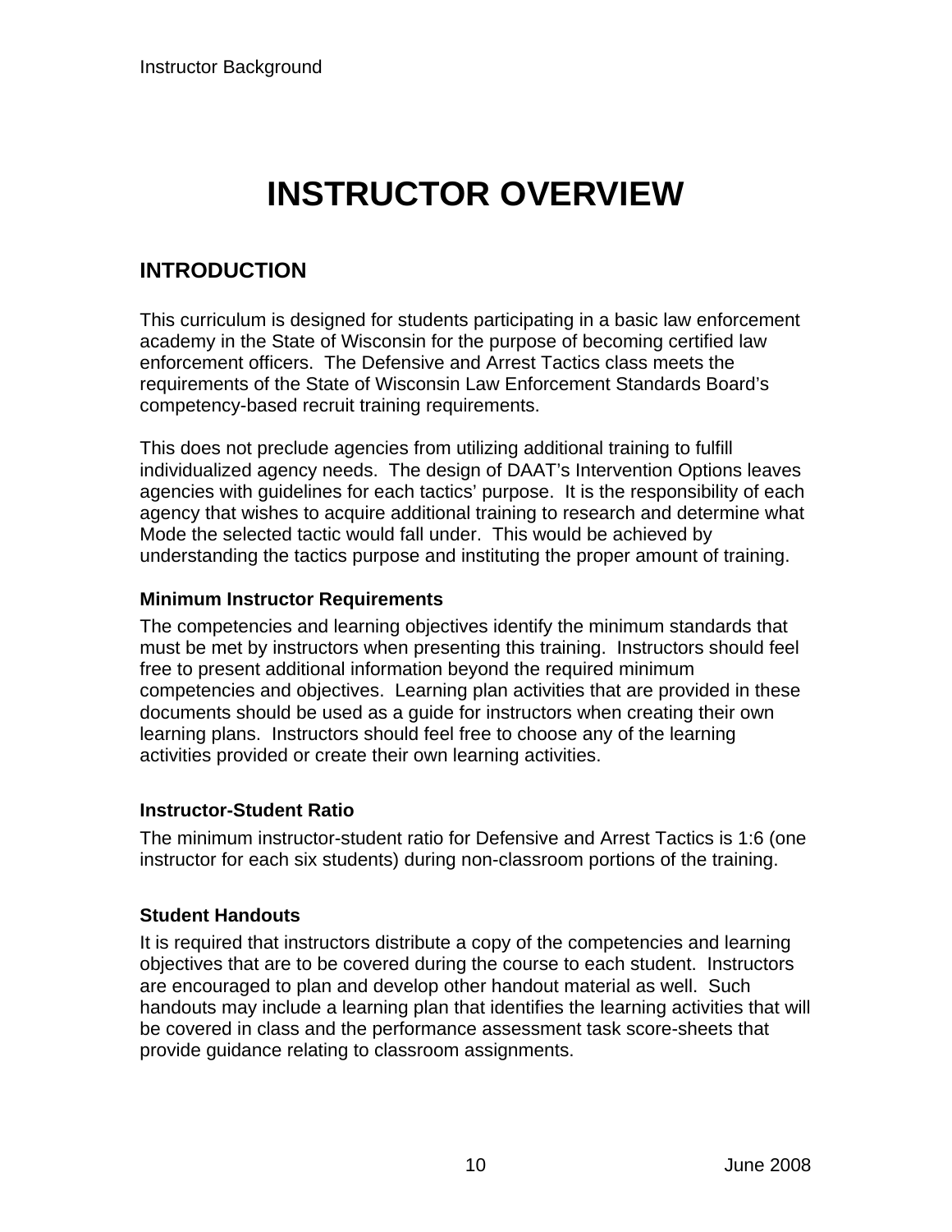# INSTRUCTOR OVERVIEW

## INTRODUCTION

This curriculum is designed for students participating in a basic law enforcement academy in the State of Wisconsin for the purpose of becoming certified law enforcement officers. The Defensive and Arrest Tactics class meets the requirements of the State of Wisconsin Law Enforcement Standards Board's competency-based recruit training requirements.

This does not preclude agencies from utilizing additional training to fulfill individualized agency needs. The design of DAAT's Intervention Options leaves agencies with guidelines for each tactics' purpose. It is the responsibility of each agency that wishes to acquire additional training to research and determine what Mode the selected tactic would fall under. This would be achieved by understanding the tactics purpose and instituting the proper amount of training.

### Minimum Instructor Requirements

The competencies and learning objectives identify the minimum standards that must be met by instructors when presenting this training. Instructors should feel free to present additional information beyond the required minimum competencies and objectives. Learning plan activities that are provided in these documents should be used as a guide for instructors when creating their own learning plans. Instructors should feel free to choose any of the learning activities provided or create their own learning activities.

### Instructor-Student Ratio

The minimum instructor-student ratio for Defensive and Arrest Tactics is 1:6 (one instructor for each six students) during non-classroom portions of the training.

### Student Handouts

It is required that instructors distribute a copy of the competencies and learning objectives that are to be covered during the course to each student. Instructors are encouraged to plan and develop other handout material as well. Such handouts may include a learning plan that identifies the learning activities that will be covered in class and the performance assessment task score-sheets that provide guidance relating to classroom assignments.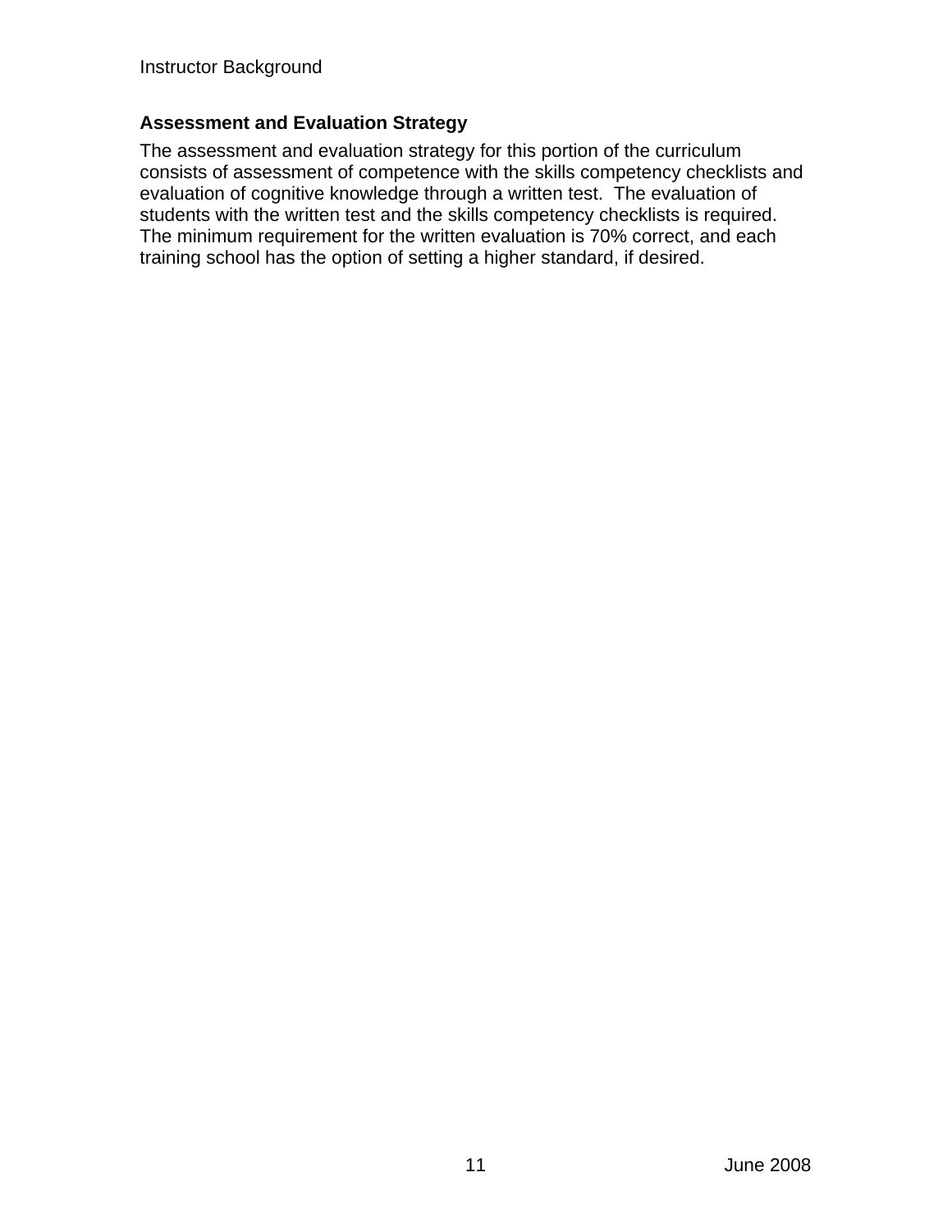## Assessment and Evaluation Strategy

The assessment and evaluation strategy for this portion of the curriculum consists of assessment of competence with the skills competency checklists and evaluation of cognitive knowledge through a written test. The evaluation of students with the written test and the skills competency checklists is required. The minimum requirement for the written evaluation is 70% correct, and each training school has the option of setting a higher standard, if desired.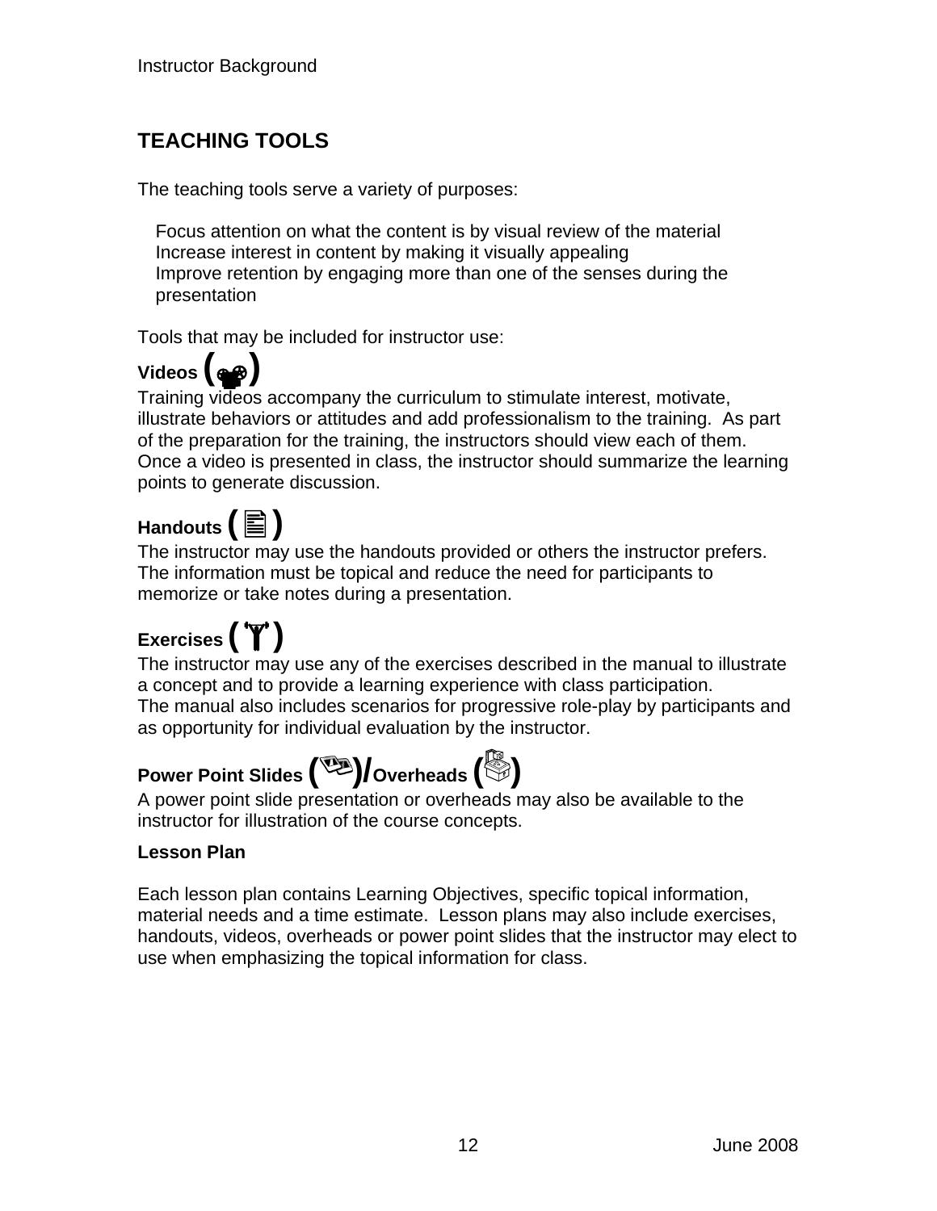## TEACHING TOOLS

The teaching tools serve a variety of purposes:

- Focus attention on what the content is by visual review of the material
- Increase interest in content by making it visually appealing
- Improve retention by engaging more than one of the senses during the presentation

Tools that may be included for instructor use:

**Videos ( )**

Training videos accompany the curriculum to stimulate interest, motivate, illustrate behaviors or attitudes and add professionalism to the training. As part of the preparation for the training, the instructors should view each of them. Once a video is presented in class, the instructor should summarize the learning points to generate discussion.

**Handouts ( )**

The instructor may use the handouts provided or others the instructor prefers. The information must be topical and reduce the need for participants to memorize or take notes during a presentation.

**Exercises ( )**

The instructor may use any of the exercises described in the manual to illustrate a concept and to provide a learning experience with class participation. The manual also includes scenarios for progressive role-play by participants and as opportunity for individual evaluation by the instructor.

**Power Point Slides ( )/Overheads ( )**

A power point slide presentation or overheads may also be available to the instructor for illustration of the course concepts.

**Lesson Plan**

Each lesson plan contains Learning Objectives, specific topical information, material needs and a time estimate. Lesson plans may also include exercises, handouts, videos, overheads or power point slides that the instructor may elect to use when emphasizing the topical information for class.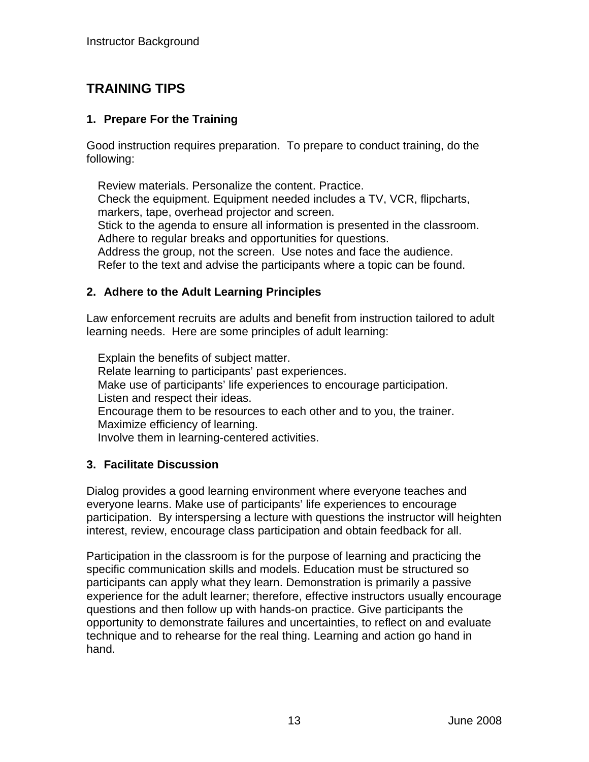## TRAINING TIPS

### 1. Prepare For the Training

Good instruction requires preparation. To prepare to conduct training, do the following:

- Review materials. Personalize the content. Practice.
- Check the equipment. Equipment needed includes a TV, VCR, flipcharts, markers, tape, overhead projector and screen.
- Stick to the agenda to ensure all information is presented in the classroom.
- Adhere to regular breaks and opportunities for questions.
- Address the group, not the screen. Use notes and face the audience.
- Refer to the text and advise the participants where a topic can be found.

### 2. Adhere to the Adult Learning Principles

Law enforcement recruits are adults and benefit from instruction tailored to adult learning needs. Here are some principles of adult learning:

- Explain the benefits of subject matter.
- Relate learning to participants' past experiences.
- Make use of participants' life experiences to encourage participation.
- Listen and respect their ideas.
- Encourage them to be resources to each other and to you, the trainer.
- Maximize efficiency of learning.
- Involve them in learning-centered activities.

### 3. Facilitate Discussion

Dialog provides a good learning environment where everyone teaches and everyone learns. Make use of participants' life experiences to encourage participation. By interspersing a lecture with questions the instructor will heighten interest, review, encourage class participation and obtain feedback for all.

Participation in the classroom is for the purpose of learning and practicing the specific communication skills and models. Education must be structured so participants can apply what they learn. Demonstration is primarily a passive experience for the adult learner; therefore, effective instructors usually encourage questions and then follow up with hands-on practice. Give participants the opportunity to demonstrate failures and uncertainties, to reflect on and evaluate technique and to rehearse for the real thing. Learning and action go hand in hand.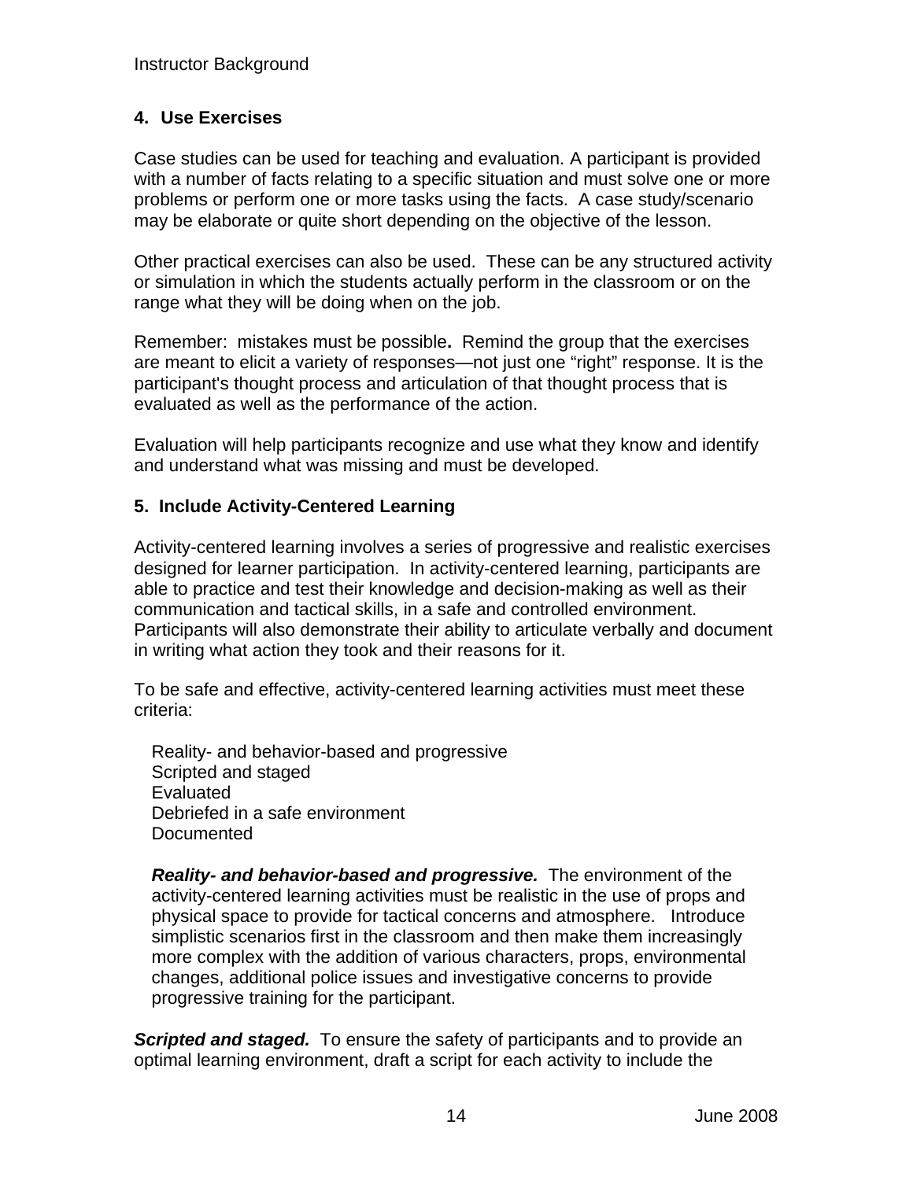## 4. Use Exercises

Case studies can be used for teaching and evaluation. A participant is provided with a number of facts relating to a specific situation and must solve one or more problems or perform one or more tasks using the facts. A case study/scenario may be elaborate or quite short depending on the objective of the lesson.

Other practical exercises can also be used. These can be any structured activity or simulation in which the students actually perform in the classroom or on the range what they will be doing when on the job.

Remember: mistakes must be possible**.** Remind the group that the exercises are meant to elicit a variety of responses—not just one "right" response. It is the participant's thought process and articulation of that thought process that is evaluated as well as the performance of the action.

Evaluation will help participants recognize and use what they know and identify and understand what was missing and must be developed.

## 5. Include Activity-Centered Learning

Activity-centered learning involves a series of progressive and realistic exercises designed for learner participation. In activity-centered learning, participants are able to practice and test their knowledge and decision-making as well as their communication and tactical skills, in a safe and controlled environment. Participants will also demonstrate their ability to articulate verbally and document in writing what action they took and their reasons for it.

To be safe and effective, activity-centered learning activities must meet these criteria:

- Reality- and behavior-based and progressive
- Scripted and staged
- Evaluated
- Debriefed in a safe environment
- Documented

***Reality- and behavior-based and progressive.*** The environment of the activity-centered learning activities must be realistic in the use of props and physical space to provide for tactical concerns and atmosphere. Introduce simplistic scenarios first in the classroom and then make them increasingly more complex with the addition of various characters, props, environmental changes, additional police issues and investigative concerns to provide progressive training for the participant.

***Scripted and staged.*** To ensure the safety of participants and to provide an optimal learning environment, draft a script for each activity to include the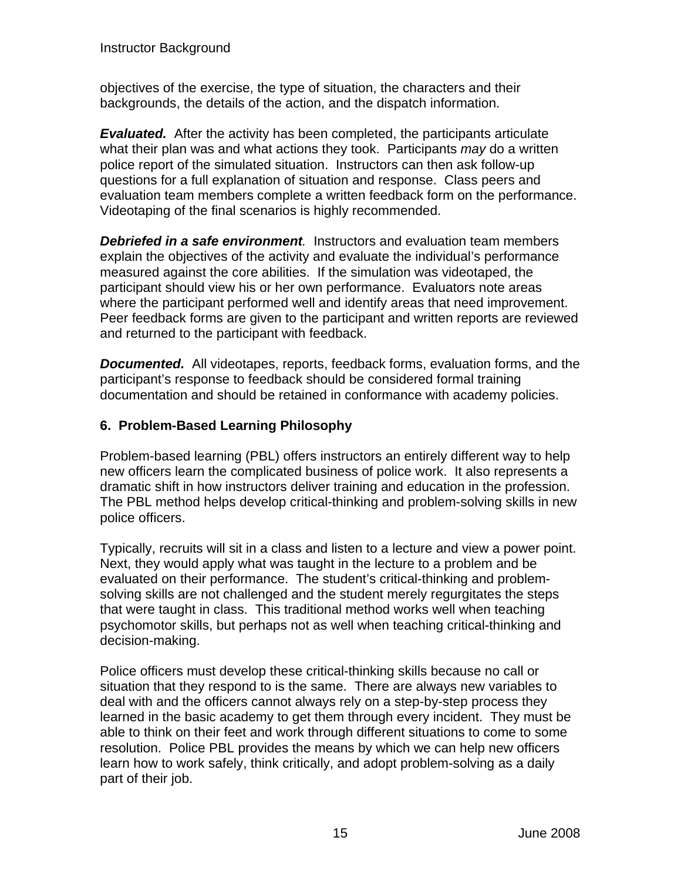objectives of the exercise, the type of situation, the characters and their backgrounds, the details of the action, and the dispatch information.

***Evaluated.*** After the activity has been completed, the participants articulate what their plan was and what actions they took. Participants *may* do a written police report of the simulated situation. Instructors can then ask follow-up questions for a full explanation of situation and response. Class peers and evaluation team members complete a written feedback form on the performance. Videotaping of the final scenarios is highly recommended.

***Debriefed in a safe environment.*** Instructors and evaluation team members explain the objectives of the activity and evaluate the individual's performance measured against the core abilities. If the simulation was videotaped, the participant should view his or her own performance. Evaluators note areas where the participant performed well and identify areas that need improvement. Peer feedback forms are given to the participant and written reports are reviewed and returned to the participant with feedback.

***Documented.*** All videotapes, reports, feedback forms, evaluation forms, and the participant's response to feedback should be considered formal training documentation and should be retained in conformance with academy policies.

## 6. Problem-Based Learning Philosophy

Problem-based learning (PBL) offers instructors an entirely different way to help new officers learn the complicated business of police work. It also represents a dramatic shift in how instructors deliver training and education in the profession. The PBL method helps develop critical-thinking and problem-solving skills in new police officers.

Typically, recruits will sit in a class and listen to a lecture and view a power point. Next, they would apply what was taught in the lecture to a problem and be evaluated on their performance. The student's critical-thinking and problem-solving skills are not challenged and the student merely regurgitates the steps that were taught in class. This traditional method works well when teaching psychomotor skills, but perhaps not as well when teaching critical-thinking and decision-making.

Police officers must develop these critical-thinking skills because no call or situation that they respond to is the same. There are always new variables to deal with and the officers cannot always rely on a step-by-step process they learned in the basic academy to get them through every incident. They must be able to think on their feet and work through different situations to come to some resolution. Police PBL provides the means by which we can help new officers learn how to work safely, think critically, and adopt problem-solving as a daily part of their job.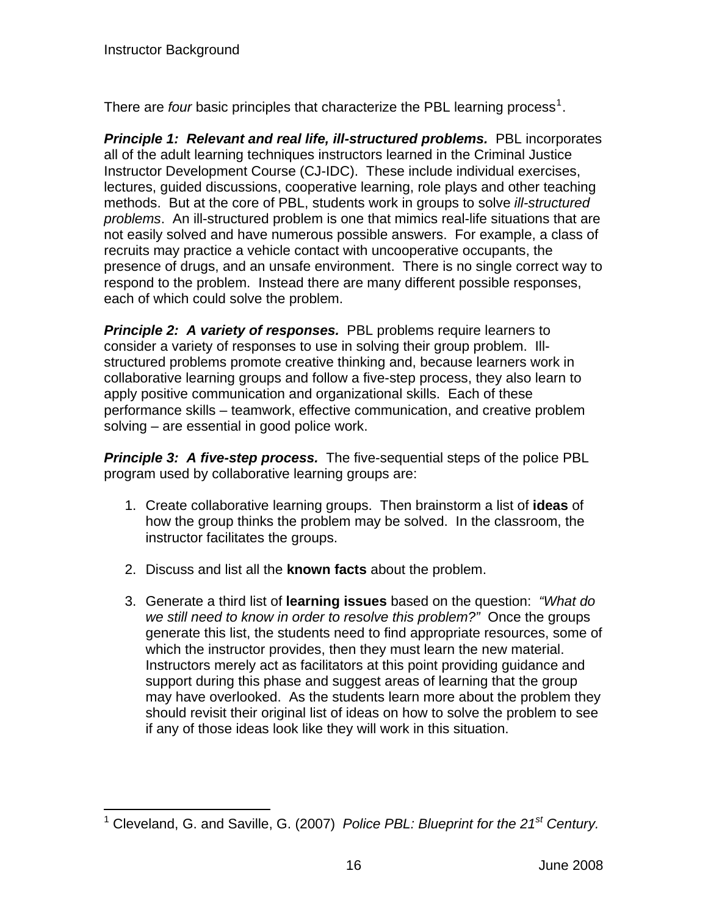There are *four* basic principles that characterize the PBL learning process[1].

***Principle 1: Relevant and real life, ill-structured problems.*** PBL incorporates all of the adult learning techniques instructors learned in the Criminal Justice Instructor Development Course (CJ-IDC). These include individual exercises, lectures, guided discussions, cooperative learning, role plays and other teaching methods. But at the core of PBL, students work in groups to solve *ill-structured problems*. An ill-structured problem is one that mimics real-life situations that are not easily solved and have numerous possible answers. For example, a class of recruits may practice a vehicle contact with uncooperative occupants, the presence of drugs, and an unsafe environment. There is no single correct way to respond to the problem. Instead there are many different possible responses, each of which could solve the problem.

***Principle 2: A variety of responses.*** PBL problems require learners to consider a variety of responses to use in solving their group problem. Ill-structured problems promote creative thinking and, because learners work in collaborative learning groups and follow a five-step process, they also learn to apply positive communication and organizational skills. Each of these performance skills – teamwork, effective communication, and creative problem solving – are essential in good police work.

***Principle 3: A five-step process.*** The five-sequential steps of the police PBL program used by collaborative learning groups are:

1. Create collaborative learning groups. Then brainstorm a list of **ideas** of how the group thinks the problem may be solved. In the classroom, the instructor facilitates the groups.

2. Discuss and list all the **known facts** about the problem.

3. Generate a third list of **learning issues** based on the question: *"What do we still need to know in order to resolve this problem?"* Once the groups generate this list, the students need to find appropriate resources, some of which the instructor provides, then they must learn the new material. Instructors merely act as facilitators at this point providing guidance and support during this phase and suggest areas of learning that the group may have overlooked. As the students learn more about the problem they should revisit their original list of ideas on how to solve the problem to see if any of those ideas look like they will work in this situation.

---

[1] Cleveland, G. and Saville, G. (2007) *Police PBL: Blueprint for the 21st Century.*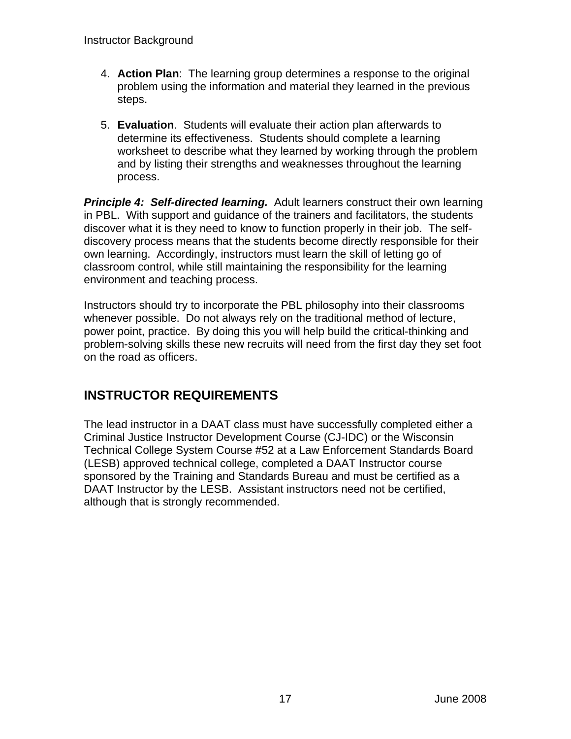4. **Action Plan**: The learning group determines a response to the original problem using the information and material they learned in the previous steps.

5. **Evaluation**. Students will evaluate their action plan afterwards to determine its effectiveness. Students should complete a learning worksheet to describe what they learned by working through the problem and by listing their strengths and weaknesses throughout the learning process.

***Principle 4: Self-directed learning.*** Adult learners construct their own learning in PBL. With support and guidance of the trainers and facilitators, the students discover what it is they need to know to function properly in their job. The self-discovery process means that the students become directly responsible for their own learning. Accordingly, instructors must learn the skill of letting go of classroom control, while still maintaining the responsibility for the learning environment and teaching process.

Instructors should try to incorporate the PBL philosophy into their classrooms whenever possible. Do not always rely on the traditional method of lecture, power point, practice. By doing this you will help build the critical-thinking and problem-solving skills these new recruits will need from the first day they set foot on the road as officers.

## INSTRUCTOR REQUIREMENTS

The lead instructor in a DAAT class must have successfully completed either a Criminal Justice Instructor Development Course (CJ-IDC) or the Wisconsin Technical College System Course #52 at a Law Enforcement Standards Board (LESB) approved technical college, completed a DAAT Instructor course sponsored by the Training and Standards Bureau and must be certified as a DAAT Instructor by the LESB. Assistant instructors need not be certified, although that is strongly recommended.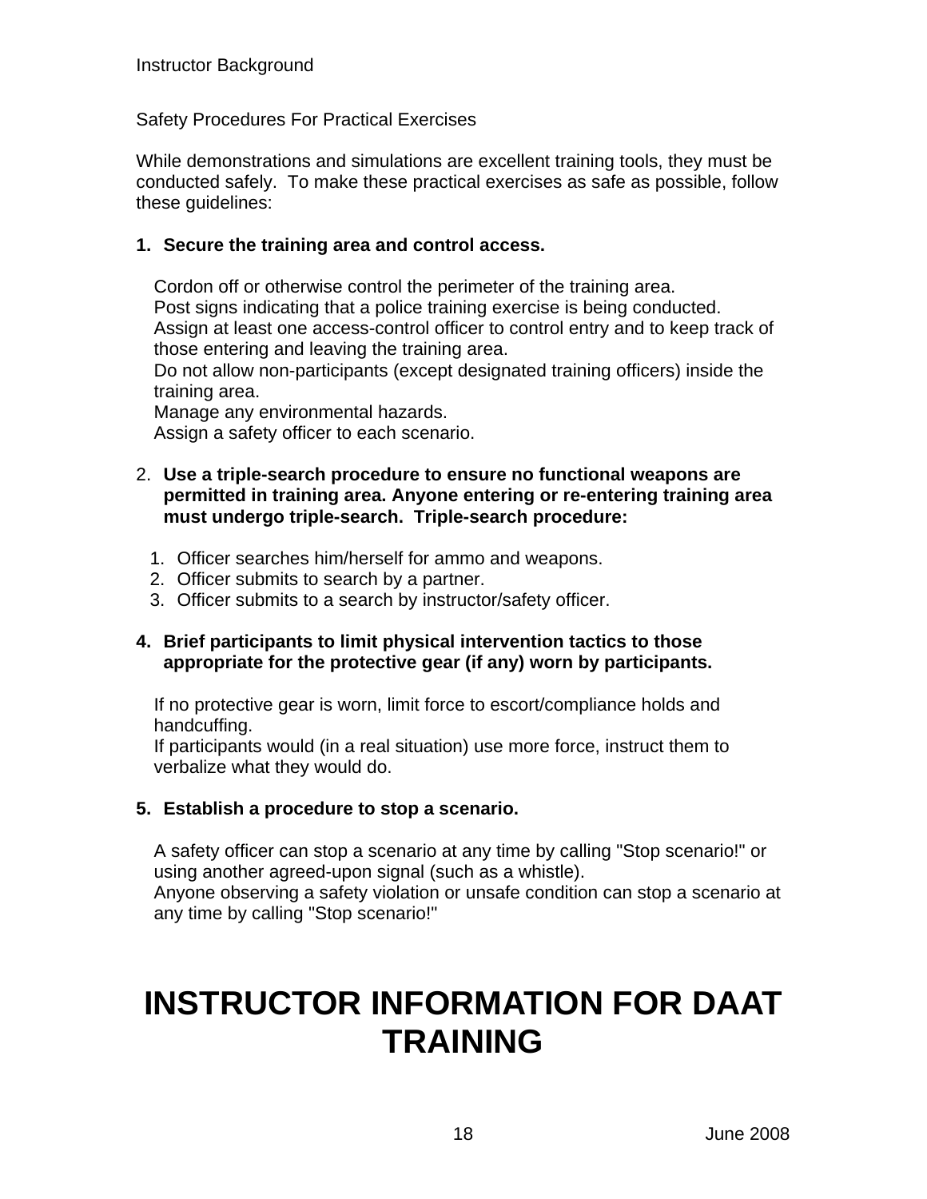Instructor Background

Safety Procedures For Practical Exercises

While demonstrations and simulations are excellent training tools, they must be conducted safely. To make these practical exercises as safe as possible, follow these guidelines:

**1. Secure the training area and control access.**

Cordon off or otherwise control the perimeter of the training area.
Post signs indicating that a police training exercise is being conducted.
Assign at least one access-control officer to control entry and to keep track of those entering and leaving the training area.
Do not allow non-participants (except designated training officers) inside the training area.
Manage any environmental hazards.
Assign a safety officer to each scenario.

2. **Use a triple-search procedure to ensure no functional weapons are permitted in training area. Anyone entering or re-entering training area must undergo triple-search. Triple-search procedure:**

   1. Officer searches him/herself for ammo and weapons.
   2. Officer submits to search by a partner.
   3. Officer submits to a search by instructor/safety officer.

**4. Brief participants to limit physical intervention tactics to those appropriate for the protective gear (if any) worn by participants.**

If no protective gear is worn, limit force to escort/compliance holds and handcuffing.
If participants would (in a real situation) use more force, instruct them to verbalize what they would do.

**5. Establish a procedure to stop a scenario.**

A safety officer can stop a scenario at any time by calling "Stop scenario!" or using another agreed-upon signal (such as a whistle).
Anyone observing a safety violation or unsafe condition can stop a scenario at any time by calling "Stop scenario!"

# INSTRUCTOR INFORMATION FOR DAAT TRAINING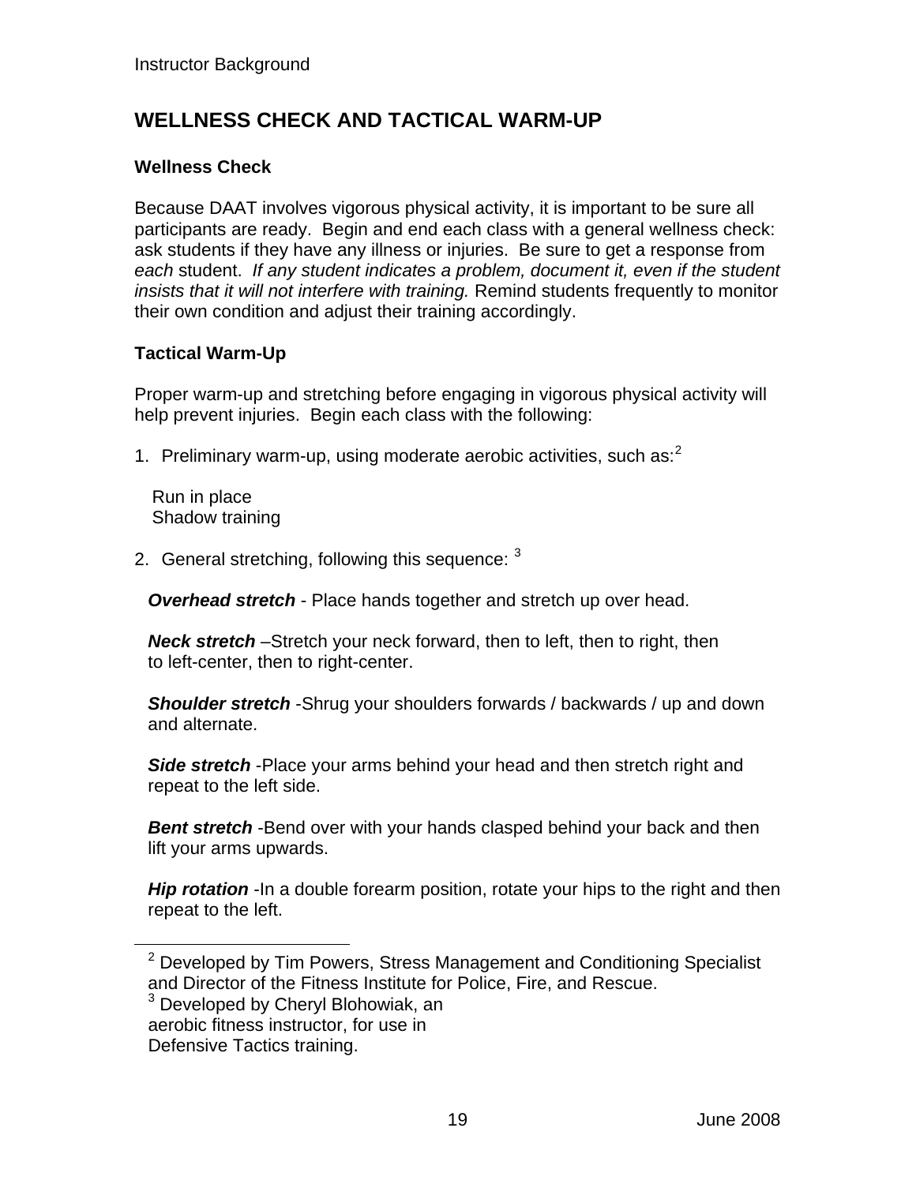## WELLNESS CHECK AND TACTICAL WARM-UP

### Wellness Check

Because DAAT involves vigorous physical activity, it is important to be sure all participants are ready. Begin and end each class with a general wellness check: ask students if they have any illness or injuries. Be sure to get a response from *each* student. *If any student indicates a problem, document it, even if the student insists that it will not interfere with training.* Remind students frequently to monitor their own condition and adjust their training accordingly.

### Tactical Warm-Up

Proper warm-up and stretching before engaging in vigorous physical activity will help prevent injuries. Begin each class with the following:

1. Preliminary warm-up, using moderate aerobic activities, such as:[2]

   Run in place
   Shadow training

2. General stretching, following this sequence: [3]

   ***Overhead stretch*** - Place hands together and stretch up over head.

   ***Neck stretch*** –Stretch your neck forward, then to left, then to right, then to left-center, then to right-center.

   ***Shoulder stretch*** -Shrug your shoulders forwards / backwards / up and down and alternate.

   ***Side stretch*** -Place your arms behind your head and then stretch right and repeat to the left side.

   ***Bent stretch*** -Bend over with your hands clasped behind your back and then lift your arms upwards.

   ***Hip rotation*** -In a double forearm position, rotate your hips to the right and then repeat to the left.

---

[2] Developed by Tim Powers, Stress Management and Conditioning Specialist and Director of the Fitness Institute for Police, Fire, and Rescue.

[3] Developed by Cheryl Blohowiak, an aerobic fitness instructor, for use in Defensive Tactics training.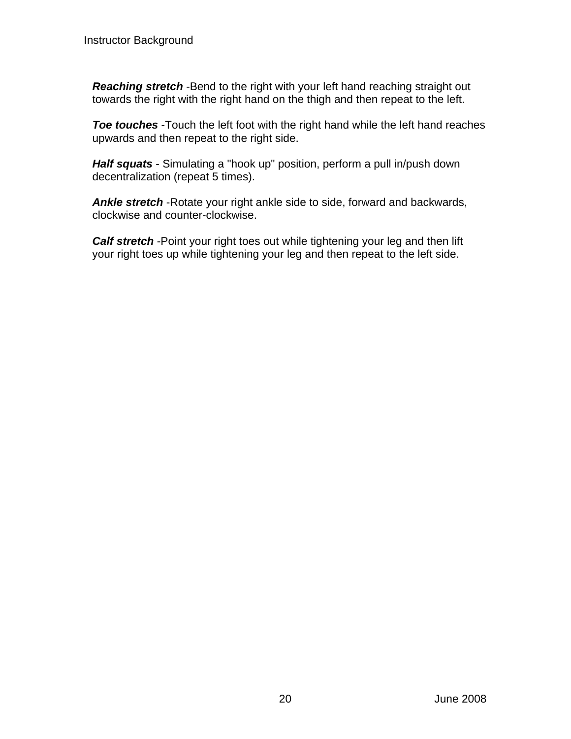***Reaching stretch*** -Bend to the right with your left hand reaching straight out towards the right with the right hand on the thigh and then repeat to the left.

***Toe touches*** -Touch the left foot with the right hand while the left hand reaches upwards and then repeat to the right side.

***Half squats*** - Simulating a "hook up" position, perform a pull in/push down decentralization (repeat 5 times).

***Ankle stretch*** -Rotate your right ankle side to side, forward and backwards, clockwise and counter-clockwise.

***Calf stretch*** -Point your right toes out while tightening your leg and then lift your right toes up while tightening your leg and then repeat to the left side.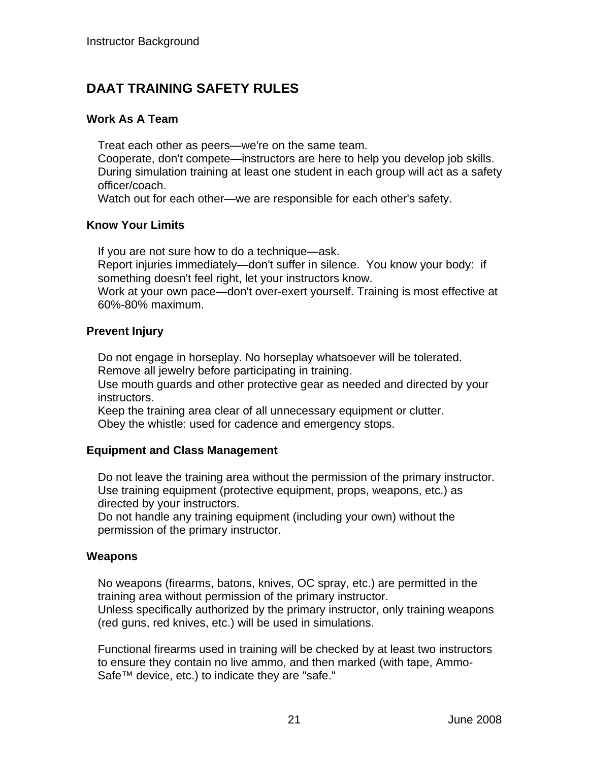# DAAT TRAINING SAFETY RULES

### Work As A Team

Treat each other as peers—we're on the same team.
Cooperate, don't compete—instructors are here to help you develop job skills.
During simulation training at least one student in each group will act as a safety officer/coach.
Watch out for each other—we are responsible for each other's safety.

### Know Your Limits

If you are not sure how to do a technique—ask.
Report injuries immediately—don't suffer in silence. You know your body: if something doesn't feel right, let your instructors know.
Work at your own pace—don't over-exert yourself. Training is most effective at 60%-80% maximum.

### Prevent Injury

Do not engage in horseplay. No horseplay whatsoever will be tolerated.
Remove all jewelry before participating in training.
Use mouth guards and other protective gear as needed and directed by your instructors.
Keep the training area clear of all unnecessary equipment or clutter.
Obey the whistle: used for cadence and emergency stops.

### Equipment and Class Management

Do not leave the training area without the permission of the primary instructor.
Use training equipment (protective equipment, props, weapons, etc.) as directed by your instructors.
Do not handle any training equipment (including your own) without the permission of the primary instructor.

### Weapons

No weapons (firearms, batons, knives, OC spray, etc.) are permitted in the training area without permission of the primary instructor.
Unless specifically authorized by the primary instructor, only training weapons (red guns, red knives, etc.) will be used in simulations.

Functional firearms used in training will be checked by at least two instructors to ensure they contain no live ammo, and then marked (with tape, Ammo-Safe™ device, etc.) to indicate they are "safe."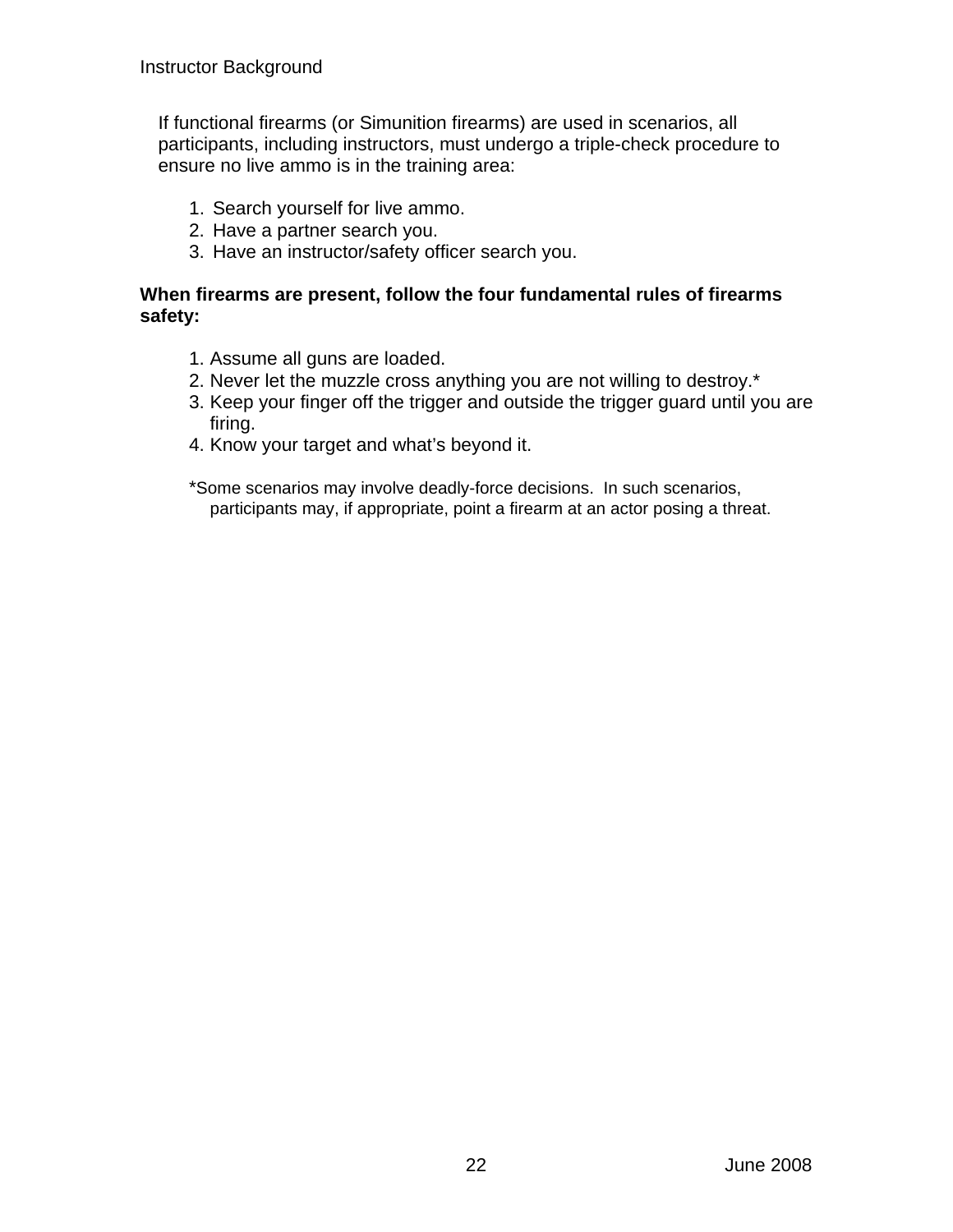If functional firearms (or Simunition firearms) are used in scenarios, all participants, including instructors, must undergo a triple-check procedure to ensure no live ammo is in the training area:

1. Search yourself for live ammo.
2. Have a partner search you.
3. Have an instructor/safety officer search you.

**When firearms are present, follow the four fundamental rules of firearms safety:**

1. Assume all guns are loaded.
2. Never let the muzzle cross anything you are not willing to destroy.*
3. Keep your finger off the trigger and outside the trigger guard until you are firing.
4. Know your target and what's beyond it.

*Some scenarios may involve deadly-force decisions. In such scenarios, participants may, if appropriate, point a firearm at an actor posing a threat.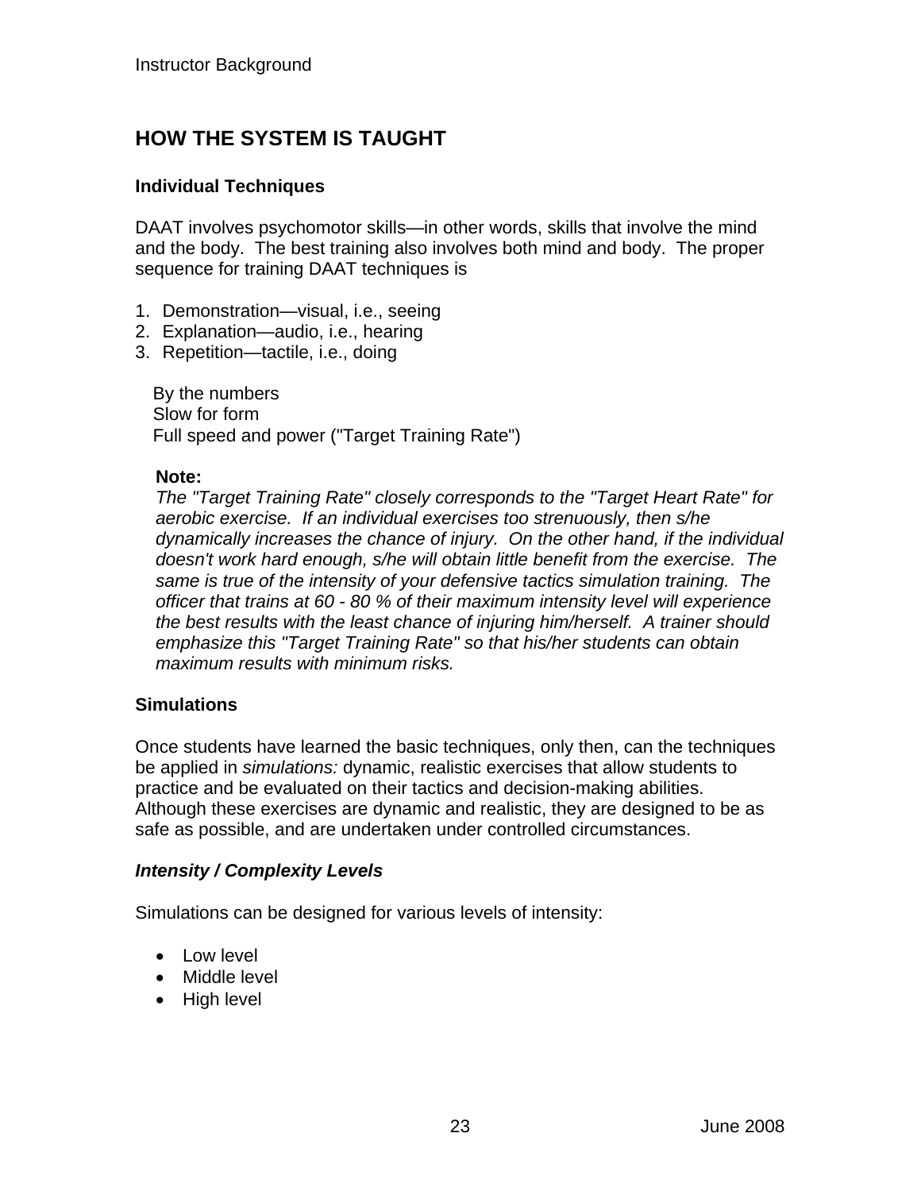## HOW THE SYSTEM IS TAUGHT

### Individual Techniques

DAAT involves psychomotor skills—in other words, skills that involve the mind and the body. The best training also involves both mind and body. The proper sequence for training DAAT techniques is

1. Demonstration—visual, i.e., seeing
2. Explanation—audio, i.e., hearing
3. Repetition—tactile, i.e., doing

   By the numbers
   Slow for form
   Full speed and power ("Target Training Rate")

   **Note:**
   *The "Target Training Rate" closely corresponds to the "Target Heart Rate" for aerobic exercise. If an individual exercises too strenuously, then s/he dynamically increases the chance of injury. On the other hand, if the individual doesn't work hard enough, s/he will obtain little benefit from the exercise. The same is true of the intensity of your defensive tactics simulation training. The officer that trains at 60 - 80 % of their maximum intensity level will experience the best results with the least chance of injuring him/herself. A trainer should emphasize this "Target Training Rate" so that his/her students can obtain maximum results with minimum risks.*

### Simulations

Once students have learned the basic techniques, only then, can the techniques be applied in *simulations:* dynamic, realistic exercises that allow students to practice and be evaluated on their tactics and decision-making abilities. Although these exercises are dynamic and realistic, they are designed to be as safe as possible, and are undertaken under controlled circumstances.

#### *Intensity / Complexity Levels*

Simulations can be designed for various levels of intensity:

- Low level
- Middle level
- High level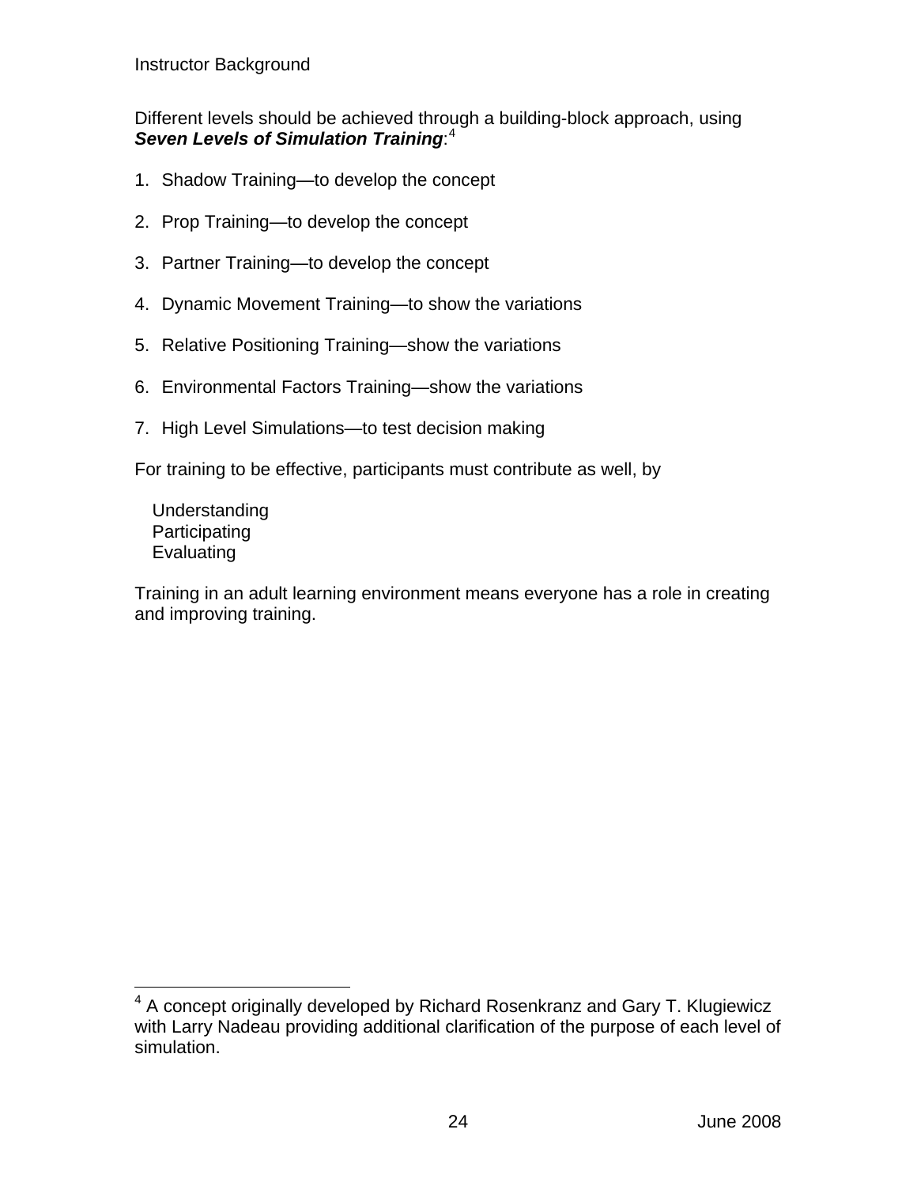Different levels should be achieved through a building-block approach, using ***Seven Levels of Simulation Training***:[4]

1. Shadow Training—to develop the concept
2. Prop Training—to develop the concept
3. Partner Training—to develop the concept
4. Dynamic Movement Training—to show the variations
5. Relative Positioning Training—show the variations
6. Environmental Factors Training—show the variations
7. High Level Simulations—to test decision making

For training to be effective, participants must contribute as well, by

- Understanding
- Participating
- Evaluating

Training in an adult learning environment means everyone has a role in creating and improving training.

---

[4] A concept originally developed by Richard Rosenkranz and Gary T. Klugiewicz with Larry Nadeau providing additional clarification of the purpose of each level of simulation.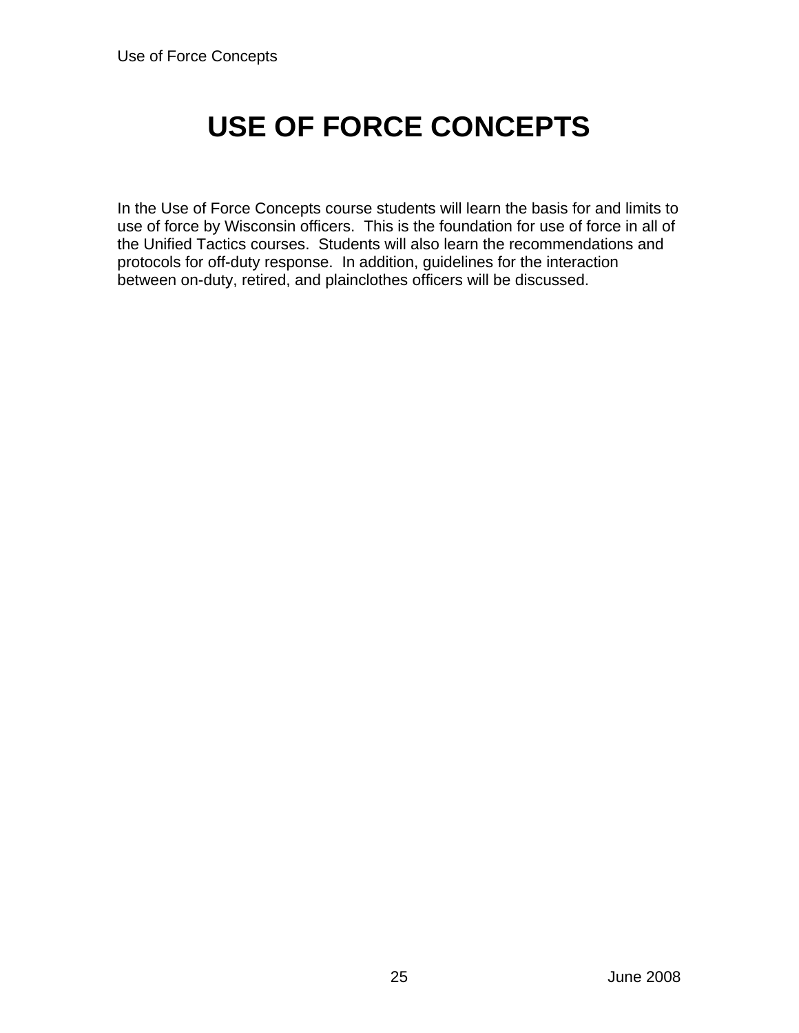# USE OF FORCE CONCEPTS

In the Use of Force Concepts course students will learn the basis for and limits to use of force by Wisconsin officers. This is the foundation for use of force in all of the Unified Tactics courses. Students will also learn the recommendations and protocols for off-duty response. In addition, guidelines for the interaction between on-duty, retired, and plainclothes officers will be discussed.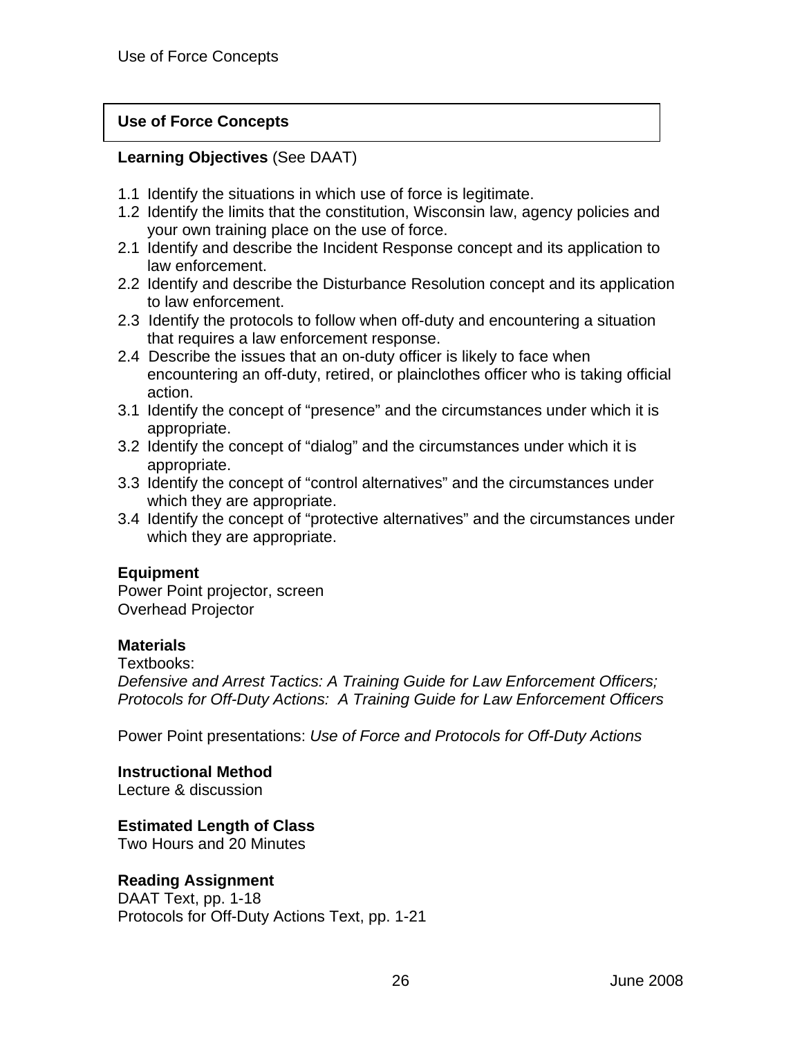## Use of Force Concepts

**Learning Objectives** (See DAAT)

1.1 Identify the situations in which use of force is legitimate.
1.2 Identify the limits that the constitution, Wisconsin law, agency policies and your own training place on the use of force.
2.1 Identify and describe the Incident Response concept and its application to law enforcement.
2.2 Identify and describe the Disturbance Resolution concept and its application to law enforcement.
2.3 Identify the protocols to follow when off-duty and encountering a situation that requires a law enforcement response.
2.4 Describe the issues that an on-duty officer is likely to face when encountering an off-duty, retired, or plainclothes officer who is taking official action.
3.1 Identify the concept of "presence" and the circumstances under which it is appropriate.
3.2 Identify the concept of "dialog" and the circumstances under which it is appropriate.
3.3 Identify the concept of "control alternatives" and the circumstances under which they are appropriate.
3.4 Identify the concept of "protective alternatives" and the circumstances under which they are appropriate.

**Equipment**
Power Point projector, screen
Overhead Projector

**Materials**
Textbooks:
*Defensive and Arrest Tactics: A Training Guide for Law Enforcement Officers; Protocols for Off-Duty Actions: A Training Guide for Law Enforcement Officers*

Power Point presentations: *Use of Force and Protocols for Off-Duty Actions*

**Instructional Method**
Lecture & discussion

**Estimated Length of Class**
Two Hours and 20 Minutes

**Reading Assignment**
DAAT Text, pp. 1-18
Protocols for Off-Duty Actions Text, pp. 1-21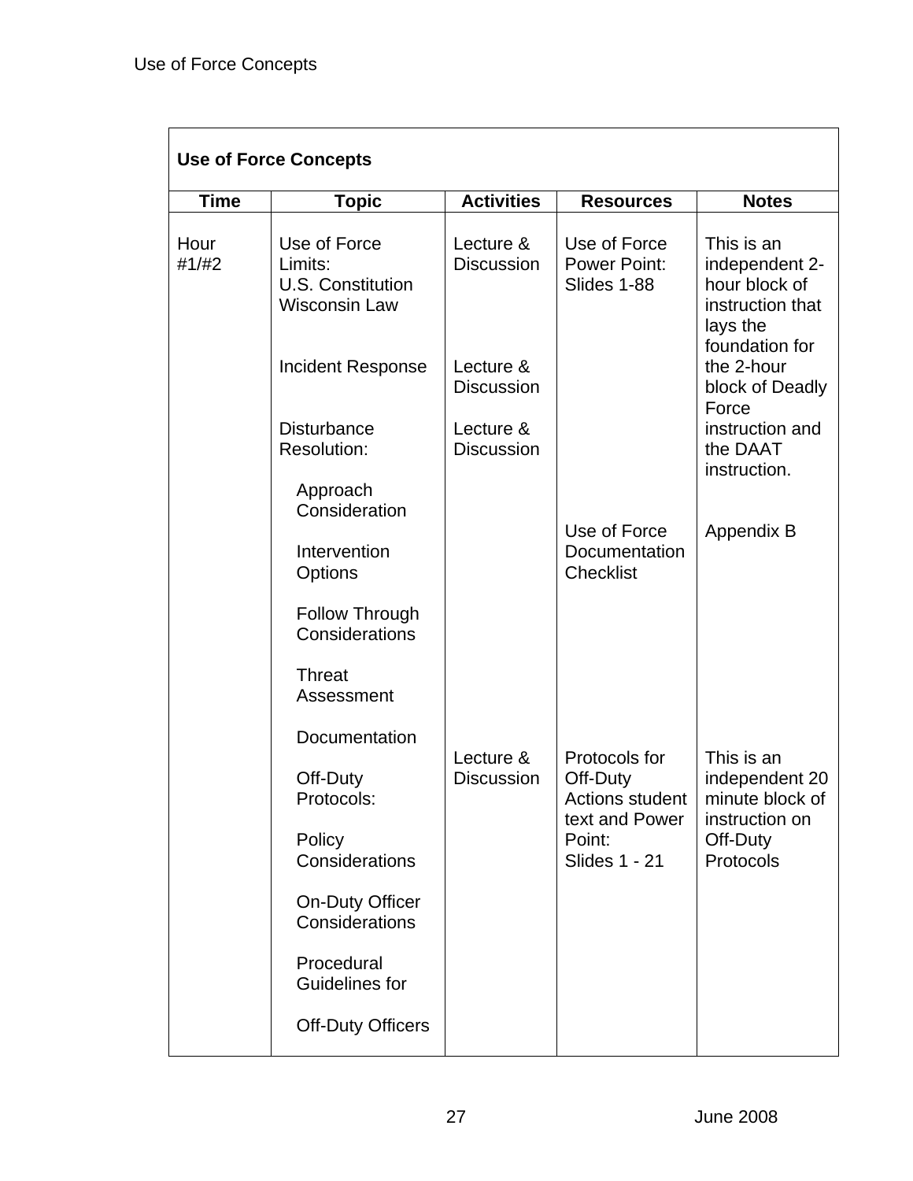| Use of Force Concepts | | | | |
|---|---|---|---|---|
| **Time** | **Topic** | **Activities** | **Resources** | **Notes** |
| Hour #1/#2 | Use of Force Limits: U.S. Constitution Wisconsin Law | Lecture & Discussion | Use of Force Power Point: Slides 1-88 | This is an independent 2-hour block of instruction that lays the foundation for the 2-hour block of Deadly Force instruction and the DAAT instruction. |
| | Incident Response | Lecture & Discussion | | |
| | Disturbance Resolution: Approach Consideration; Intervention Options; Follow Through Considerations; Threat Assessment; Documentation | Lecture & Discussion | Use of Force Documentation Checklist | Appendix B |
| | Off-Duty Protocols: Policy Considerations; On-Duty Officer Considerations; Procedural Guidelines for Off-Duty Officers | Lecture & Discussion | Protocols for Off-Duty Actions student text and Power Point: Slides 1 - 21 | This is an independent 20 minute block of instruction on Off-Duty Protocols |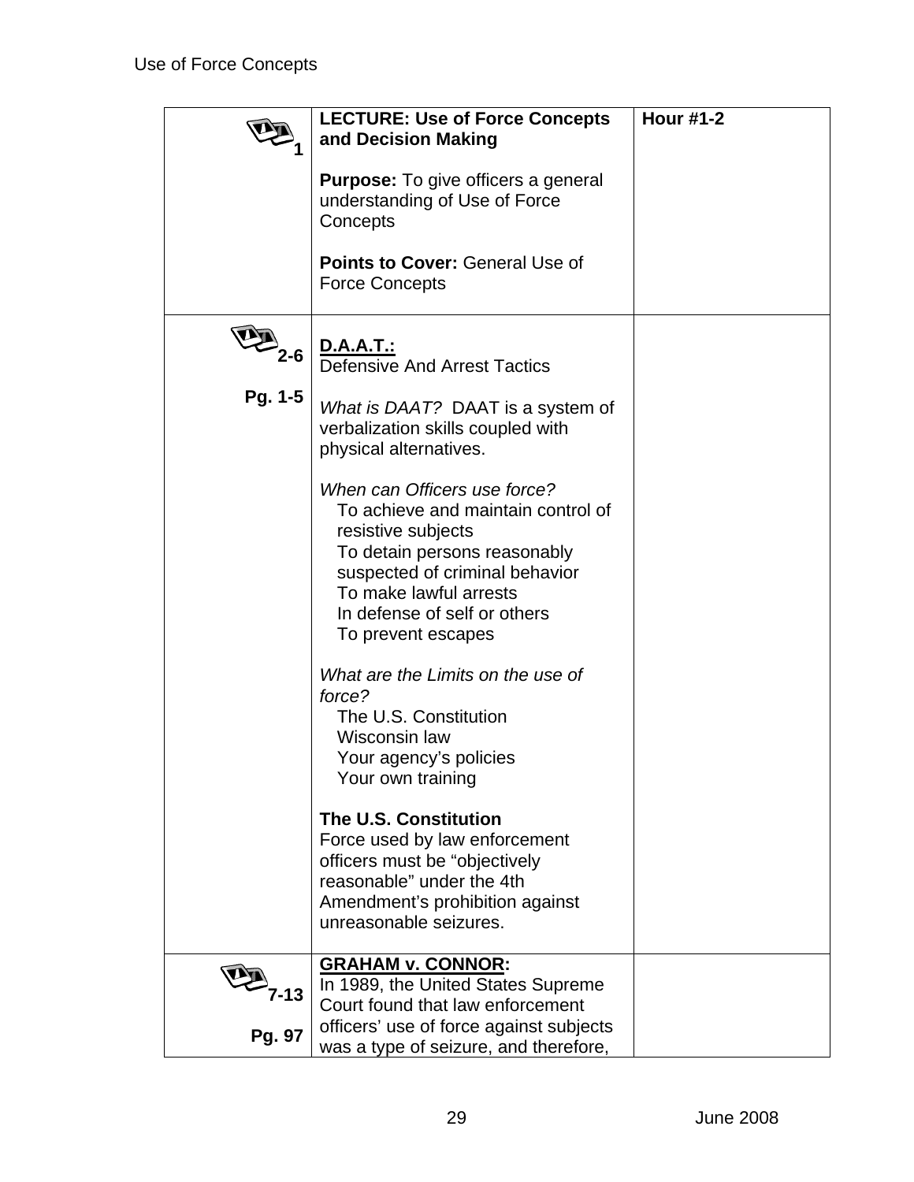| | | |
|---|---|---|
| 1 | **LECTURE: Use of Force Concepts and Decision Making**<br><br>**Purpose:** To give officers a general understanding of Use of Force Concepts<br><br>**Points to Cover:** General Use of Force Concepts | **Hour #1-2** |
| 2-6<br><br>**Pg. 1-5** | **D.A.A.T.:**<br>Defensive And Arrest Tactics<br><br>*What is DAAT?* DAAT is a system of verbalization skills coupled with physical alternatives.<br><br>*When can Officers use force?*<br>To achieve and maintain control of resistive subjects<br>To detain persons reasonably suspected of criminal behavior<br>To make lawful arrests<br>In defense of self or others<br>To prevent escapes<br><br>*What are the Limits on the use of force?*<br>The U.S. Constitution<br>Wisconsin law<br>Your agency's policies<br>Your own training<br><br>**The U.S. Constitution**<br>Force used by law enforcement officers must be "objectively reasonable" under the 4th Amendment's prohibition against unreasonable seizures. | |
| 7-13<br><br>**Pg. 97** | **GRAHAM v. CONNOR:**<br>In 1989, the United States Supreme Court found that law enforcement officers' use of force against subjects was a type of seizure, and therefore, | |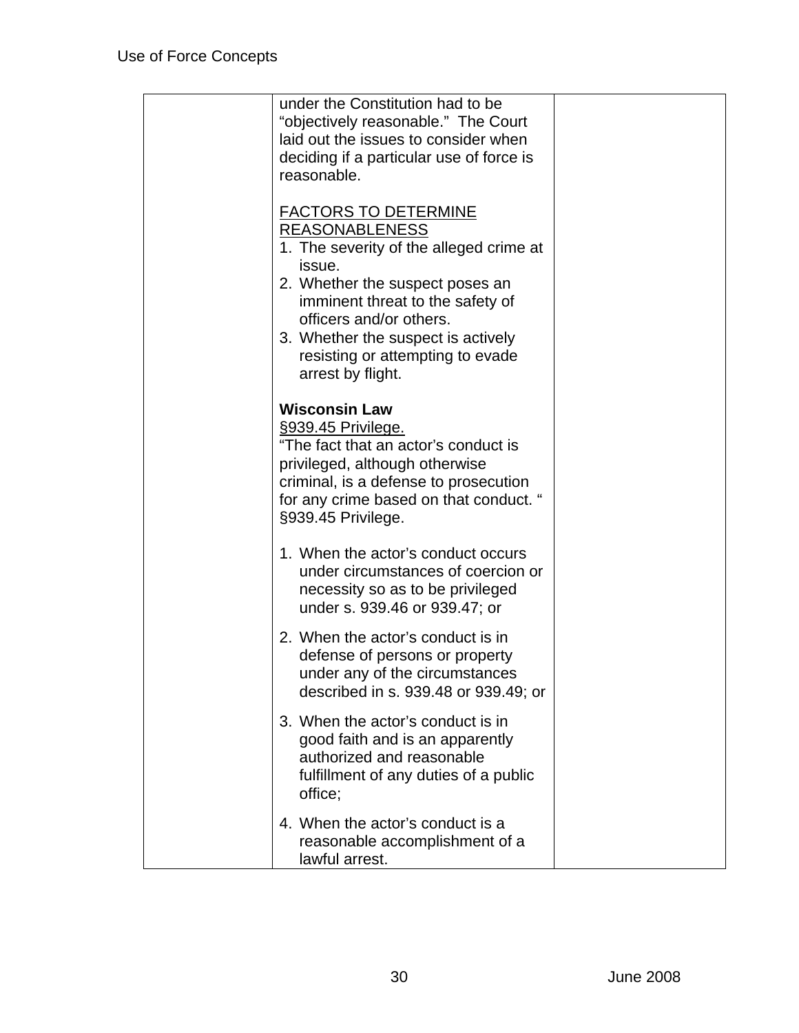| | under the Constitution had to be "objectively reasonable." The Court laid out the issues to consider when deciding if a particular use of force is reasonable.<br><br><u>FACTORS TO DETERMINE REASONABLENESS</u><br>1. The severity of the alleged crime at issue.<br>2. Whether the suspect poses an imminent threat to the safety of officers and/or others.<br>3. Whether the suspect is actively resisting or attempting to evade arrest by flight.<br><br>**Wisconsin Law**<br><u>§939.45 Privilege.</u><br>"The fact that an actor's conduct is privileged, although otherwise criminal, is a defense to prosecution for any crime based on that conduct. " §939.45 Privilege.<br><br>1. When the actor's conduct occurs under circumstances of coercion or necessity so as to be privileged under s. 939.46 or 939.47; or<br>2. When the actor's conduct is in defense of persons or property under any of the circumstances described in s. 939.48 or 939.49; or<br>3. When the actor's conduct is in good faith and is an apparently authorized and reasonable fulfillment of any duties of a public office;<br>4. When the actor's conduct is a reasonable accomplishment of a lawful arrest. | |
|---|---|---|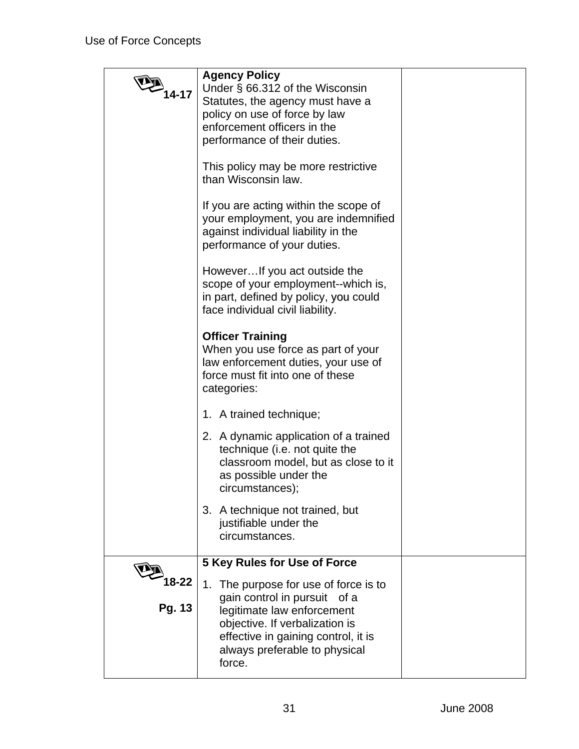| | | |
|---|---|---|
| 14-17 | **Agency Policy**<br>Under § 66.312 of the Wisconsin Statutes, the agency must have a policy on use of force by law enforcement officers in the performance of their duties.<br><br>This policy may be more restrictive than Wisconsin law.<br><br>If you are acting within the scope of your employment, you are indemnified against individual liability in the performance of your duties.<br><br>However…If you act outside the scope of your employment--which is, in part, defined by policy, you could face individual civil liability.<br><br>**Officer Training**<br>When you use force as part of your law enforcement duties, your use of force must fit into one of these categories:<br><br>1. A trained technique;<br>2. A dynamic application of a trained technique (i.e. not quite the classroom model, but as close to it as possible under the circumstances);<br>3. A technique not trained, but justifiable under the circumstances. | |
| 18-22<br><br>Pg. 13 | **5 Key Rules for Use of Force**<br><br>1. The purpose for use of force is to gain control in pursuit of a legitimate law enforcement objective. If verbalization is effective in gaining control, it is always preferable to physical force. | |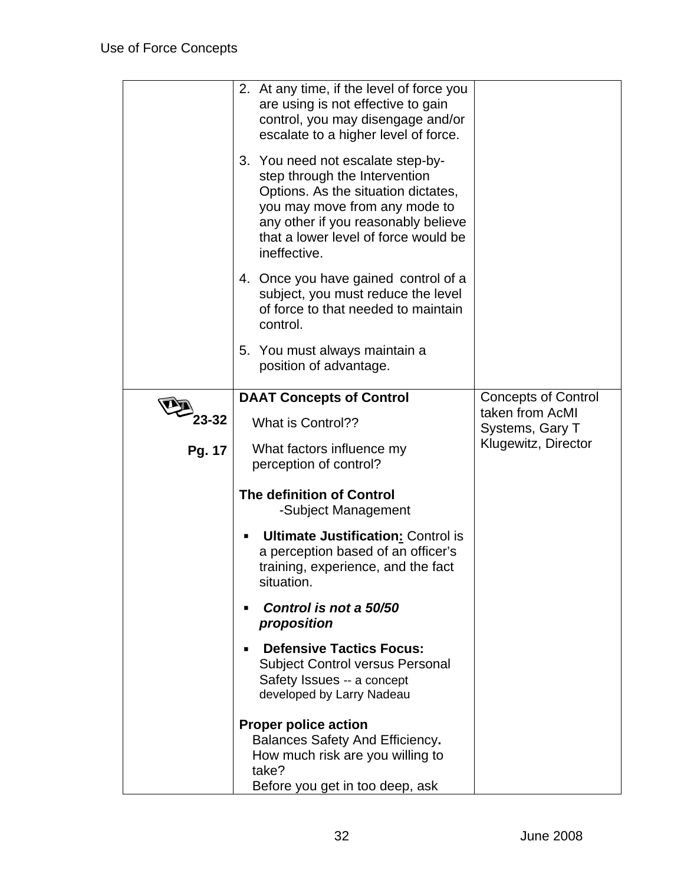| | | |
|---|---|---|
| | 2. At any time, if the level of force you are using is not effective to gain control, you may disengage and/or escalate to a higher level of force.<br><br>3. You need not escalate step-by-step through the Intervention Options. As the situation dictates, you may move from any mode to any other if you reasonably believe that a lower level of force would be ineffective.<br><br>4. Once you have gained control of a subject, you must reduce the level of force to that needed to maintain control.<br><br>5. You must always maintain a position of advantage. | |
| **23-32**<br><br>**Pg. 17** | **DAAT Concepts of Control**<br>What is Control??<br>What factors influence my perception of control?<br><br>**The definition of Control**<br>-Subject Management<br><br>▪ **Ultimate Justification:** Control is a perception based of an officer's training, experience, and the fact situation.<br><br>▪ ***Control is not a 50/50 proposition***<br><br>▪ **Defensive Tactics Focus:** Subject Control versus Personal Safety Issues -- a concept developed by Larry Nadeau<br><br>**Proper police action**<br>Balances Safety And Efficiency**.**<br>How much risk are you willing to take?<br>Before you get in too deep, ask | Concepts of Control taken from AcMI Systems, Gary T Klugewitz, Director |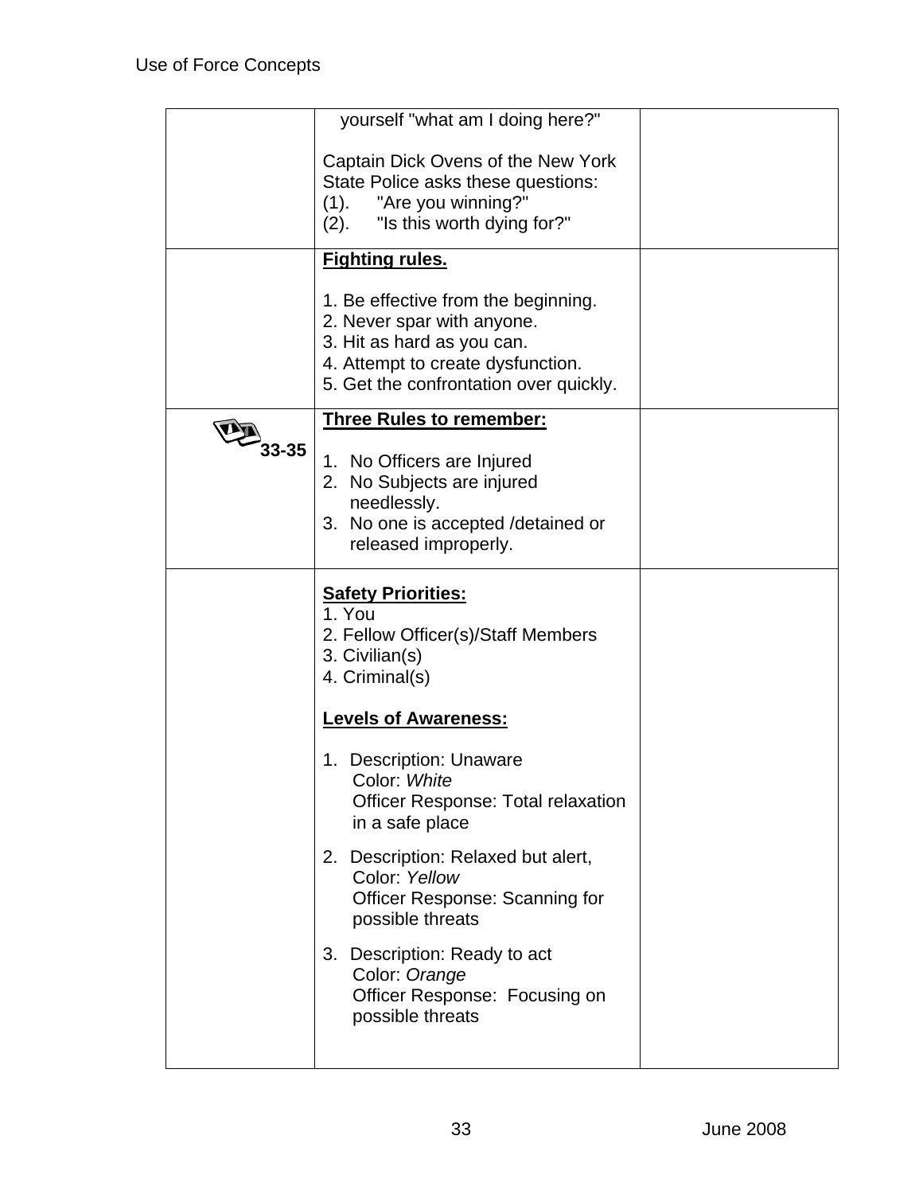| | | |
|---|---|---|
| | yourself "what am I doing here?"<br><br>Captain Dick Ovens of the New York State Police asks these questions:<br>(1). "Are you winning?"<br>(2). "Is this worth dying for?" | |
| | **Fighting rules.**<br><br>1. Be effective from the beginning.<br>2. Never spar with anyone.<br>3. Hit as hard as you can.<br>4. Attempt to create dysfunction.<br>5. Get the confrontation over quickly. | |
| **33-35** | **Three Rules to remember:**<br><br>1. No Officers are Injured<br>2. No Subjects are injured needlessly.<br>3. No one is accepted /detained or released improperly. | |
| | **Safety Priorities:**<br>1. You<br>2. Fellow Officer(s)/Staff Members<br>3. Civilian(s)<br>4. Criminal(s)<br><br>**Levels of Awareness:**<br><br>1. Description: Unaware<br>Color: *White*<br>Officer Response: Total relaxation in a safe place<br><br>2. Description: Relaxed but alert,<br>Color: *Yellow*<br>Officer Response: Scanning for possible threats<br><br>3. Description: Ready to act<br>Color: *Orange*<br>Officer Response: Focusing on possible threats | |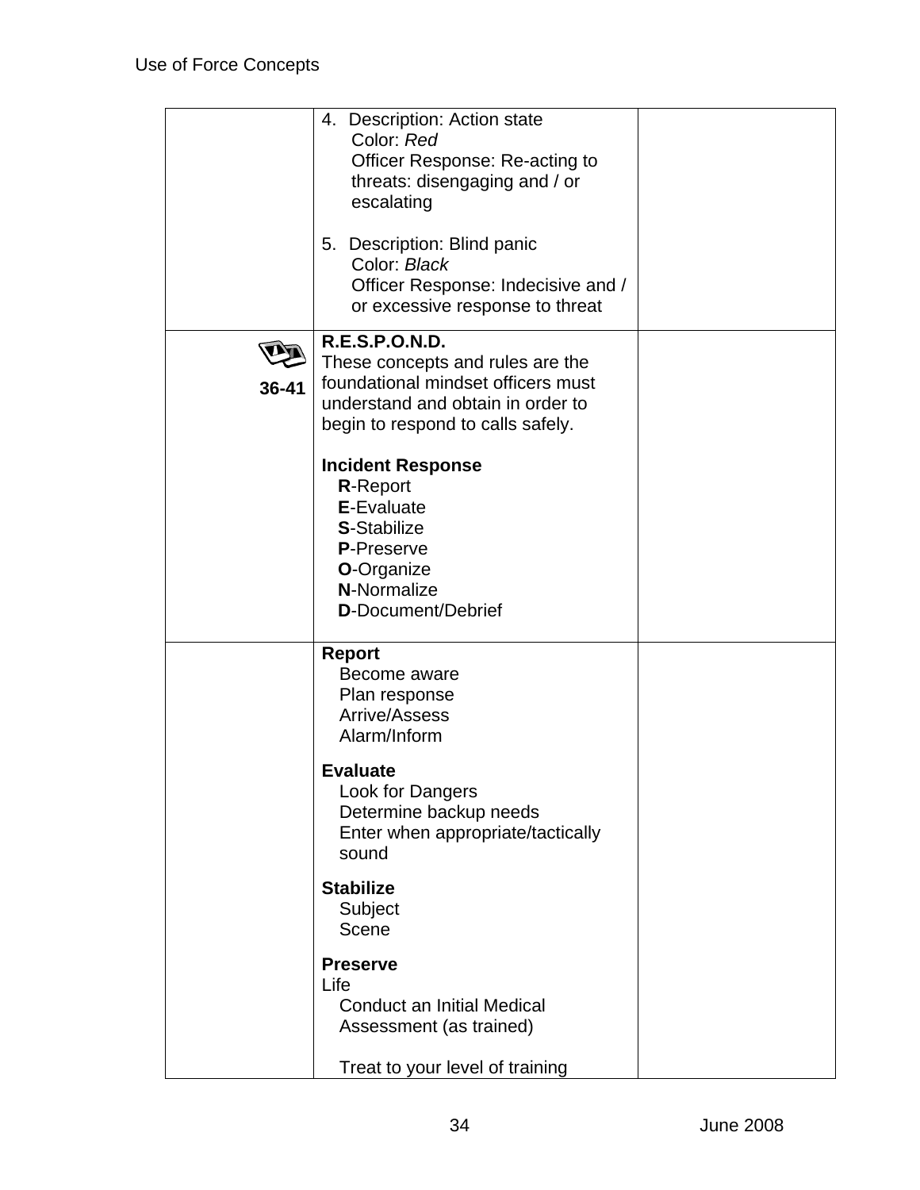| | | |
|---|---|---|
| | 4. Description: Action state<br>Color: *Red*<br>Officer Response: Re-acting to threats: disengaging and / or escalating<br><br>5. Description: Blind panic<br>Color: *Black*<br>Officer Response: Indecisive and / or excessive response to threat | |
| 36-41 | **R.E.S.P.O.N.D.**<br>These concepts and rules are the foundational mindset officers must understand and obtain in order to begin to respond to calls safely.<br><br>**Incident Response**<br>**R**-Report<br>**E**-Evaluate<br>**S**-Stabilize<br>**P**-Preserve<br>**O**-Organize<br>**N**-Normalize<br>**D**-Document/Debrief | |
| | **Report**<br>Become aware<br>Plan response<br>Arrive/Assess<br>Alarm/Inform<br><br>**Evaluate**<br>Look for Dangers<br>Determine backup needs<br>Enter when appropriate/tactically sound<br><br>**Stabilize**<br>Subject<br>Scene<br><br>**Preserve**<br>Life<br>Conduct an Initial Medical Assessment (as trained)<br><br>Treat to your level of training | |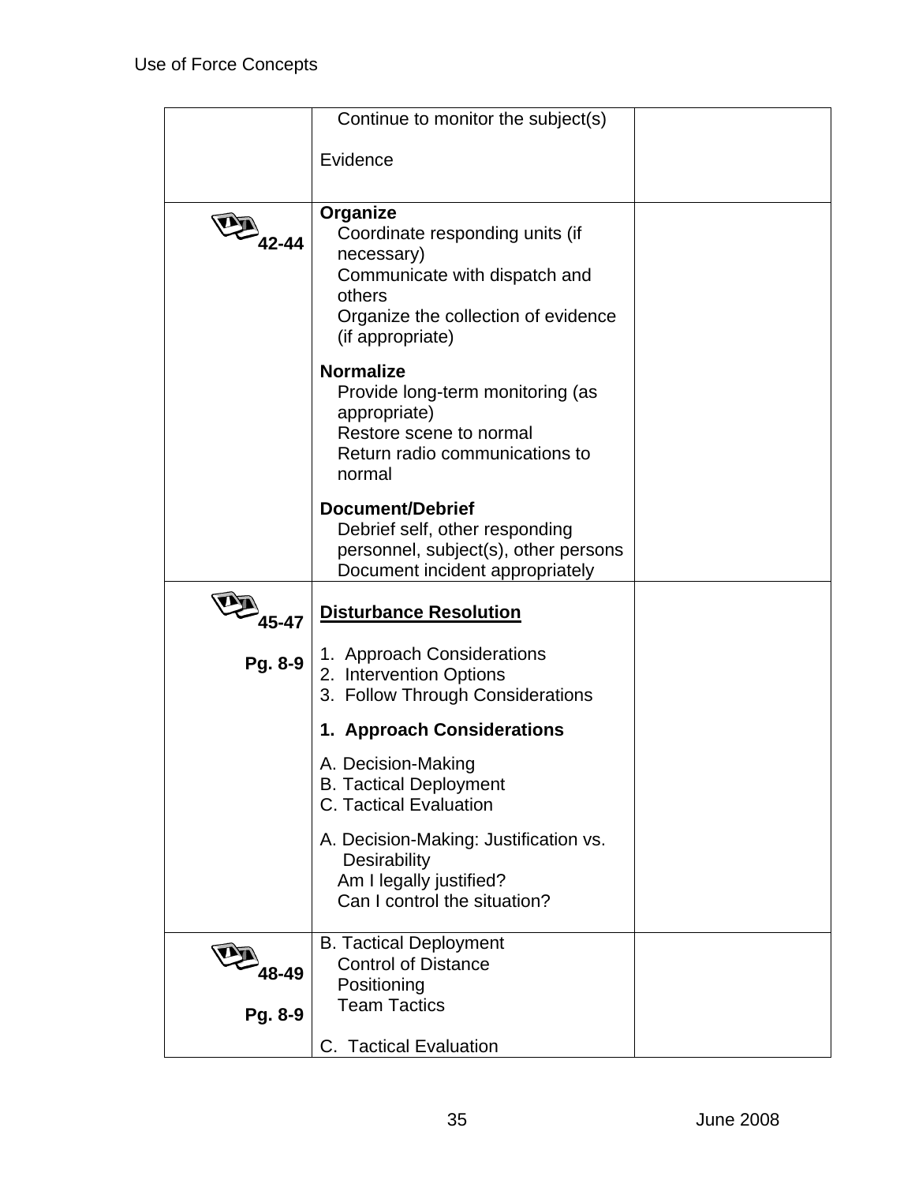| | | |
|---|---|---|
| | Continue to monitor the subject(s)<br><br>Evidence | |
| 42-44 | **Organize**<br>Coordinate responding units (if necessary)<br>Communicate with dispatch and others<br>Organize the collection of evidence (if appropriate)<br><br>**Normalize**<br>Provide long-term monitoring (as appropriate)<br>Restore scene to normal<br>Return radio communications to normal<br><br>**Document/Debrief**<br>Debrief self, other responding personnel, subject(s), other persons<br>Document incident appropriately | |
| 45-47<br><br>**Pg. 8-9** | **Disturbance Resolution**<br><br>1. Approach Considerations<br>2. Intervention Options<br>3. Follow Through Considerations<br><br>**1. Approach Considerations**<br><br>A. Decision-Making<br>B. Tactical Deployment<br>C. Tactical Evaluation<br><br>A. Decision-Making: Justification vs. Desirability<br>Am I legally justified?<br>Can I control the situation? | |
| 48-49<br><br>**Pg. 8-9** | B. Tactical Deployment<br>Control of Distance<br>Positioning<br>Team Tactics<br><br>C. Tactical Evaluation | |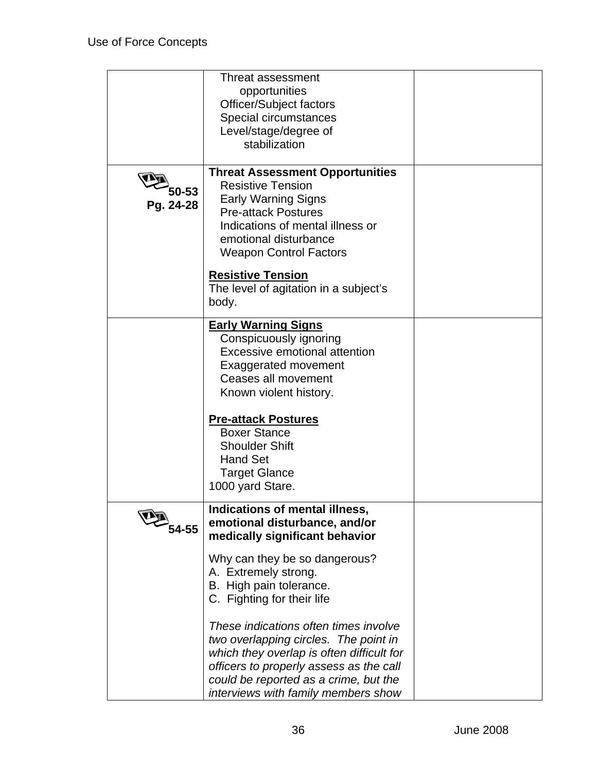| | | |
|---|---|---|
| | Threat assessment opportunities<br>Officer/Subject factors<br>Special circumstances<br>Level/stage/degree of stabilization | |
| **50-53**<br>**Pg. 24-28** | **Threat Assessment Opportunities**<br>Resistive Tension<br>Early Warning Signs<br>Pre-attack Postures<br>Indications of mental illness or emotional disturbance<br>Weapon Control Factors<br><br>**<u>Resistive Tension</u>**<br>The level of agitation in a subject's body. | |
| | **<u>Early Warning Signs</u>**<br>Conspicuously ignoring<br>Excessive emotional attention<br>Exaggerated movement<br>Ceases all movement<br>Known violent history.<br><br>**<u>Pre-attack Postures</u>**<br>Boxer Stance<br>Shoulder Shift<br>Hand Set<br>Target Glance<br>1000 yard Stare. | |
| **54-55** | **Indications of mental illness, emotional disturbance, and/or medically significant behavior**<br><br>Why can they be so dangerous?<br>A. Extremely strong.<br>B. High pain tolerance.<br>C. Fighting for their life<br><br>*These indications often times involve two overlapping circles. The point in which they overlap is often difficult for officers to properly assess as the call could be reported as a crime, but the interviews with family members show* | |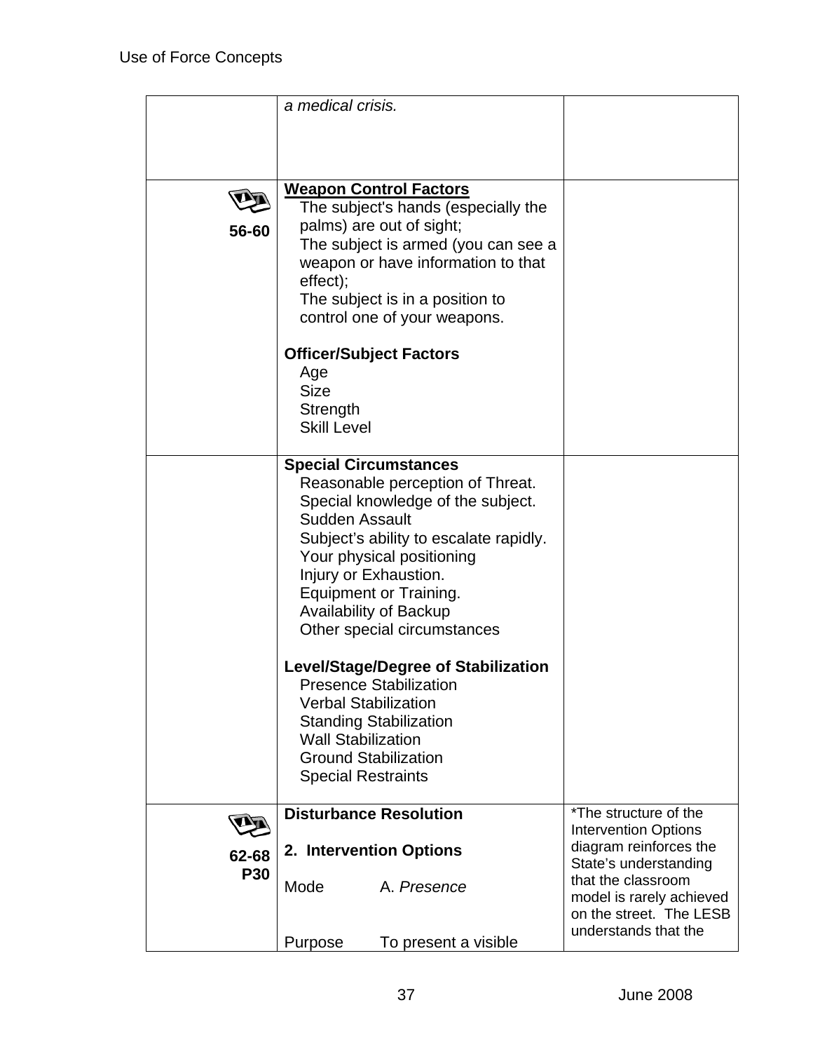| | | |
|---|---|---|
| | *a medical crisis.* | |
| 56-60 | **<u>Weapon Control Factors</u>**<br>The subject's hands (especially the palms) are out of sight;<br>The subject is armed (you can see a weapon or have information to that effect);<br>The subject is in a position to control one of your weapons.<br><br>**Officer/Subject Factors**<br>Age<br>Size<br>Strength<br>Skill Level | |
| | **Special Circumstances**<br>Reasonable perception of Threat.<br>Special knowledge of the subject.<br>Sudden Assault<br>Subject's ability to escalate rapidly.<br>Your physical positioning<br>Injury or Exhaustion.<br>Equipment or Training.<br>Availability of Backup<br>Other special circumstances<br><br>**Level/Stage/Degree of Stabilization**<br>Presence Stabilization<br>Verbal Stabilization<br>Standing Stabilization<br>Wall Stabilization<br>Ground Stabilization<br>Special Restraints | |
| 62-68<br>P30 | **Disturbance Resolution**<br><br>**2. Intervention Options**<br><br>Mode A. *Presence*<br><br>Purpose To present a visible | *The structure of the Intervention Options diagram reinforces the State's understanding that the classroom model is rarely achieved on the street. The LESB understands that the |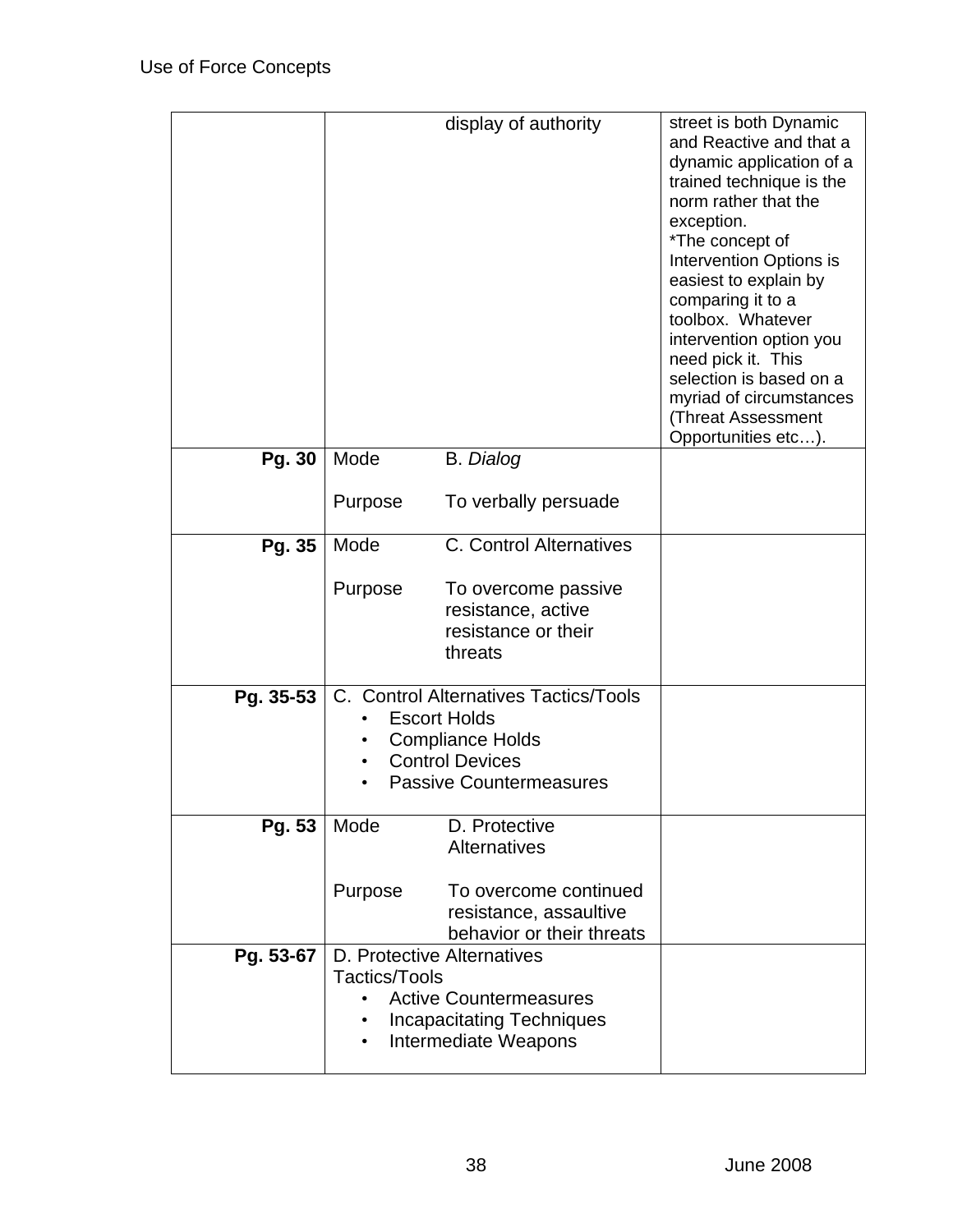| | | | |
|---|---|---|---|
| | | display of authority | street is both Dynamic and Reactive and that a dynamic application of a trained technique is the norm rather that the exception. *The concept of Intervention Options is easiest to explain by comparing it to a toolbox. Whatever intervention option you need pick it. This selection is based on a myriad of circumstances (Threat Assessment Opportunities etc…). |
| **Pg. 30** | Mode<br><br>Purpose | B. *Dialog*<br><br>To verbally persuade | |
| **Pg. 35** | Mode<br><br>Purpose | C. Control Alternatives<br><br>To overcome passive resistance, active resistance or their threats | |
| **Pg. 35-53** | C. Control Alternatives Tactics/Tools<br>• Escort Holds<br>• Compliance Holds<br>• Control Devices<br>• Passive Countermeasures | | |
| **Pg. 53** | Mode<br><br>Purpose | D. Protective Alternatives<br><br>To overcome continued resistance, assaultive behavior or their threats | |
| **Pg. 53-67** | D. Protective Alternatives Tactics/Tools<br>• Active Countermeasures<br>• Incapacitating Techniques<br>• Intermediate Weapons | | |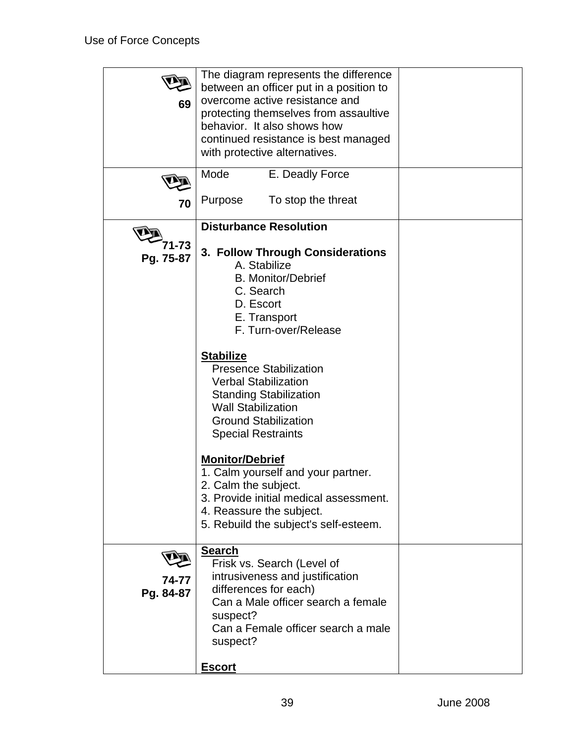| | | |
|---|---|---|
| 69 | The diagram represents the difference between an officer put in a position to overcome active resistance and protecting themselves from assaultive behavior. It also shows how continued resistance is best managed with protective alternatives. | |
| 70 | Mode E. Deadly Force<br><br>Purpose To stop the threat | |
| 71-73<br>Pg. 75-87 | **Disturbance Resolution**<br><br>**3. Follow Through Considerations**<br>A. Stabilize<br>B. Monitor/Debrief<br>C. Search<br>D. Escort<br>E. Transport<br>F. Turn-over/Release<br><br>**Stabilize**<br>Presence Stabilization<br>Verbal Stabilization<br>Standing Stabilization<br>Wall Stabilization<br>Ground Stabilization<br>Special Restraints<br><br>**Monitor/Debrief**<br>1. Calm yourself and your partner.<br>2. Calm the subject.<br>3. Provide initial medical assessment.<br>4. Reassure the subject.<br>5. Rebuild the subject's self-esteem. | |
| 74-77<br>Pg. 84-87 | **Search**<br>Frisk vs. Search (Level of intrusiveness and justification differences for each)<br>Can a Male officer search a female suspect?<br>Can a Female officer search a male suspect?<br><br>**Escort** | |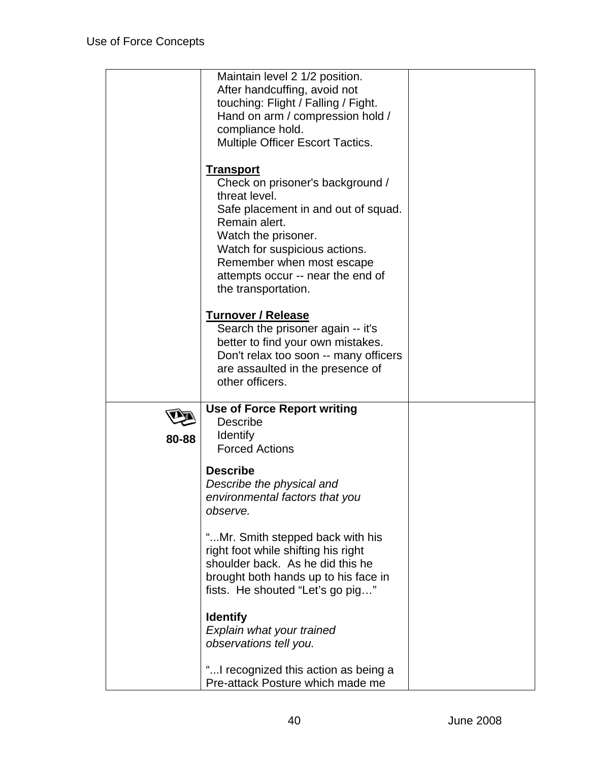| | | |
|---|---|---|
| | Maintain level 2 1/2 position.<br>After handcuffing, avoid not touching: Flight / Falling / Fight.<br>Hand on arm / compression hold / compliance hold.<br>Multiple Officer Escort Tactics.<br><br>**Transport**<br>Check on prisoner's background / threat level.<br>Safe placement in and out of squad.<br>Remain alert.<br>Watch the prisoner.<br>Watch for suspicious actions.<br>Remember when most escape attempts occur -- near the end of the transportation.<br><br>**Turnover / Release**<br>Search the prisoner again -- it's better to find your own mistakes.<br>Don't relax too soon -- many officers are assaulted in the presence of other officers. | |
| **80-88** | **Use of Force Report writing**<br>Describe<br>Identify<br>Forced Actions<br><br>**Describe**<br>*Describe the physical and environmental factors that you observe.*<br><br>"...Mr. Smith stepped back with his right foot while shifting his right shoulder back. As he did this he brought both hands up to his face in fists. He shouted "Let's go pig…"<br><br>**Identify**<br>*Explain what your trained observations tell you.*<br><br>"...I recognized this action as being a Pre-attack Posture which made me | |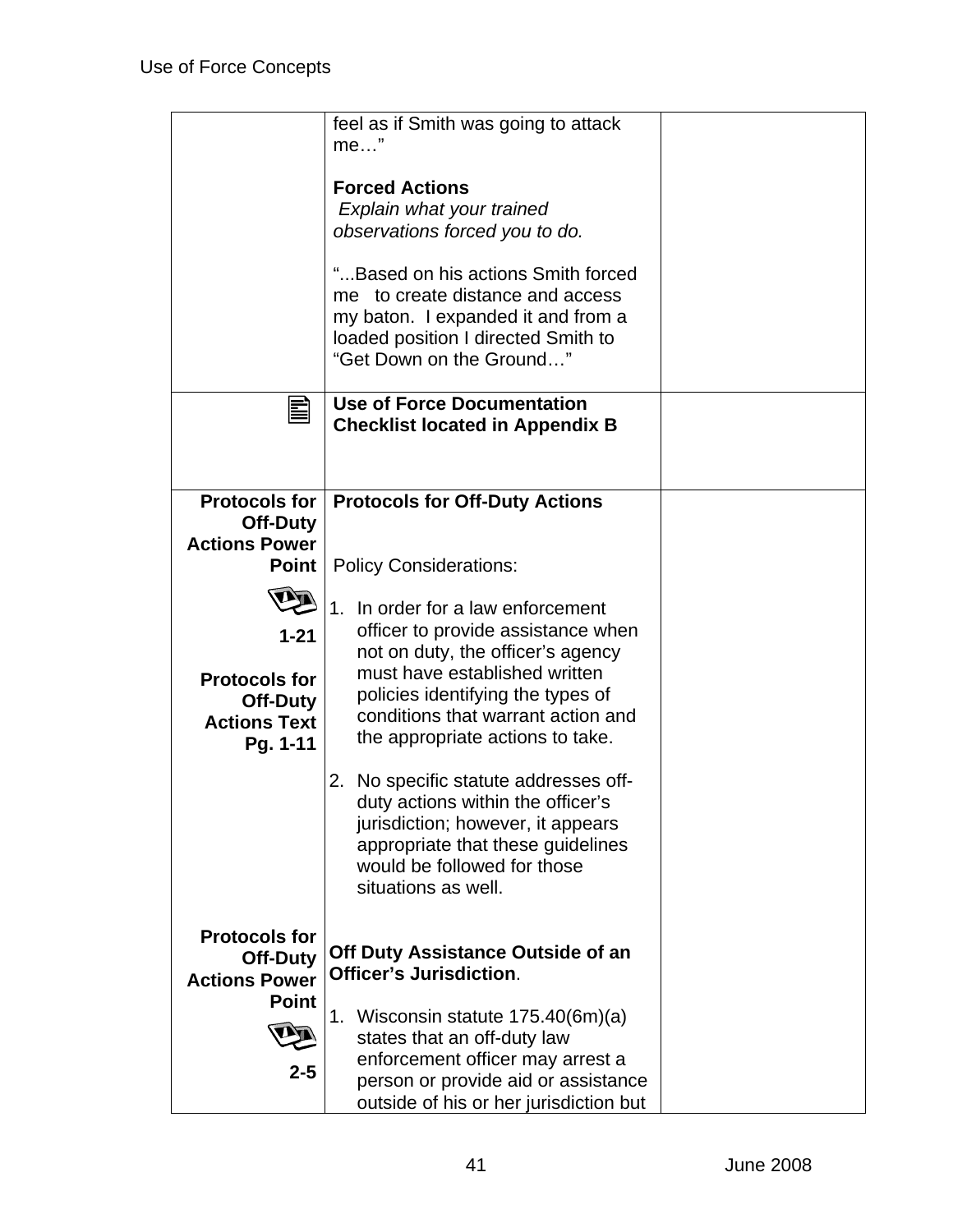| | | |
|---|---|---|
| | feel as if Smith was going to attack me…”<br><br>**Forced Actions**<br>*Explain what your trained observations forced you to do.*<br><br>“...Based on his actions Smith forced me to create distance and access my baton. I expanded it and from a loaded position I directed Smith to “Get Down on the Ground…” | |
| | **Use of Force Documentation Checklist located in Appendix B** | |
| **Protocols for Off-Duty Actions Power Point**<br><br>**1-21**<br><br>**Protocols for Off-Duty Actions Text Pg. 1-11**<br><br><br><br><br><br><br>**Protocols for Off-Duty Actions Power Point**<br><br>**2-5** | **Protocols for Off-Duty Actions**<br><br>Policy Considerations:<br><br>1. In order for a law enforcement officer to provide assistance when not on duty, the officer’s agency must have established written policies identifying the types of conditions that warrant action and the appropriate actions to take.<br><br>2. No specific statute addresses off-duty actions within the officer’s jurisdiction; however, it appears appropriate that these guidelines would be followed for those situations as well.<br><br>**Off Duty Assistance Outside of an Officer’s Jurisdiction**.<br><br>1. Wisconsin statute 175.40(6m)(a) states that an off-duty law enforcement officer may arrest a person or provide aid or assistance outside of his or her jurisdiction but | |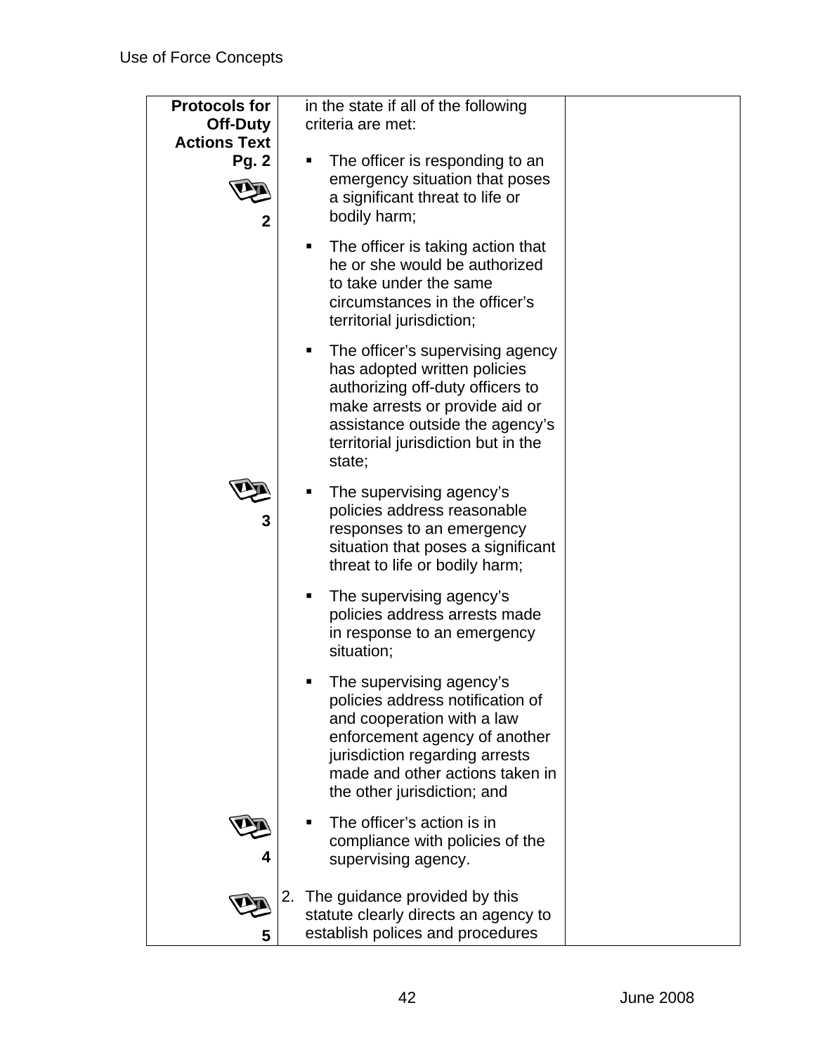| **Protocols for Off-Duty Actions Text Pg. 2** | in the state if all of the following criteria are met: | |
|---|---|---|
| 2 | ▪ The officer is responding to an emergency situation that poses a significant threat to life or bodily harm; | |
| | ▪ The officer is taking action that he or she would be authorized to take under the same circumstances in the officer's territorial jurisdiction; | |
| | ▪ The officer's supervising agency has adopted written policies authorizing off-duty officers to make arrests or provide aid or assistance outside the agency's territorial jurisdiction but in the state; | |
| 3 | ▪ The supervising agency's policies address reasonable responses to an emergency situation that poses a significant threat to life or bodily harm; | |
| | ▪ The supervising agency's policies address arrests made in response to an emergency situation; | |
| | ▪ The supervising agency's policies address notification of and cooperation with a law enforcement agency of another jurisdiction regarding arrests made and other actions taken in the other jurisdiction; and | |
| 4 | ▪ The officer's action is in compliance with policies of the supervising agency. | |
| 5 | 2. The guidance provided by this statute clearly directs an agency to establish polices and procedures | |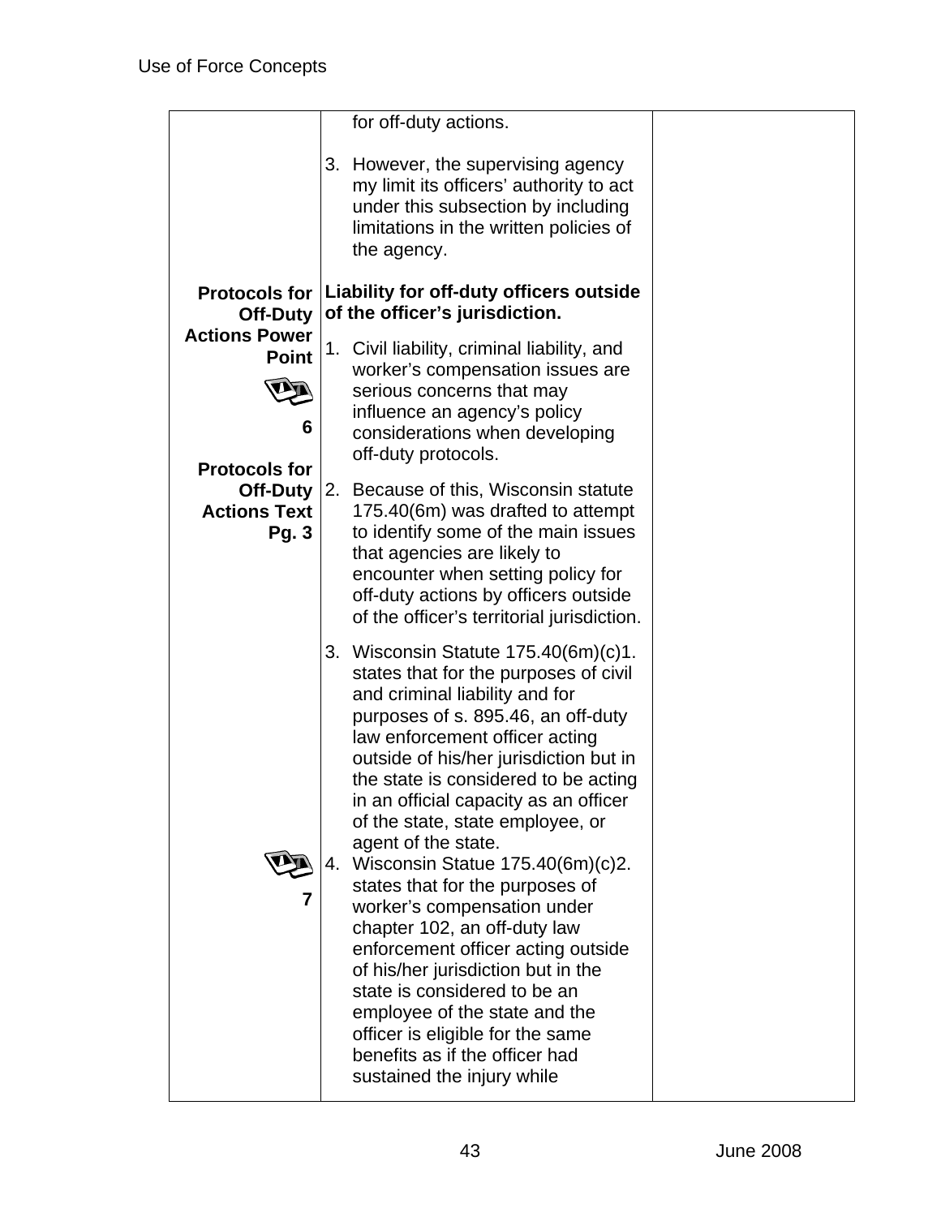| | | |
|---|---|---|
| | for off-duty actions.<br><br>3. However, the supervising agency my limit its officers' authority to act under this subsection by including limitations in the written policies of the agency. | |
| **Protocols for Off-Duty Actions Power Point**<br><br>**6**<br><br>**Protocols for Off-Duty Actions Text Pg. 3** | **Liability for off-duty officers outside of the officer's jurisdiction.**<br><br>1. Civil liability, criminal liability, and worker's compensation issues are serious concerns that may influence an agency's policy considerations when developing off-duty protocols.<br><br>2. Because of this, Wisconsin statute 175.40(6m) was drafted to attempt to identify some of the main issues that agencies are likely to encounter when setting policy for off-duty actions by officers outside of the officer's territorial jurisdiction.<br><br>3. Wisconsin Statute 175.40(6m)(c)1. states that for the purposes of civil and criminal liability and for purposes of s. 895.46, an off-duty law enforcement officer acting outside of his/her jurisdiction but in the state is considered to be acting in an official capacity as an officer of the state, state employee, or agent of the state. | |
| **7** | 4. Wisconsin Statue 175.40(6m)(c)2. states that for the purposes of worker's compensation under chapter 102, an off-duty law enforcement officer acting outside of his/her jurisdiction but in the state is considered to be an employee of the state and the officer is eligible for the same benefits as if the officer had sustained the injury while | |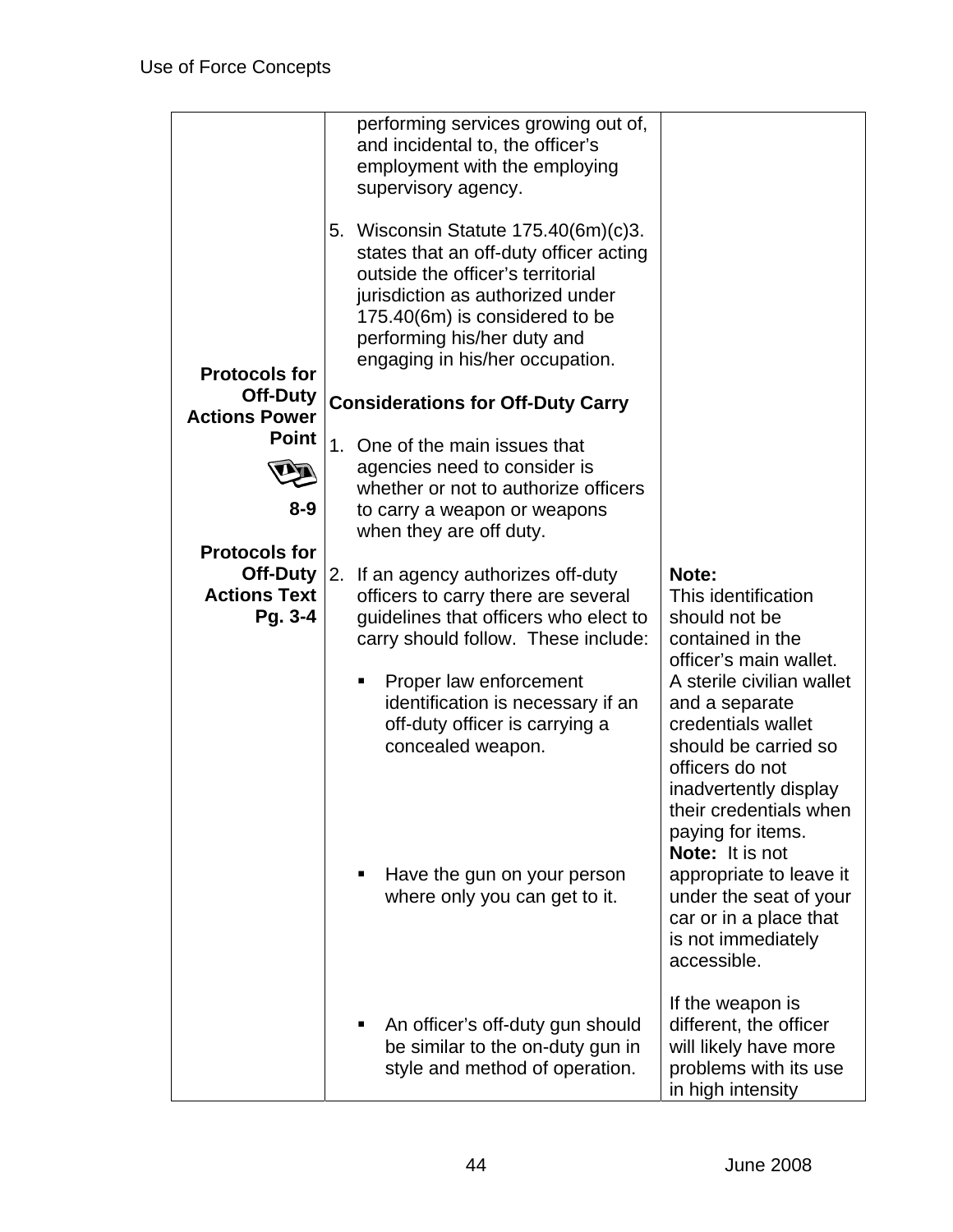| | | |
|---|---|---|
| | performing services growing out of, and incidental to, the officer's employment with the employing supervisory agency. | |
| | 5. Wisconsin Statute 175.40(6m)(c)3. states that an off-duty officer acting outside the officer's territorial jurisdiction as authorized under 175.40(6m) is considered to be performing his/her duty and engaging in his/her occupation. | |
| **Protocols for Off-Duty Actions Power Point**<br><br>**8-9**<br><br>**Protocols for Off-Duty Actions Text Pg. 3-4** | **Considerations for Off-Duty Carry**<br><br>1. One of the main issues that agencies need to consider is whether or not to authorize officers to carry a weapon or weapons when they are off duty. | |
| | 2. If an agency authorizes off-duty officers to carry there are several guidelines that officers who elect to carry should follow. These include: | |
| | ▪ Proper law enforcement identification is necessary if an off-duty officer is carrying a concealed weapon. | **Note:** This identification should not be contained in the officer's main wallet. A sterile civilian wallet and a separate credentials wallet should be carried so officers do not inadvertently display their credentials when paying for items. |
| | ▪ Have the gun on your person where only you can get to it. | **Note:** It is not appropriate to leave it under the seat of your car or in a place that is not immediately accessible. |
| | ▪ An officer's off-duty gun should be similar to the on-duty gun in style and method of operation. | If the weapon is different, the officer will likely have more problems with its use in high intensity |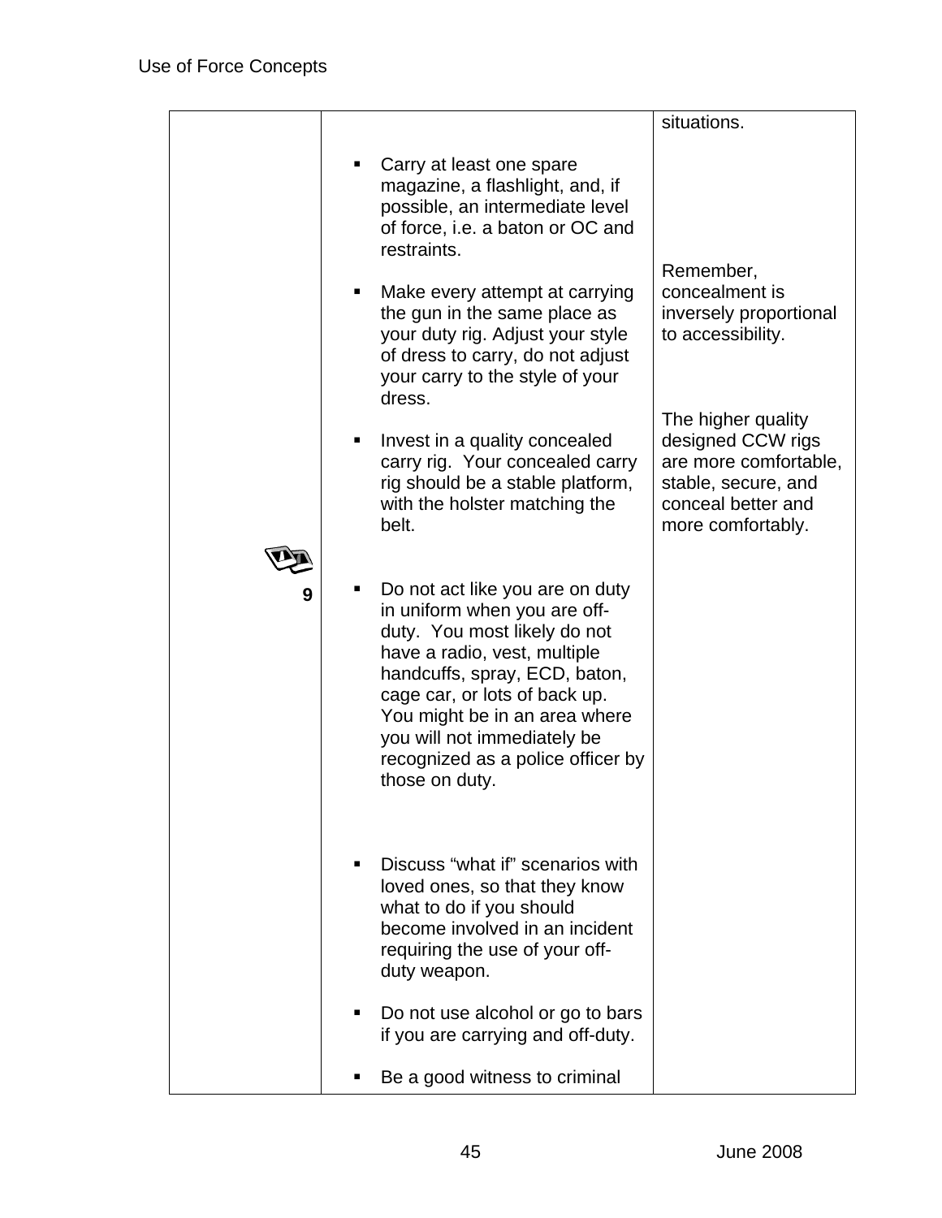| | | |
|---|---|---|
| 9 | ▪ Carry at least one spare magazine, a flashlight, and, if possible, an intermediate level of force, i.e. a baton or OC and restraints.<br><br>▪ Make every attempt at carrying the gun in the same place as your duty rig. Adjust your style of dress to carry, do not adjust your carry to the style of your dress.<br><br>▪ Invest in a quality concealed carry rig. Your concealed carry rig should be a stable platform, with the holster matching the belt.<br><br>▪ Do not act like you are on duty in uniform when you are off-duty. You most likely do not have a radio, vest, multiple handcuffs, spray, ECD, baton, cage car, or lots of back up. You might be in an area where you will not immediately be recognized as a police officer by those on duty.<br><br>▪ Discuss "what if" scenarios with loved ones, so that they know what to do if you should become involved in an incident requiring the use of your off-duty weapon.<br><br>▪ Do not use alcohol or go to bars if you are carrying and off-duty.<br><br>▪ Be a good witness to criminal | situations.<br><br>Remember, concealment is inversely proportional to accessibility.<br><br>The higher quality designed CCW rigs are more comfortable, stable, secure, and conceal better and more comfortably. |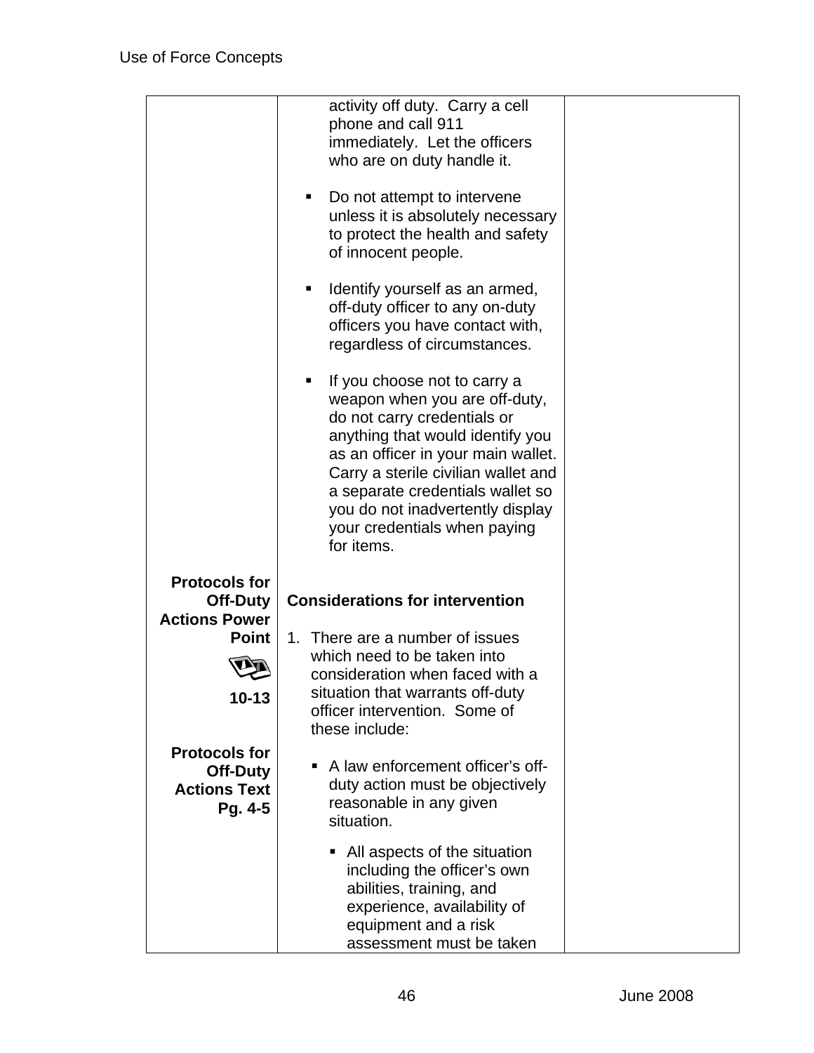| | | |
|---|---|---|
| | activity off duty. Carry a cell phone and call 911 immediately. Let the officers who are on duty handle it.<br><br>▪ Do not attempt to intervene unless it is absolutely necessary to protect the health and safety of innocent people.<br><br>▪ Identify yourself as an armed, off-duty officer to any on-duty officers you have contact with, regardless of circumstances.<br><br>▪ If you choose not to carry a weapon when you are off-duty, do not carry credentials or anything that would identify you as an officer in your main wallet. Carry a sterile civilian wallet and a separate credentials wallet so you do not inadvertently display your credentials when paying for items. | |
| **Protocols for Off-Duty Actions Power Point**<br><br>**10-13**<br><br>**Protocols for Off-Duty Actions Text Pg. 4-5** | **Considerations for intervention**<br><br>1. There are a number of issues which need to be taken into consideration when faced with a situation that warrants off-duty officer intervention. Some of these include:<br><br>▪ A law enforcement officer's off-duty action must be objectively reasonable in any given situation.<br><br>▪ All aspects of the situation including the officer's own abilities, training, and experience, availability of equipment and a risk assessment must be taken | |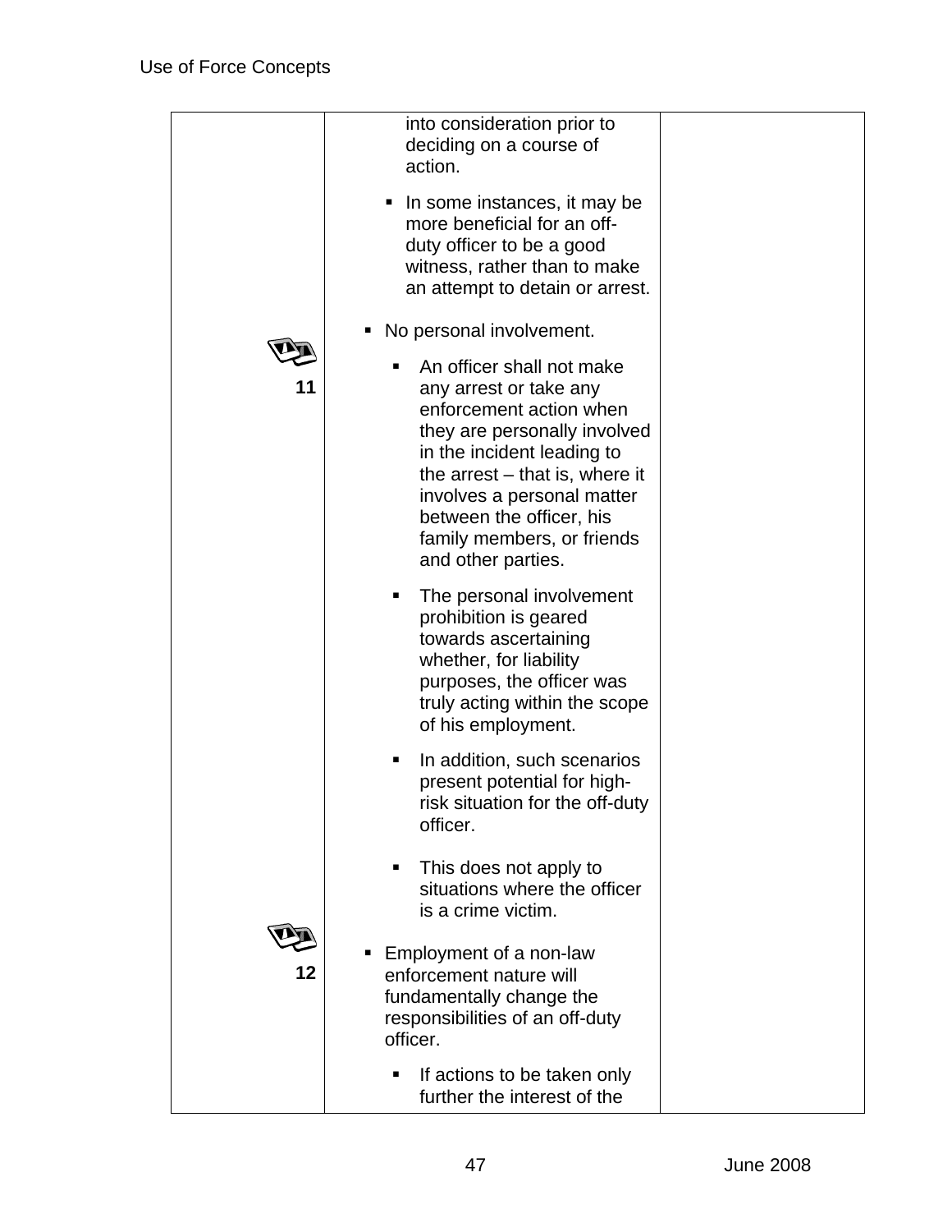| | | |
|---|---|---|
| | into consideration prior to deciding on a course of action. | |
| | ▪ In some instances, it may be more beneficial for an off-duty officer to be a good witness, rather than to make an attempt to detain or arrest. | |
| | ▪ No personal involvement. | |
| 11 | ▪ An officer shall not make any arrest or take any enforcement action when they are personally involved in the incident leading to the arrest – that is, where it involves a personal matter between the officer, his family members, or friends and other parties. | |
| | ▪ The personal involvement prohibition is geared towards ascertaining whether, for liability purposes, the officer was truly acting within the scope of his employment. | |
| | ▪ In addition, such scenarios present potential for high-risk situation for the off-duty officer. | |
| | ▪ This does not apply to situations where the officer is a crime victim. | |
| 12 | ▪ Employment of a non-law enforcement nature will fundamentally change the responsibilities of an off-duty officer. | |
| | ▪ If actions to be taken only further the interest of the | |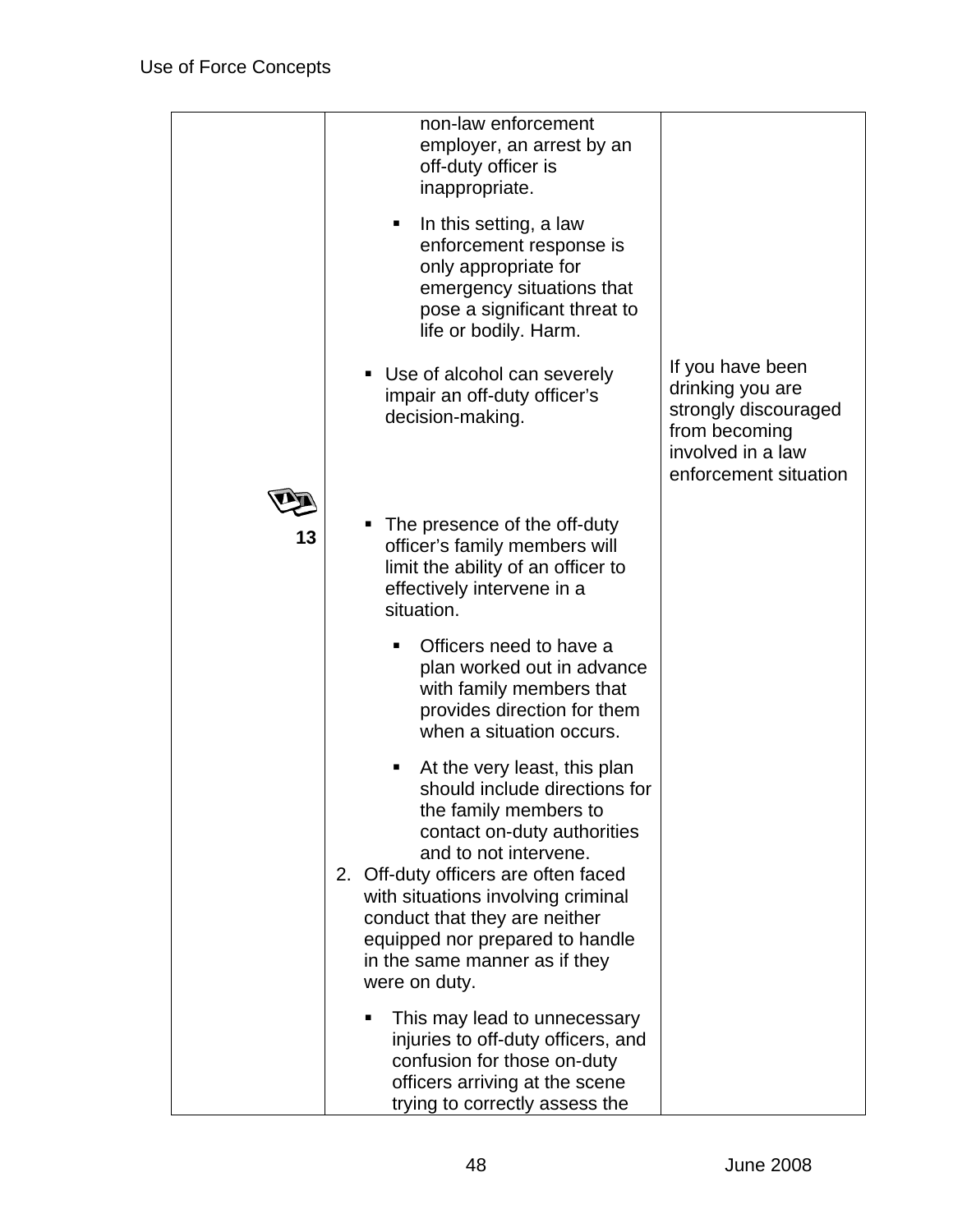| | | |
|---|---|---|
| | non-law enforcement employer, an arrest by an off-duty officer is inappropriate.<br>▪ In this setting, a law enforcement response is only appropriate for emergency situations that pose a significant threat to life or bodily. Harm.<br>▪ Use of alcohol can severely impair an off-duty officer's decision-making. | If you have been drinking you are strongly discouraged from becoming involved in a law enforcement situation |
| 13 | ▪ The presence of the off-duty officer's family members will limit the ability of an officer to effectively intervene in a situation.<br>▪ Officers need to have a plan worked out in advance with family members that provides direction for them when a situation occurs.<br>▪ At the very least, this plan should include directions for the family members to contact on-duty authorities and to not intervene.<br>2. Off-duty officers are often faced with situations involving criminal conduct that they are neither equipped nor prepared to handle in the same manner as if they were on duty.<br>▪ This may lead to unnecessary injuries to off-duty officers, and confusion for those on-duty officers arriving at the scene trying to correctly assess the | |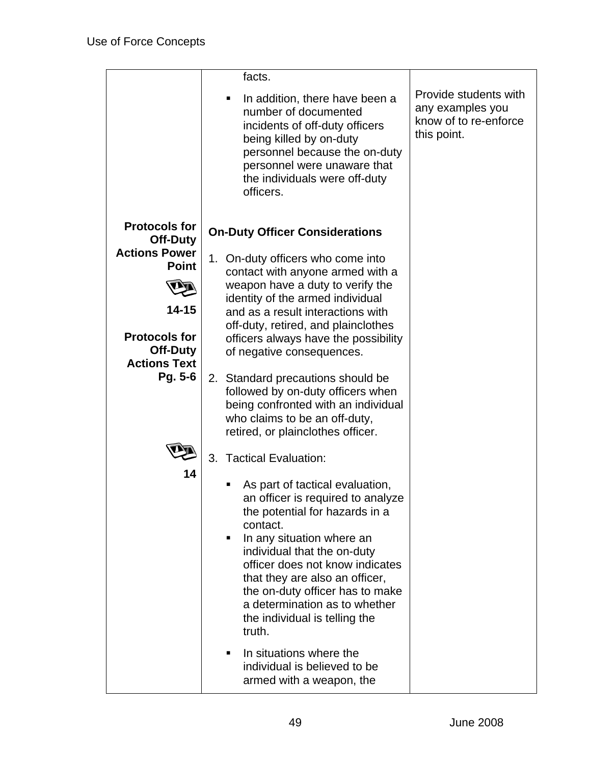| | | |
|---|---|---|
| | facts.<br><br>▪ In addition, there have been a number of documented incidents of off-duty officers being killed by on-duty personnel because the on-duty personnel were unaware that the individuals were off-duty officers. | Provide students with any examples you know of to re-enforce this point. |
| **Protocols for Off-Duty Actions Power Point**<br><br>**14-15**<br><br>**Protocols for Off-Duty Actions Text Pg. 5-6**<br><br>**14** | **On-Duty Officer Considerations**<br><br>1. On-duty officers who come into contact with anyone armed with a weapon have a duty to verify the identity of the armed individual and as a result interactions with off-duty, retired, and plainclothes officers always have the possibility of negative consequences.<br><br>2. Standard precautions should be followed by on-duty officers when being confronted with an individual who claims to be an off-duty, retired, or plainclothes officer.<br><br>3. Tactical Evaluation:<br><br>▪ As part of tactical evaluation, an officer is required to analyze the potential for hazards in a contact.<br>▪ In any situation where an individual that the on-duty officer does not know indicates that they are also an officer, the on-duty officer has to make a determination as to whether the individual is telling the truth.<br><br>▪ In situations where the individual is believed to be armed with a weapon, the | |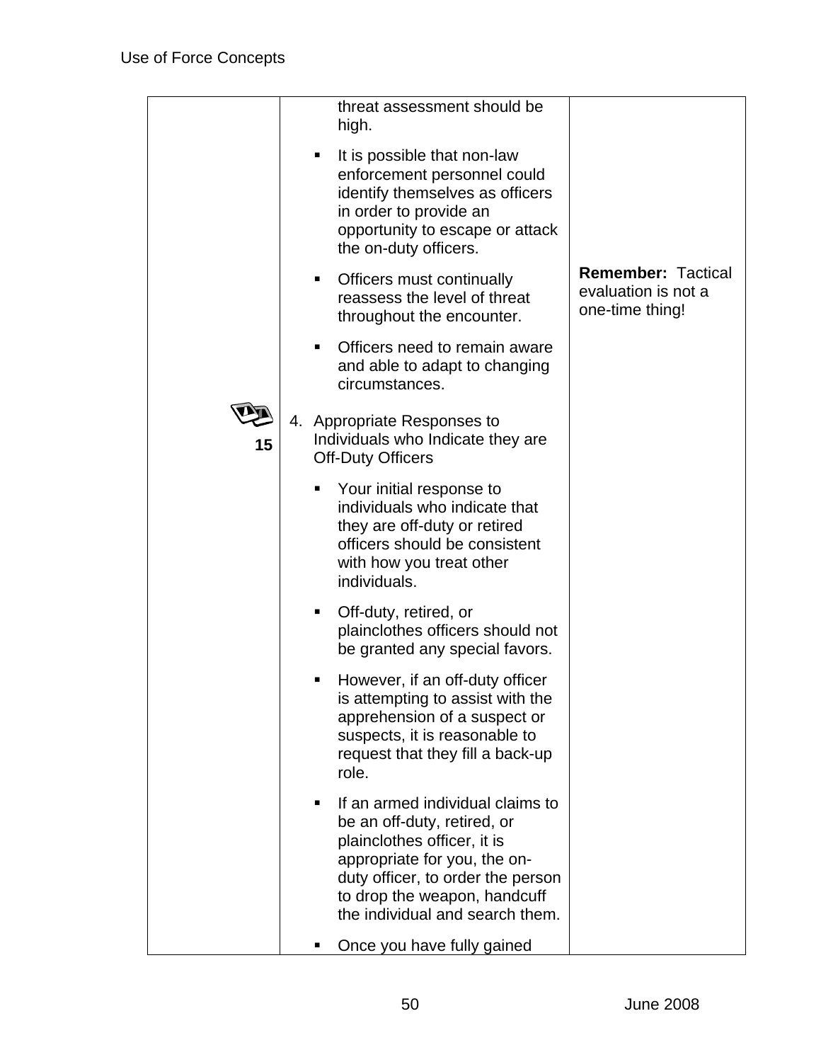| | | |
|---|---|---|
| | threat assessment should be high.<br><br>▪ It is possible that non-law enforcement personnel could identify themselves as officers in order to provide an opportunity to escape or attack the on-duty officers.<br><br>▪ Officers must continually reassess the level of threat throughout the encounter.<br><br>▪ Officers need to remain aware and able to adapt to changing circumstances. | **Remember:** Tactical evaluation is not a one-time thing! |
| 15 | 4. Appropriate Responses to Individuals who Indicate they are Off-Duty Officers<br><br>▪ Your initial response to individuals who indicate that they are off-duty or retired officers should be consistent with how you treat other individuals.<br><br>▪ Off-duty, retired, or plainclothes officers should not be granted any special favors.<br><br>▪ However, if an off-duty officer is attempting to assist with the apprehension of a suspect or suspects, it is reasonable to request that they fill a back-up role.<br><br>▪ If an armed individual claims to be an off-duty, retired, or plainclothes officer, it is appropriate for you, the on-duty officer, to order the person to drop the weapon, handcuff the individual and search them.<br><br>▪ Once you have fully gained | |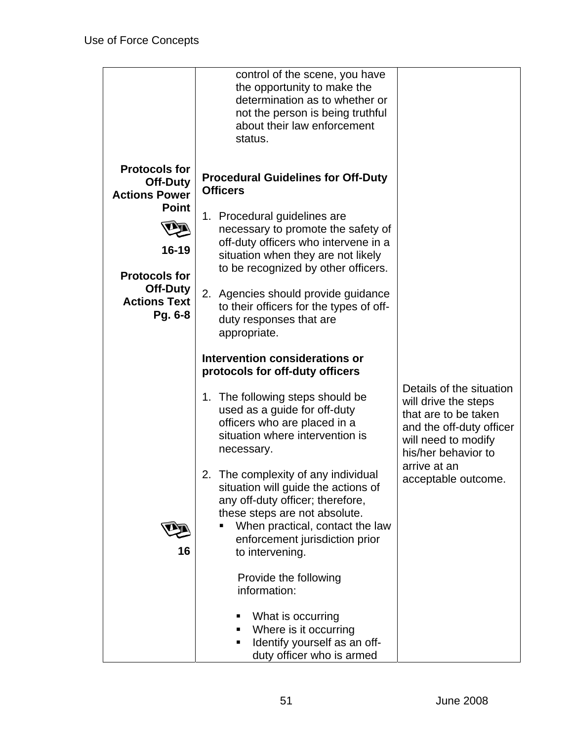| | | |
|---|---|---|
| | control of the scene, you have the opportunity to make the determination as to whether or not the person is being truthful about their law enforcement status. | |
| **Protocols for Off-Duty Actions Power Point**<br><br>**16-19**<br><br>**Protocols for Off-Duty Actions Text Pg. 6-8** | **Procedural Guidelines for Off-Duty Officers**<br><br>1. Procedural guidelines are necessary to promote the safety of off-duty officers who intervene in a situation when they are not likely to be recognized by other officers.<br><br>2. Agencies should provide guidance to their officers for the types of off-duty responses that are appropriate. | |
| **16** | **Intervention considerations or protocols for off-duty officers**<br><br>1. The following steps should be used as a guide for off-duty officers who are placed in a situation where intervention is necessary.<br><br>2. The complexity of any individual situation will guide the actions of any off-duty officer; therefore, these steps are not absolute.<br>▪ When practical, contact the law enforcement jurisdiction prior to intervening.<br><br>Provide the following information:<br><br>▪ What is occurring<br>▪ Where is it occurring<br>▪ Identify yourself as an off-duty officer who is armed | Details of the situation will drive the steps that are to be taken and the off-duty officer will need to modify his/her behavior to arrive at an acceptable outcome. |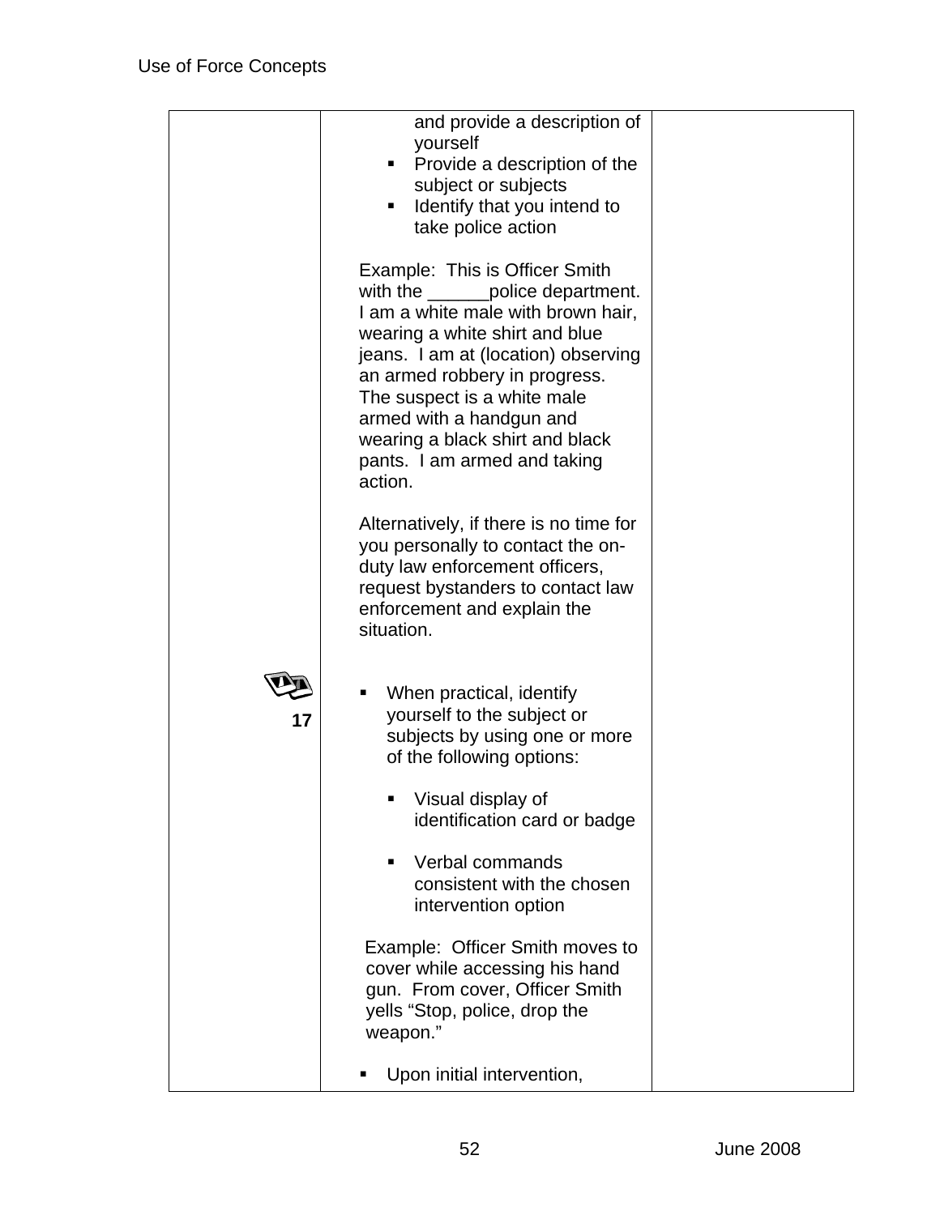| | | |
|---|---|---|
| | and provide a description of yourself<br>▪ Provide a description of the subject or subjects<br>▪ Identify that you intend to take police action<br><br>Example: This is Officer Smith with the ______police department. I am a white male with brown hair, wearing a white shirt and blue jeans. I am at (location) observing an armed robbery in progress. The suspect is a white male armed with a handgun and wearing a black shirt and black pants. I am armed and taking action.<br><br>Alternatively, if there is no time for you personally to contact the on-duty law enforcement officers, request bystanders to contact law enforcement and explain the situation. | |
| 17 | ▪ When practical, identify yourself to the subject or subjects by using one or more of the following options:<br><br>▪ Visual display of identification card or badge<br><br>▪ Verbal commands consistent with the chosen intervention option<br><br>Example: Officer Smith moves to cover while accessing his hand gun. From cover, Officer Smith yells "Stop, police, drop the weapon."<br><br>▪ Upon initial intervention, | |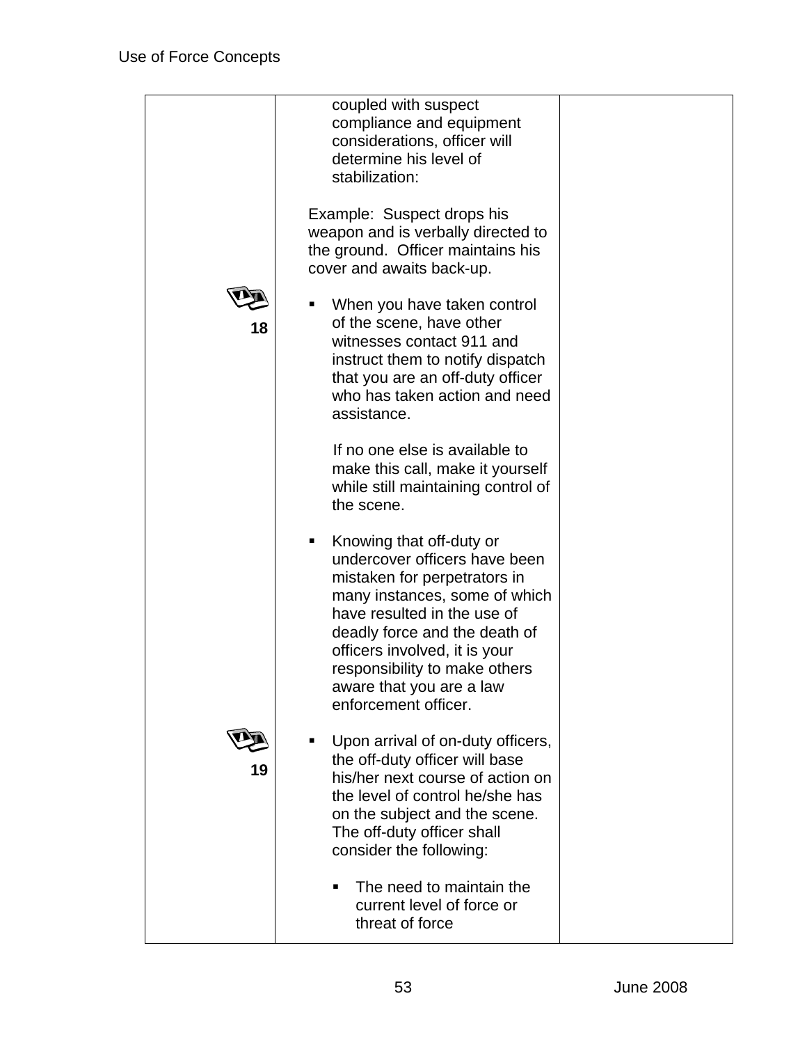| | | |
|---|---|---|
| | coupled with suspect compliance and equipment considerations, officer will determine his level of stabilization:<br><br>Example: Suspect drops his weapon and is verbally directed to the ground. Officer maintains his cover and awaits back-up. | |
| 18 | ▪ When you have taken control of the scene, have other witnesses contact 911 and instruct them to notify dispatch that you are an off-duty officer who has taken action and need assistance.<br><br>If no one else is available to make this call, make it yourself while still maintaining control of the scene.<br><br>▪ Knowing that off-duty or undercover officers have been mistaken for perpetrators in many instances, some of which have resulted in the use of deadly force and the death of officers involved, it is your responsibility to make others aware that you are a law enforcement officer. | |
| 19 | ▪ Upon arrival of on-duty officers, the off-duty officer will base his/her next course of action on the level of control he/she has on the subject and the scene. The off-duty officer shall consider the following:<br><br>▪ The need to maintain the current level of force or threat of force | |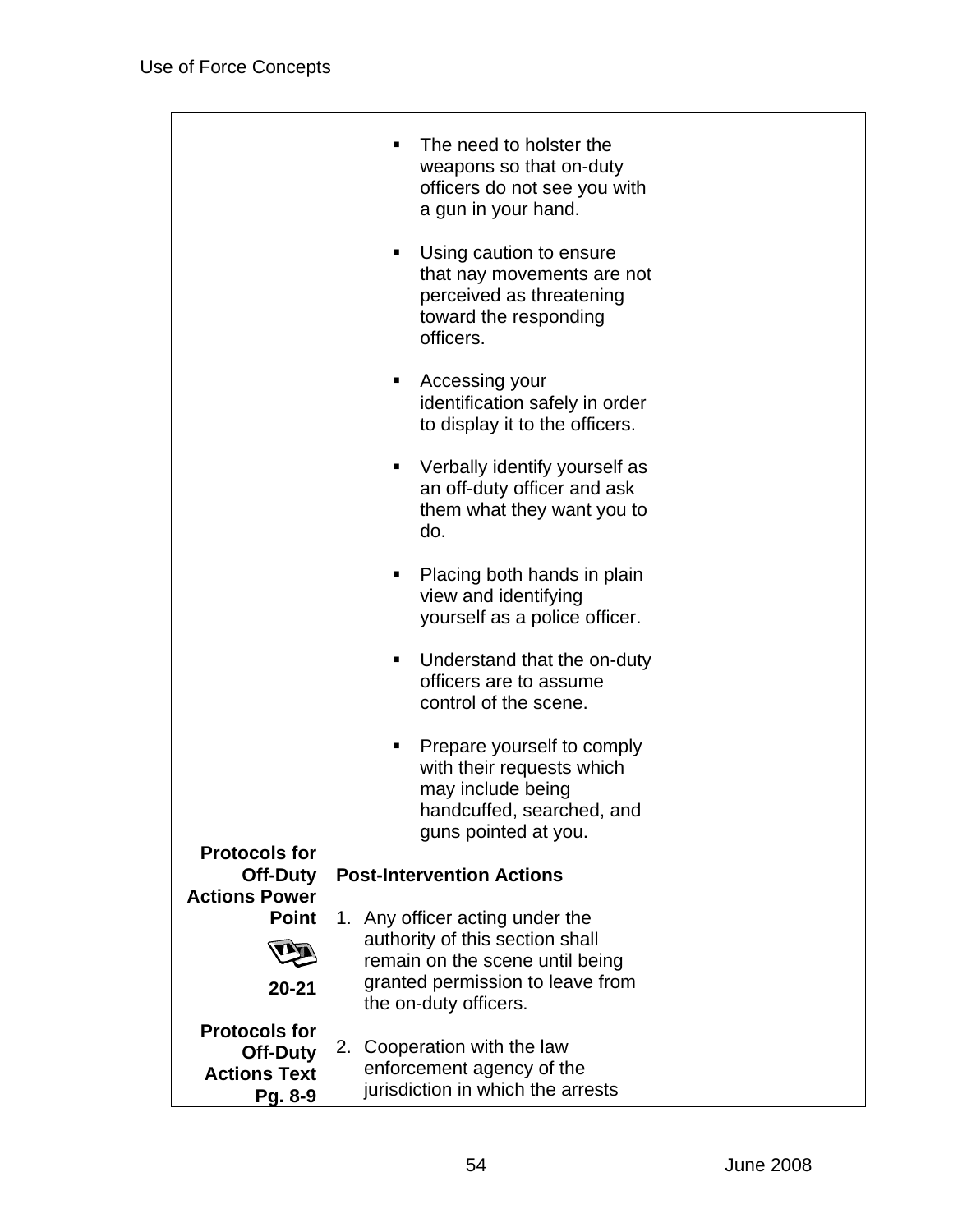| | | |
|---|---|---|
| | ▪ The need to holster the weapons so that on-duty officers do not see you with a gun in your hand.<br><br>▪ Using caution to ensure that nay movements are not perceived as threatening toward the responding officers.<br><br>▪ Accessing your identification safely in order to display it to the officers.<br><br>▪ Verbally identify yourself as an off-duty officer and ask them what they want you to do.<br><br>▪ Placing both hands in plain view and identifying yourself as a police officer.<br><br>▪ Understand that the on-duty officers are to assume control of the scene.<br><br>▪ Prepare yourself to comply with their requests which may include being handcuffed, searched, and guns pointed at you. | |
| **Protocols for Off-Duty Actions Power Point**<br><br>**20-21**<br><br>**Protocols for Off-Duty Actions Text Pg. 8-9** | **Post-Intervention Actions**<br><br>1. Any officer acting under the authority of this section shall remain on the scene until being granted permission to leave from the on-duty officers.<br><br>2. Cooperation with the law enforcement agency of the jurisdiction in which the arrests | |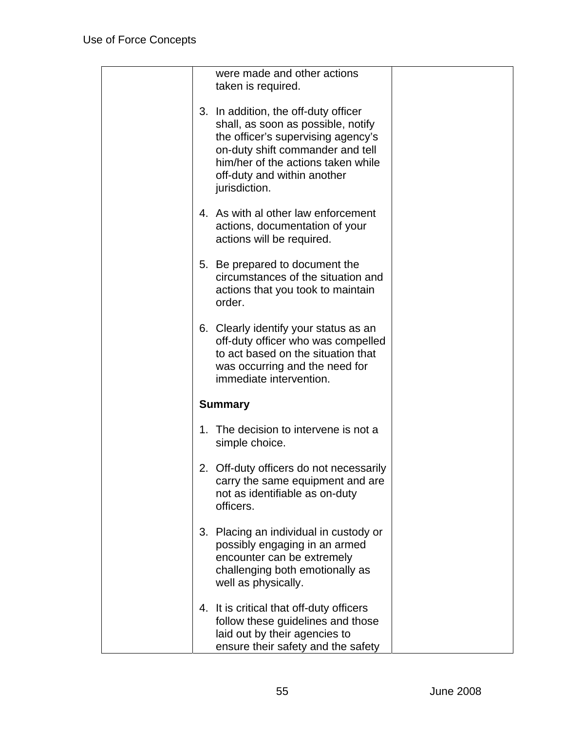| | were made and other actions taken is required.<br><br>3. In addition, the off-duty officer shall, as soon as possible, notify the officer's supervising agency's on-duty shift commander and tell him/her of the actions taken while off-duty and within another jurisdiction.<br><br>4. As with al other law enforcement actions, documentation of your actions will be required.<br><br>5. Be prepared to document the circumstances of the situation and actions that you took to maintain order.<br><br>6. Clearly identify your status as an off-duty officer who was compelled to act based on the situation that was occurring and the need for immediate intervention.<br><br>**Summary**<br><br>1. The decision to intervene is not a simple choice.<br><br>2. Off-duty officers do not necessarily carry the same equipment and are not as identifiable as on-duty officers.<br><br>3. Placing an individual in custody or possibly engaging in an armed encounter can be extremely challenging both emotionally as well as physically.<br><br>4. It is critical that off-duty officers follow these guidelines and those laid out by their agencies to ensure their safety and the safety | |
|---|---|---|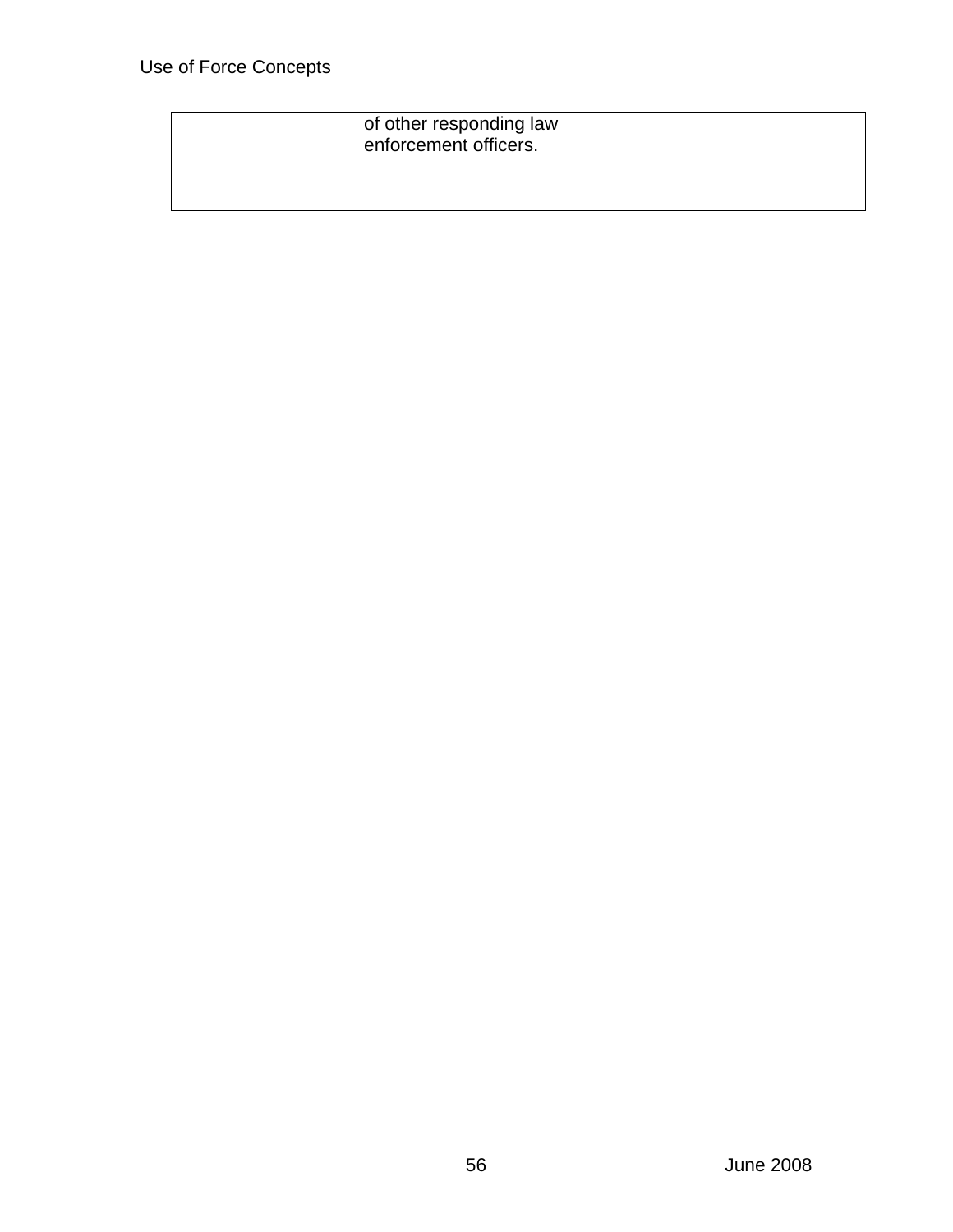| | | |
|---|---|---|
| | of other responding law enforcement officers. | |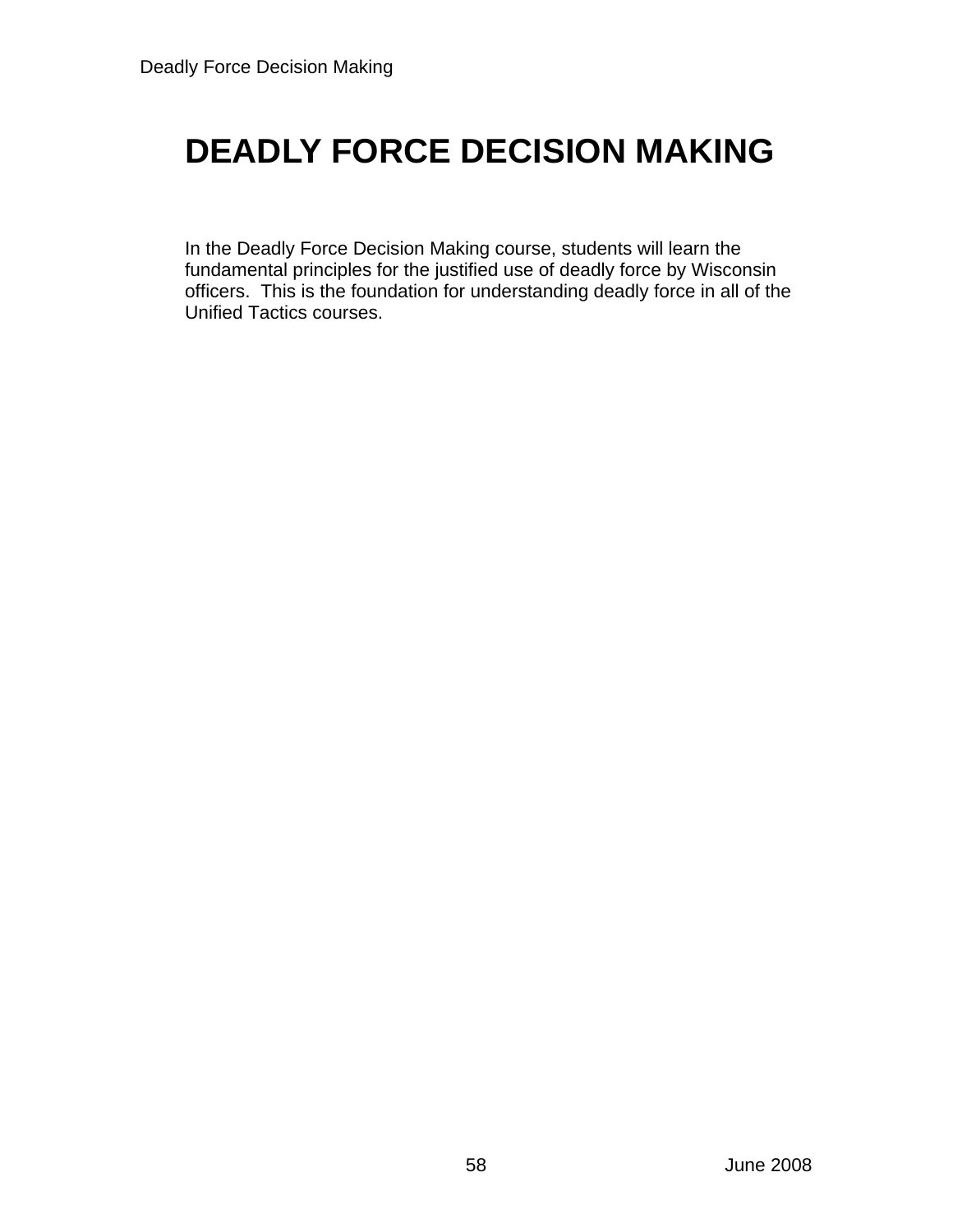# DEADLY FORCE DECISION MAKING

In the Deadly Force Decision Making course, students will learn the fundamental principles for the justified use of deadly force by Wisconsin officers. This is the foundation for understanding deadly force in all of the Unified Tactics courses.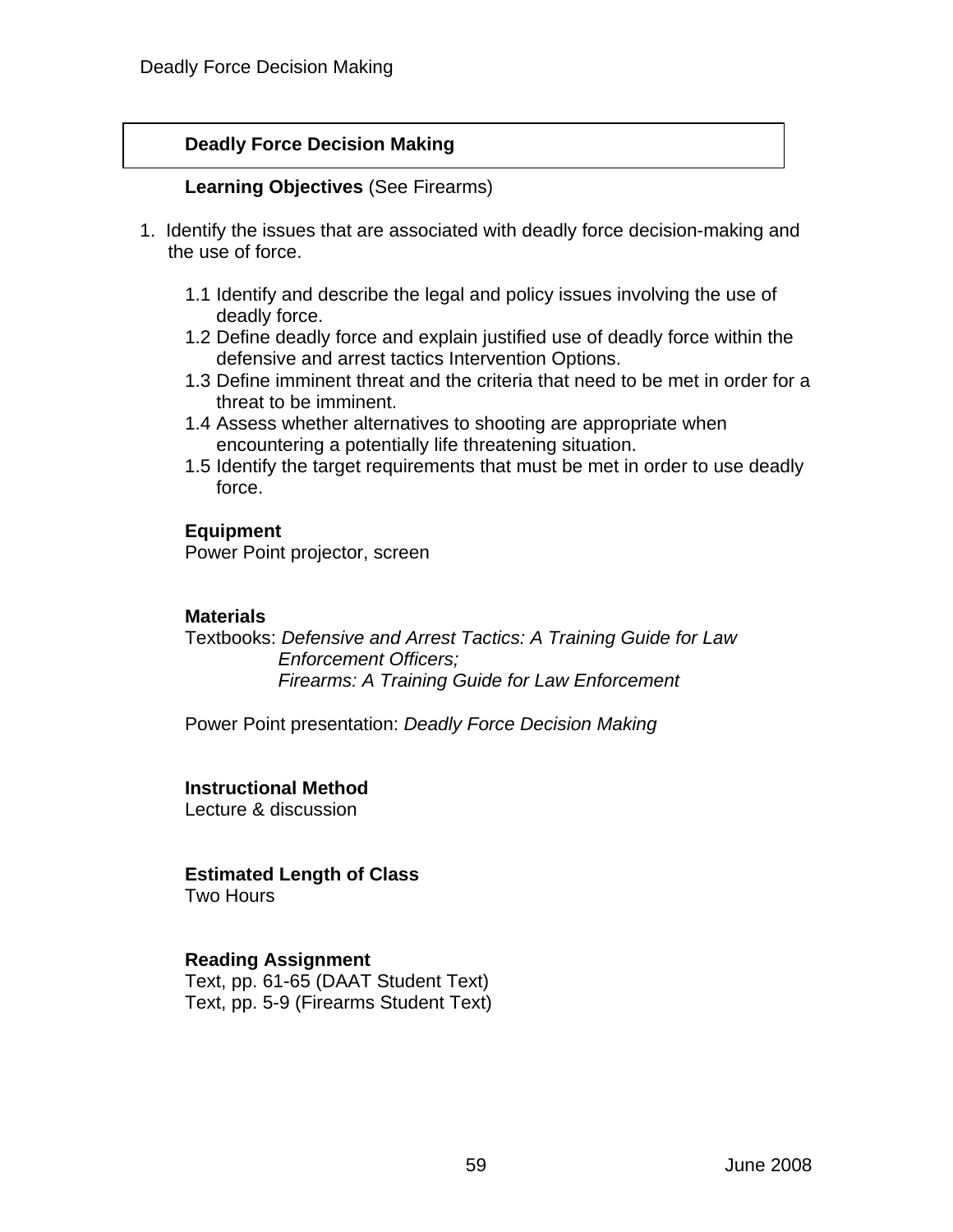## Deadly Force Decision Making

**Learning Objectives** (See Firearms)

1. Identify the issues that are associated with deadly force decision-making and the use of force.

    1.1 Identify and describe the legal and policy issues involving the use of deadly force.
    1.2 Define deadly force and explain justified use of deadly force within the defensive and arrest tactics Intervention Options.
    1.3 Define imminent threat and the criteria that need to be met in order for a threat to be imminent.
    1.4 Assess whether alternatives to shooting are appropriate when encountering a potentially life threatening situation.
    1.5 Identify the target requirements that must be met in order to use deadly force.

**Equipment**
Power Point projector, screen

**Materials**
Textbooks: *Defensive and Arrest Tactics: A Training Guide for Law Enforcement Officers;*
*Firearms: A Training Guide for Law Enforcement*

Power Point presentation: *Deadly Force Decision Making*

**Instructional Method**
Lecture & discussion

**Estimated Length of Class**
Two Hours

**Reading Assignment**
Text, pp. 61-65 (DAAT Student Text)
Text, pp. 5-9 (Firearms Student Text)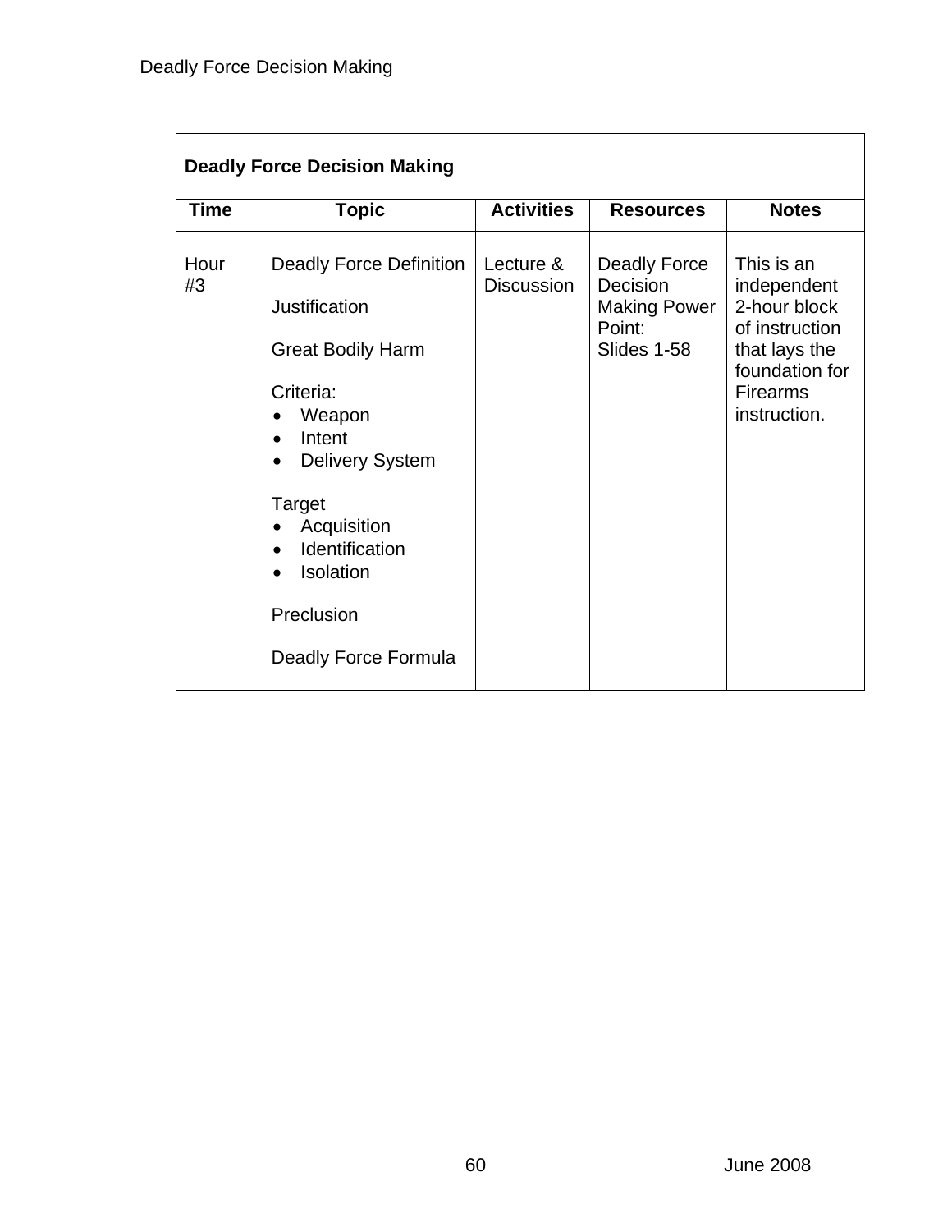| **Deadly Force Decision Making** | | | | |
|---|---|---|---|---|
| **Time** | **Topic** | **Activities** | **Resources** | **Notes** |
| Hour #3 | Deadly Force Definition<br><br>Justification<br><br>Great Bodily Harm<br><br>Criteria:<br>• Weapon<br>• Intent<br>• Delivery System<br><br>Target<br>• Acquisition<br>• Identification<br>• Isolation<br><br>Preclusion<br><br>Deadly Force Formula | Lecture & Discussion | Deadly Force Decision Making Power Point:<br>Slides 1-58 | This is an independent 2-hour block of instruction that lays the foundation for Firearms instruction. |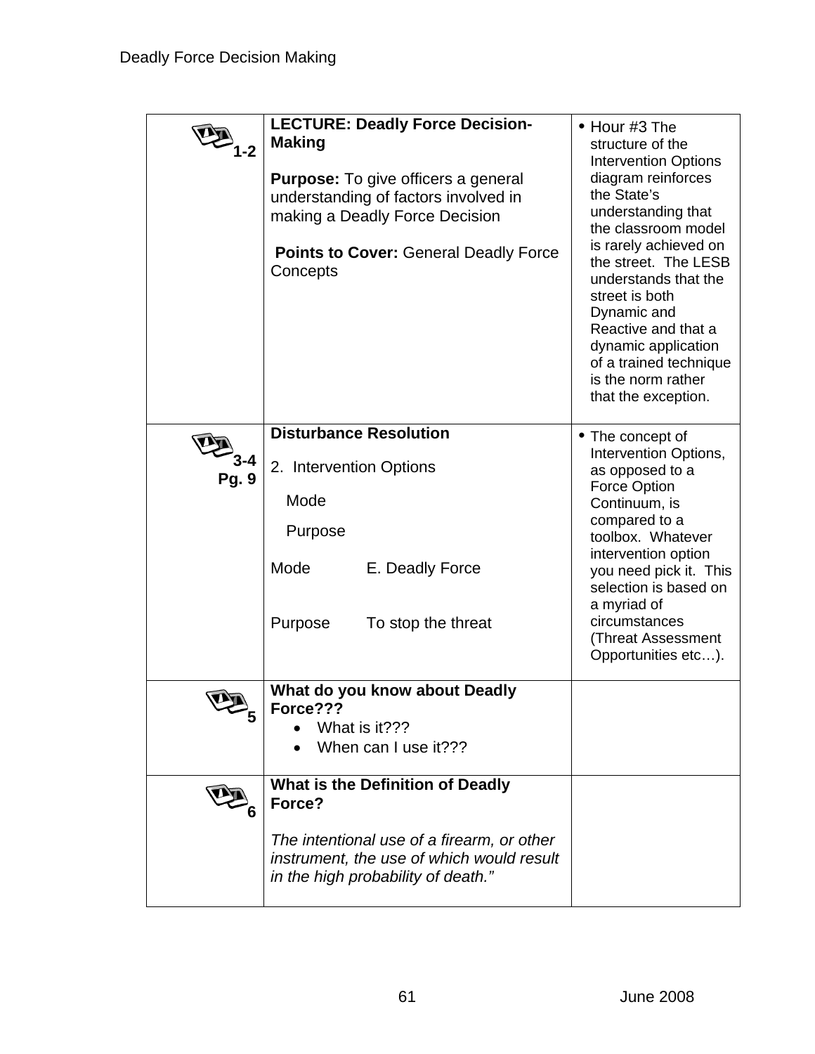| | | |
|---|---|---|
| 1-2 | **LECTURE: Deadly Force Decision-Making**<br><br>**Purpose:** To give officers a general understanding of factors involved in making a Deadly Force Decision<br><br>**Points to Cover:** General Deadly Force Concepts | • Hour #3 The structure of the Intervention Options diagram reinforces the State's understanding that the classroom model is rarely achieved on the street. The LESB understands that the street is both Dynamic and Reactive and that a dynamic application of a trained technique is the norm rather that the exception. |
| 3-4<br>Pg. 9 | **Disturbance Resolution**<br><br>2. Intervention Options<br><br>Mode<br><br>Purpose<br><br>Mode E. Deadly Force<br><br>Purpose To stop the threat | • The concept of Intervention Options, as opposed to a Force Option Continuum, is compared to a toolbox. Whatever intervention option you need pick it. This selection is based on a myriad of circumstances (Threat Assessment Opportunities etc…). |
| 5 | **What do you know about Deadly Force???**<br>• What is it???<br>• When can I use it??? | |
| 6 | **What is the Definition of Deadly Force?**<br><br>*The intentional use of a firearm, or other instrument, the use of which would result in the high probability of death."* | |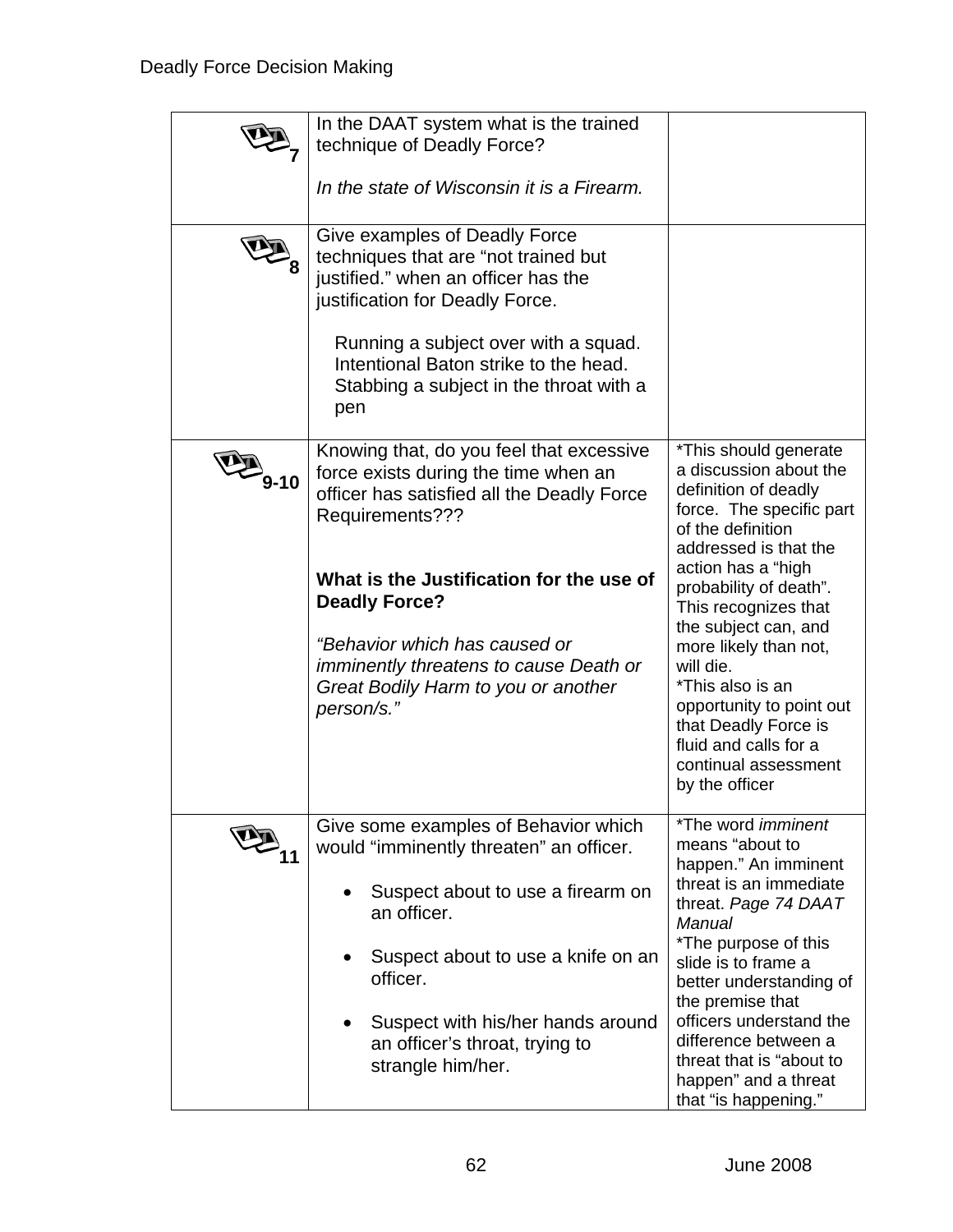| Slide | Content | Notes |
|---|---|---|
| 7 | In the DAAT system what is the trained technique of Deadly Force?<br><br>*In the state of Wisconsin it is a Firearm.* | |
| 8 | Give examples of Deadly Force techniques that are "not trained but justified." when an officer has the justification for Deadly Force.<br><br>Running a subject over with a squad.<br>Intentional Baton strike to the head.<br>Stabbing a subject in the throat with a pen | |
| 9-10 | Knowing that, do you feel that excessive force exists during the time when an officer has satisfied all the Deadly Force Requirements???<br><br>**What is the Justification for the use of Deadly Force?**<br><br>*"Behavior which has caused or imminently threatens to cause Death or Great Bodily Harm to you or another person/s."* | *This should generate a discussion about the definition of deadly force. The specific part of the definition addressed is that the action has a "high probability of death". This recognizes that the subject can, and more likely than not, will die.<br>*This also is an opportunity to point out that Deadly Force is fluid and calls for a continual assessment by the officer |
| 11 | Give some examples of Behavior which would "imminently threaten" an officer.<br><br>• Suspect about to use a firearm on an officer.<br><br>• Suspect about to use a knife on an officer.<br><br>• Suspect with his/her hands around an officer's throat, trying to strangle him/her. | *The word *imminent* means "about to happen." An imminent threat is an immediate threat. *Page 74 DAAT Manual*<br>*The purpose of this slide is to frame a better understanding of the premise that officers understand the difference between a threat that is "about to happen" and a threat that "is happening." |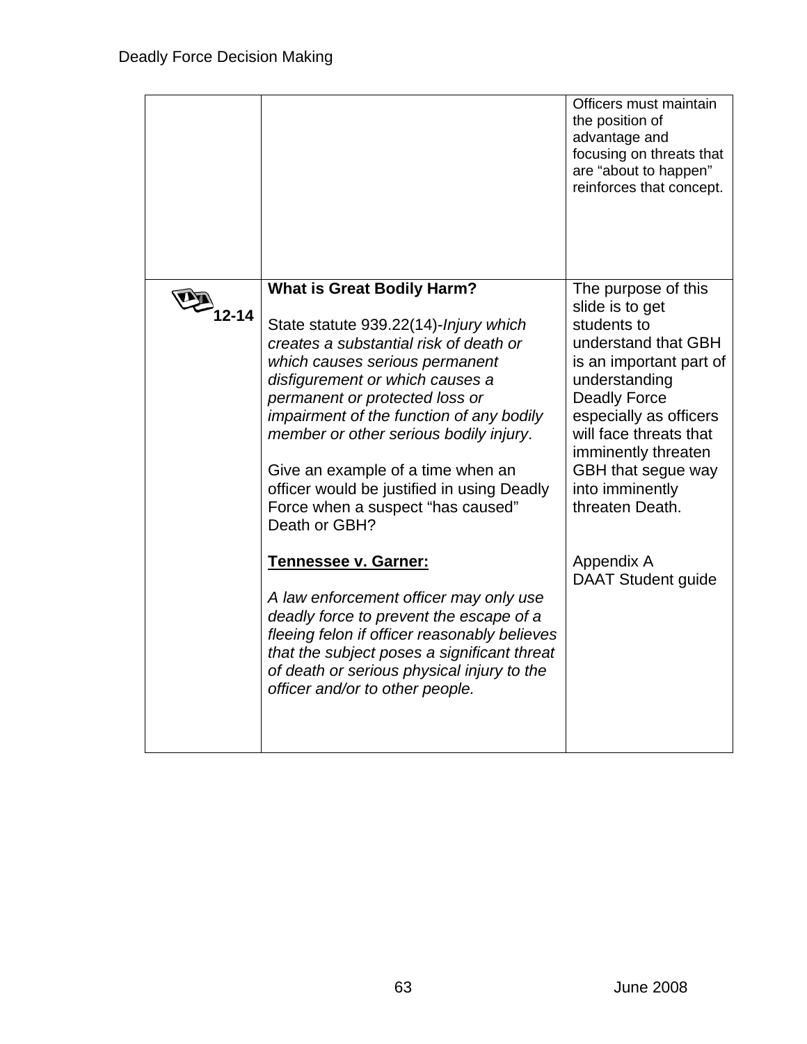| | | |
|---|---|---|
| | | Officers must maintain the position of advantage and focusing on threats that are "about to happen" reinforces that concept. |
| 12-14 | **What is Great Bodily Harm?**<br><br>State statute 939.22(14)-*Injury which creates a substantial risk of death or which causes serious permanent disfigurement or which causes a permanent or protected loss or impairment of the function of any bodily member or other serious bodily injury*.<br><br>Give an example of a time when an officer would be justified in using Deadly Force when a suspect "has caused" Death or GBH?<br><br>**<u>Tennessee v. Garner:</u>**<br><br>*A law enforcement officer may only use deadly force to prevent the escape of a fleeing felon if officer reasonably believes that the subject poses a significant threat of death or serious physical injury to the officer and/or to other people.* | The purpose of this slide is to get students to understand that GBH is an important part of understanding Deadly Force especially as officers will face threats that imminently threaten GBH that segue way into imminently threaten Death.<br><br>Appendix A<br>DAAT Student guide |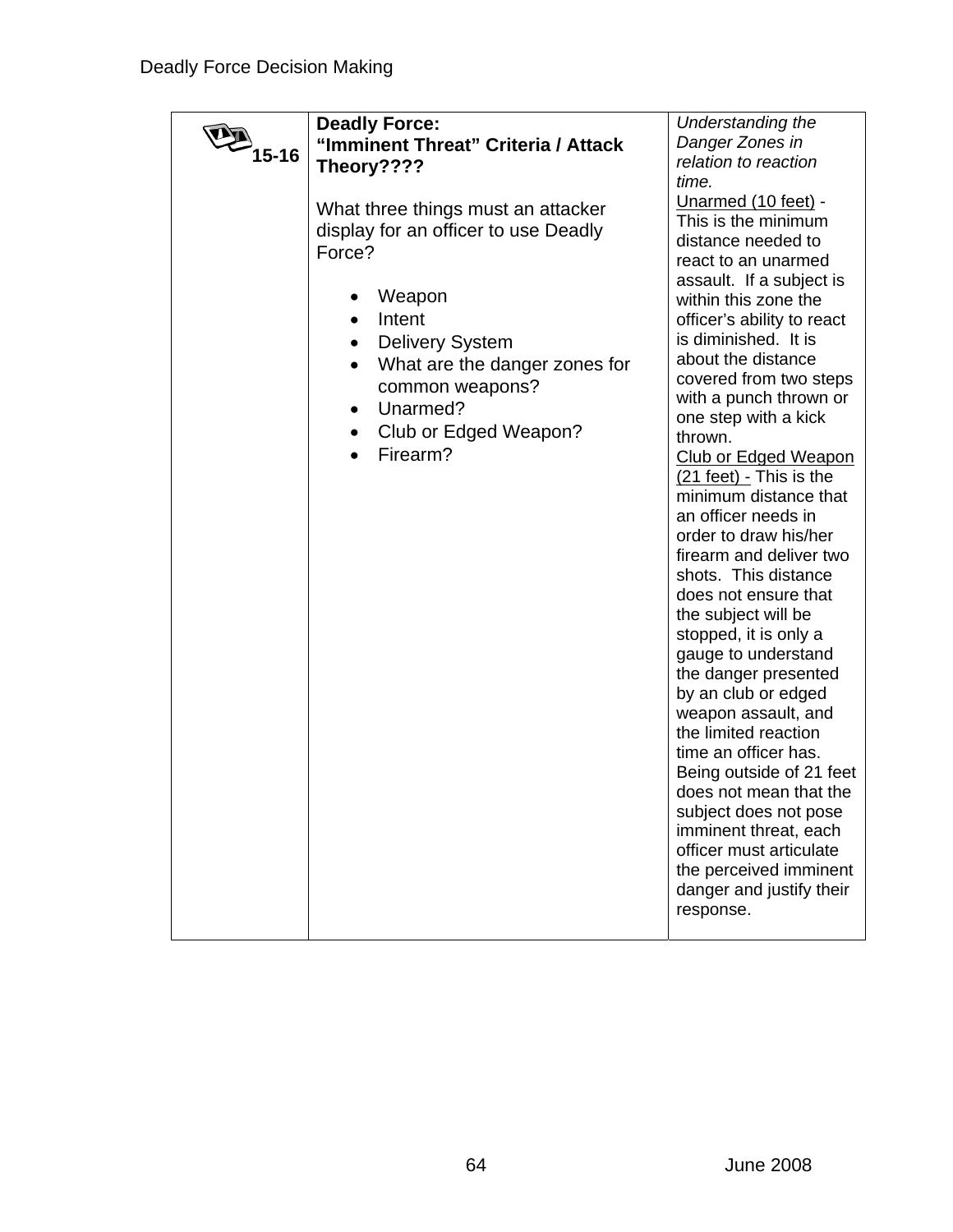| 15-16 | **Deadly Force:** **"Imminent Threat" Criteria / Attack Theory????**<br><br>What three things must an attacker display for an officer to use Deadly Force?<br><br>• Weapon<br>• Intent<br>• Delivery System<br>• What are the danger zones for common weapons?<br>• Unarmed?<br>• Club or Edged Weapon?<br>• Firearm? | *Understanding the Danger Zones in relation to reaction time.*<br>Unarmed (10 feet) - This is the minimum distance needed to react to an unarmed assault. If a subject is within this zone the officer's ability to react is diminished. It is about the distance covered from two steps with a punch thrown or one step with a kick thrown.<br>Club or Edged Weapon (21 feet) - This is the minimum distance that an officer needs in order to draw his/her firearm and deliver two shots. This distance does not ensure that the subject will be stopped, it is only a gauge to understand the danger presented by an club or edged weapon assault, and the limited reaction time an officer has. Being outside of 21 feet does not mean that the subject does not pose imminent threat, each officer must articulate the perceived imminent danger and justify their response. |
|---|---|---|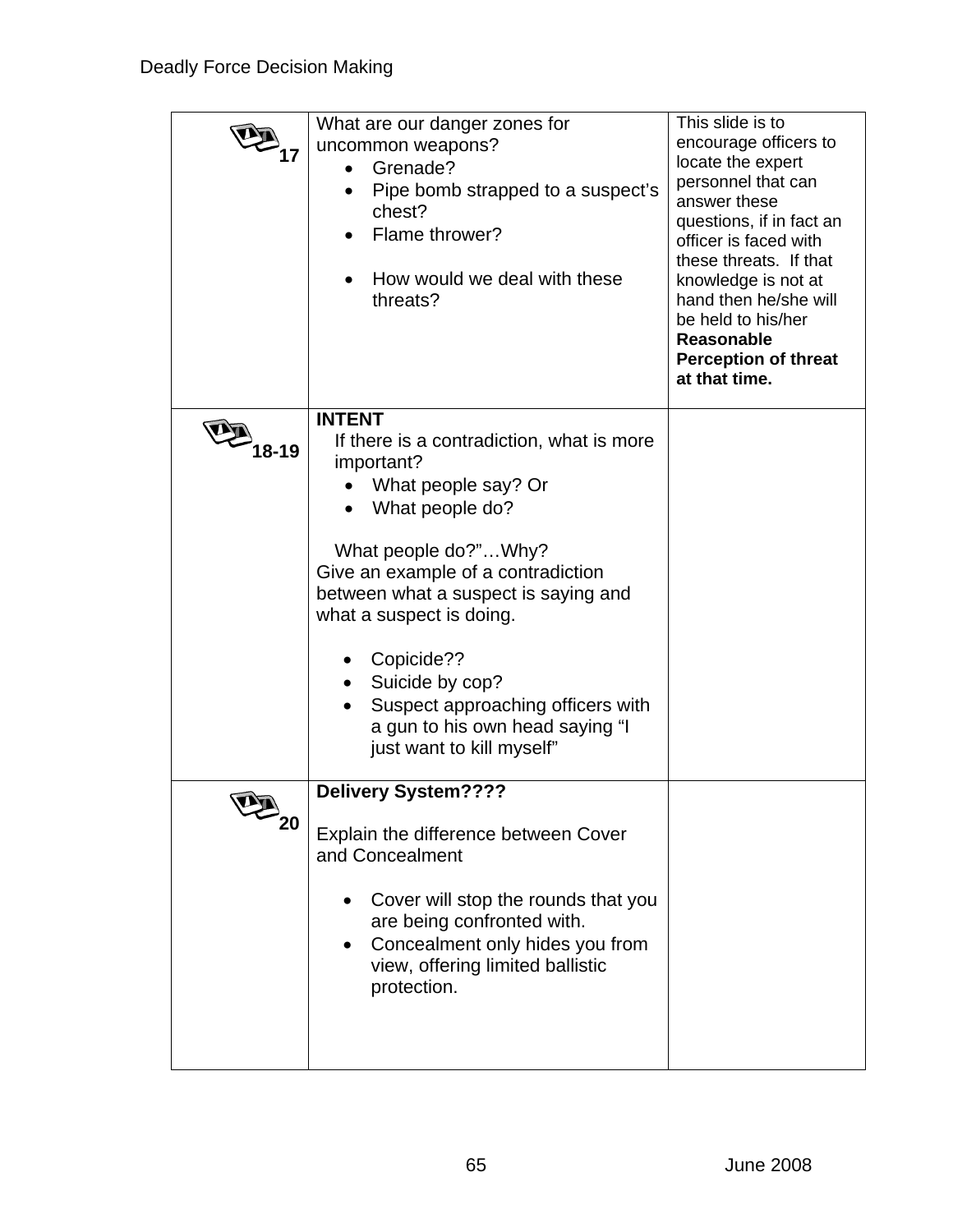| Slide | Content | Notes |
|---|---|---|
| 17 | What are our danger zones for uncommon weapons?<br>• Grenade?<br>• Pipe bomb strapped to a suspect's chest?<br>• Flame thrower?<br><br>• How would we deal with these threats? | This slide is to encourage officers to locate the expert personnel that can answer these questions, if in fact an officer is faced with these threats. If that knowledge is not at hand then he/she will be held to his/her **Reasonable Perception of threat at that time.** |
| 18-19 | **INTENT**<br>If there is a contradiction, what is more important?<br>• What people say? Or<br>• What people do?<br><br>What people do?"…Why?<br>Give an example of a contradiction between what a suspect is saying and what a suspect is doing.<br><br>• Copicide??<br>• Suicide by cop?<br>• Suspect approaching officers with a gun to his own head saying "I just want to kill myself" | |
| 20 | **Delivery System????**<br><br>Explain the difference between Cover and Concealment<br><br>• Cover will stop the rounds that you are being confronted with.<br>• Concealment only hides you from view, offering limited ballistic protection. | |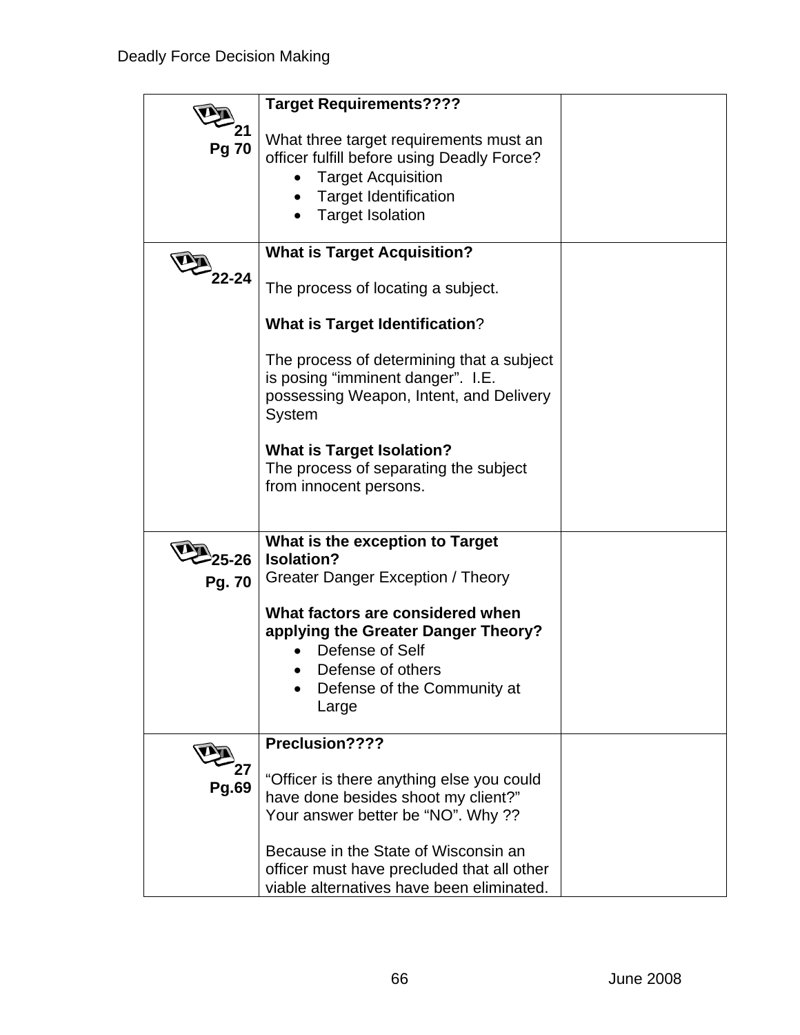| | | |
|---|---|---|
| 21<br>**Pg 70** | **Target Requirements????**<br><br>What three target requirements must an officer fulfill before using Deadly Force?<br>• Target Acquisition<br>• Target Identification<br>• Target Isolation | |
| 22-24 | **What is Target Acquisition?**<br><br>The process of locating a subject.<br><br>**What is Target Identification**?<br><br>The process of determining that a subject is posing "imminent danger". I.E. possessing Weapon, Intent, and Delivery System<br><br>**What is Target Isolation?**<br>The process of separating the subject from innocent persons. | |
| 25-26<br>**Pg. 70** | **What is the exception to Target Isolation?**<br>Greater Danger Exception / Theory<br><br>**What factors are considered when applying the Greater Danger Theory?**<br>• Defense of Self<br>• Defense of others<br>• Defense of the Community at Large | |
| 27<br>**Pg.69** | **Preclusion????**<br><br>"Officer is there anything else you could have done besides shoot my client?" Your answer better be "NO". Why ??<br><br>Because in the State of Wisconsin an officer must have precluded that all other viable alternatives have been eliminated. | |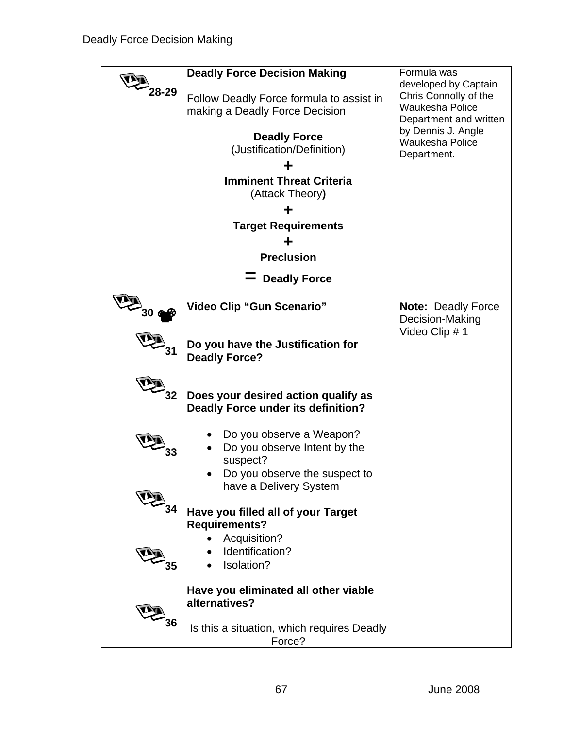| | | |
|---|---|---|
| 28-29 | **Deadly Force Decision Making**<br><br>Follow Deadly Force formula to assist in making a Deadly Force Decision<br><br>**Deadly Force**<br>(Justification/Definition)<br>**+**<br>**Imminent Threat Criteria**<br>(Attack Theory**)**<br>**+**<br>**Target Requirements**<br>**+**<br>**Preclusion**<br>**= Deadly Force** | Formula was developed by Captain Chris Connolly of the Waukesha Police Department and written by Dennis J. Angle Waukesha Police Department. |
| 30<br><br>31<br><br>32<br><br>33<br><br>34<br><br>35<br><br>36 | **Video Clip "Gun Scenario"**<br><br>**Do you have the Justification for Deadly Force?**<br><br>**Does your desired action qualify as Deadly Force under its definition?**<br><br>• Do you observe a Weapon?<br>• Do you observe Intent by the suspect?<br>• Do you observe the suspect to have a Delivery System<br><br>**Have you filled all of your Target Requirements?**<br>• Acquisition?<br>• Identification?<br>• Isolation?<br><br>**Have you eliminated all other viable alternatives?**<br><br>Is this a situation, which requires Deadly Force? | **Note:** Deadly Force Decision-Making Video Clip # 1 |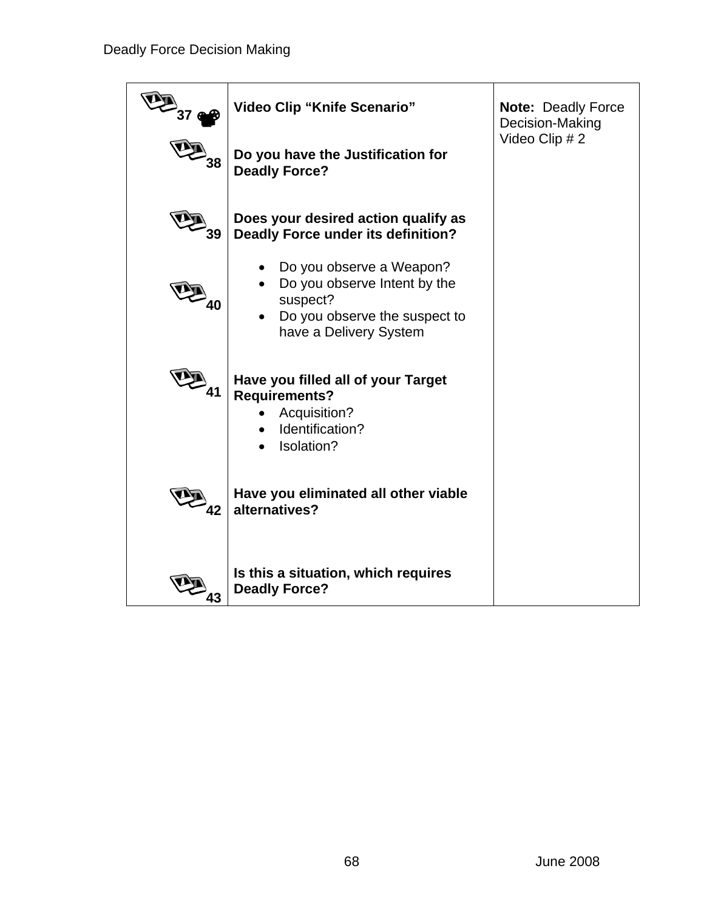| | | |
|---|---|---|
| 37 | **Video Clip "Knife Scenario"** | **Note:** Deadly Force Decision-Making Video Clip # 2 |
| 38 | **Do you have the Justification for Deadly Force?** | |
| 39 | **Does your desired action qualify as Deadly Force under its definition?** | |
| 40 | • Do you observe a Weapon?<br>• Do you observe Intent by the suspect?<br>• Do you observe the suspect to have a Delivery System | |
| 41 | **Have you filled all of your Target Requirements?**<br>• Acquisition?<br>• Identification?<br>• Isolation? | |
| 42 | **Have you eliminated all other viable alternatives?** | |
| 43 | **Is this a situation, which requires Deadly Force?** | |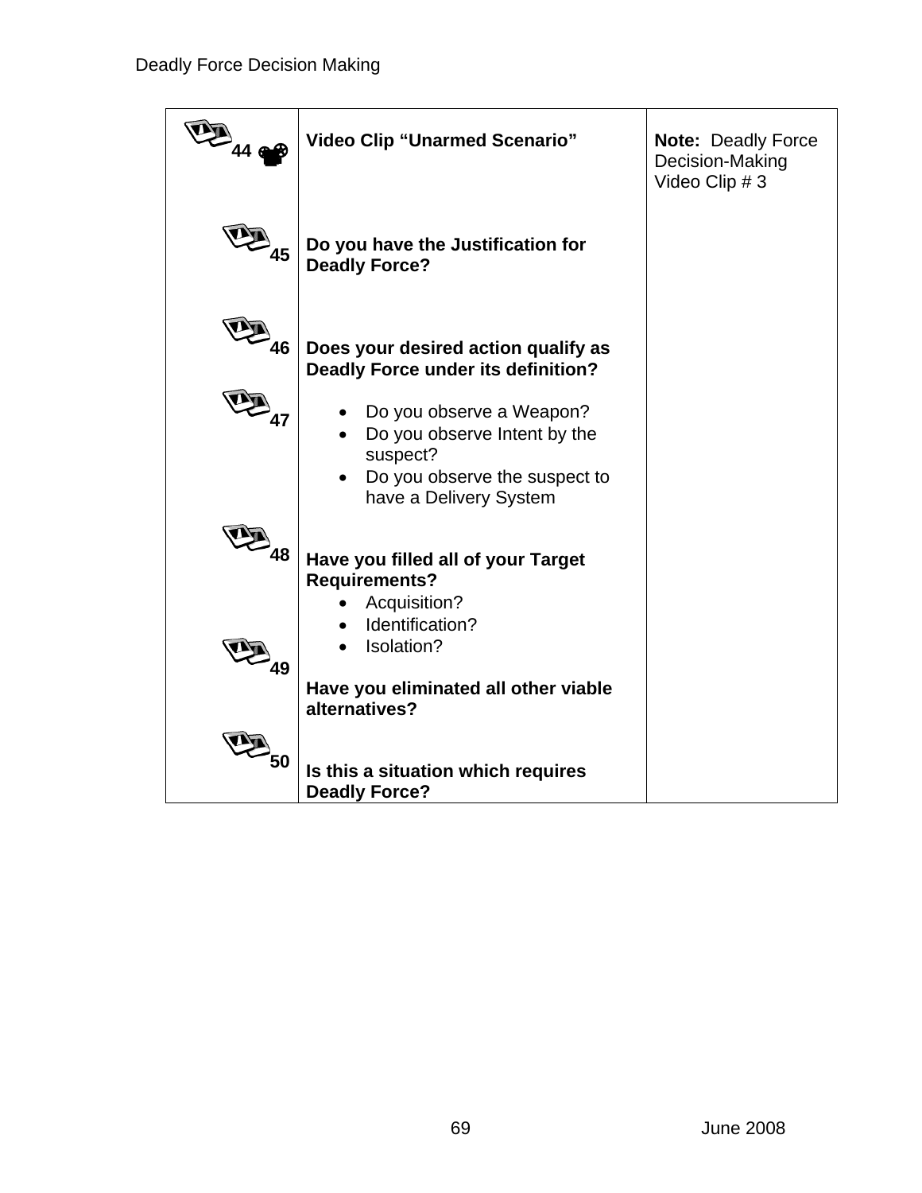| | | |
|---|---|---|
| 44 | **Video Clip "Unarmed Scenario"** | **Note:** Deadly Force Decision-Making Video Clip # 3 |
| 45 | **Do you have the Justification for Deadly Force?** | |
| 46 | **Does your desired action qualify as Deadly Force under its definition?** | |
| 47 | • Do you observe a Weapon?<br>• Do you observe Intent by the suspect?<br>• Do you observe the suspect to have a Delivery System | |
| 48 | **Have you filled all of your Target Requirements?**<br>• Acquisition?<br>• Identification?<br>• Isolation? | |
| 49 | **Have you eliminated all other viable alternatives?** | |
| 50 | **Is this a situation which requires Deadly Force?** | |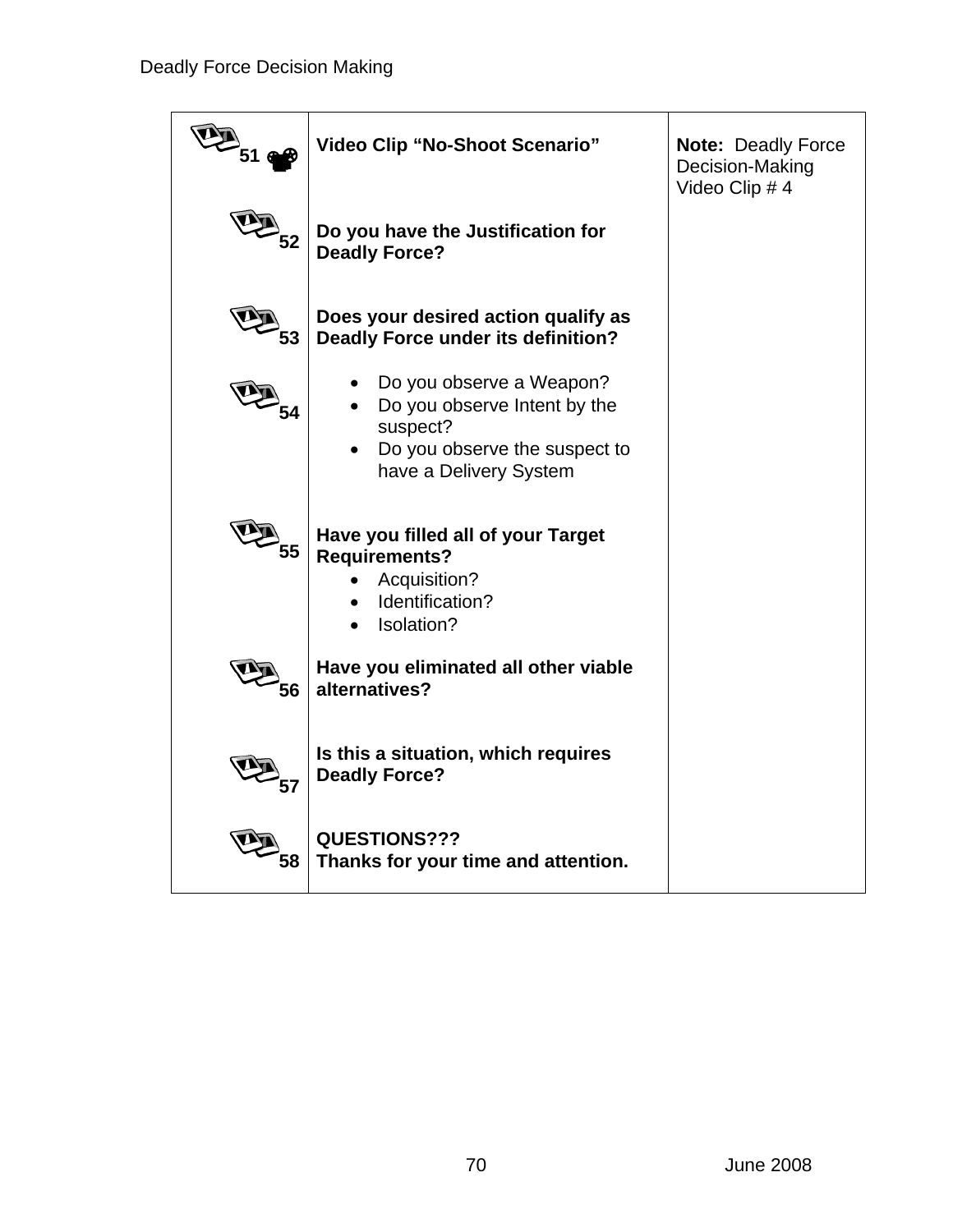| | | |
|---|---|---|
| 51 | **Video Clip "No-Shoot Scenario"** | **Note:** Deadly Force Decision-Making Video Clip # 4 |
| 52 | **Do you have the Justification for Deadly Force?** | |
| 53 | **Does your desired action qualify as Deadly Force under its definition?** | |
| 54 | • Do you observe a Weapon?<br>• Do you observe Intent by the suspect?<br>• Do you observe the suspect to have a Delivery System | |
| 55 | **Have you filled all of your Target Requirements?**<br>• Acquisition?<br>• Identification?<br>• Isolation? | |
| 56 | **Have you eliminated all other viable alternatives?** | |
| 57 | **Is this a situation, which requires Deadly Force?** | |
| 58 | **QUESTIONS???**<br>**Thanks for your time and attention.** | |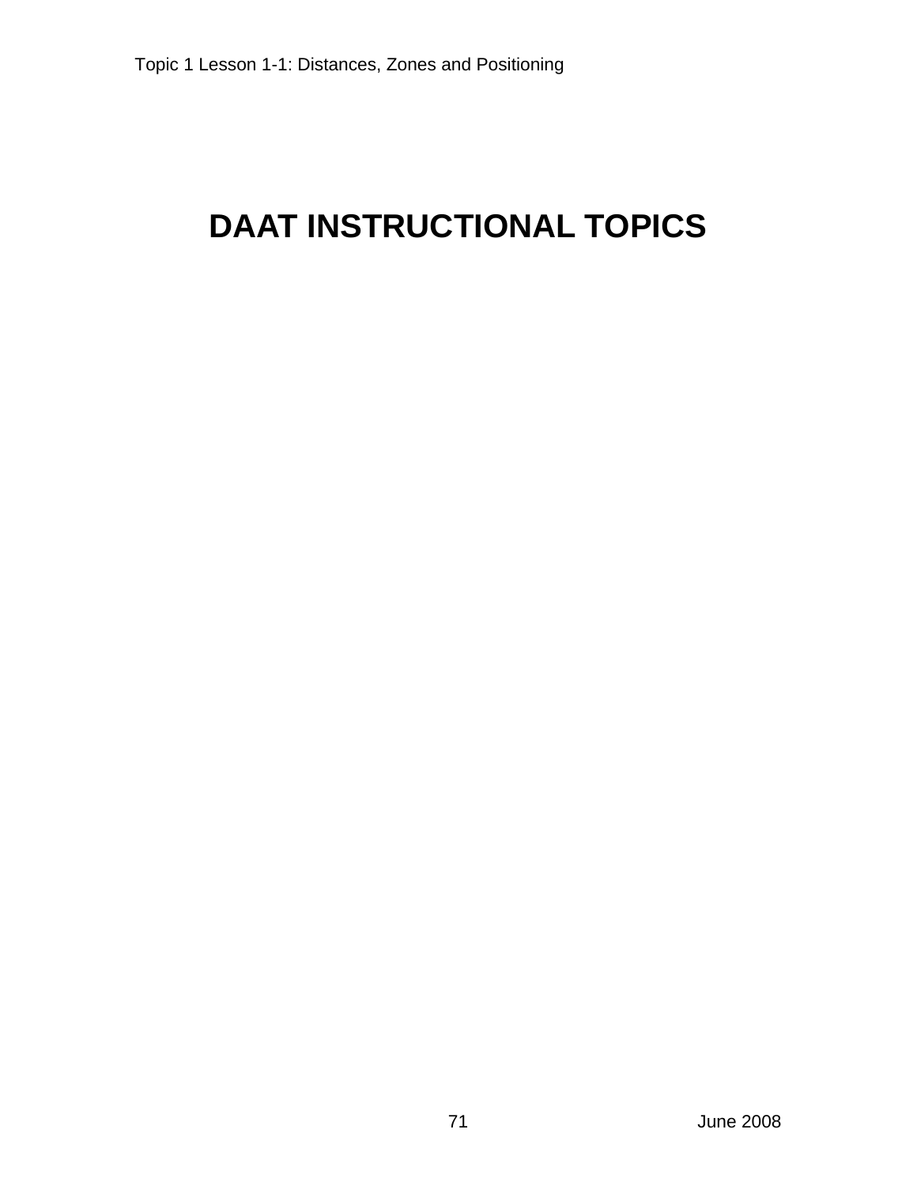# DAAT INSTRUCTIONAL TOPICS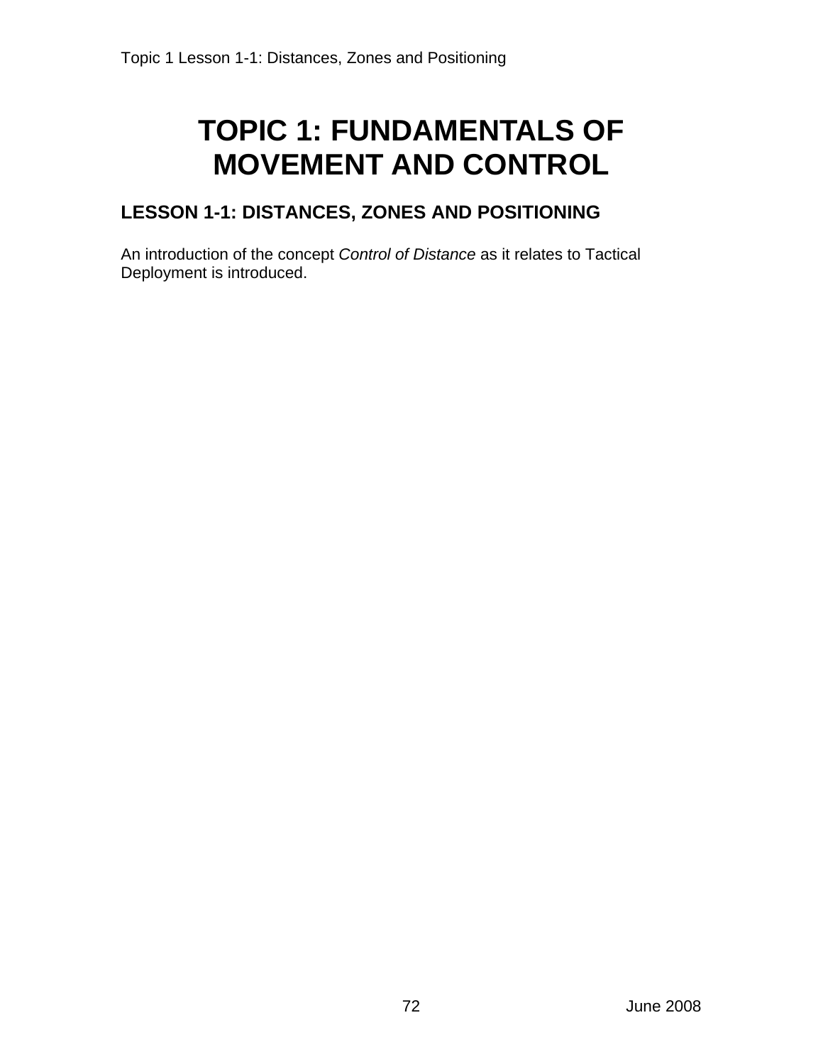# TOPIC 1: FUNDAMENTALS OF MOVEMENT AND CONTROL

## LESSON 1-1: DISTANCES, ZONES AND POSITIONING

An introduction of the concept *Control of Distance* as it relates to Tactical Deployment is introduced.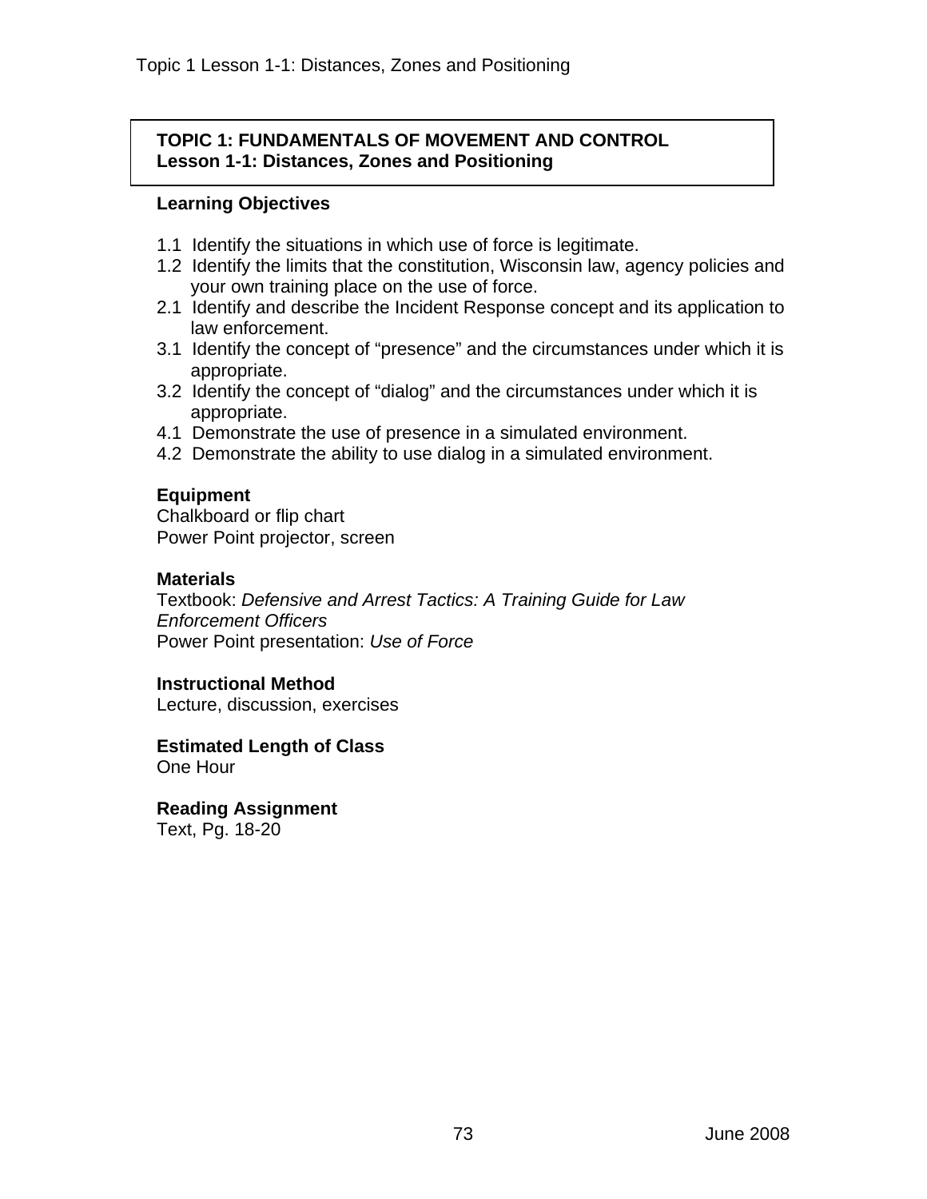## TOPIC 1: FUNDAMENTALS OF MOVEMENT AND CONTROL
### Lesson 1-1: Distances, Zones and Positioning

**Learning Objectives**

1.1 Identify the situations in which use of force is legitimate.
1.2 Identify the limits that the constitution, Wisconsin law, agency policies and your own training place on the use of force.
2.1 Identify and describe the Incident Response concept and its application to law enforcement.
3.1 Identify the concept of "presence" and the circumstances under which it is appropriate.
3.2 Identify the concept of "dialog" and the circumstances under which it is appropriate.
4.1 Demonstrate the use of presence in a simulated environment.
4.2 Demonstrate the ability to use dialog in a simulated environment.

**Equipment**
Chalkboard or flip chart
Power Point projector, screen

**Materials**
Textbook: *Defensive and Arrest Tactics: A Training Guide for Law Enforcement Officers*
Power Point presentation: *Use of Force*

**Instructional Method**
Lecture, discussion, exercises

**Estimated Length of Class**
One Hour

**Reading Assignment**
Text, Pg. 18-20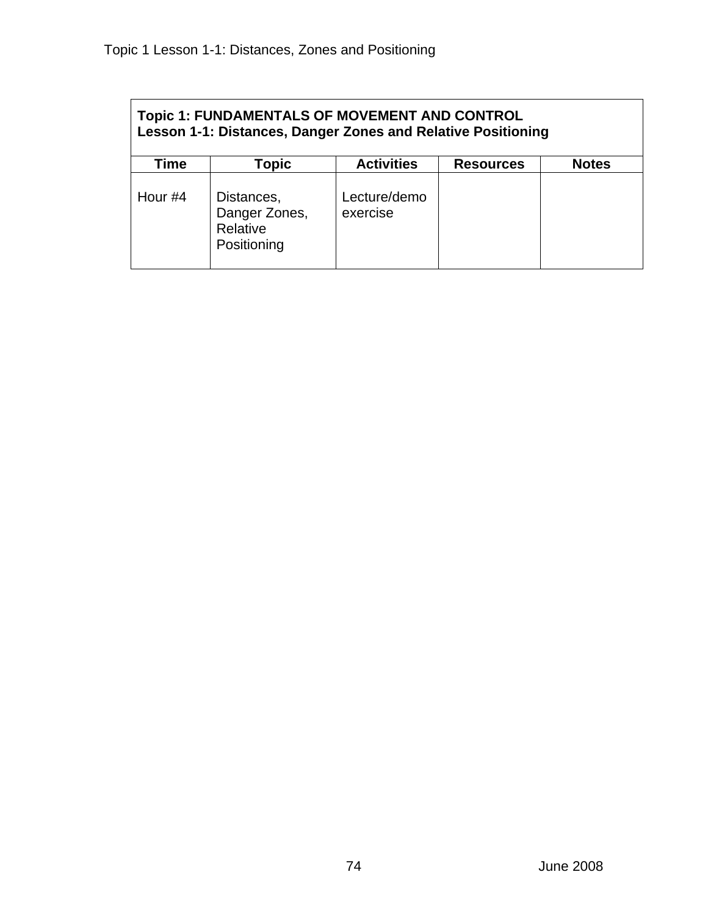**Topic 1: FUNDAMENTALS OF MOVEMENT AND CONTROL**
**Lesson 1-1: Distances, Danger Zones and Relative Positioning**

| Time | Topic | Activities | Resources | Notes |
|---|---|---|---|---|
| Hour #4 | Distances, Danger Zones, Relative Positioning | Lecture/demo exercise | | |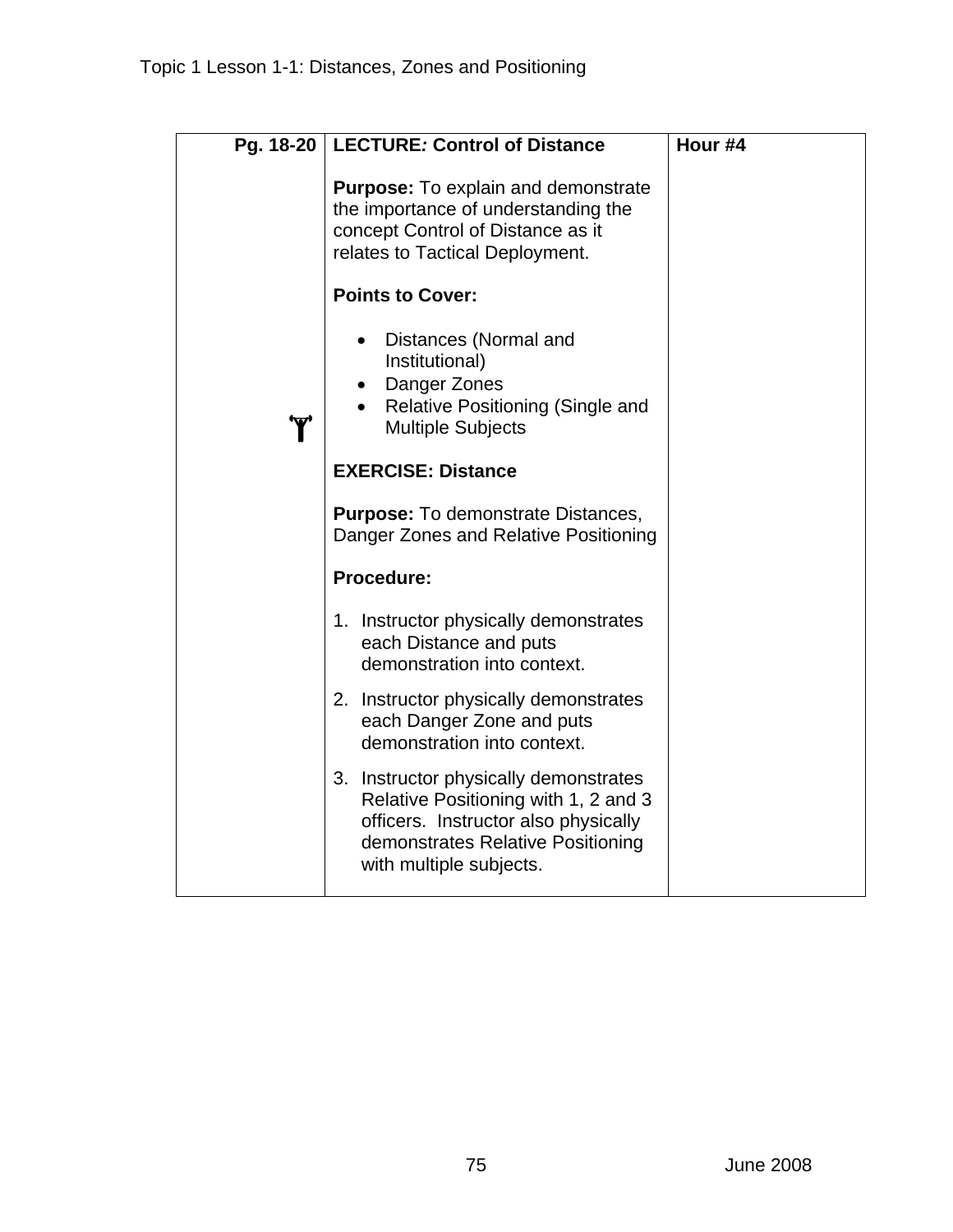| Pg. 18-20 | **LECTURE*:* Control of Distance**<br><br>**Purpose:** To explain and demonstrate the importance of understanding the concept Control of Distance as it relates to Tactical Deployment.<br><br>**Points to Cover:**<br><br>• Distances (Normal and Institutional)<br>• Danger Zones<br>• Relative Positioning (Single and Multiple Subjects<br><br>**EXERCISE: Distance**<br><br>**Purpose:** To demonstrate Distances, Danger Zones and Relative Positioning<br><br>**Procedure:**<br><br>1. Instructor physically demonstrates each Distance and puts demonstration into context.<br>2. Instructor physically demonstrates each Danger Zone and puts demonstration into context.<br>3. Instructor physically demonstrates Relative Positioning with 1, 2 and 3 officers. Instructor also physically demonstrates Relative Positioning with multiple subjects. | **Hour #4** |
|---|---|---|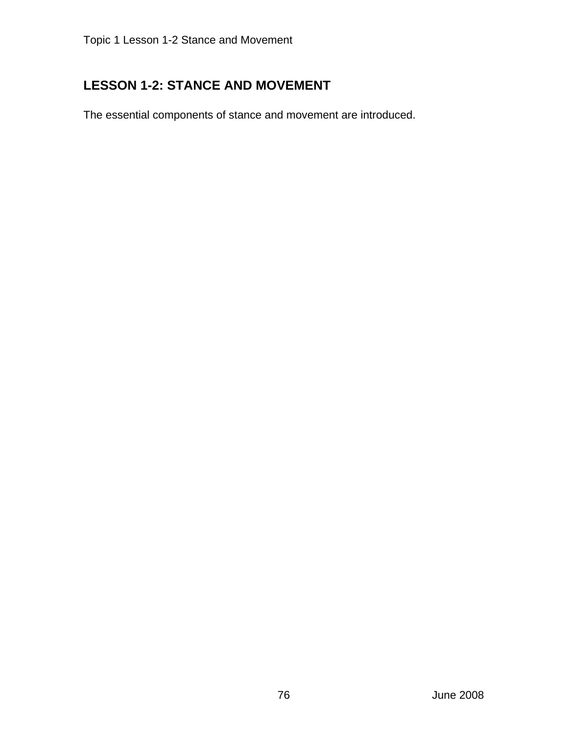## LESSON 1-2: STANCE AND MOVEMENT

The essential components of stance and movement are introduced.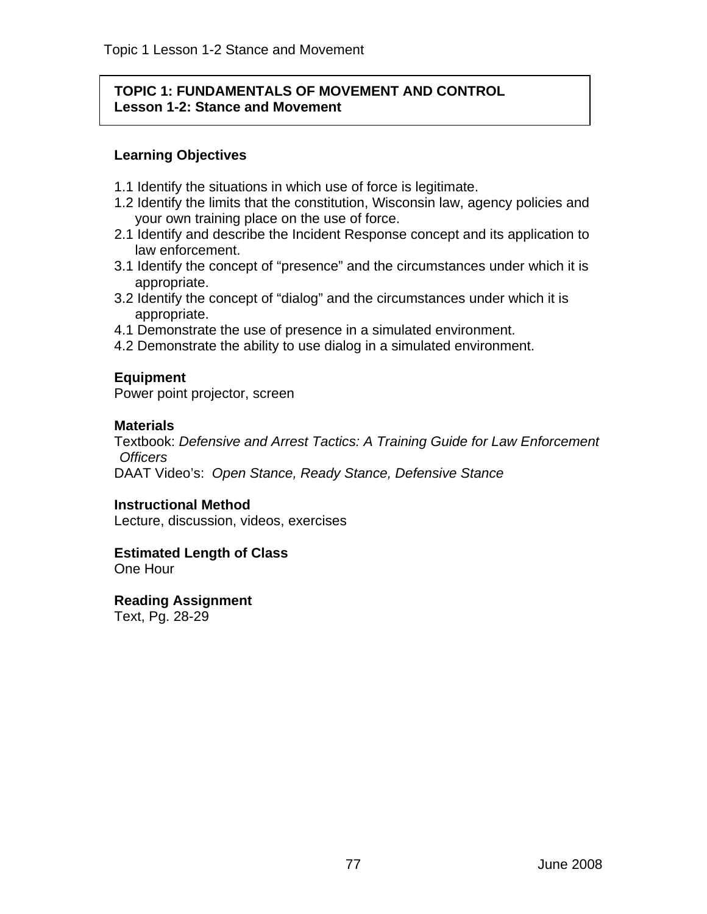**TOPIC 1: FUNDAMENTALS OF MOVEMENT AND CONTROL**
**Lesson 1-2: Stance and Movement**

### Learning Objectives

1.1 Identify the situations in which use of force is legitimate.
1.2 Identify the limits that the constitution, Wisconsin law, agency policies and your own training place on the use of force.
2.1 Identify and describe the Incident Response concept and its application to law enforcement.
3.1 Identify the concept of "presence" and the circumstances under which it is appropriate.
3.2 Identify the concept of "dialog" and the circumstances under which it is appropriate.
4.1 Demonstrate the use of presence in a simulated environment.
4.2 Demonstrate the ability to use dialog in a simulated environment.

### Equipment

Power point projector, screen

### Materials

Textbook: *Defensive and Arrest Tactics: A Training Guide for Law Enforcement Officers*
DAAT Video's: *Open Stance, Ready Stance, Defensive Stance*

### Instructional Method

Lecture, discussion, videos, exercises

### Estimated Length of Class

One Hour

### Reading Assignment

Text, Pg. 28-29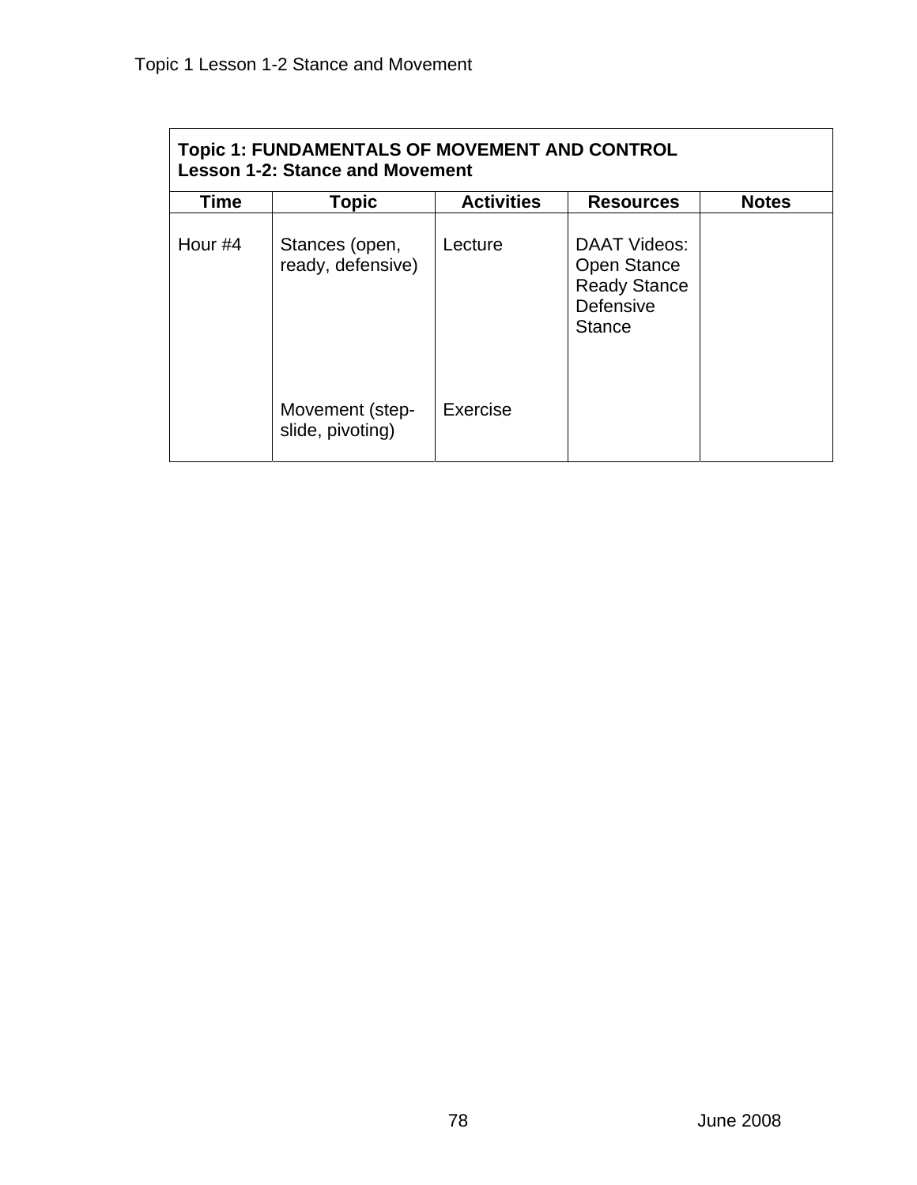| Topic 1: FUNDAMENTALS OF MOVEMENT AND CONTROL<br>Lesson 1-2: Stance and Movement | | | | |
|---|---|---|---|---|
| **Time** | **Topic** | **Activities** | **Resources** | **Notes** |
| Hour #4 | Stances (open, ready, defensive) | Lecture | DAAT Videos:<br>Open Stance<br>Ready Stance<br>Defensive Stance | |
| | Movement (step-slide, pivoting) | Exercise | | |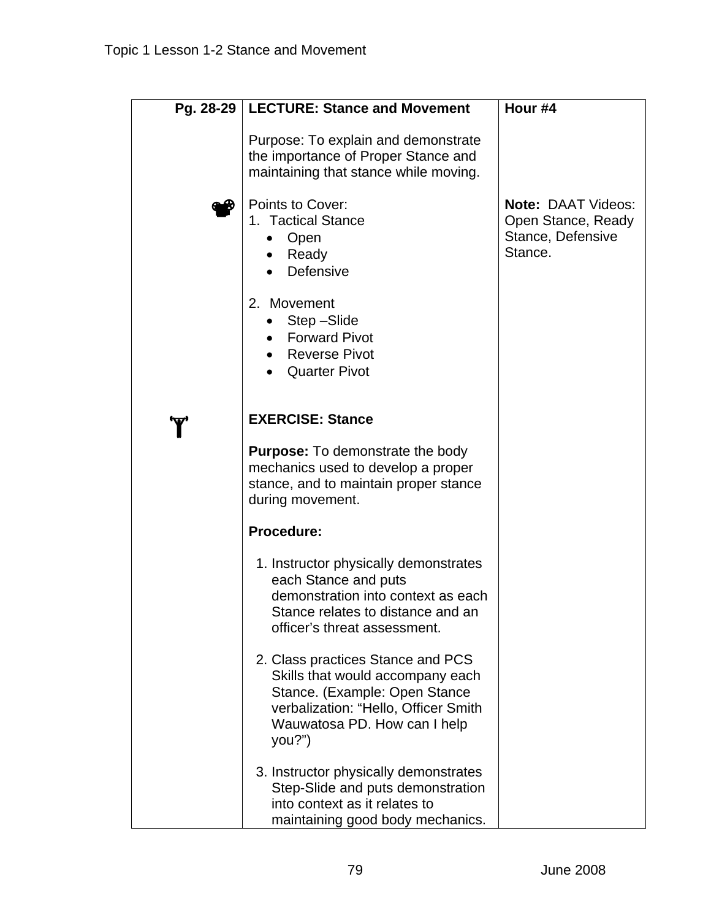| Pg. 28-29 | **LECTURE: Stance and Movement**<br><br>Purpose: To explain and demonstrate the importance of Proper Stance and maintaining that stance while moving.<br><br>Points to Cover:<br>1. Tactical Stance<br>• Open<br>• Ready<br>• Defensive<br><br>2. Movement<br>• Step –Slide<br>• Forward Pivot<br>• Reverse Pivot<br>• Quarter Pivot<br><br>**EXERCISE: Stance**<br><br>**Purpose:** To demonstrate the body mechanics used to develop a proper stance, and to maintain proper stance during movement.<br><br>**Procedure:**<br><br>1. Instructor physically demonstrates each Stance and puts demonstration into context as each Stance relates to distance and an officer's threat assessment.<br><br>2. Class practices Stance and PCS Skills that would accompany each Stance. (Example: Open Stance verbalization: "Hello, Officer Smith Wauwatosa PD. How can I help you?")<br><br>3. Instructor physically demonstrates Step-Slide and puts demonstration into context as it relates to maintaining good body mechanics. | **Hour #4**<br><br>**Note:** DAAT Videos: Open Stance, Ready Stance, Defensive Stance. |
|---|---|---|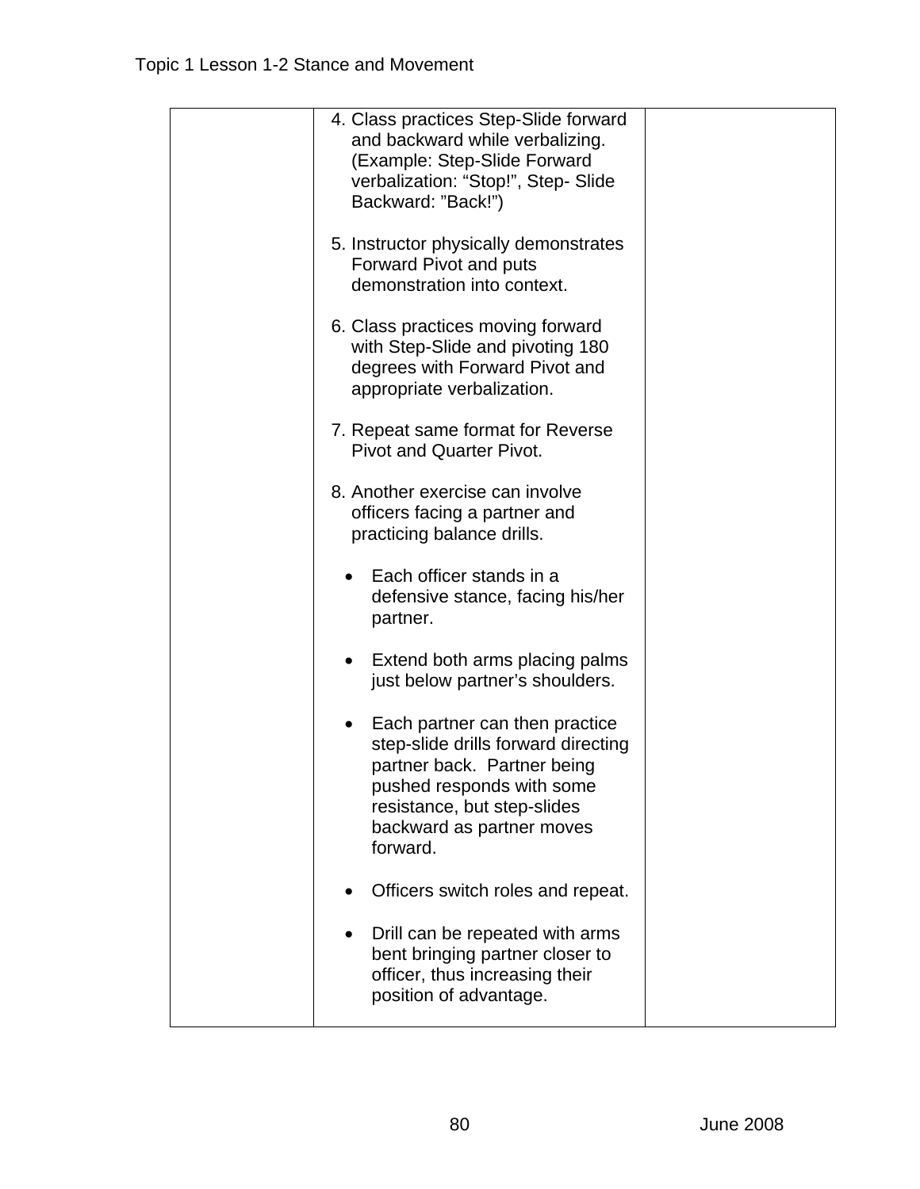| | | |
|---|---|---|
| | 4. Class practices Step-Slide forward and backward while verbalizing. (Example: Step-Slide Forward verbalization: "Stop!", Step- Slide Backward: "Back!")<br><br>5. Instructor physically demonstrates Forward Pivot and puts demonstration into context.<br><br>6. Class practices moving forward with Step-Slide and pivoting 180 degrees with Forward Pivot and appropriate verbalization.<br><br>7. Repeat same format for Reverse Pivot and Quarter Pivot.<br><br>8. Another exercise can involve officers facing a partner and practicing balance drills.<br><br>• Each officer stands in a defensive stance, facing his/her partner.<br><br>• Extend both arms placing palms just below partner's shoulders.<br><br>• Each partner can then practice step-slide drills forward directing partner back. Partner being pushed responds with some resistance, but step-slides backward as partner moves forward.<br><br>• Officers switch roles and repeat.<br><br>• Drill can be repeated with arms bent bringing partner closer to officer, thus increasing their position of advantage. | |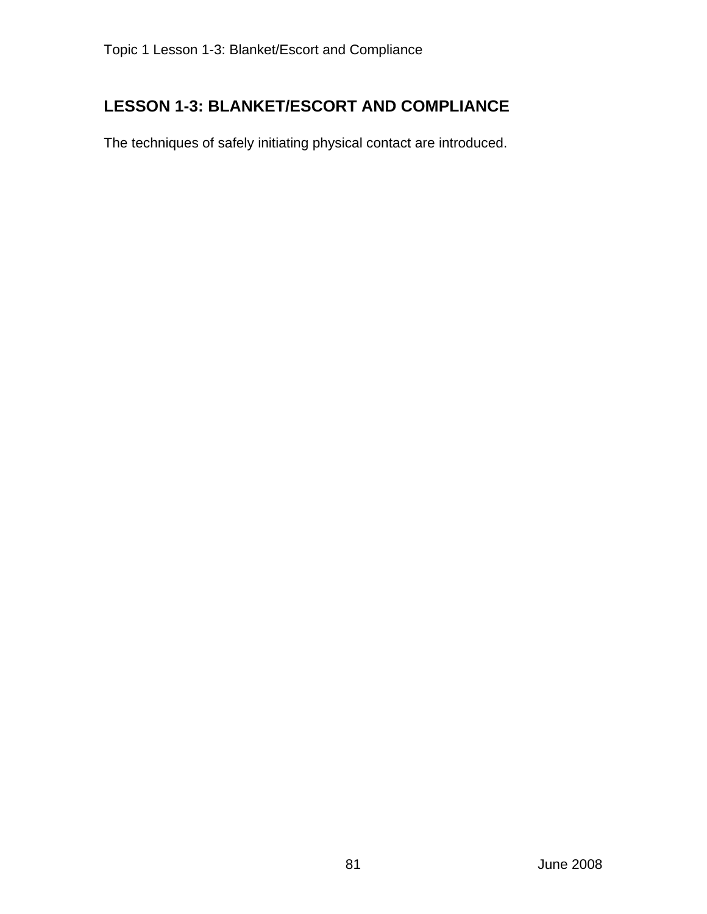# LESSON 1-3: BLANKET/ESCORT AND COMPLIANCE

The techniques of safely initiating physical contact are introduced.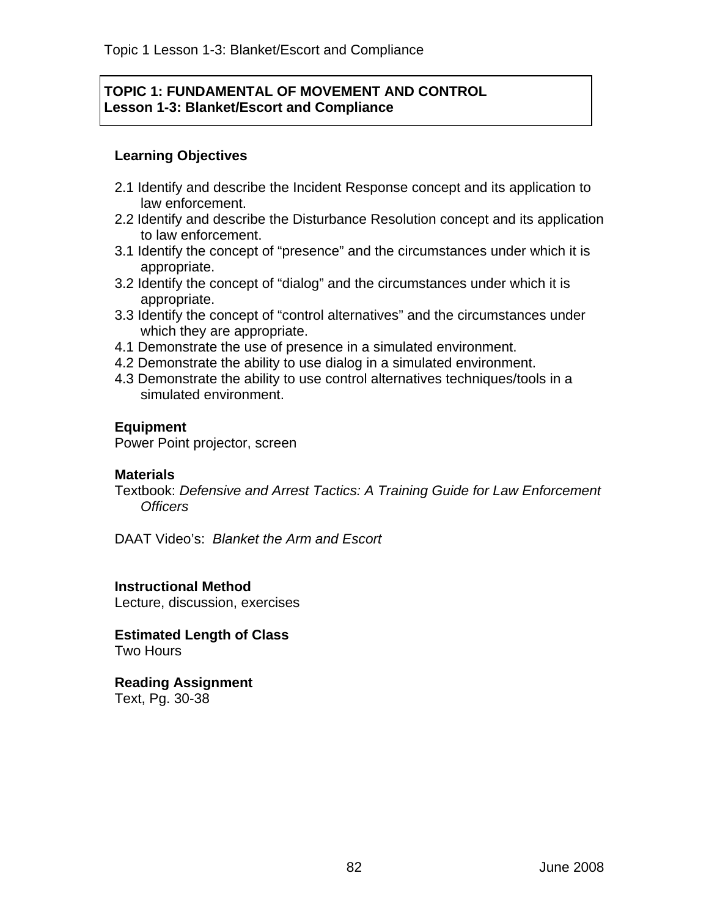**TOPIC 1: FUNDAMENTAL OF MOVEMENT AND CONTROL**
**Lesson 1-3: Blanket/Escort and Compliance**

## Learning Objectives

2.1 Identify and describe the Incident Response concept and its application to law enforcement.
2.2 Identify and describe the Disturbance Resolution concept and its application to law enforcement.
3.1 Identify the concept of "presence" and the circumstances under which it is appropriate.
3.2 Identify the concept of "dialog" and the circumstances under which it is appropriate.
3.3 Identify the concept of "control alternatives" and the circumstances under which they are appropriate.
4.1 Demonstrate the use of presence in a simulated environment.
4.2 Demonstrate the ability to use dialog in a simulated environment.
4.3 Demonstrate the ability to use control alternatives techniques/tools in a simulated environment.

**Equipment**
Power Point projector, screen

**Materials**
Textbook: *Defensive and Arrest Tactics: A Training Guide for Law Enforcement Officers*

DAAT Video's: *Blanket the Arm and Escort*

**Instructional Method**
Lecture, discussion, exercises

**Estimated Length of Class**
Two Hours

**Reading Assignment**
Text, Pg. 30-38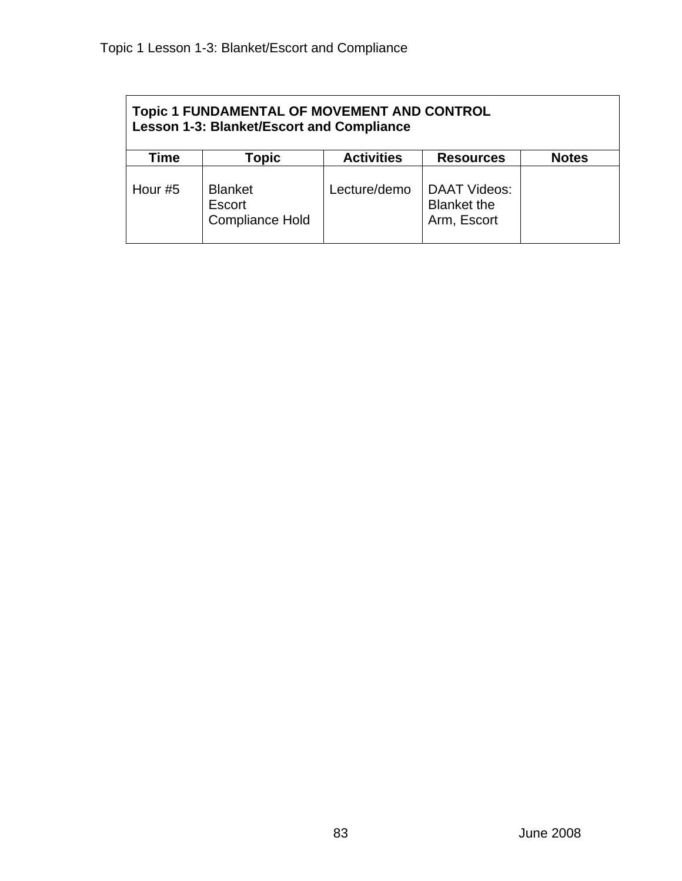| **Topic 1 FUNDAMENTAL OF MOVEMENT AND CONTROL**<br>**Lesson 1-3: Blanket/Escort and Compliance** | | | | |
|---|---|---|---|---|
| **Time** | **Topic** | **Activities** | **Resources** | **Notes** |
| Hour #5 | Blanket<br>Escort<br>Compliance Hold | Lecture/demo | DAAT Videos: Blanket the Arm, Escort | |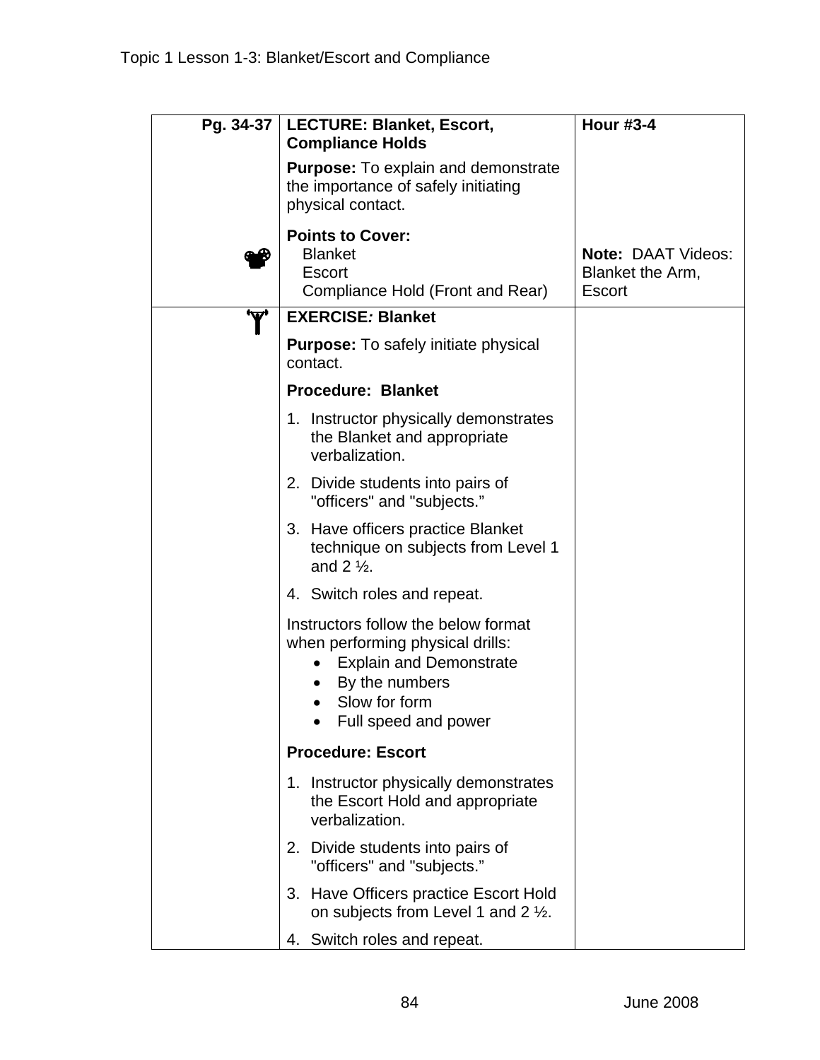| | | |
|---|---|---|
| Pg. 34-37 | **LECTURE: Blanket, Escort, Compliance Holds**<br><br>**Purpose:** To explain and demonstrate the importance of safely initiating physical contact.<br><br>**Points to Cover:**<br>Blanket<br>Escort<br>Compliance Hold (Front and Rear) | **Hour #3-4**<br><br>**Note:** DAAT Videos: Blanket the Arm, Escort |
| | **EXERCISE: Blanket**<br><br>**Purpose:** To safely initiate physical contact.<br><br>**Procedure: Blanket**<br><br>1. Instructor physically demonstrates the Blanket and appropriate verbalization.<br>2. Divide students into pairs of "officers" and "subjects."<br>3. Have officers practice Blanket technique on subjects from Level 1 and 2 ½.<br>4. Switch roles and repeat.<br><br>Instructors follow the below format when performing physical drills:<br>• Explain and Demonstrate<br>• By the numbers<br>• Slow for form<br>• Full speed and power<br><br>**Procedure: Escort**<br><br>1. Instructor physically demonstrates the Escort Hold and appropriate verbalization.<br>2. Divide students into pairs of "officers" and "subjects."<br>3. Have Officers practice Escort Hold on subjects from Level 1 and 2 ½.<br>4. Switch roles and repeat. | |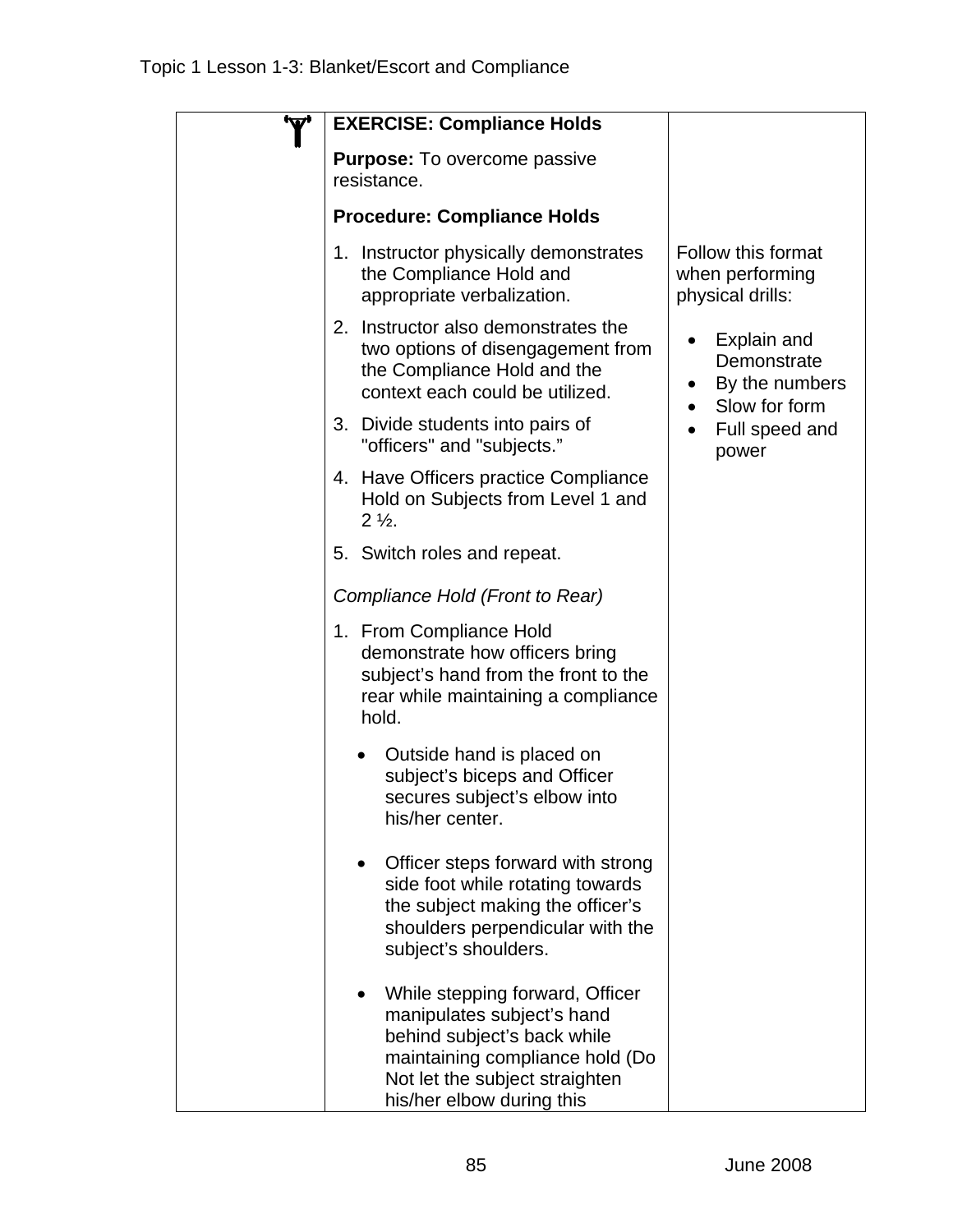| | **EXERCISE: Compliance Holds**<br><br>**Purpose:** To overcome passive resistance.<br><br>**Procedure: Compliance Holds**<br><br>1. Instructor physically demonstrates the Compliance Hold and appropriate verbalization.<br>2. Instructor also demonstrates the two options of disengagement from the Compliance Hold and the context each could be utilized.<br>3. Divide students into pairs of "officers" and "subjects."<br>4. Have Officers practice Compliance Hold on Subjects from Level 1 and 2 ½.<br>5. Switch roles and repeat.<br><br>*Compliance Hold (Front to Rear)*<br><br>1. From Compliance Hold demonstrate how officers bring subject's hand from the front to the rear while maintaining a compliance hold.<br>• Outside hand is placed on subject's biceps and Officer secures subject's elbow into his/her center.<br>• Officer steps forward with strong side foot while rotating towards the subject making the officer's shoulders perpendicular with the subject's shoulders.<br>• While stepping forward, Officer manipulates subject's hand behind subject's back while maintaining compliance hold (Do Not let the subject straighten his/her elbow during this | Follow this format when performing physical drills:<br><br>• Explain and Demonstrate<br>• By the numbers<br>• Slow for form<br>• Full speed and power |
|---|---|---|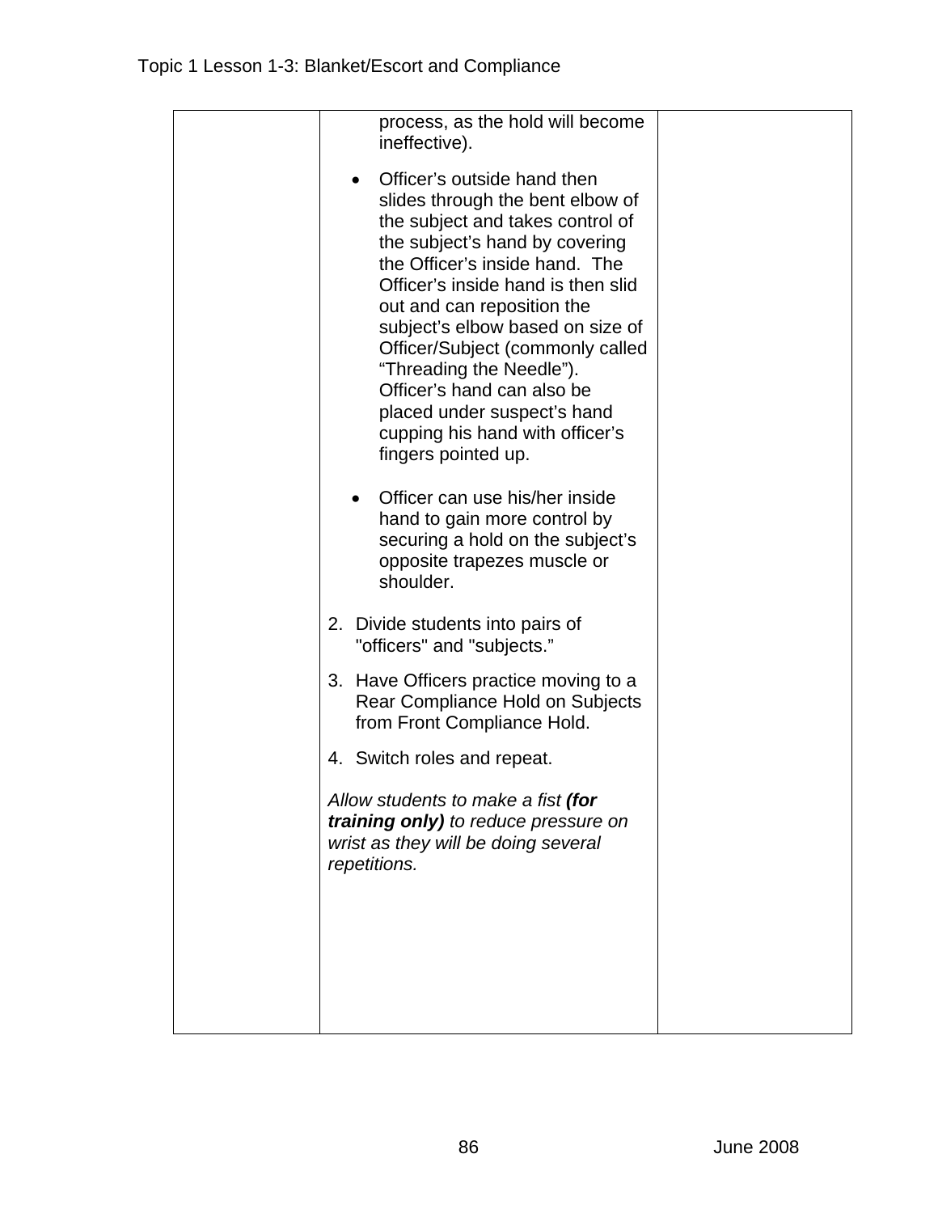| | | |
|---|---|---|
| | process, as the hold will become ineffective).<br><br>• Officer's outside hand then slides through the bent elbow of the subject and takes control of the subject's hand by covering the Officer's inside hand. The Officer's inside hand is then slid out and can reposition the subject's elbow based on size of Officer/Subject (commonly called "Threading the Needle"). Officer's hand can also be placed under suspect's hand cupping his hand with officer's fingers pointed up.<br><br>• Officer can use his/her inside hand to gain more control by securing a hold on the subject's opposite trapezes muscle or shoulder.<br><br>2. Divide students into pairs of "officers" and "subjects."<br><br>3. Have Officers practice moving to a Rear Compliance Hold on Subjects from Front Compliance Hold.<br><br>4. Switch roles and repeat.<br><br>*Allow students to make a fist* ***(for training only)*** *to reduce pressure on wrist as they will be doing several repetitions.* | |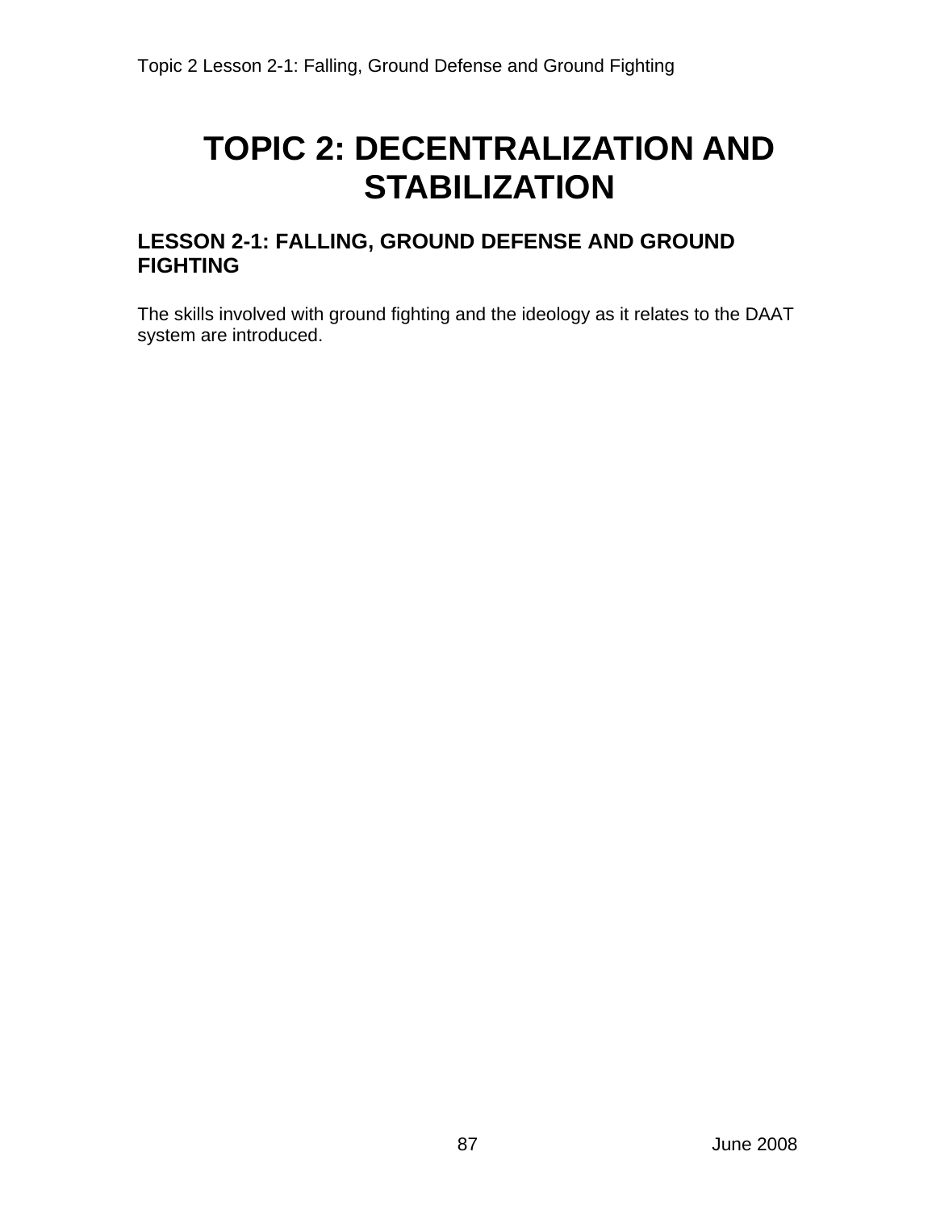# TOPIC 2: DECENTRALIZATION AND STABILIZATION

## LESSON 2-1: FALLING, GROUND DEFENSE AND GROUND FIGHTING

The skills involved with ground fighting and the ideology as it relates to the DAAT system are introduced.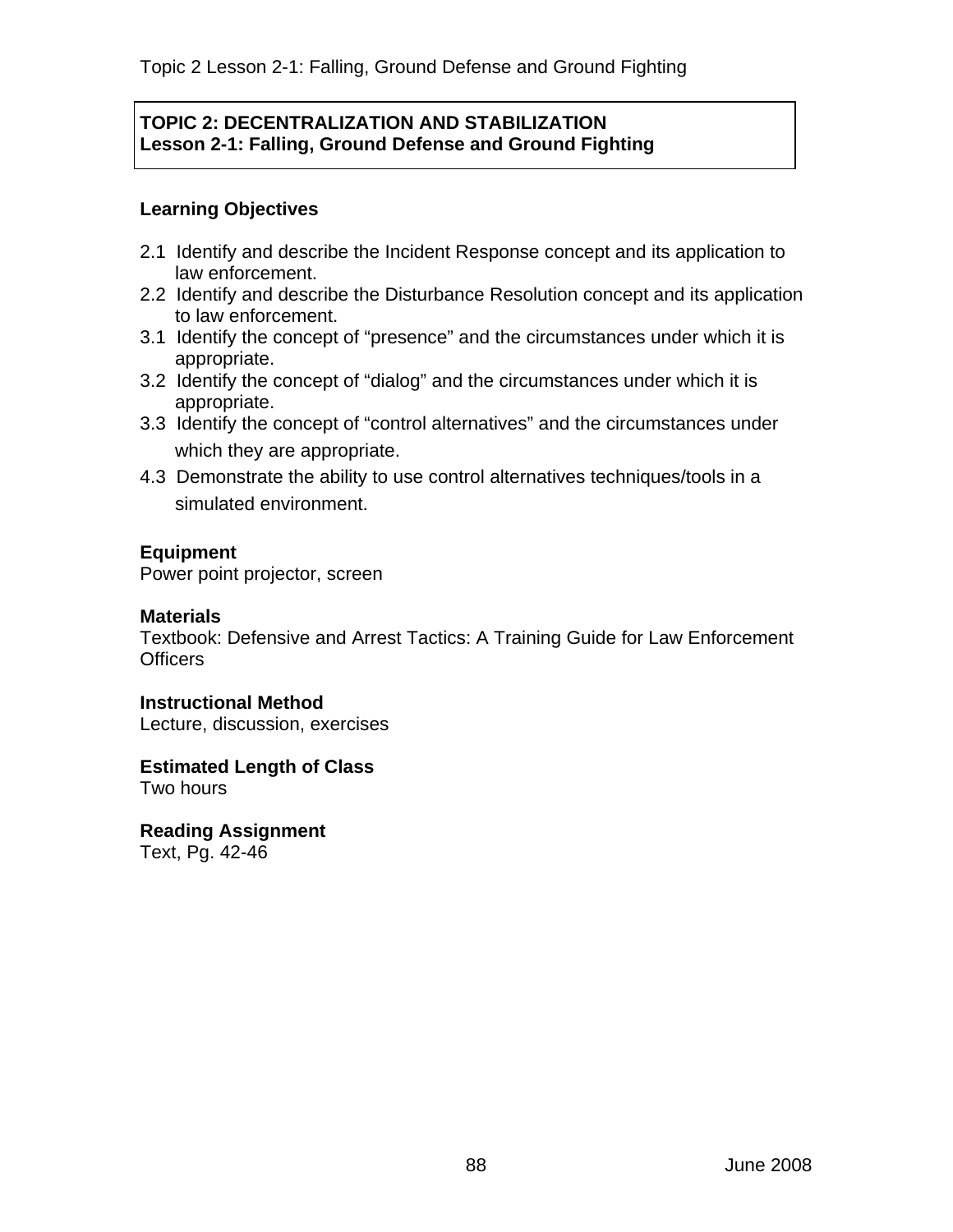**TOPIC 2: DECENTRALIZATION AND STABILIZATION**
**Lesson 2-1: Falling, Ground Defense and Ground Fighting**

### Learning Objectives

2.1 Identify and describe the Incident Response concept and its application to law enforcement.
2.2 Identify and describe the Disturbance Resolution concept and its application to law enforcement.
3.1 Identify the concept of "presence" and the circumstances under which it is appropriate.
3.2 Identify the concept of "dialog" and the circumstances under which it is appropriate.
3.3 Identify the concept of "control alternatives" and the circumstances under which they are appropriate.
4.3 Demonstrate the ability to use control alternatives techniques/tools in a simulated environment.

### Equipment
Power point projector, screen

### Materials
Textbook: Defensive and Arrest Tactics: A Training Guide for Law Enforcement Officers

### Instructional Method
Lecture, discussion, exercises

### Estimated Length of Class
Two hours

### Reading Assignment
Text, Pg. 42-46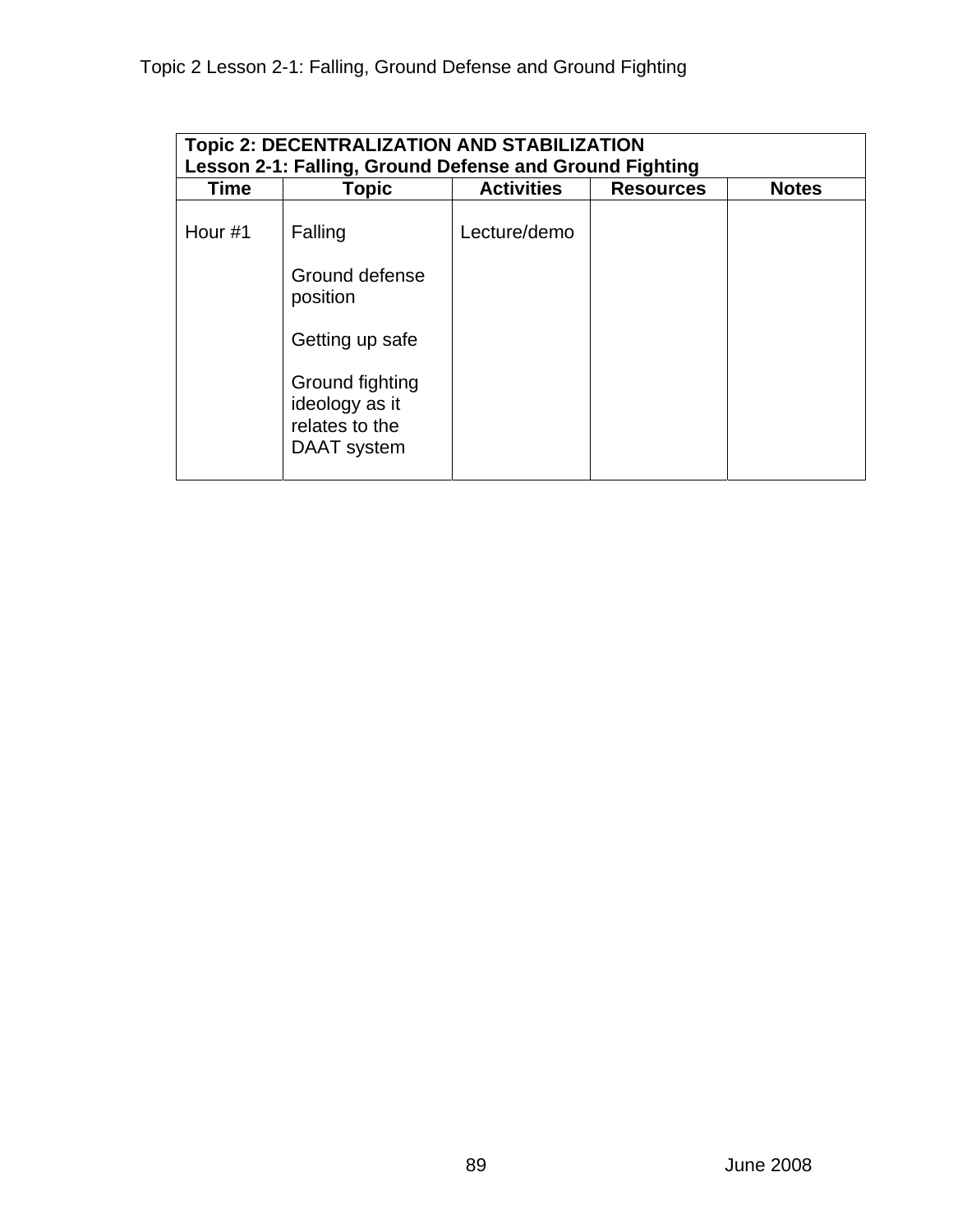| **Topic 2: DECENTRALIZATION AND STABILIZATION<br>Lesson 2-1: Falling, Ground Defense and Ground Fighting** | | | | |
|---|---|---|---|---|
| **Time** | **Topic** | **Activities** | **Resources** | **Notes** |
| Hour #1 | Falling<br><br>Ground defense position<br><br>Getting up safe<br><br>Ground fighting ideology as it relates to the DAAT system | Lecture/demo | | |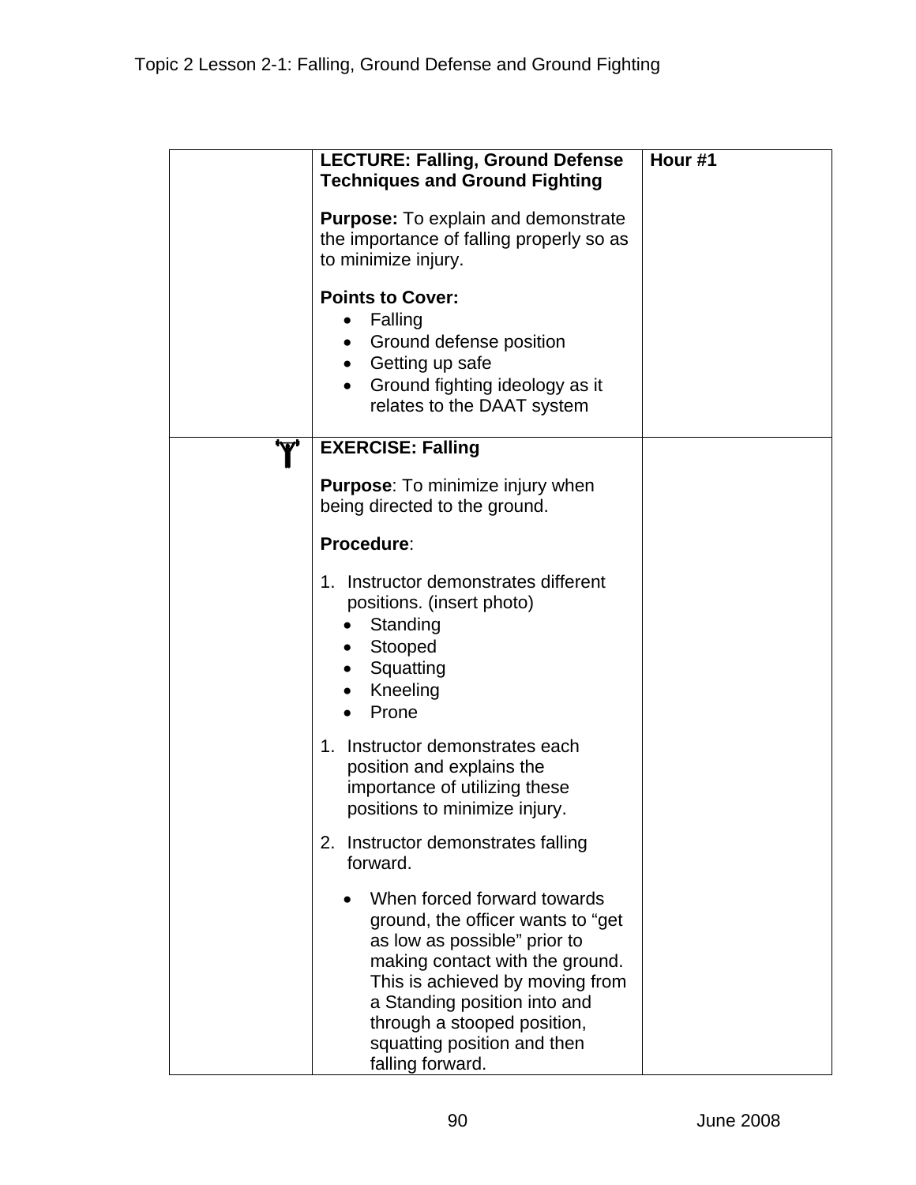| | **LECTURE: Falling, Ground Defense Techniques and Ground Fighting**<br><br>**Purpose:** To explain and demonstrate the importance of falling properly so as to minimize injury.<br><br>**Points to Cover:**<br>• Falling<br>• Ground defense position<br>• Getting up safe<br>• Ground fighting ideology as it relates to the DAAT system | **Hour #1** |
|---|---|---|
| Y | **EXERCISE: Falling**<br><br>**Purpose**: To minimize injury when being directed to the ground.<br><br>**Procedure**:<br><br>1. Instructor demonstrates different positions. (insert photo)<br>• Standing<br>• Stooped<br>• Squatting<br>• Kneeling<br>• Prone<br><br>1. Instructor demonstrates each position and explains the importance of utilizing these positions to minimize injury.<br><br>2. Instructor demonstrates falling forward.<br><br>• When forced forward towards ground, the officer wants to "get as low as possible" prior to making contact with the ground. This is achieved by moving from a Standing position into and through a stooped position, squatting position and then falling forward. | |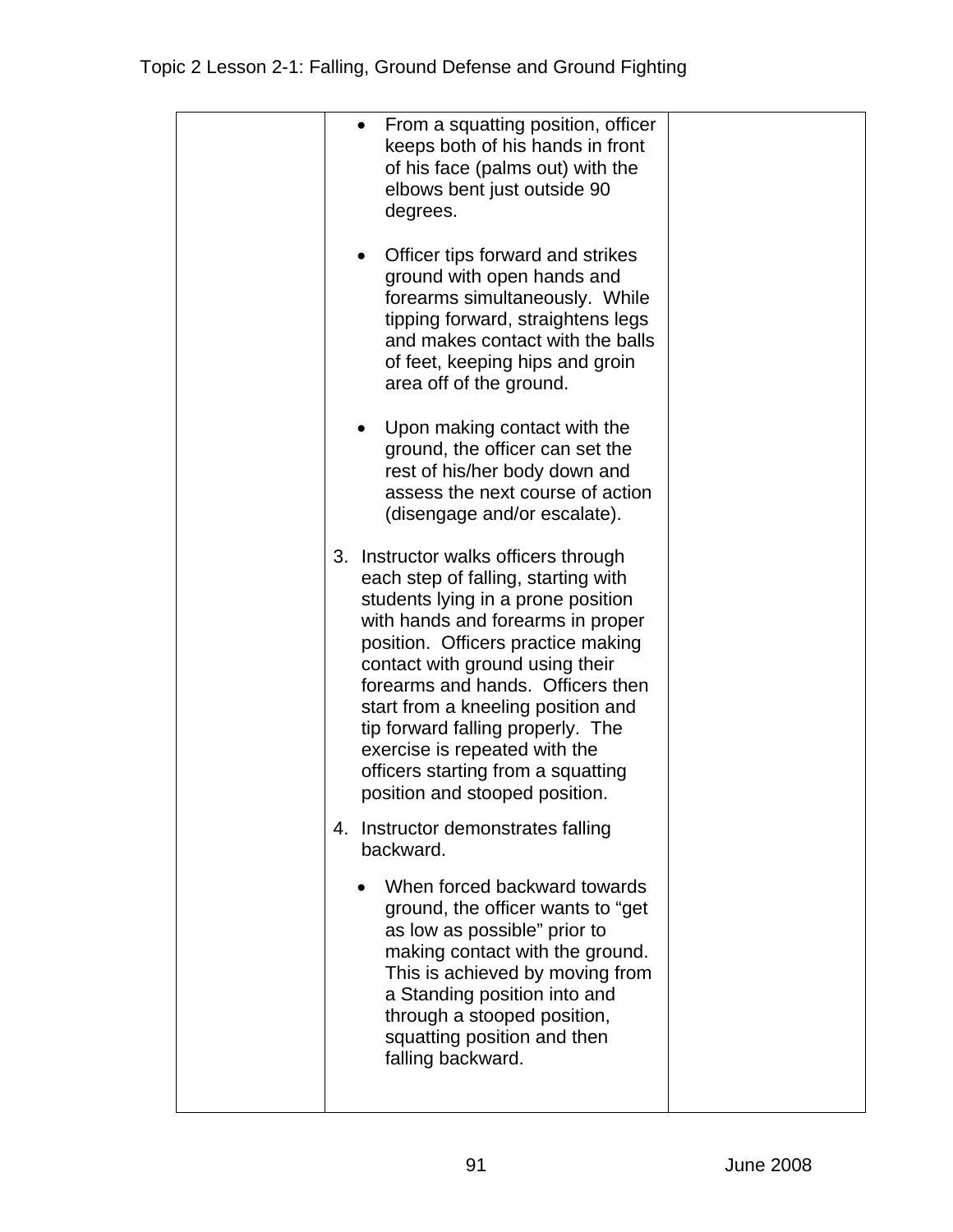| | | |
|---|---|---|
| | • From a squatting position, officer keeps both of his hands in front of his face (palms out) with the elbows bent just outside 90 degrees.<br><br>• Officer tips forward and strikes ground with open hands and forearms simultaneously. While tipping forward, straightens legs and makes contact with the balls of feet, keeping hips and groin area off of the ground.<br><br>• Upon making contact with the ground, the officer can set the rest of his/her body down and assess the next course of action (disengage and/or escalate).<br><br>3. Instructor walks officers through each step of falling, starting with students lying in a prone position with hands and forearms in proper position. Officers practice making contact with ground using their forearms and hands. Officers then start from a kneeling position and tip forward falling properly. The exercise is repeated with the officers starting from a squatting position and stooped position.<br><br>4. Instructor demonstrates falling backward.<br><br>• When forced backward towards ground, the officer wants to "get as low as possible" prior to making contact with the ground. This is achieved by moving from a Standing position into and through a stooped position, squatting position and then falling backward. | |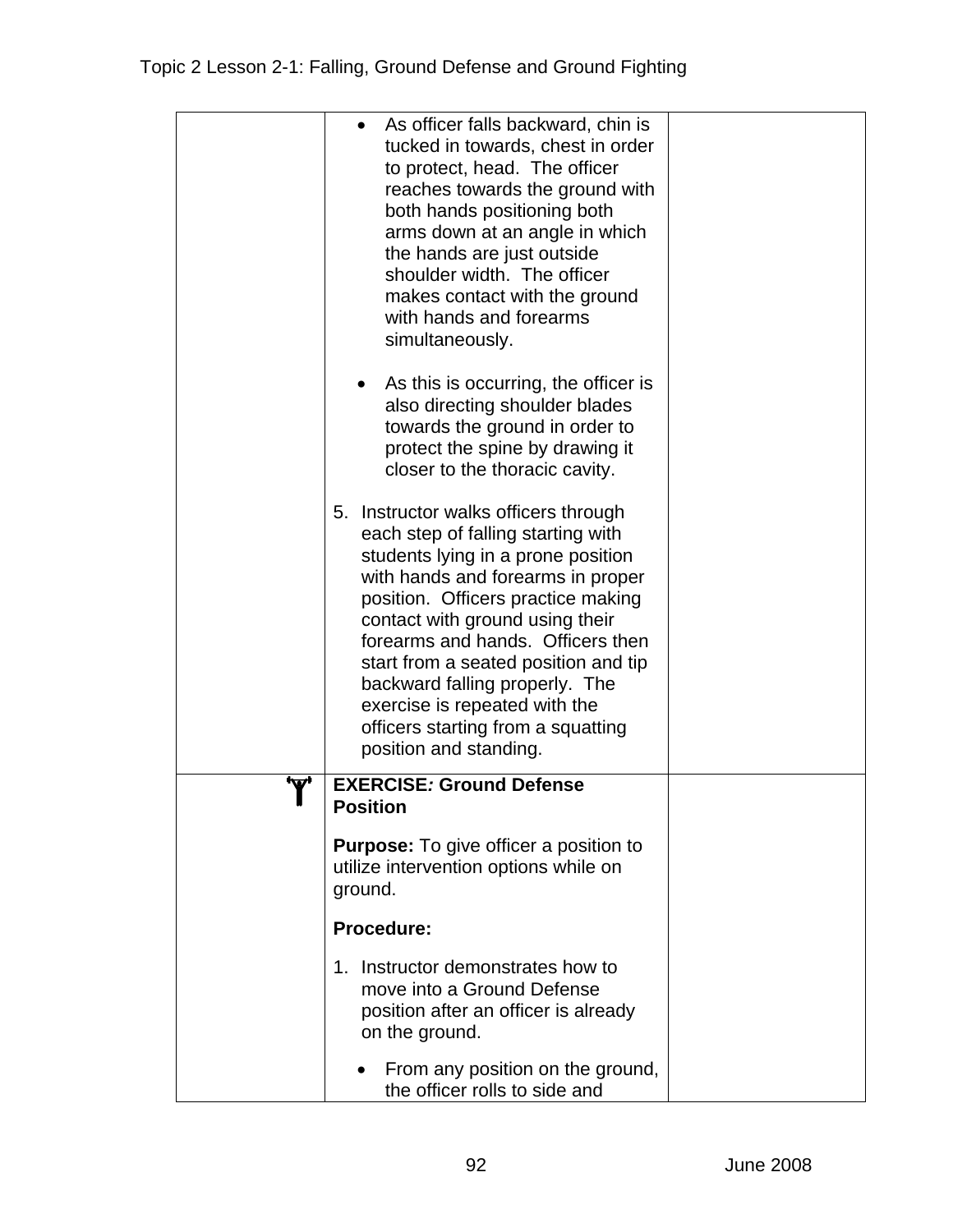| | | |
|---|---|---|
| | • As officer falls backward, chin is tucked in towards, chest in order to protect, head. The officer reaches towards the ground with both hands positioning both arms down at an angle in which the hands are just outside shoulder width. The officer makes contact with the ground with hands and forearms simultaneously.<br><br>• As this is occurring, the officer is also directing shoulder blades towards the ground in order to protect the spine by drawing it closer to the thoracic cavity.<br><br>5. Instructor walks officers through each step of falling starting with students lying in a prone position with hands and forearms in proper position. Officers practice making contact with ground using their forearms and hands. Officers then start from a seated position and tip backward falling properly. The exercise is repeated with the officers starting from a squatting position and standing. | |
| | **EXERCISE*: Ground Defense Position*** <br><br>**Purpose:** To give officer a position to utilize intervention options while on ground.<br><br>**Procedure:**<br><br>1. Instructor demonstrates how to move into a Ground Defense position after an officer is already on the ground.<br><br>• From any position on the ground, the officer rolls to side and | |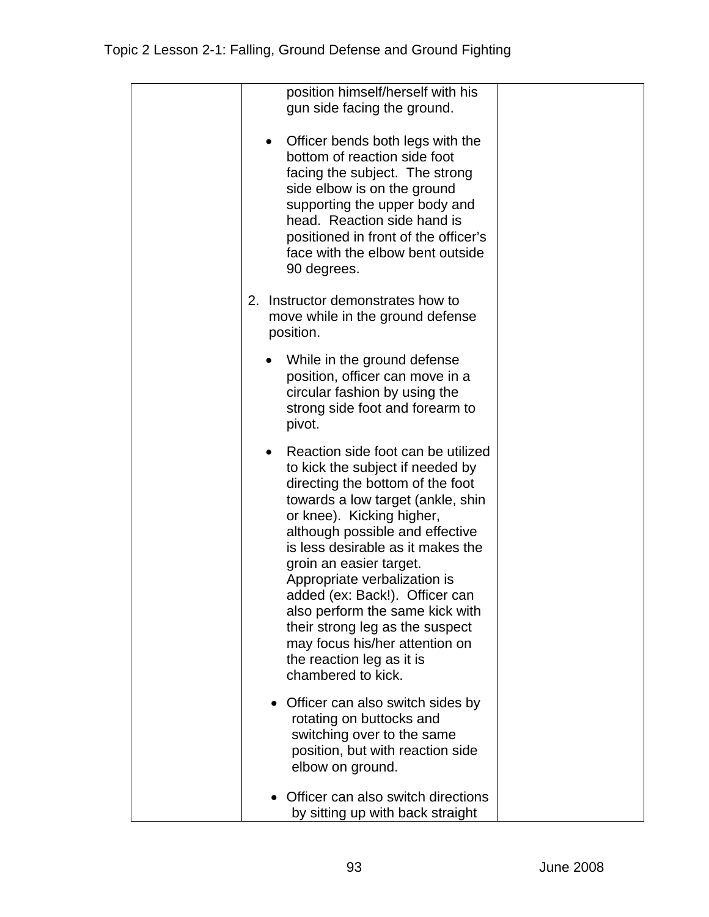| | | |
|---|---|---|
| | position himself/herself with his gun side facing the ground.<br><br>• Officer bends both legs with the bottom of reaction side foot facing the subject. The strong side elbow is on the ground supporting the upper body and head. Reaction side hand is positioned in front of the officer's face with the elbow bent outside 90 degrees.<br><br>2. Instructor demonstrates how to move while in the ground defense position.<br><br>• While in the ground defense position, officer can move in a circular fashion by using the strong side foot and forearm to pivot.<br><br>• Reaction side foot can be utilized to kick the subject if needed by directing the bottom of the foot towards a low target (ankle, shin or knee). Kicking higher, although possible and effective is less desirable as it makes the groin an easier target. Appropriate verbalization is added (ex: Back!). Officer can also perform the same kick with their strong leg as the suspect may focus his/her attention on the reaction leg as it is chambered to kick.<br><br>• Officer can also switch sides by rotating on buttocks and switching over to the same position, but with reaction side elbow on ground.<br><br>• Officer can also switch directions by sitting up with back straight | |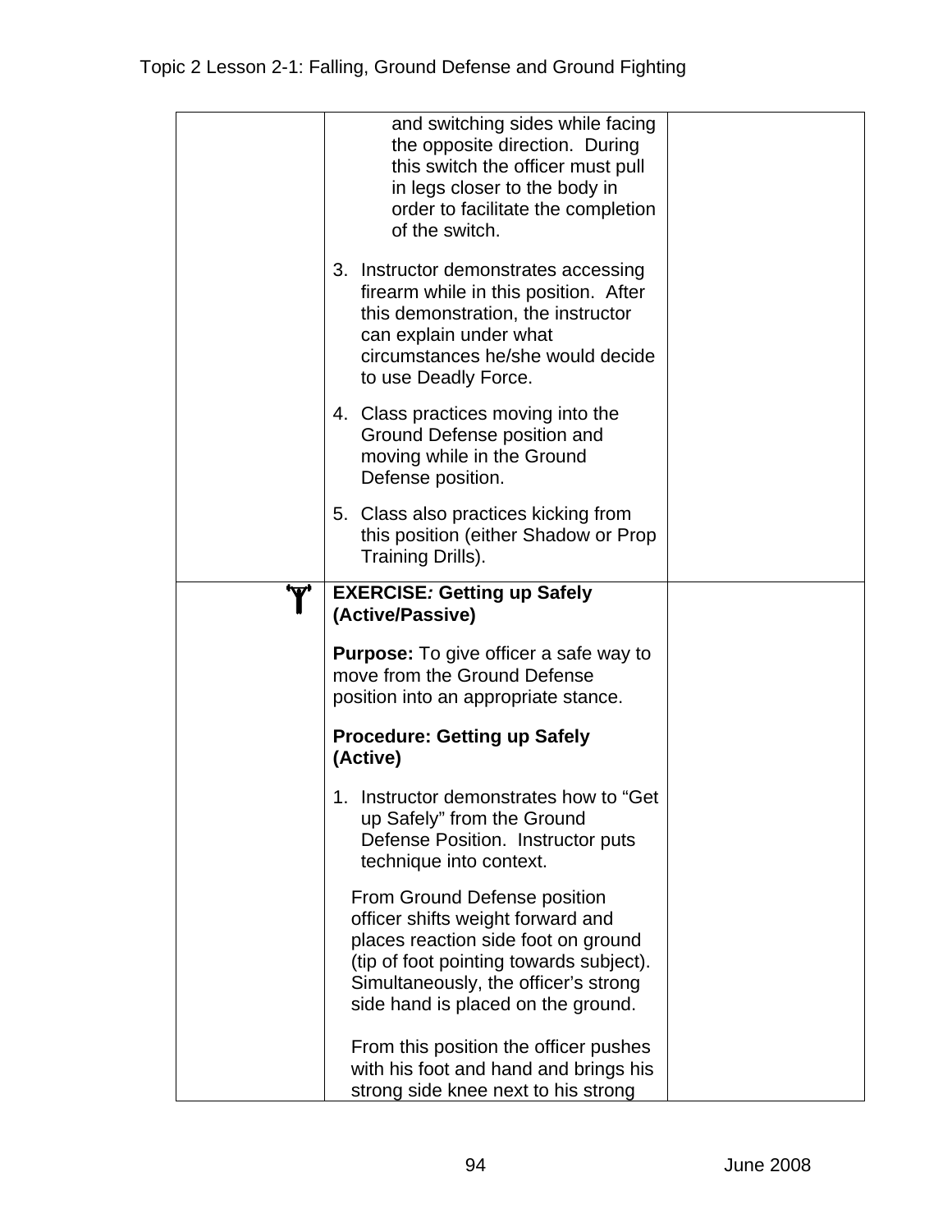| | | |
|---|---|---|
| | and switching sides while facing the opposite direction. During this switch the officer must pull in legs closer to the body in order to facilitate the completion of the switch.<br><br>3. Instructor demonstrates accessing firearm while in this position. After this demonstration, the instructor can explain under what circumstances he/she would decide to use Deadly Force.<br><br>4. Class practices moving into the Ground Defense position and moving while in the Ground Defense position.<br><br>5. Class also practices kicking from this position (either Shadow or Prop Training Drills). | |
| | **EXERCISE*:* Getting up Safely (Active/Passive)**<br><br>**Purpose:** To give officer a safe way to move from the Ground Defense position into an appropriate stance.<br><br>**Procedure: Getting up Safely (Active)**<br><br>1. Instructor demonstrates how to "Get up Safely" from the Ground Defense Position. Instructor puts technique into context.<br><br>From Ground Defense position officer shifts weight forward and places reaction side foot on ground (tip of foot pointing towards subject). Simultaneously, the officer's strong side hand is placed on the ground.<br><br>From this position the officer pushes with his foot and hand and brings his strong side knee next to his strong | |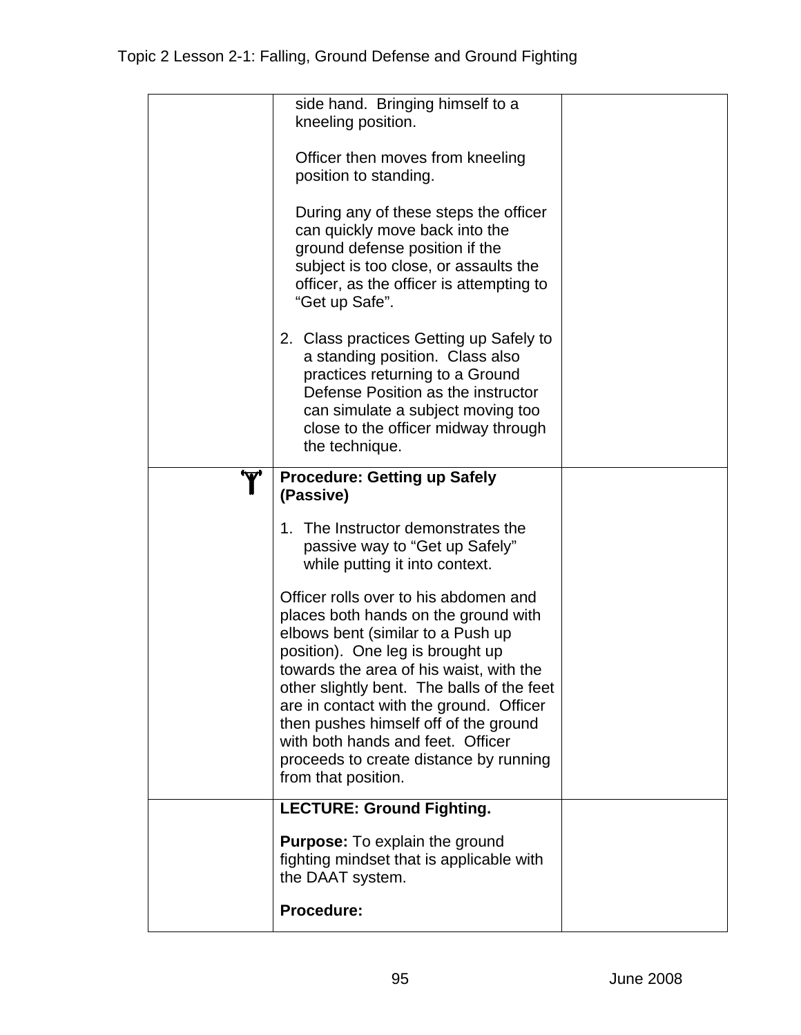| | | |
|---|---|---|
| | side hand. Bringing himself to a kneeling position.<br><br>Officer then moves from kneeling position to standing.<br><br>During any of these steps the officer can quickly move back into the ground defense position if the subject is too close, or assaults the officer, as the officer is attempting to "Get up Safe".<br><br>2. Class practices Getting up Safely to a standing position. Class also practices returning to a Ground Defense Position as the instructor can simulate a subject moving too close to the officer midway through the technique. | |
| | **Procedure: Getting up Safely (Passive)**<br><br>1. The Instructor demonstrates the passive way to "Get up Safely" while putting it into context.<br><br>Officer rolls over to his abdomen and places both hands on the ground with elbows bent (similar to a Push up position). One leg is brought up towards the area of his waist, with the other slightly bent. The balls of the feet are in contact with the ground. Officer then pushes himself off of the ground with both hands and feet. Officer proceeds to create distance by running from that position. | |
| | **LECTURE: Ground Fighting.**<br><br>**Purpose:** To explain the ground fighting mindset that is applicable with the DAAT system.<br><br>**Procedure:** | |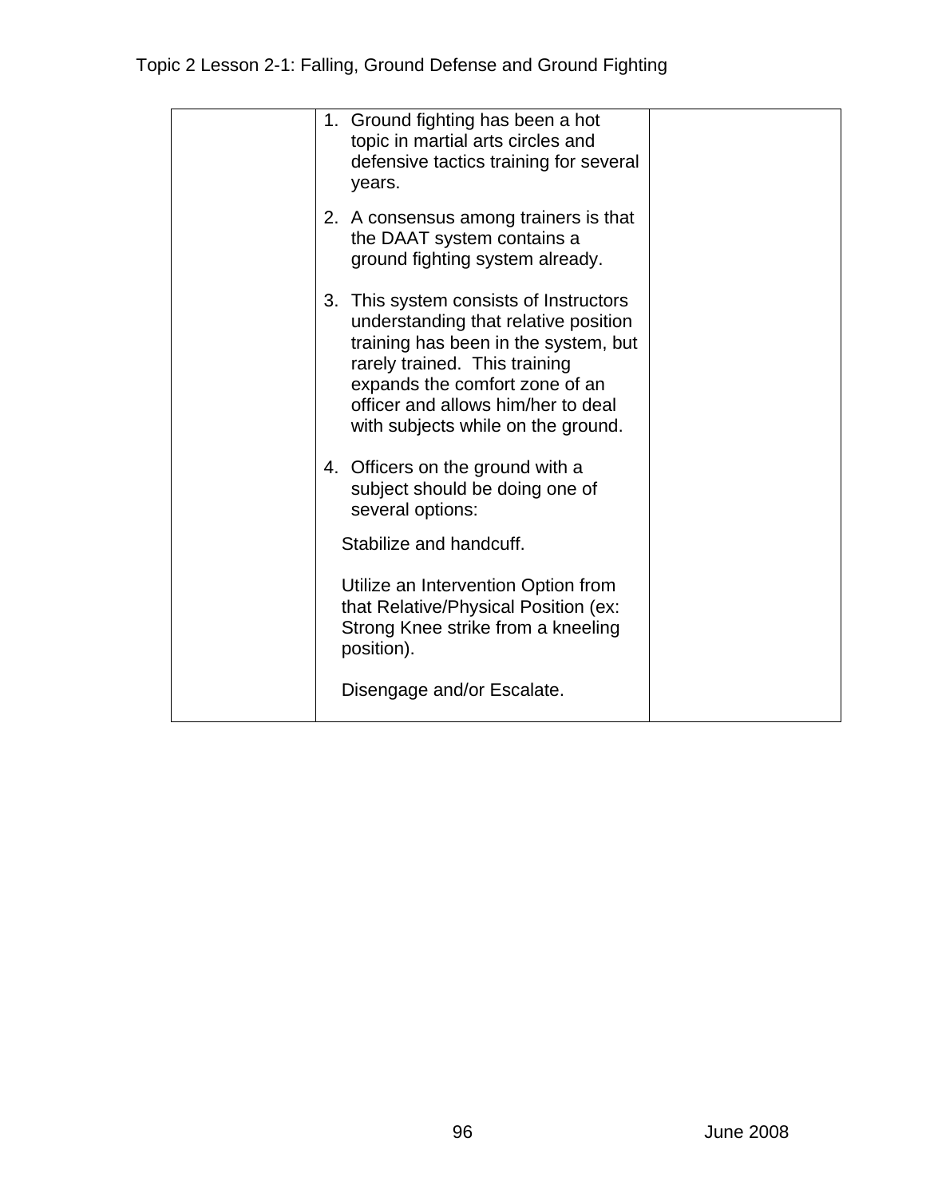| | | |
|---|---|---|
| | 1. Ground fighting has been a hot topic in martial arts circles and defensive tactics training for several years.<br><br>2. A consensus among trainers is that the DAAT system contains a ground fighting system already.<br><br>3. This system consists of Instructors understanding that relative position training has been in the system, but rarely trained. This training expands the comfort zone of an officer and allows him/her to deal with subjects while on the ground.<br><br>4. Officers on the ground with a subject should be doing one of several options:<br><br>Stabilize and handcuff.<br><br>Utilize an Intervention Option from that Relative/Physical Position (ex: Strong Knee strike from a kneeling position).<br><br>Disengage and/or Escalate. | |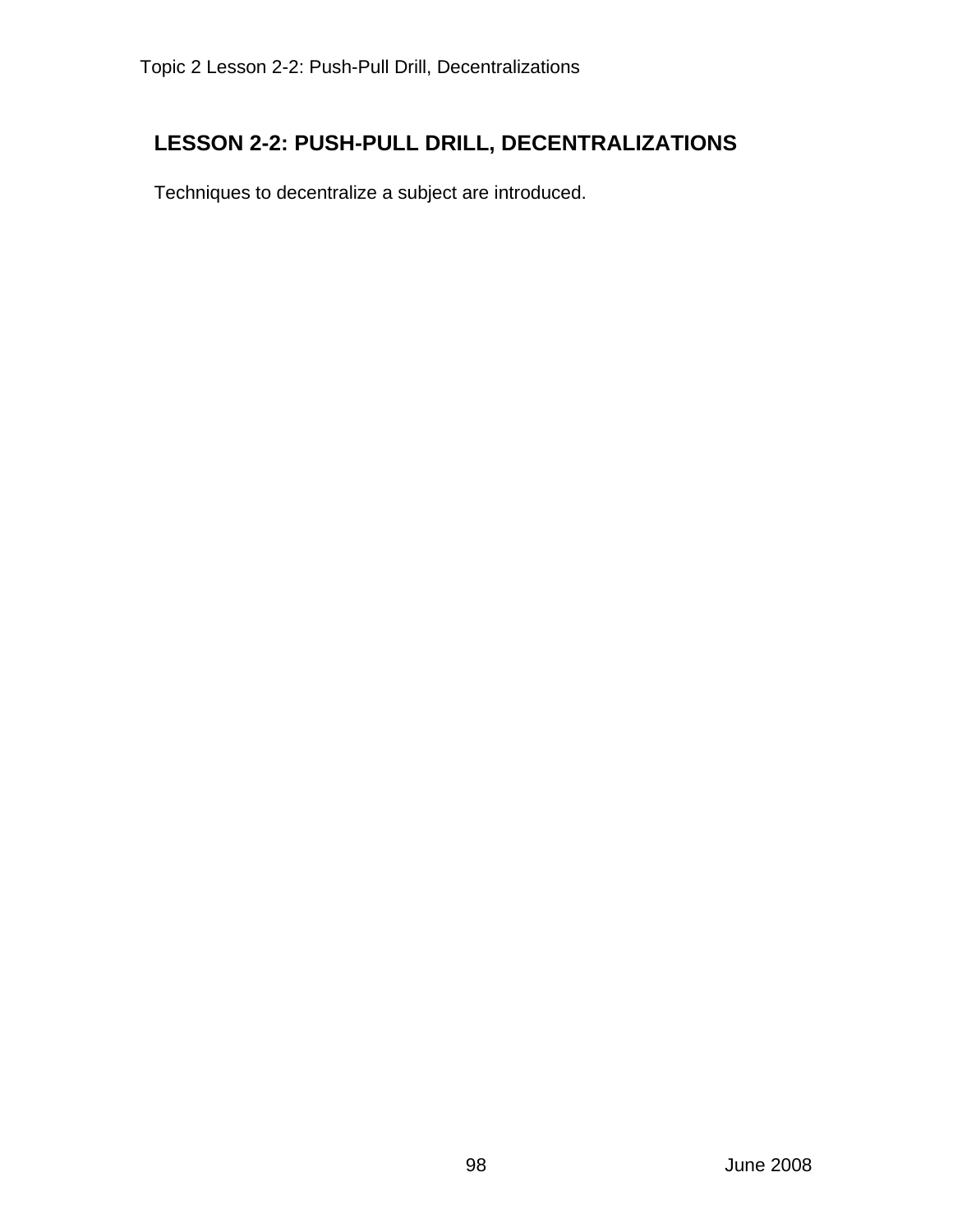# LESSON 2-2: PUSH-PULL DRILL, DECENTRALIZATIONS

Techniques to decentralize a subject are introduced.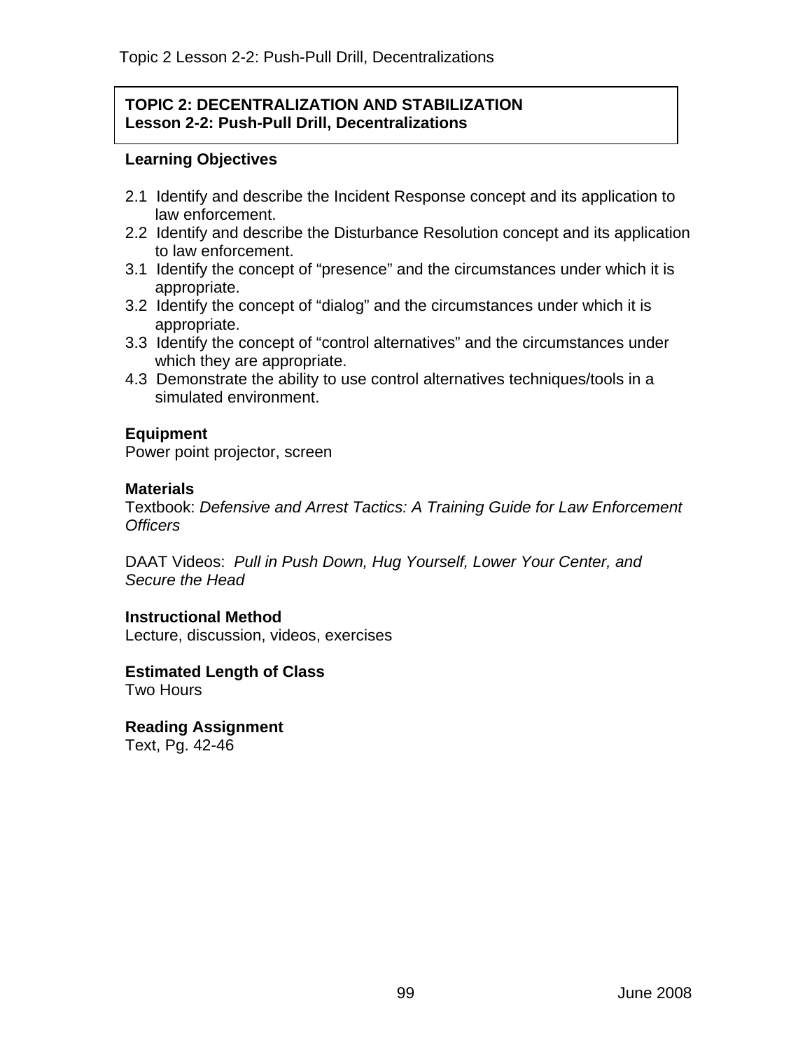## TOPIC 2: DECENTRALIZATION AND STABILIZATION
## Lesson 2-2: Push-Pull Drill, Decentralizations

### Learning Objectives

2.1 Identify and describe the Incident Response concept and its application to law enforcement.
2.2 Identify and describe the Disturbance Resolution concept and its application to law enforcement.
3.1 Identify the concept of "presence" and the circumstances under which it is appropriate.
3.2 Identify the concept of "dialog" and the circumstances under which it is appropriate.
3.3 Identify the concept of "control alternatives" and the circumstances under which they are appropriate.
4.3 Demonstrate the ability to use control alternatives techniques/tools in a simulated environment.

### Equipment

Power point projector, screen

### Materials

Textbook: *Defensive and Arrest Tactics: A Training Guide for Law Enforcement Officers*

DAAT Videos: *Pull in Push Down, Hug Yourself, Lower Your Center, and Secure the Head*

### Instructional Method

Lecture, discussion, videos, exercises

### Estimated Length of Class

Two Hours

### Reading Assignment

Text, Pg. 42-46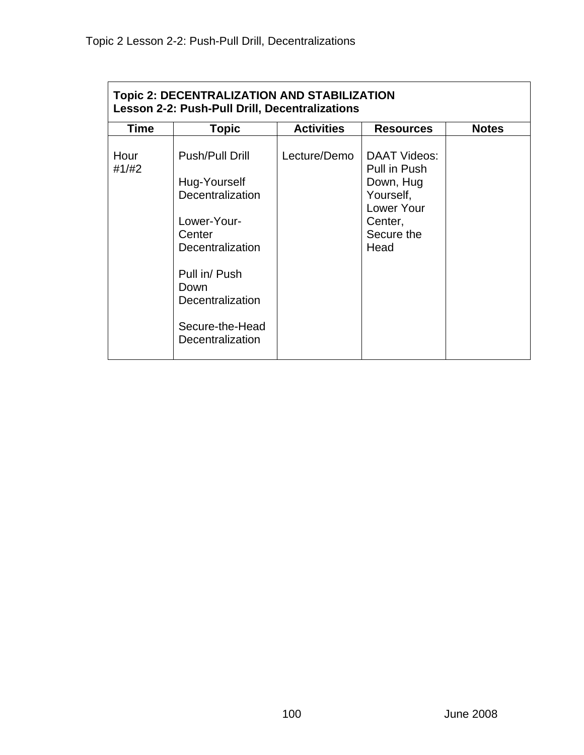| **Topic 2: DECENTRALIZATION AND STABILIZATION**<br>**Lesson 2-2: Push-Pull Drill, Decentralizations** | | | | |
|---|---|---|---|---|
| **Time** | **Topic** | **Activities** | **Resources** | **Notes** |
| Hour #1/#2 | Push/Pull Drill<br><br>Hug-Yourself Decentralization<br><br>Lower-Your-Center Decentralization<br><br>Pull in/ Push Down Decentralization<br><br>Secure-the-Head Decentralization | Lecture/Demo | DAAT Videos: Pull in Push Down, Hug Yourself, Lower Your Center, Secure the Head | |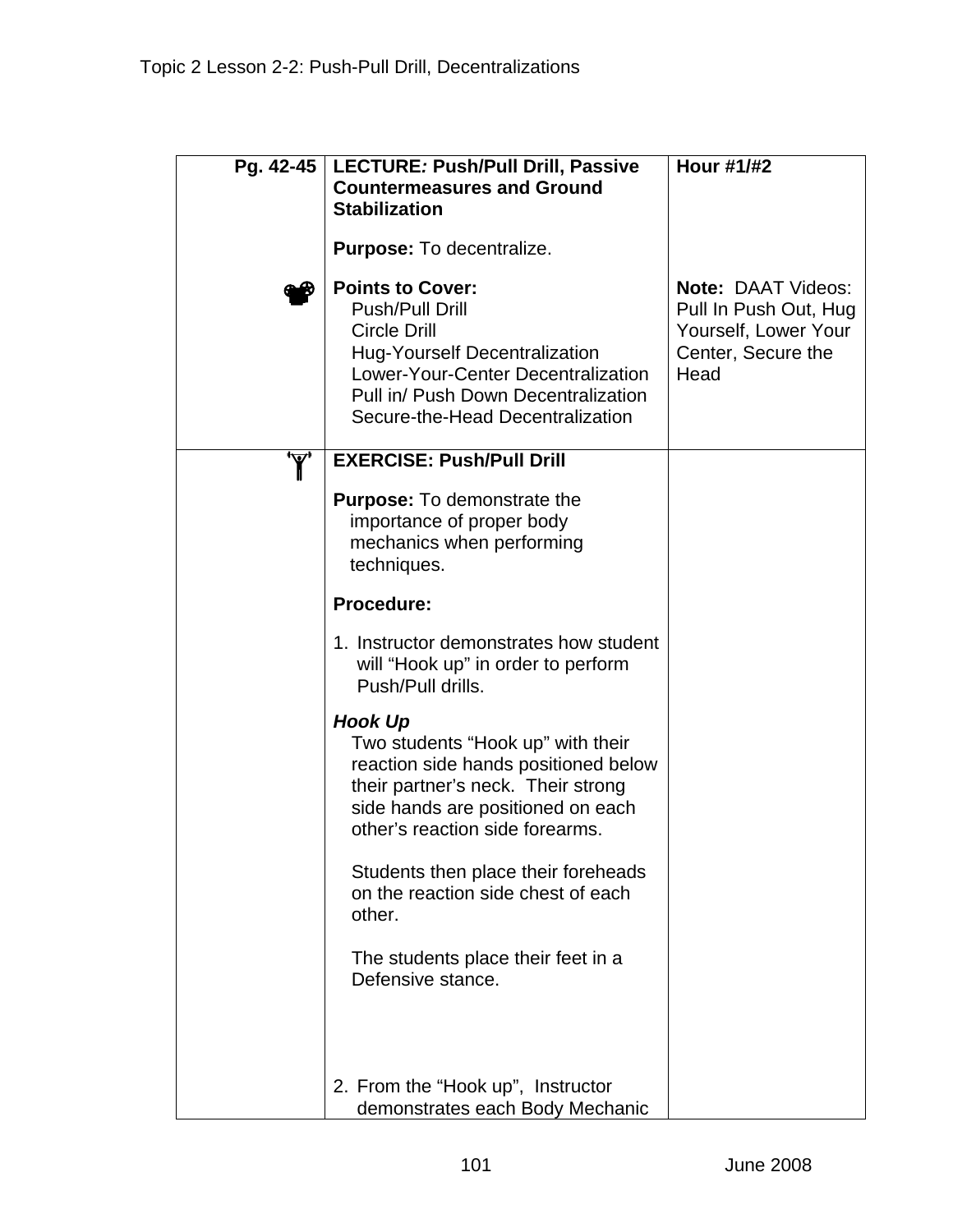| Pg. 42-45 | **LECTURE*:* Push/Pull Drill, Passive Countermeasures and Ground Stabilization**<br><br>**Purpose:** To decentralize.<br><br>**Points to Cover:**<br>Push/Pull Drill<br>Circle Drill<br>Hug-Yourself Decentralization<br>Lower-Your-Center Decentralization<br>Pull in/ Push Down Decentralization<br>Secure-the-Head Decentralization | **Hour #1/#2**<br><br>**Note:** DAAT Videos: Pull In Push Out, Hug Yourself, Lower Your Center, Secure the Head |
|---|---|---|
| | **EXERCISE: Push/Pull Drill**<br><br>**Purpose:** To demonstrate the importance of proper body mechanics when performing techniques.<br><br>**Procedure:**<br><br>1. Instructor demonstrates how student will "Hook up" in order to perform Push/Pull drills.<br><br>***Hook Up***<br>Two students "Hook up" with their reaction side hands positioned below their partner's neck. Their strong side hands are positioned on each other's reaction side forearms.<br><br>Students then place their foreheads on the reaction side chest of each other.<br><br>The students place their feet in a Defensive stance.<br><br>2. From the "Hook up", Instructor demonstrates each Body Mechanic | |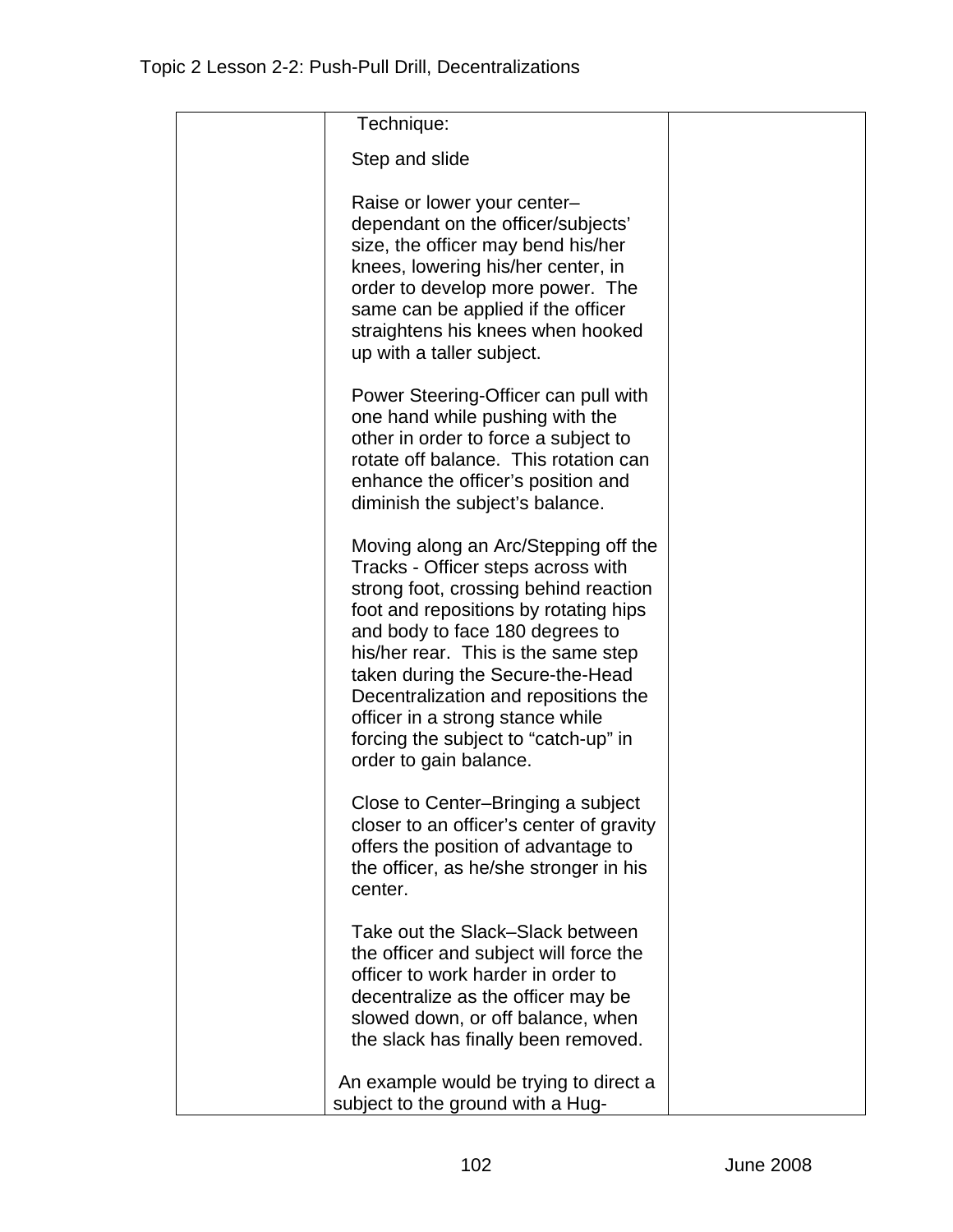| | Technique:<br><br>Step and slide<br><br>Raise or lower your center–dependant on the officer/subjects' size, the officer may bend his/her knees, lowering his/her center, in order to develop more power. The same can be applied if the officer straightens his knees when hooked up with a taller subject.<br><br>Power Steering-Officer can pull with one hand while pushing with the other in order to force a subject to rotate off balance. This rotation can enhance the officer's position and diminish the subject's balance.<br><br>Moving along an Arc/Stepping off the Tracks - Officer steps across with strong foot, crossing behind reaction foot and repositions by rotating hips and body to face 180 degrees to his/her rear. This is the same step taken during the Secure-the-Head Decentralization and repositions the officer in a strong stance while forcing the subject to "catch-up" in order to gain balance.<br><br>Close to Center–Bringing a subject closer to an officer's center of gravity offers the position of advantage to the officer, as he/she stronger in his center.<br><br>Take out the Slack–Slack between the officer and subject will force the officer to work harder in order to decentralize as the officer may be slowed down, or off balance, when the slack has finally been removed.<br><br>An example would be trying to direct a subject to the ground with a Hug- | |
|---|---|---|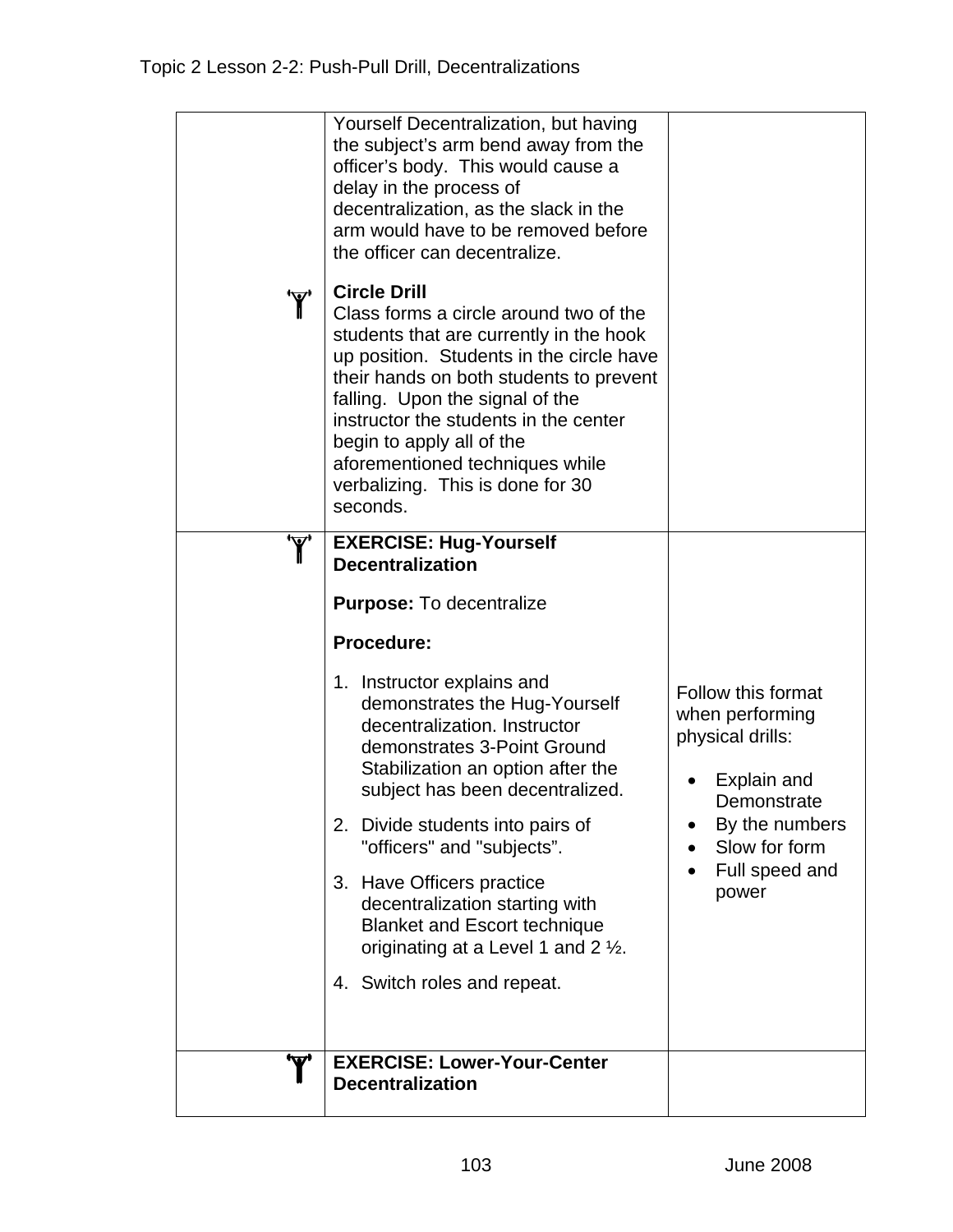| | | |
|---|---|---|
| | Yourself Decentralization, but having the subject's arm bend away from the officer's body. This would cause a delay in the process of decentralization, as the slack in the arm would have to be removed before the officer can decentralize.<br><br>**Circle Drill**<br>Class forms a circle around two of the students that are currently in the hook up position. Students in the circle have their hands on both students to prevent falling. Upon the signal of the instructor the students in the center begin to apply all of the aforementioned techniques while verbalizing. This is done for 30 seconds. | |
| | **EXERCISE: Hug-Yourself Decentralization**<br><br>**Purpose:** To decentralize<br><br>**Procedure:**<br><br>1. Instructor explains and demonstrates the Hug-Yourself decentralization. Instructor demonstrates 3-Point Ground Stabilization an option after the subject has been decentralized.<br>2. Divide students into pairs of "officers" and "subjects".<br>3. Have Officers practice decentralization starting with Blanket and Escort technique originating at a Level 1 and 2 ½.<br>4. Switch roles and repeat. | Follow this format when performing physical drills:<br><br>• Explain and Demonstrate<br>• By the numbers<br>• Slow for form<br>• Full speed and power |
| | **EXERCISE: Lower-Your-Center Decentralization** | |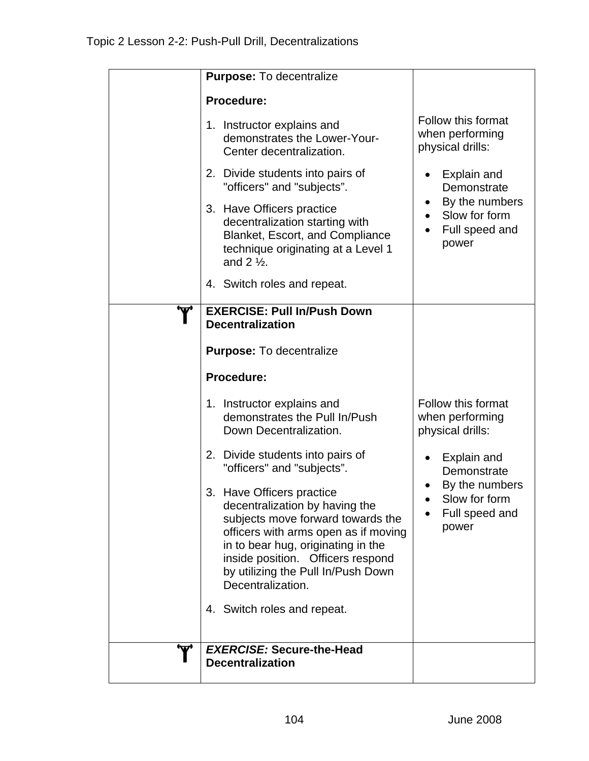| | | |
|---|---|---|
| | **Purpose:** To decentralize<br><br>**Procedure:**<br><br>1. Instructor explains and demonstrates the Lower-Your-Center decentralization.<br>2. Divide students into pairs of "officers" and "subjects".<br>3. Have Officers practice decentralization starting with Blanket, Escort, and Compliance technique originating at a Level 1 and 2 ½.<br>4. Switch roles and repeat. | Follow this format when performing physical drills:<br><br>• Explain and Demonstrate<br>• By the numbers<br>• Slow for form<br>• Full speed and power |
| | **EXERCISE: Pull In/Push Down Decentralization**<br><br>**Purpose:** To decentralize<br><br>**Procedure:**<br><br>1. Instructor explains and demonstrates the Pull In/Push Down Decentralization.<br>2. Divide students into pairs of "officers" and "subjects".<br>3. Have Officers practice decentralization by having the subjects move forward towards the officers with arms open as if moving in to bear hug, originating in the inside position. Officers respond by utilizing the Pull In/Push Down Decentralization.<br>4. Switch roles and repeat. | Follow this format when performing physical drills:<br><br>• Explain and Demonstrate<br>• By the numbers<br>• Slow for form<br>• Full speed and power |
| | ***EXERCISE:*** **Secure-the-Head Decentralization** | |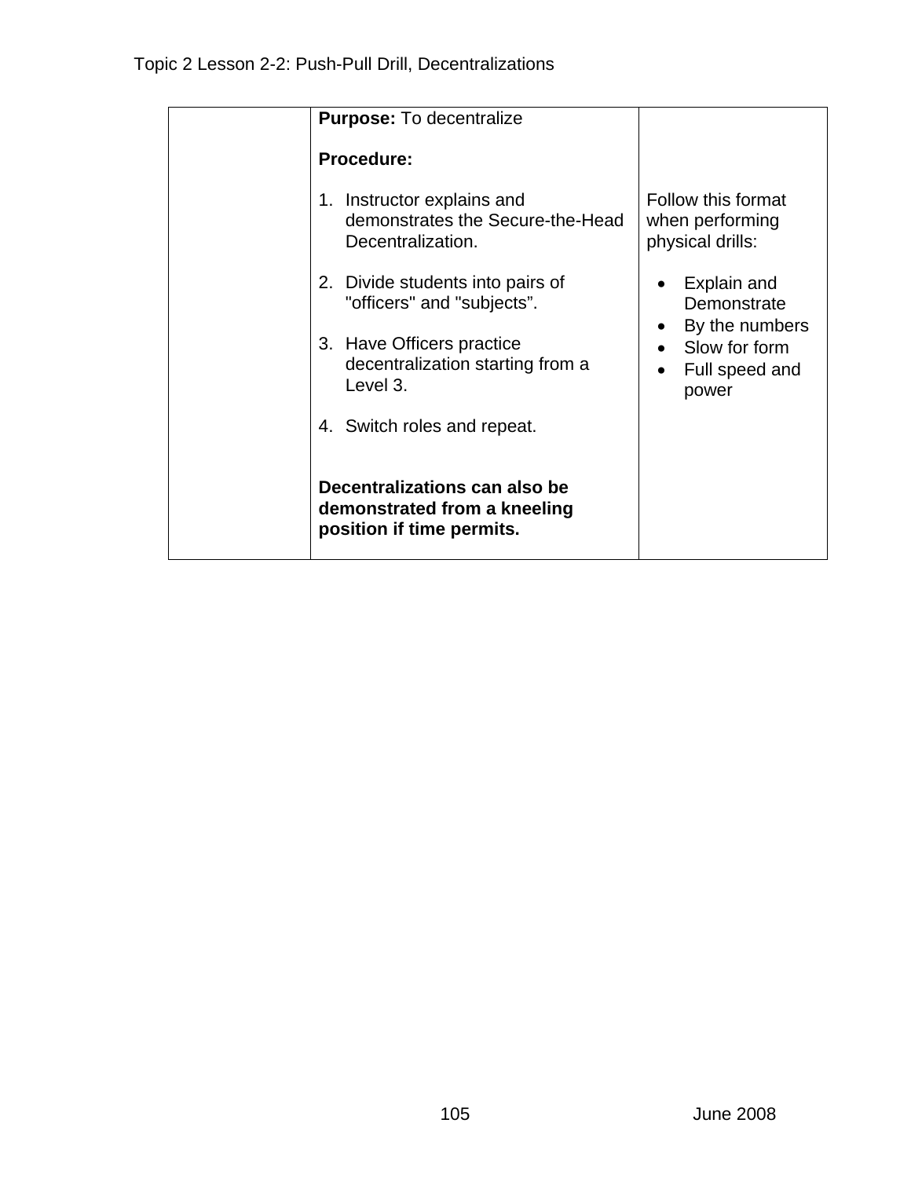| | **Purpose:** To decentralize<br><br>**Procedure:**<br><br>1. Instructor explains and demonstrates the Secure-the-Head Decentralization.<br><br>2. Divide students into pairs of "officers" and "subjects".<br><br>3. Have Officers practice decentralization starting from a Level 3.<br><br>4. Switch roles and repeat.<br><br>**Decentralizations can also be demonstrated from a kneeling position if time permits.** | Follow this format when performing physical drills:<br><br>• Explain and Demonstrate<br>• By the numbers<br>• Slow for form<br>• Full speed and power |
|---|---|---|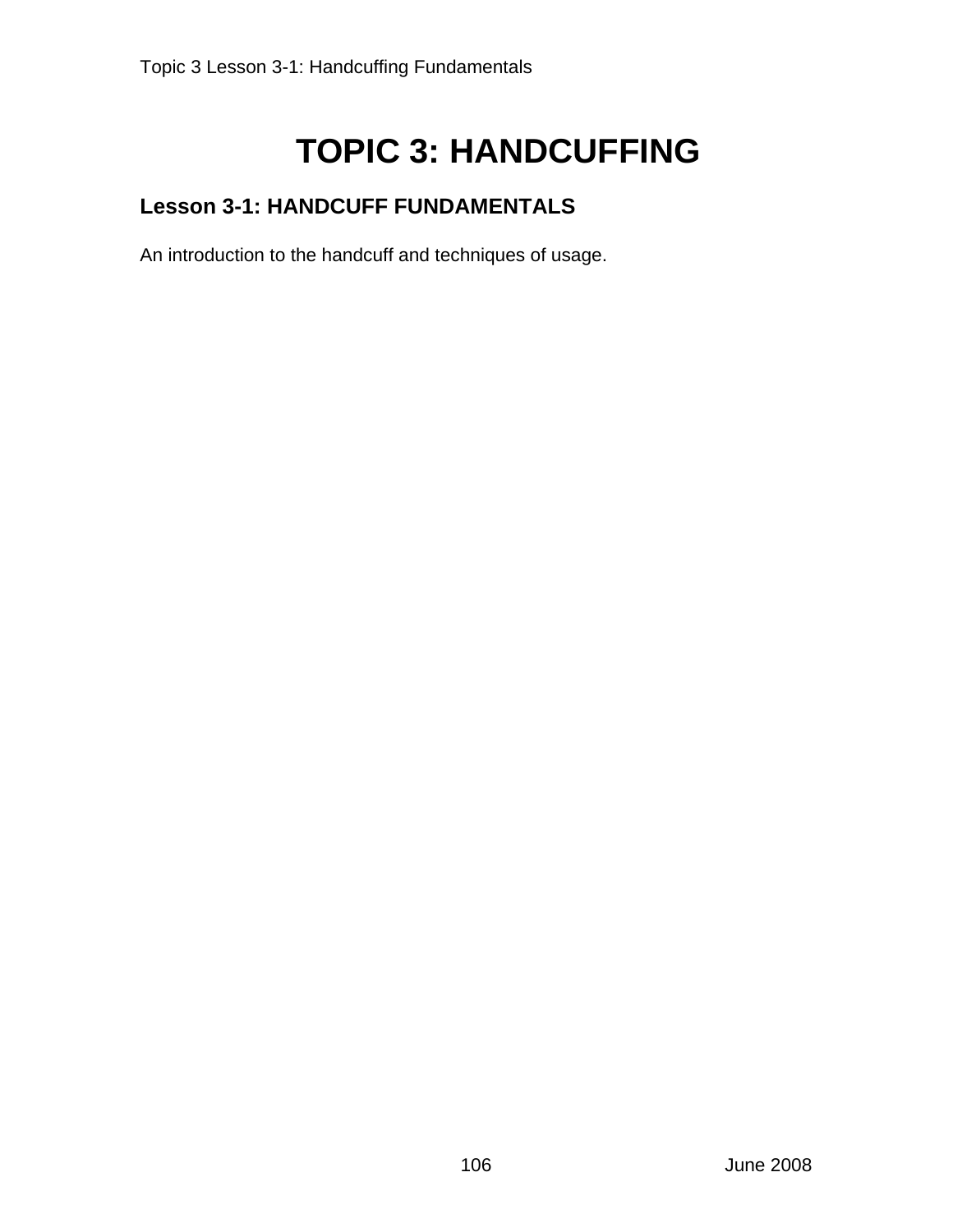# TOPIC 3: HANDCUFFING

## Lesson 3-1: HANDCUFF FUNDAMENTALS

An introduction to the handcuff and techniques of usage.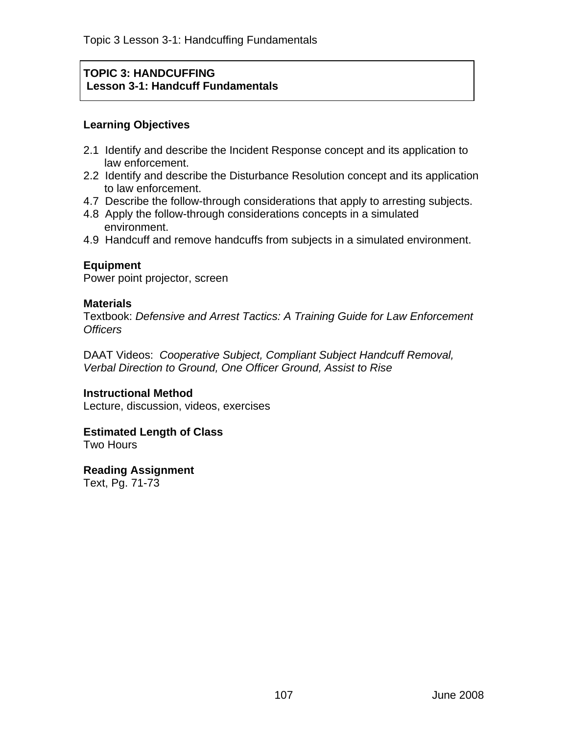**TOPIC 3: HANDCUFFING**
**Lesson 3-1: Handcuff Fundamentals**

## Learning Objectives

2.1 Identify and describe the Incident Response concept and its application to law enforcement.
2.2 Identify and describe the Disturbance Resolution concept and its application to law enforcement.
4.7 Describe the follow-through considerations that apply to arresting subjects.
4.8 Apply the follow-through considerations concepts in a simulated environment.
4.9 Handcuff and remove handcuffs from subjects in a simulated environment.

## Equipment

Power point projector, screen

## Materials

Textbook: *Defensive and Arrest Tactics: A Training Guide for Law Enforcement Officers*

DAAT Videos: *Cooperative Subject, Compliant Subject Handcuff Removal, Verbal Direction to Ground, One Officer Ground, Assist to Rise*

## Instructional Method

Lecture, discussion, videos, exercises

## Estimated Length of Class

Two Hours

## Reading Assignment

Text, Pg. 71-73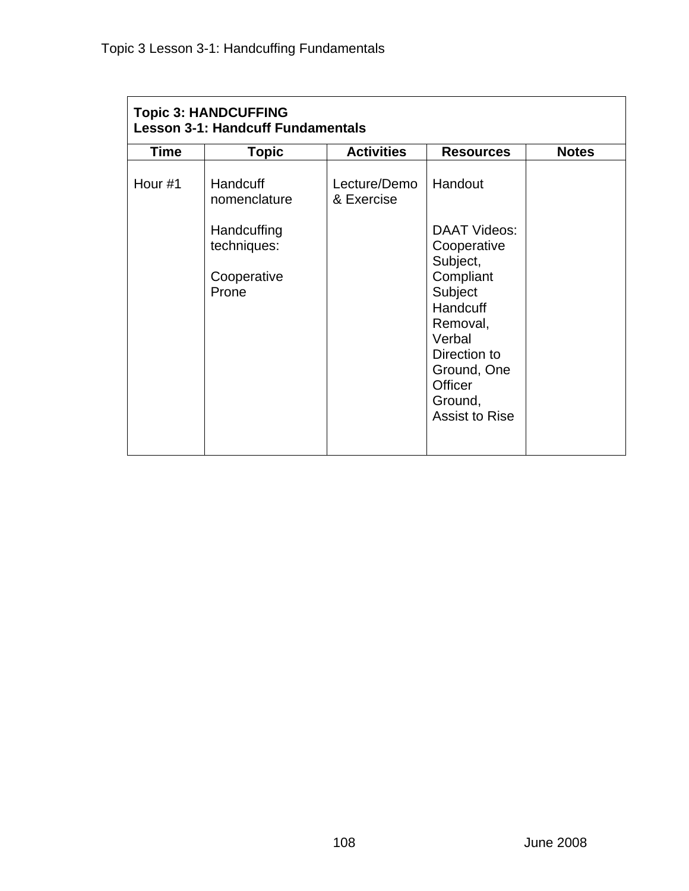| **Topic 3: HANDCUFFING**<br>**Lesson 3-1: Handcuff Fundamentals** | | | | |
|---|---|---|---|---|
| **Time** | **Topic** | **Activities** | **Resources** | **Notes** |
| Hour #1 | Handcuff nomenclature<br><br>Handcuffing techniques:<br><br>Cooperative Prone | Lecture/Demo & Exercise | Handout<br><br>DAAT Videos: Cooperative Subject, Compliant Subject Handcuff Removal, Verbal Direction to Ground, One Officer Ground, Assist to Rise | |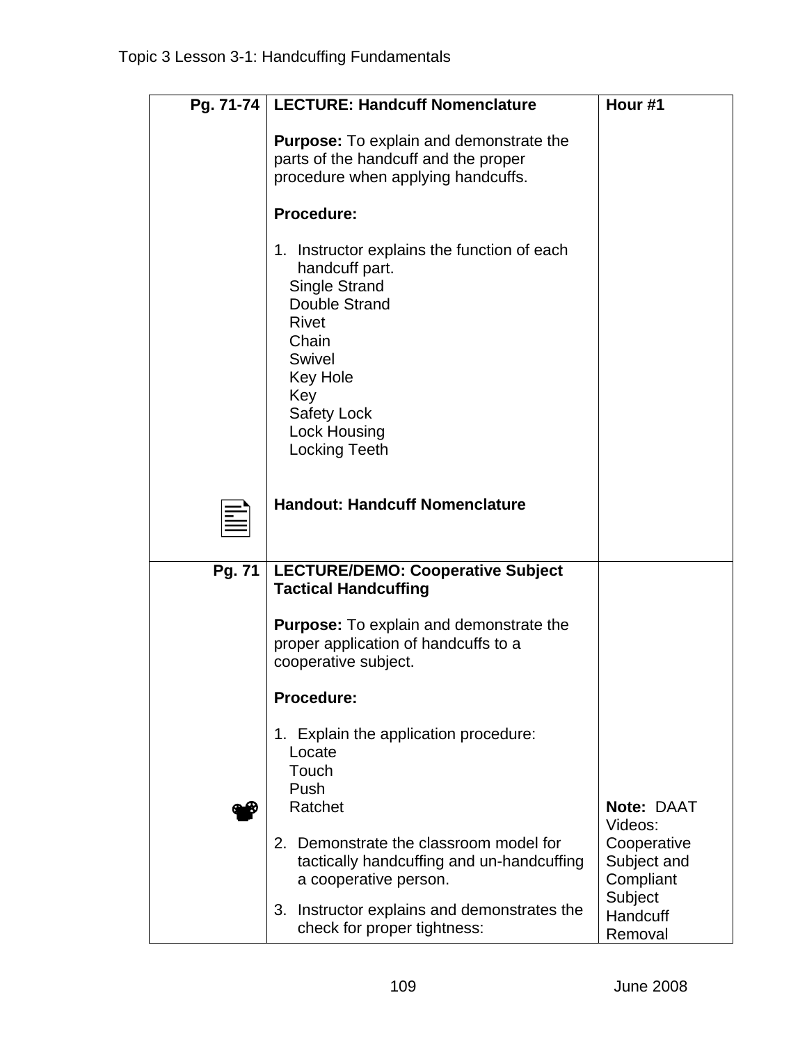Topic 3 Lesson 3-1: Handcuffing Fundamentals

| | | |
|---|---|---|
| **Pg. 71-74** | **LECTURE: Handcuff Nomenclature**<br><br>**Purpose:** To explain and demonstrate the parts of the handcuff and the proper procedure when applying handcuffs.<br><br>**Procedure:**<br><br>1. Instructor explains the function of each handcuff part.<br>Single Strand<br>Double Strand<br>Rivet<br>Chain<br>Swivel<br>Key Hole<br>Key<br>Safety Lock<br>Lock Housing<br>Locking Teeth<br><br>**Handout: Handcuff Nomenclature** | **Hour #1** |
| **Pg. 71** | **LECTURE/DEMO: Cooperative Subject Tactical Handcuffing**<br><br>**Purpose:** To explain and demonstrate the proper application of handcuffs to a cooperative subject.<br><br>**Procedure:**<br><br>1. Explain the application procedure:<br>Locate<br>Touch<br>Push<br>Ratchet<br><br>2. Demonstrate the classroom model for tactically handcuffing and un-handcuffing a cooperative person.<br><br>3. Instructor explains and demonstrates the check for proper tightness: | **Note:** DAAT Videos: Cooperative Subject and Compliant Subject Handcuff Removal |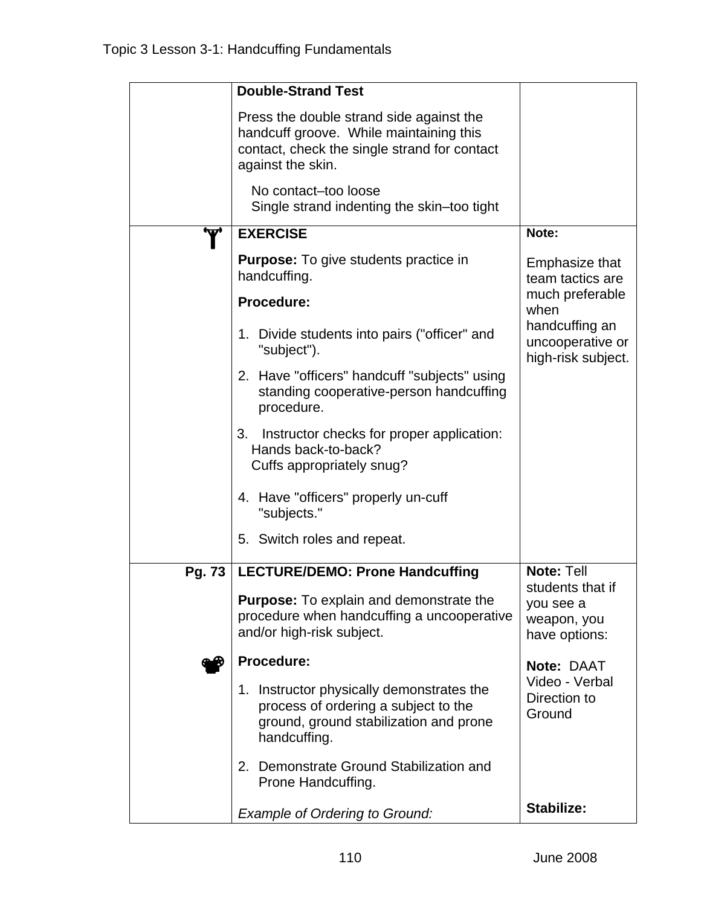| | | |
|---|---|---|
| | **Double-Strand Test**<br><br>Press the double strand side against the handcuff groove. While maintaining this contact, check the single strand for contact against the skin.<br><br>No contact–too loose<br>Single strand indenting the skin–too tight | |
| | **EXERCISE**<br><br>**Purpose:** To give students practice in handcuffing.<br><br>**Procedure:**<br><br>1. Divide students into pairs ("officer" and "subject").<br>2. Have "officers" handcuff "subjects" using standing cooperative-person handcuffing procedure.<br>3. Instructor checks for proper application: Hands back-to-back? Cuffs appropriately snug?<br>4. Have "officers" properly un-cuff "subjects."<br>5. Switch roles and repeat. | **Note:**<br><br>Emphasize that team tactics are much preferable when handcuffing an uncooperative or high-risk subject. |
| Pg. 73 | **LECTURE/DEMO: Prone Handcuffing**<br><br>**Purpose:** To explain and demonstrate the procedure when handcuffing a uncooperative and/or high-risk subject.<br><br>**Procedure:**<br><br>1. Instructor physically demonstrates the process of ordering a subject to the ground, ground stabilization and prone handcuffing.<br>2. Demonstrate Ground Stabilization and Prone Handcuffing.<br><br>*Example of Ordering to Ground:* | **Note:** Tell students that if you see a weapon, you have options:<br><br>**Note:** DAAT Video - Verbal Direction to Ground<br><br>**Stabilize:** |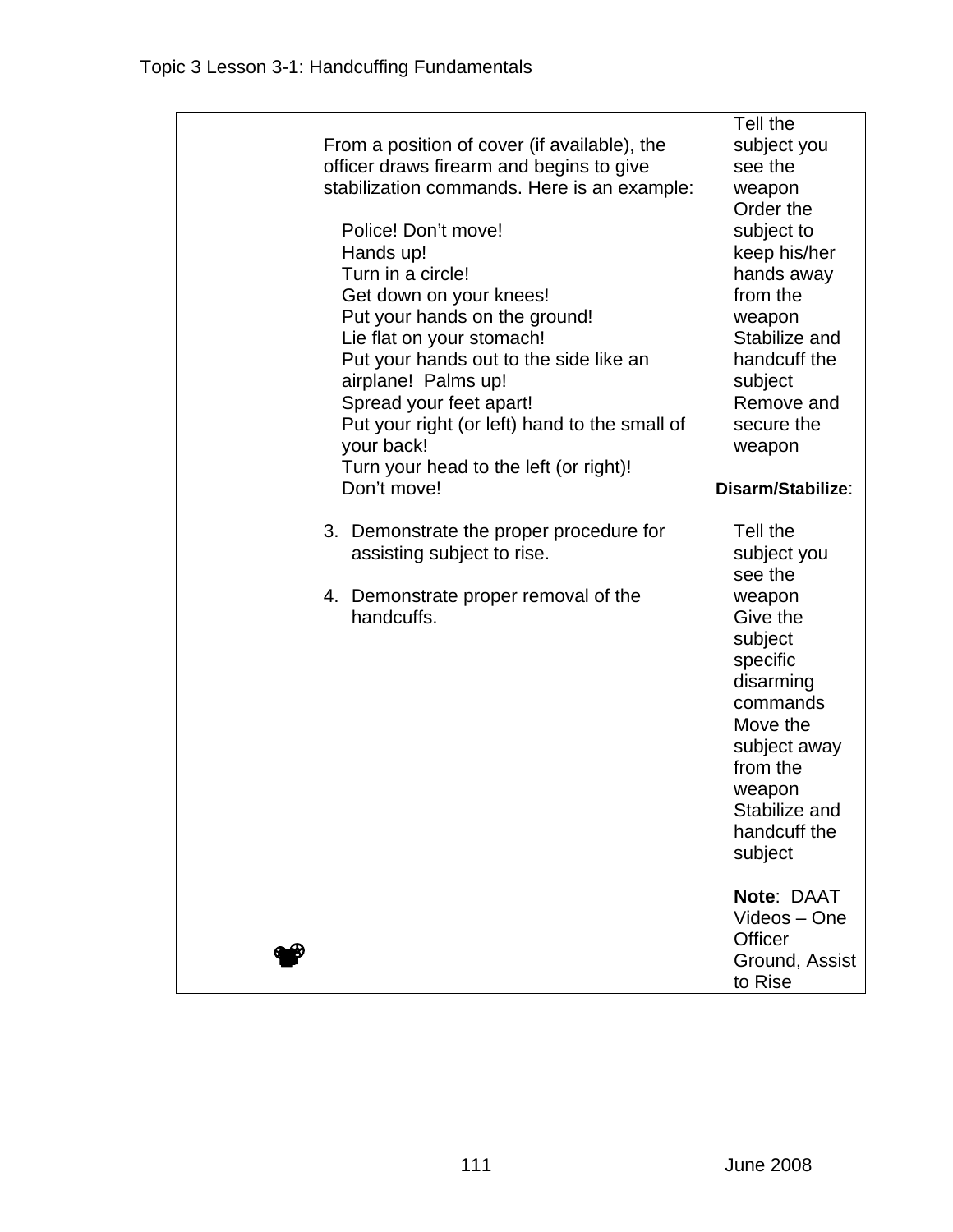Topic 3 Lesson 3-1: Handcuffing Fundamentals

| | | |
|---|---|---|
| | From a position of cover (if available), the officer draws firearm and begins to give stabilization commands. Here is an example:<br><br>Police! Don't move!<br>Hands up!<br>Turn in a circle!<br>Get down on your knees!<br>Put your hands on the ground!<br>Lie flat on your stomach!<br>Put your hands out to the side like an airplane! Palms up!<br>Spread your feet apart!<br>Put your right (or left) hand to the small of your back!<br>Turn your head to the left (or right)!<br>Don't move!<br><br>3. Demonstrate the proper procedure for assisting subject to rise.<br><br>4. Demonstrate proper removal of the handcuffs. | Tell the subject you see the weapon<br>Order the subject to keep his/her hands away from the weapon<br>Stabilize and handcuff the subject<br>Remove and secure the weapon<br><br>**Disarm/Stabilize**:<br><br>Tell the subject you see the weapon<br>Give the subject specific disarming commands<br>Move the subject away from the weapon<br>Stabilize and handcuff the subject<br><br>**Note**: DAAT Videos – One Officer Ground, Assist to Rise |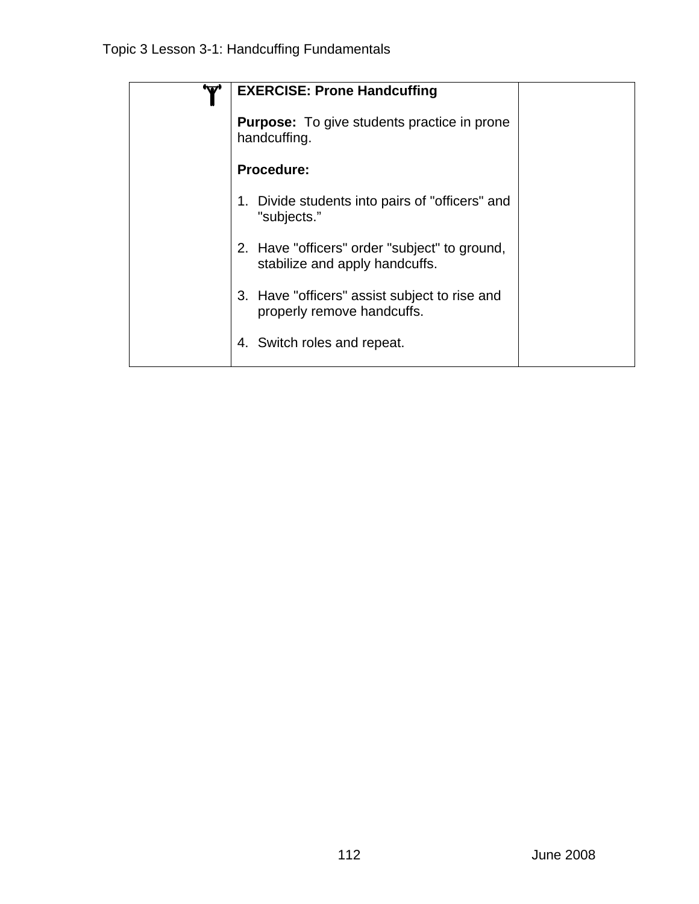| | | |
|---|---|---|
| | **EXERCISE: Prone Handcuffing**<br><br>**Purpose:** To give students practice in prone handcuffing.<br><br>**Procedure:**<br><br>1. Divide students into pairs of "officers" and "subjects."<br><br>2. Have "officers" order "subject" to ground, stabilize and apply handcuffs.<br><br>3. Have "officers" assist subject to rise and properly remove handcuffs.<br><br>4. Switch roles and repeat. | |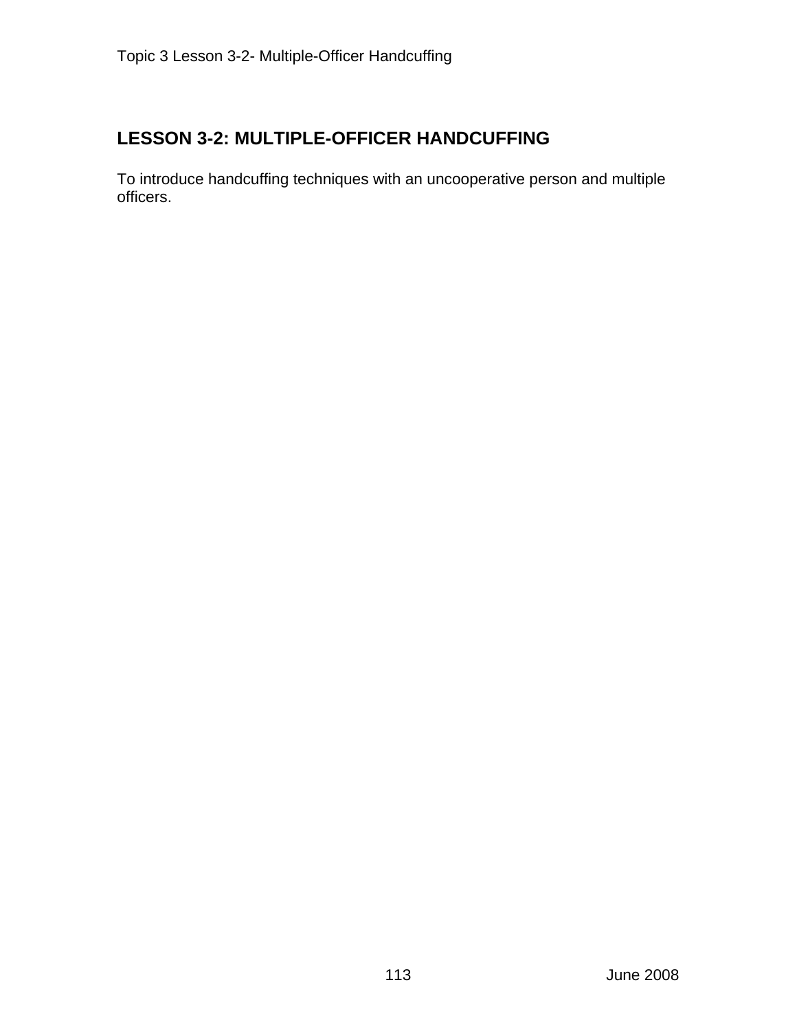## LESSON 3-2: MULTIPLE-OFFICER HANDCUFFING

To introduce handcuffing techniques with an uncooperative person and multiple officers.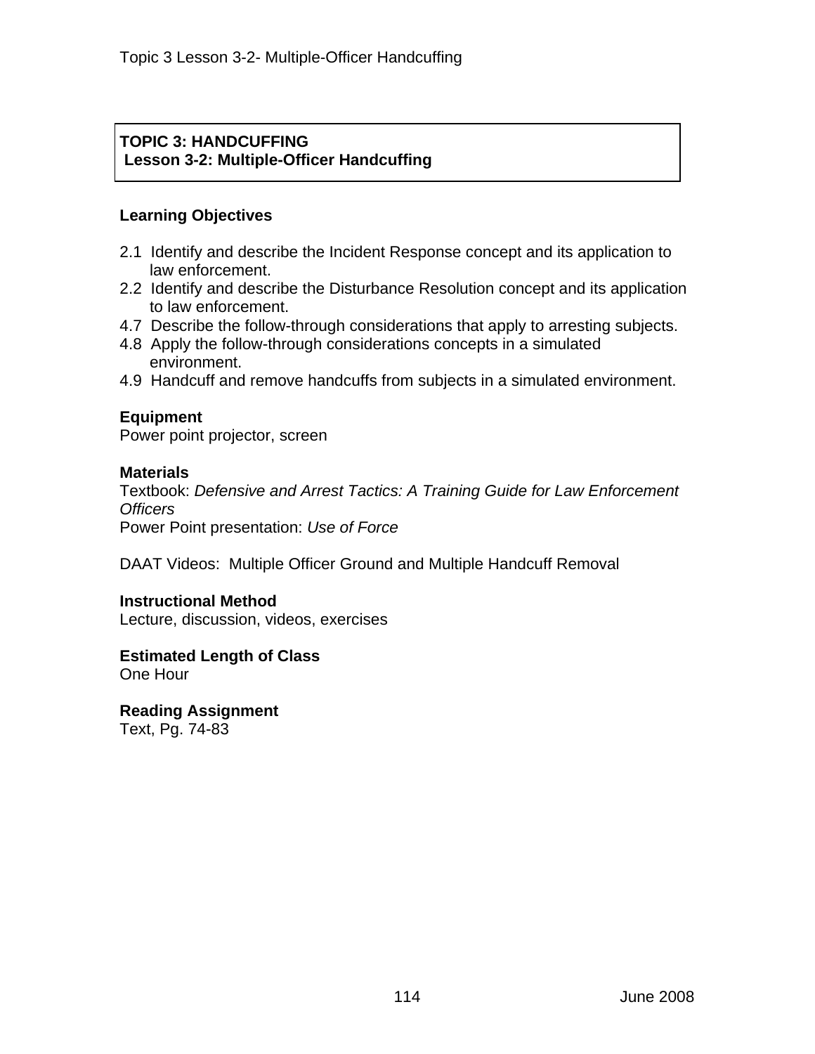**TOPIC 3: HANDCUFFING**
**Lesson 3-2: Multiple-Officer Handcuffing**

## Learning Objectives

2.1 Identify and describe the Incident Response concept and its application to law enforcement.
2.2 Identify and describe the Disturbance Resolution concept and its application to law enforcement.
4.7 Describe the follow-through considerations that apply to arresting subjects.
4.8 Apply the follow-through considerations concepts in a simulated environment.
4.9 Handcuff and remove handcuffs from subjects in a simulated environment.

## Equipment

Power point projector, screen

## Materials

Textbook: *Defensive and Arrest Tactics: A Training Guide for Law Enforcement Officers*
Power Point presentation: *Use of Force*

DAAT Videos: Multiple Officer Ground and Multiple Handcuff Removal

## Instructional Method

Lecture, discussion, videos, exercises

## Estimated Length of Class

One Hour

## Reading Assignment

Text, Pg. 74-83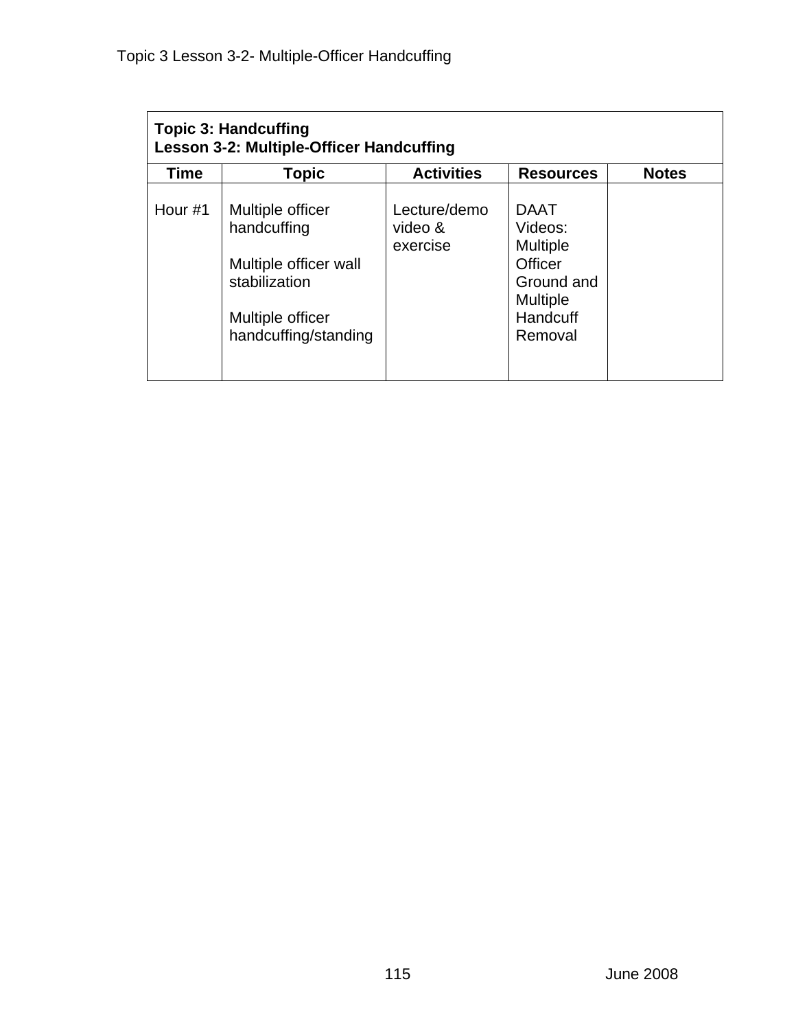| **Topic 3: Handcuffing**<br>**Lesson 3-2: Multiple-Officer Handcuffing** | | | | |
|---|---|---|---|---|
| **Time** | **Topic** | **Activities** | **Resources** | **Notes** |
| Hour #1 | Multiple officer handcuffing<br><br>Multiple officer wall stabilization<br><br>Multiple officer handcuffing/standing | Lecture/demo video & exercise | DAAT Videos: Multiple Officer Ground and Multiple Handcuff Removal | |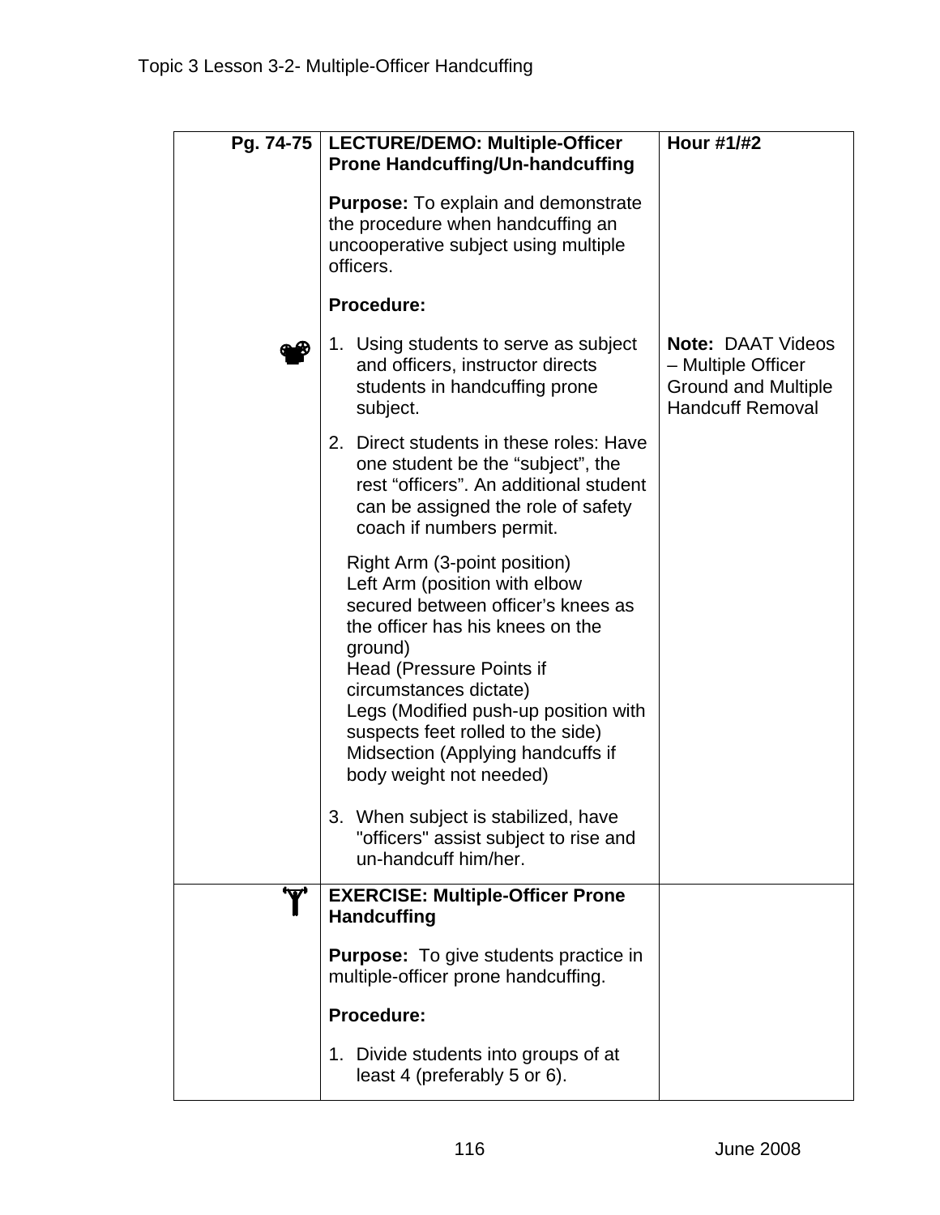| Pg. 74-75 | **LECTURE/DEMO: Multiple-Officer Prone Handcuffing/Un-handcuffing**<br><br>**Purpose:** To explain and demonstrate the procedure when handcuffing an uncooperative subject using multiple officers.<br><br>**Procedure:** | **Hour #1/#2** |
|---|---|---|
| | 1. Using students to serve as subject and officers, instructor directs students in handcuffing prone subject.<br><br>2. Direct students in these roles: Have one student be the "subject", the rest "officers". An additional student can be assigned the role of safety coach if numbers permit.<br><br>Right Arm (3-point position)<br>Left Arm (position with elbow secured between officer's knees as the officer has his knees on the ground)<br>Head (Pressure Points if circumstances dictate)<br>Legs (Modified push-up position with suspects feet rolled to the side)<br>Midsection (Applying handcuffs if body weight not needed)<br><br>3. When subject is stabilized, have "officers" assist subject to rise and un-handcuff him/her. | **Note:** DAAT Videos – Multiple Officer Ground and Multiple Handcuff Removal |
| | **EXERCISE: Multiple-Officer Prone Handcuffing**<br><br>**Purpose:** To give students practice in multiple-officer prone handcuffing.<br><br>**Procedure:**<br><br>1. Divide students into groups of at least 4 (preferably 5 or 6). | |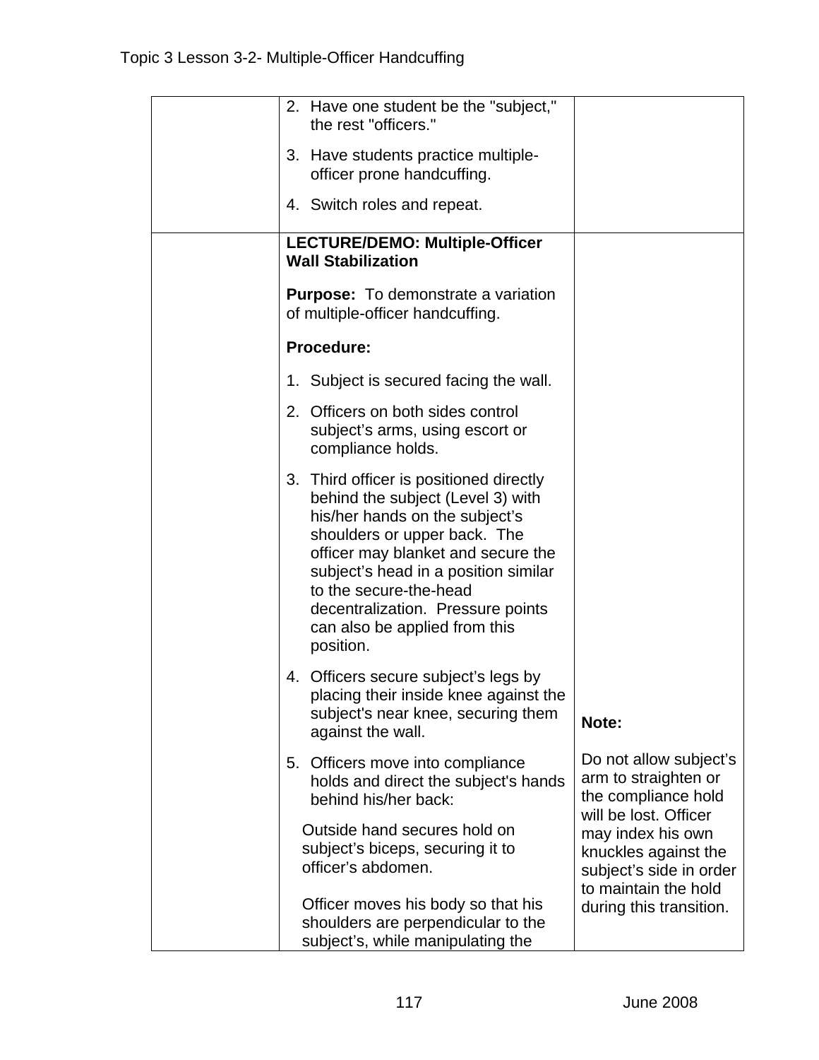| | | |
|---|---|---|
| | 2. Have one student be the "subject," the rest "officers."<br><br>3. Have students practice multiple-officer prone handcuffing.<br><br>4. Switch roles and repeat. | |
| | **LECTURE/DEMO: Multiple-Officer Wall Stabilization**<br><br>**Purpose:** To demonstrate a variation of multiple-officer handcuffing.<br><br>**Procedure:**<br><br>1. Subject is secured facing the wall.<br><br>2. Officers on both sides control subject's arms, using escort or compliance holds.<br><br>3. Third officer is positioned directly behind the subject (Level 3) with his/her hands on the subject's shoulders or upper back. The officer may blanket and secure the subject's head in a position similar to the secure-the-head decentralization. Pressure points can also be applied from this position.<br><br>4. Officers secure subject's legs by placing their inside knee against the subject's near knee, securing them against the wall.<br><br>5. Officers move into compliance holds and direct the subject's hands behind his/her back:<br><br>Outside hand secures hold on subject's biceps, securing it to officer's abdomen.<br><br>Officer moves his body so that his shoulders are perpendicular to the subject's, while manipulating the | **Note:**<br><br>Do not allow subject's arm to straighten or the compliance hold will be lost. Officer may index his own knuckles against the subject's side in order to maintain the hold during this transition. |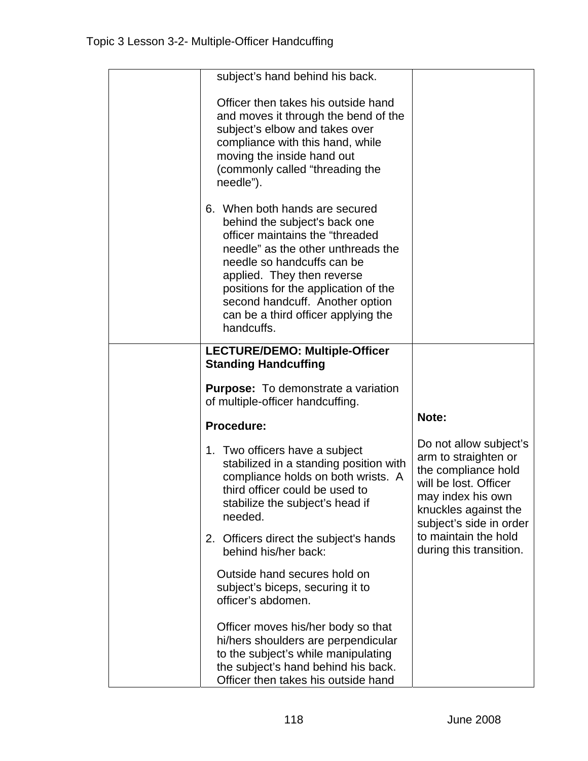| | | |
|---|---|---|
| | subject's hand behind his back.<br><br>Officer then takes his outside hand and moves it through the bend of the subject's elbow and takes over compliance with this hand, while moving the inside hand out (commonly called "threading the needle").<br><br>6. When both hands are secured behind the subject's back one officer maintains the "threaded needle" as the other unthreads the needle so handcuffs can be applied. They then reverse positions for the application of the second handcuff. Another option can be a third officer applying the handcuffs. | |
| | **LECTURE/DEMO: Multiple-Officer Standing Handcuffing**<br><br>**Purpose:** To demonstrate a variation of multiple-officer handcuffing.<br><br>**Procedure:**<br><br>1. Two officers have a subject stabilized in a standing position with compliance holds on both wrists. A third officer could be used to stabilize the subject's head if needed.<br><br>2. Officers direct the subject's hands behind his/her back:<br><br>Outside hand secures hold on subject's biceps, securing it to officer's abdomen.<br><br>Officer moves his/her body so that hi/hers shoulders are perpendicular to the subject's while manipulating the subject's hand behind his back. Officer then takes his outside hand | **Note:**<br><br>Do not allow subject's arm to straighten or the compliance hold will be lost. Officer may index his own knuckles against the subject's side in order to maintain the hold during this transition. |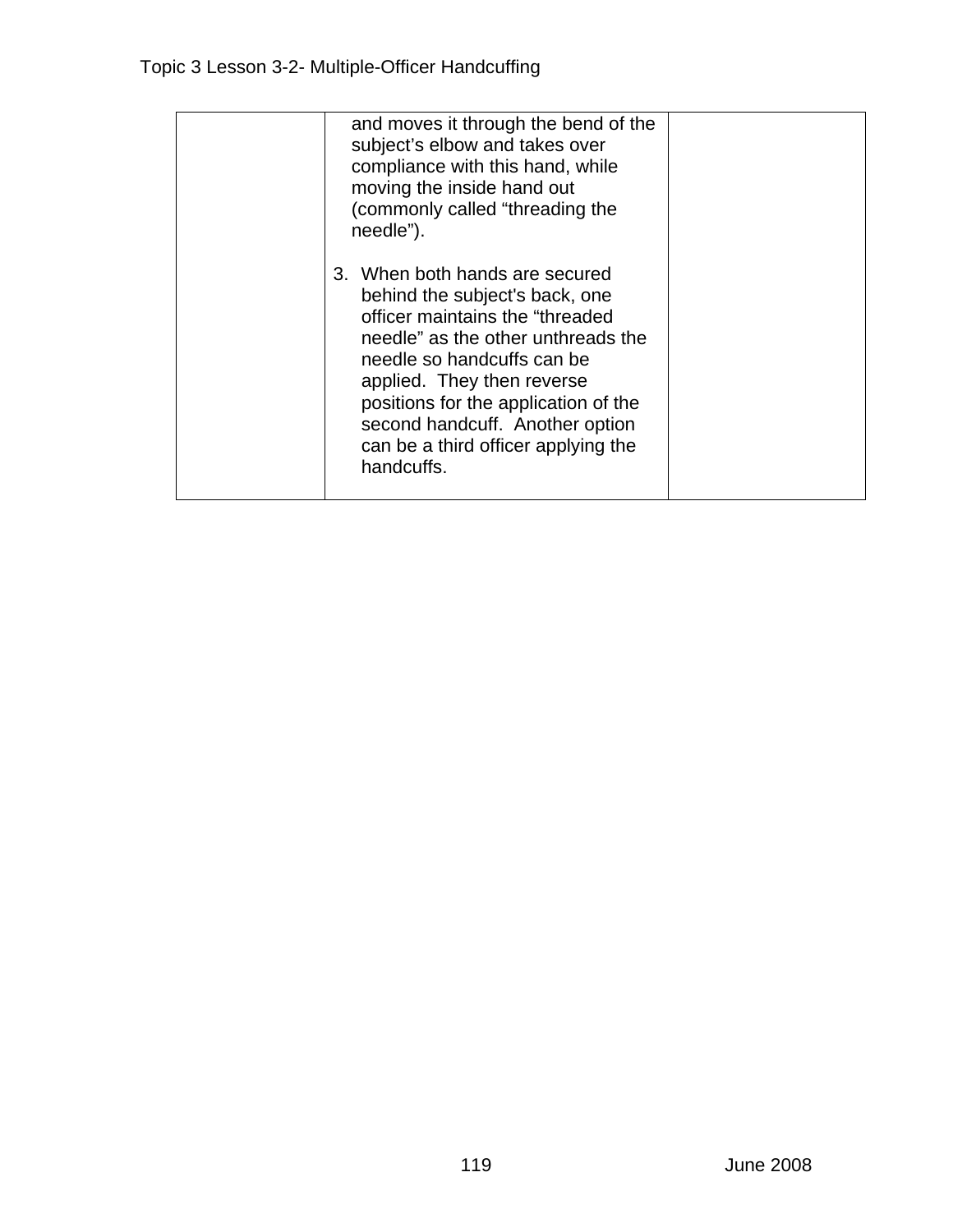| | | |
|---|---|---|
| | and moves it through the bend of the subject's elbow and takes over compliance with this hand, while moving the inside hand out (commonly called "threading the needle").<br><br>3. When both hands are secured behind the subject's back, one officer maintains the "threaded needle" as the other unthreads the needle so handcuffs can be applied. They then reverse positions for the application of the second handcuff. Another option can be a third officer applying the handcuffs. | |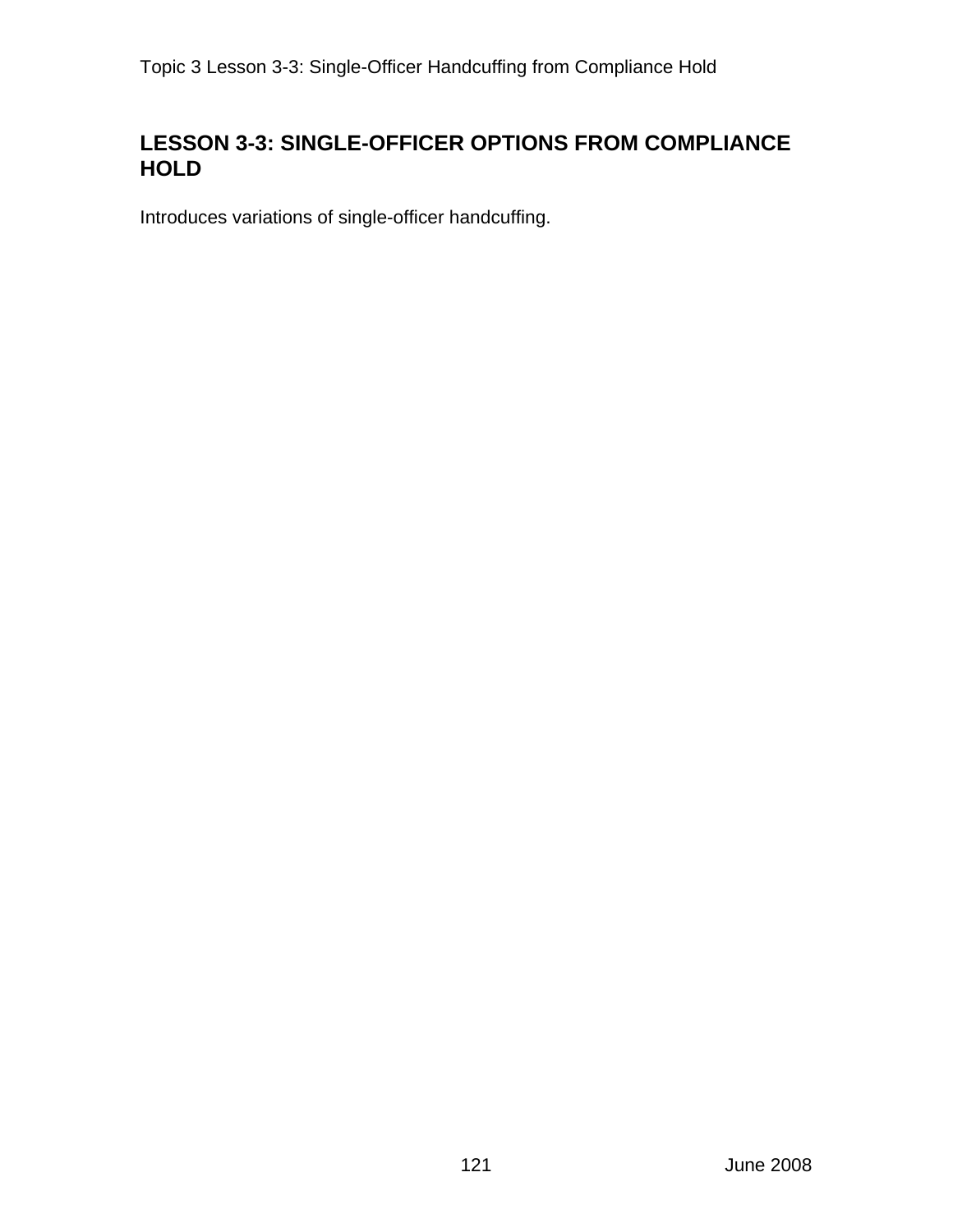# LESSON 3-3: SINGLE-OFFICER OPTIONS FROM COMPLIANCE HOLD

Introduces variations of single-officer handcuffing.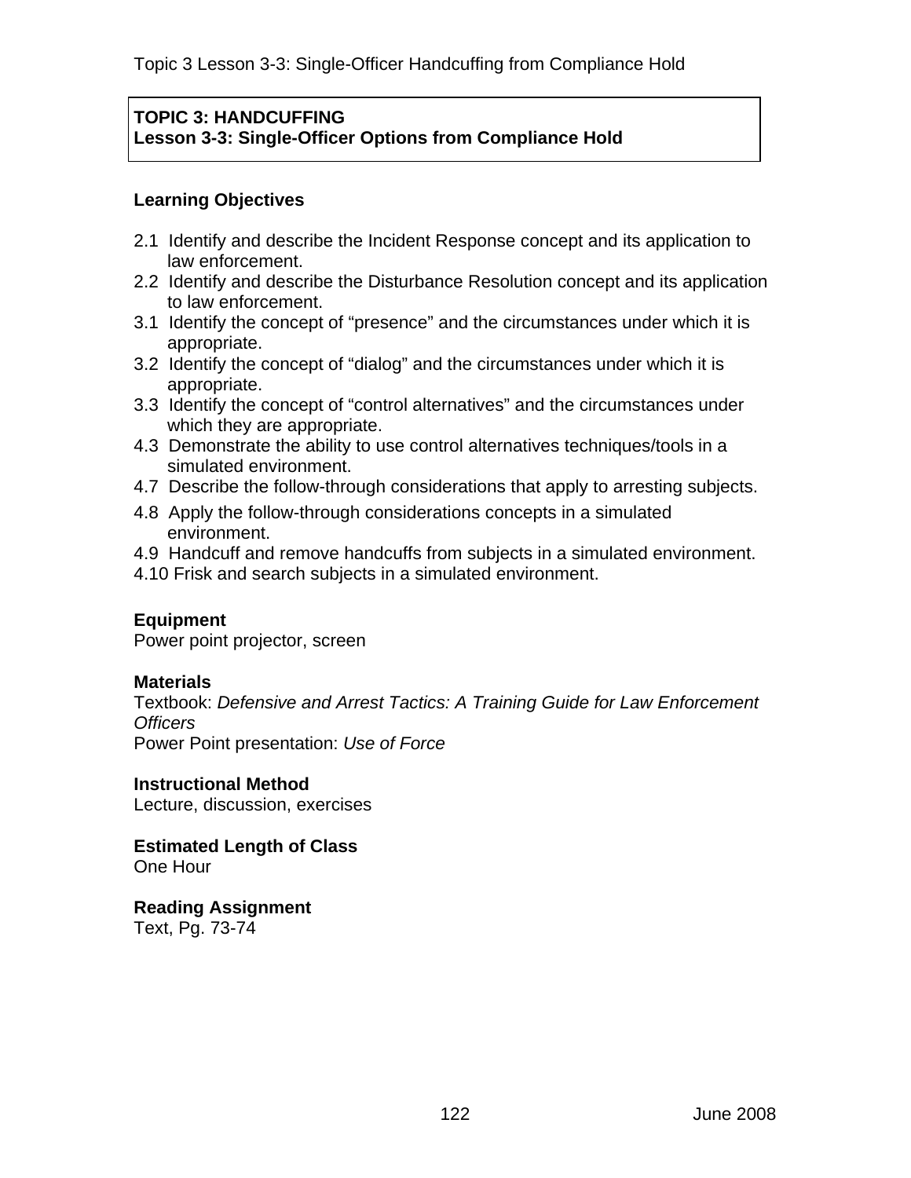**TOPIC 3: HANDCUFFING**
**Lesson 3-3: Single-Officer Options from Compliance Hold**

## Learning Objectives

2.1 Identify and describe the Incident Response concept and its application to law enforcement.
2.2 Identify and describe the Disturbance Resolution concept and its application to law enforcement.
3.1 Identify the concept of "presence" and the circumstances under which it is appropriate.
3.2 Identify the concept of "dialog" and the circumstances under which it is appropriate.
3.3 Identify the concept of "control alternatives" and the circumstances under which they are appropriate.
4.3 Demonstrate the ability to use control alternatives techniques/tools in a simulated environment.
4.7 Describe the follow-through considerations that apply to arresting subjects.
4.8 Apply the follow-through considerations concepts in a simulated environment.
4.9 Handcuff and remove handcuffs from subjects in a simulated environment.
4.10 Frisk and search subjects in a simulated environment.

**Equipment**
Power point projector, screen

**Materials**
Textbook: *Defensive and Arrest Tactics: A Training Guide for Law Enforcement Officers*
Power Point presentation: *Use of Force*

**Instructional Method**
Lecture, discussion, exercises

**Estimated Length of Class**
One Hour

**Reading Assignment**
Text, Pg. 73-74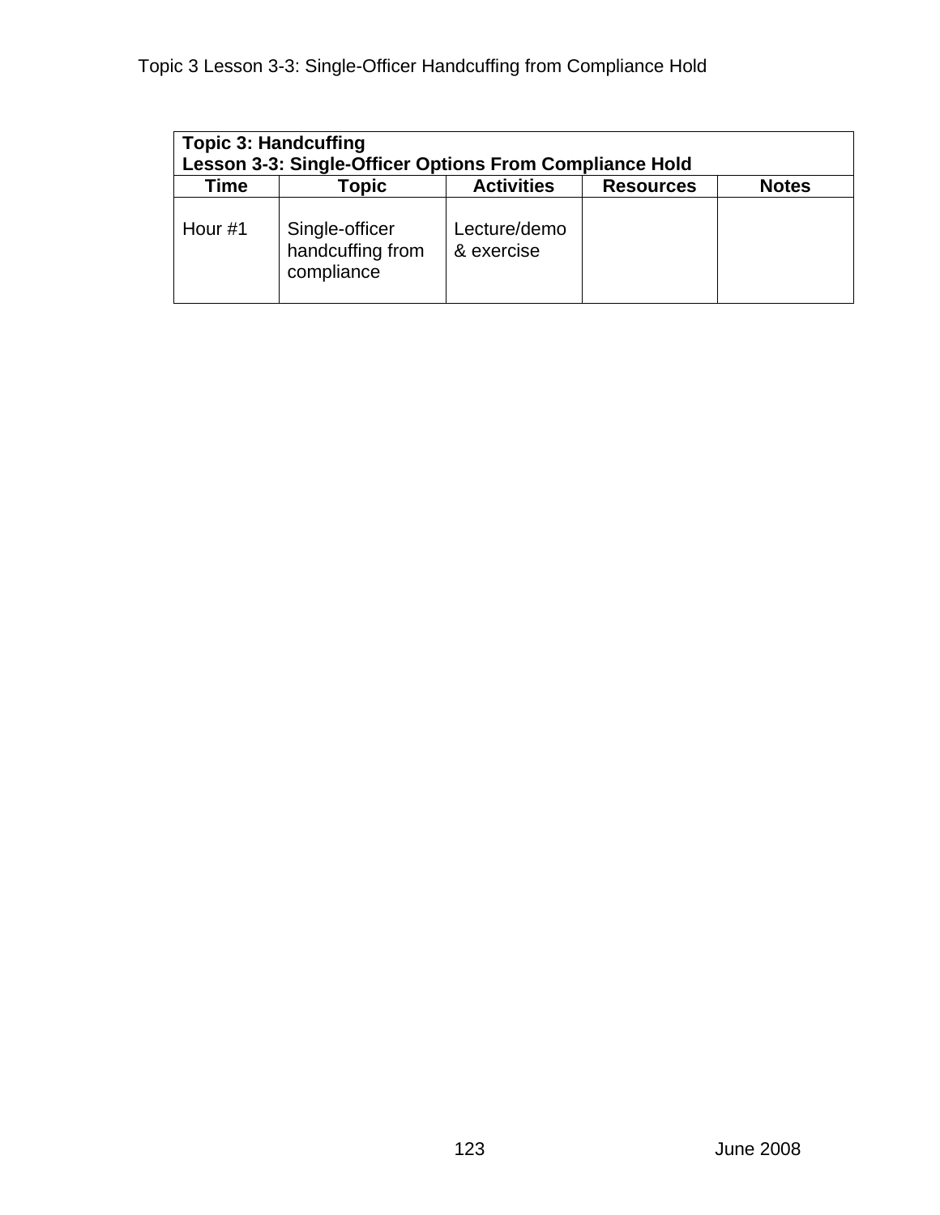| **Topic 3: Handcuffing**<br>**Lesson 3-3: Single-Officer Options From Compliance Hold** | | | | |
|---|---|---|---|---|
| **Time** | **Topic** | **Activities** | **Resources** | **Notes** |
| Hour #1 | Single-officer handcuffing from compliance | Lecture/demo & exercise | | |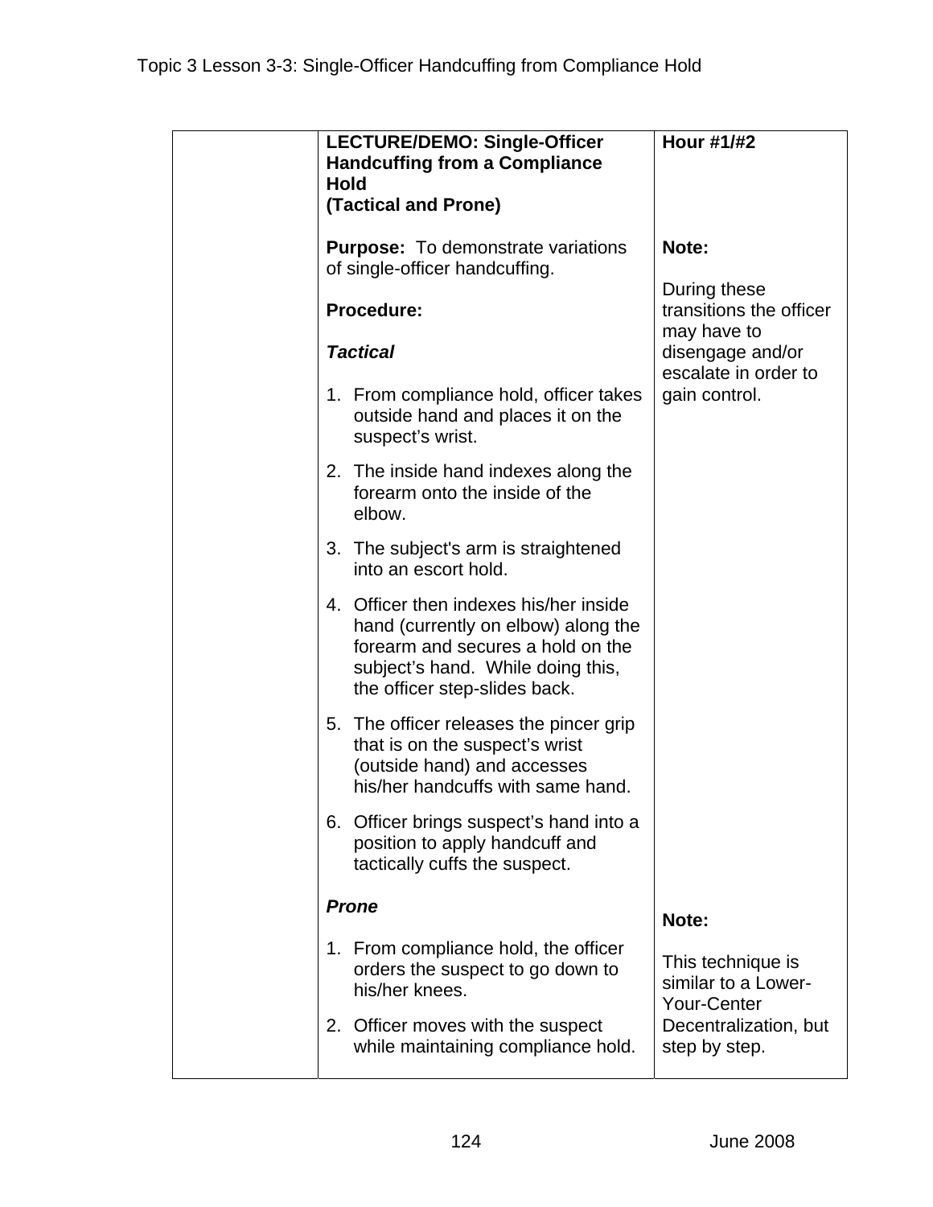| | LECTURE/DEMO: Single-Officer Handcuffing from a Compliance Hold (Tactical and Prone) | Hour #1/#2 |
|---|---|---|
| | **Purpose:** To demonstrate variations of single-officer handcuffing.<br><br>**Procedure:**<br><br>***Tactical***<br><br>1. From compliance hold, officer takes outside hand and places it on the suspect's wrist.<br>2. The inside hand indexes along the forearm onto the inside of the elbow.<br>3. The subject's arm is straightened into an escort hold.<br>4. Officer then indexes his/her inside hand (currently on elbow) along the forearm and secures a hold on the subject's hand. While doing this, the officer step-slides back.<br>5. The officer releases the pincer grip that is on the suspect's wrist (outside hand) and accesses his/her handcuffs with same hand.<br>6. Officer brings suspect's hand into a position to apply handcuff and tactically cuffs the suspect. | **Note:**<br><br>During these transitions the officer may have to disengage and/or escalate in order to gain control. |
| | ***Prone***<br><br>1. From compliance hold, the officer orders the suspect to go down to his/her knees.<br>2. Officer moves with the suspect while maintaining compliance hold. | **Note:**<br><br>This technique is similar to a Lower-Your-Center Decentralization, but step by step. |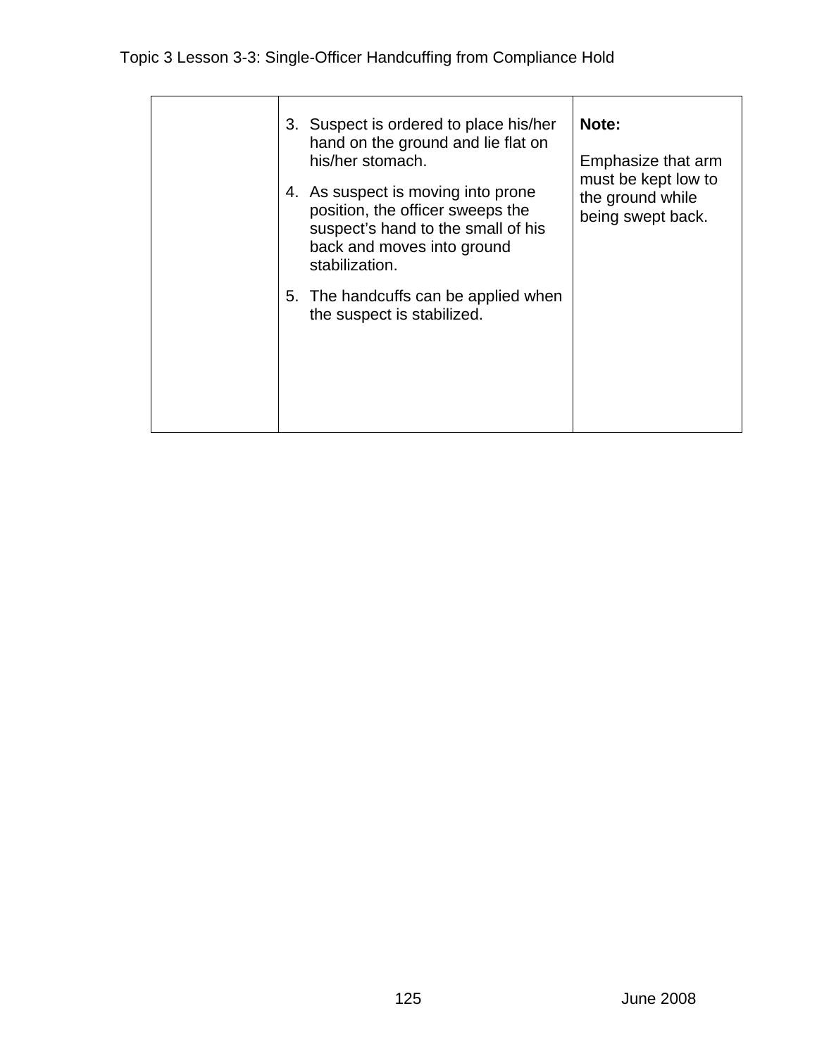| | | |
|---|---|---|
| | 3. Suspect is ordered to place his/her hand on the ground and lie flat on his/her stomach.<br><br>4. As suspect is moving into prone position, the officer sweeps the suspect's hand to the small of his back and moves into ground stabilization.<br><br>5. The handcuffs can be applied when the suspect is stabilized. | **Note:**<br><br>Emphasize that arm must be kept low to the ground while being swept back. |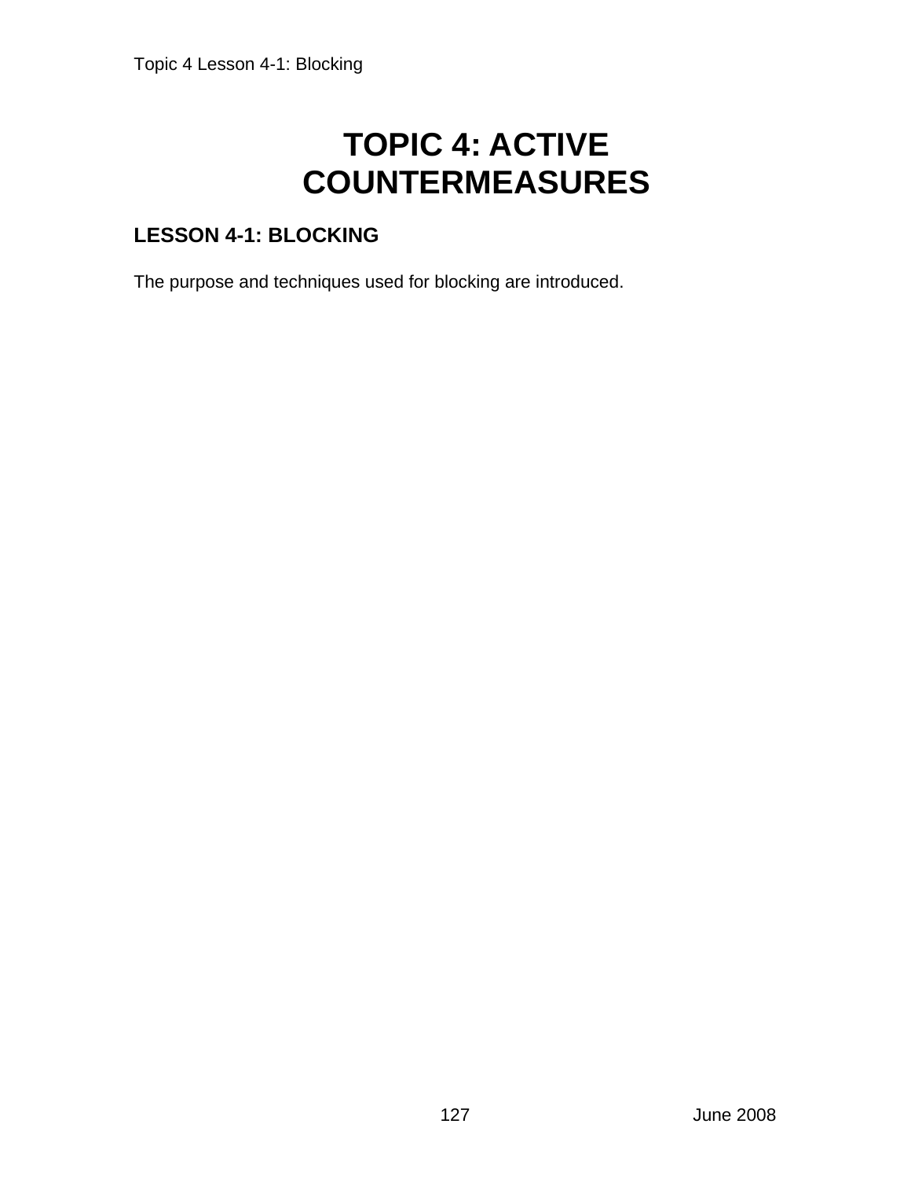# TOPIC 4: ACTIVE COUNTERMEASURES

## LESSON 4-1: BLOCKING

The purpose and techniques used for blocking are introduced.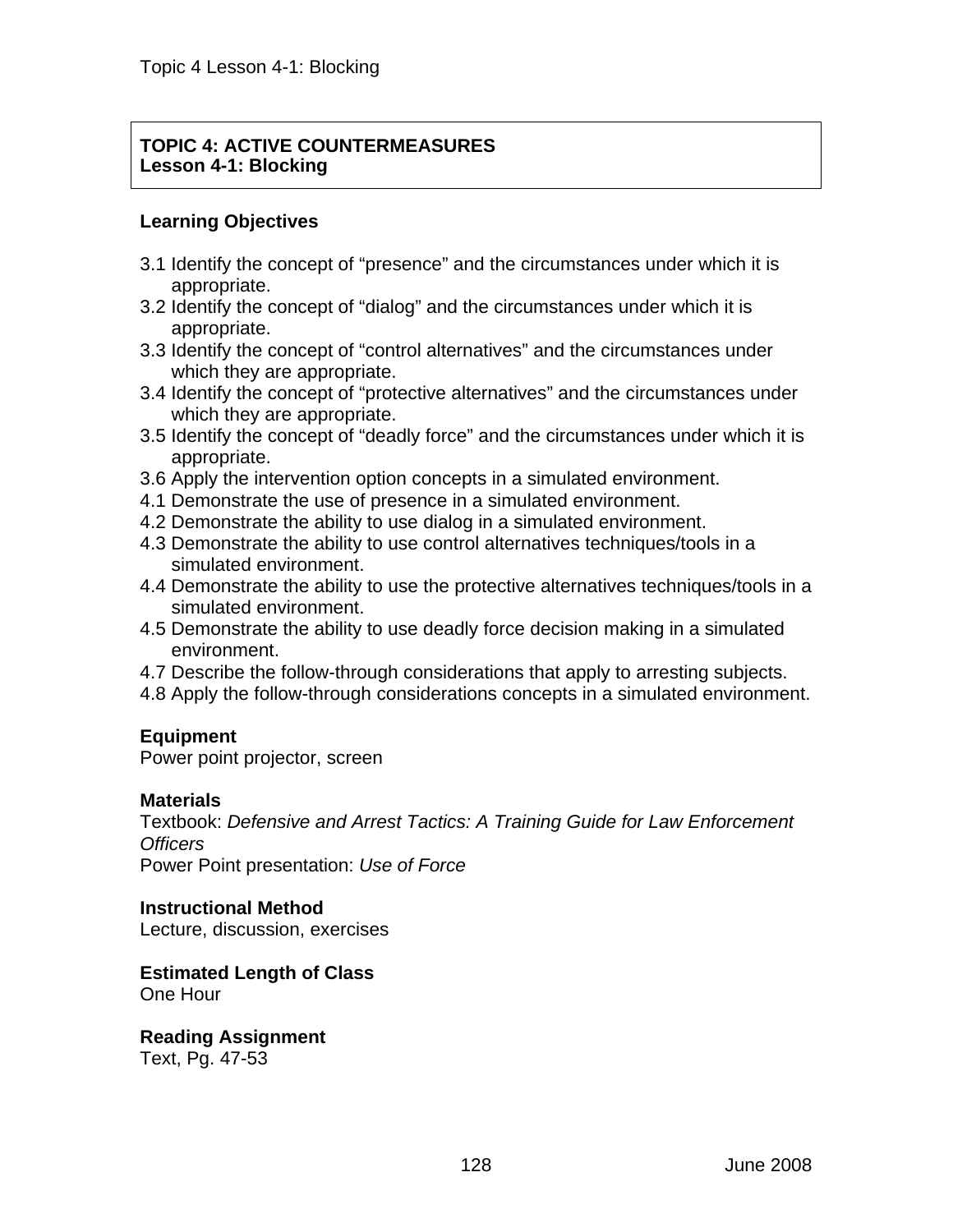**TOPIC 4: ACTIVE COUNTERMEASURES**
**Lesson 4-1: Blocking**

### Learning Objectives

3.1 Identify the concept of "presence" and the circumstances under which it is appropriate.
3.2 Identify the concept of "dialog" and the circumstances under which it is appropriate.
3.3 Identify the concept of "control alternatives" and the circumstances under which they are appropriate.
3.4 Identify the concept of "protective alternatives" and the circumstances under which they are appropriate.
3.5 Identify the concept of "deadly force" and the circumstances under which it is appropriate.
3.6 Apply the intervention option concepts in a simulated environment.
4.1 Demonstrate the use of presence in a simulated environment.
4.2 Demonstrate the ability to use dialog in a simulated environment.
4.3 Demonstrate the ability to use control alternatives techniques/tools in a simulated environment.
4.4 Demonstrate the ability to use the protective alternatives techniques/tools in a simulated environment.
4.5 Demonstrate the ability to use deadly force decision making in a simulated environment.
4.7 Describe the follow-through considerations that apply to arresting subjects.
4.8 Apply the follow-through considerations concepts in a simulated environment.

### Equipment
Power point projector, screen

### Materials
Textbook: *Defensive and Arrest Tactics: A Training Guide for Law Enforcement Officers*
Power Point presentation: *Use of Force*

### Instructional Method
Lecture, discussion, exercises

### Estimated Length of Class
One Hour

### Reading Assignment
Text, Pg. 47-53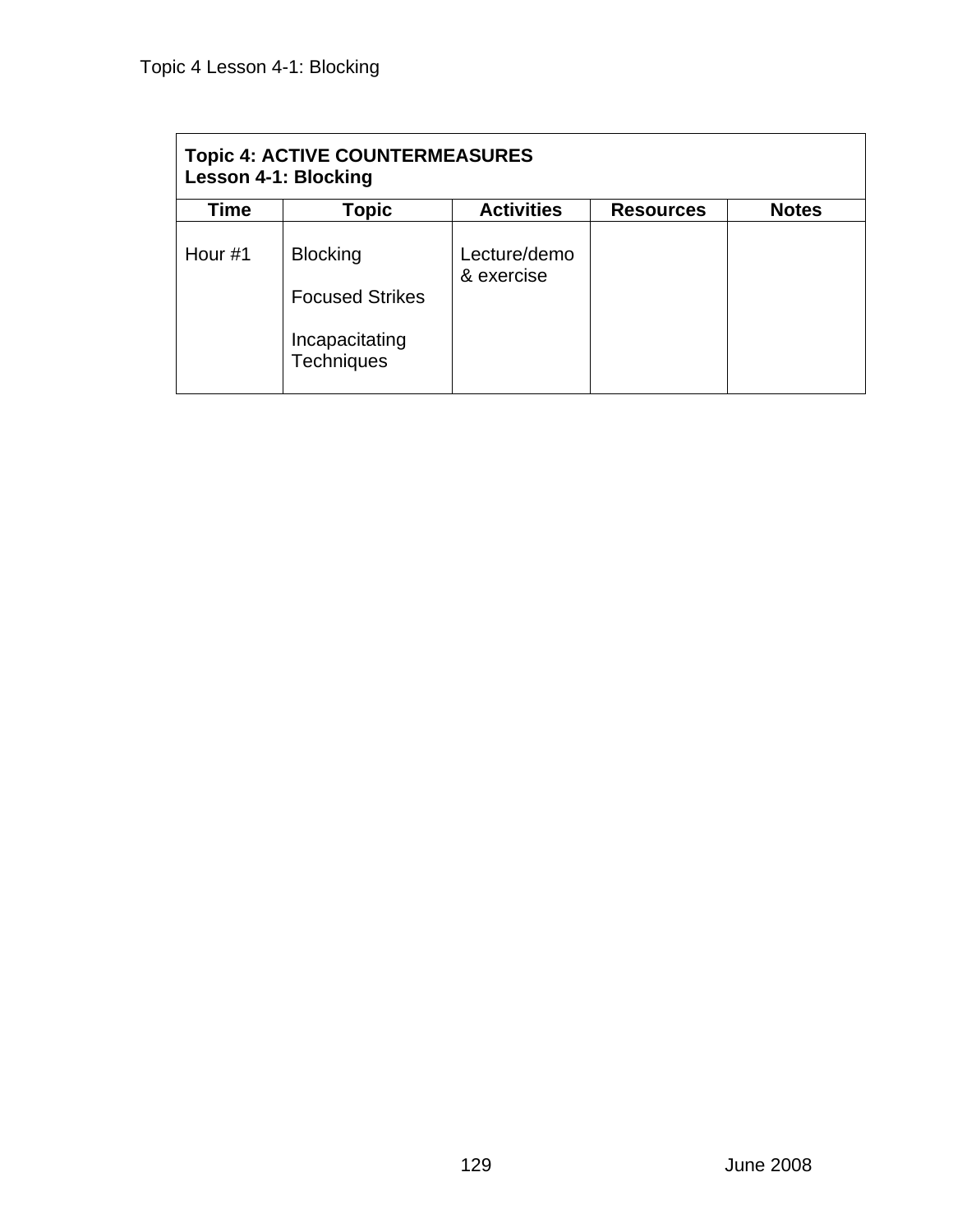| **Topic 4: ACTIVE COUNTERMEASURES<br>Lesson 4-1: Blocking** | | | | |
|---|---|---|---|---|
| **Time** | **Topic** | **Activities** | **Resources** | **Notes** |
| Hour #1 | Blocking<br><br>Focused Strikes<br><br>Incapacitating Techniques | Lecture/demo & exercise | | |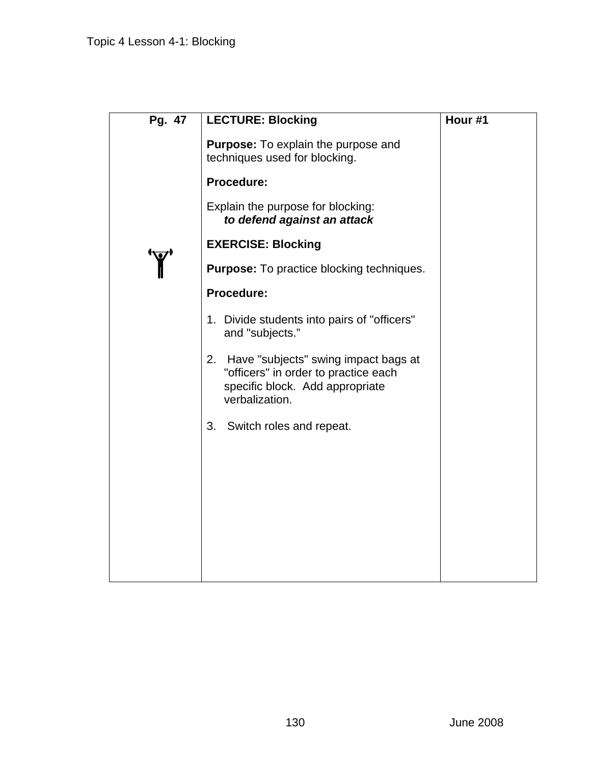| Pg. 47 | **LECTURE: Blocking**<br><br>**Purpose:** To explain the purpose and techniques used for blocking.<br><br>**Procedure:**<br><br>Explain the purpose for blocking:<br>***to defend against an attack***<br><br>**EXERCISE: Blocking**<br><br>**Purpose:** To practice blocking techniques.<br><br>**Procedure:**<br><br>1. Divide students into pairs of "officers" and "subjects."<br><br>2. Have "subjects" swing impact bags at "officers" in order to practice each specific block. Add appropriate verbalization.<br><br>3. Switch roles and repeat. | **Hour #1** |
|---|---|---|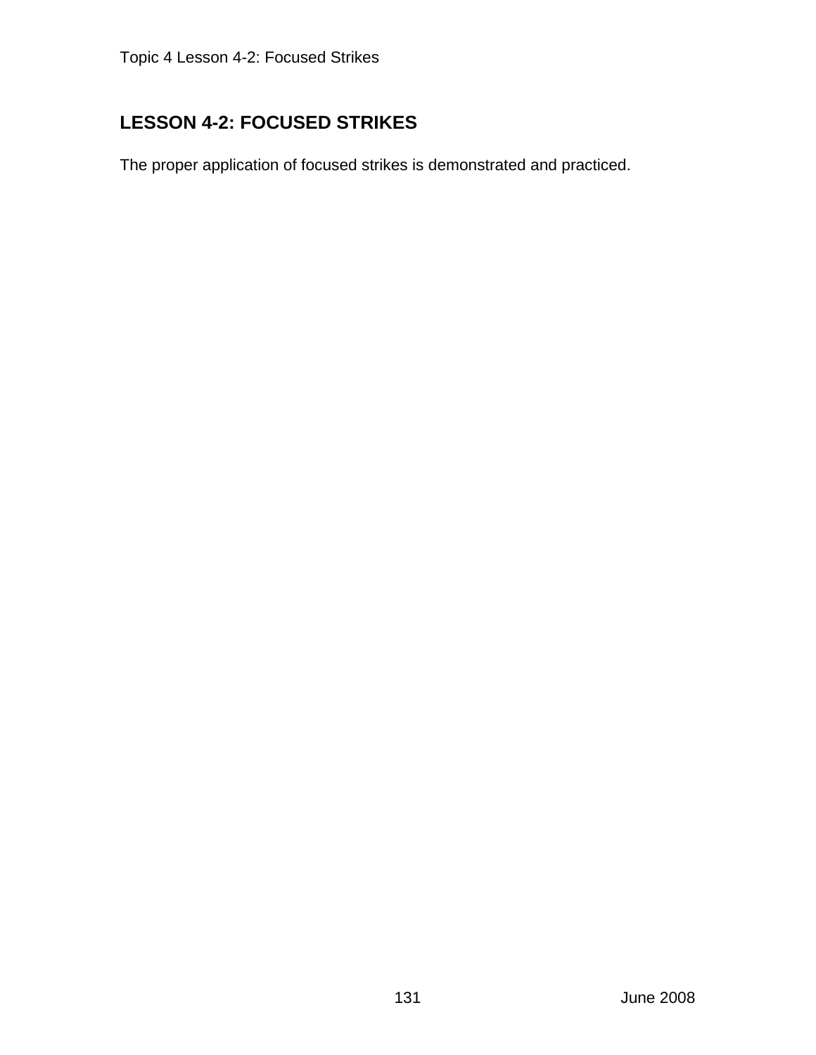## LESSON 4-2: FOCUSED STRIKES

The proper application of focused strikes is demonstrated and practiced.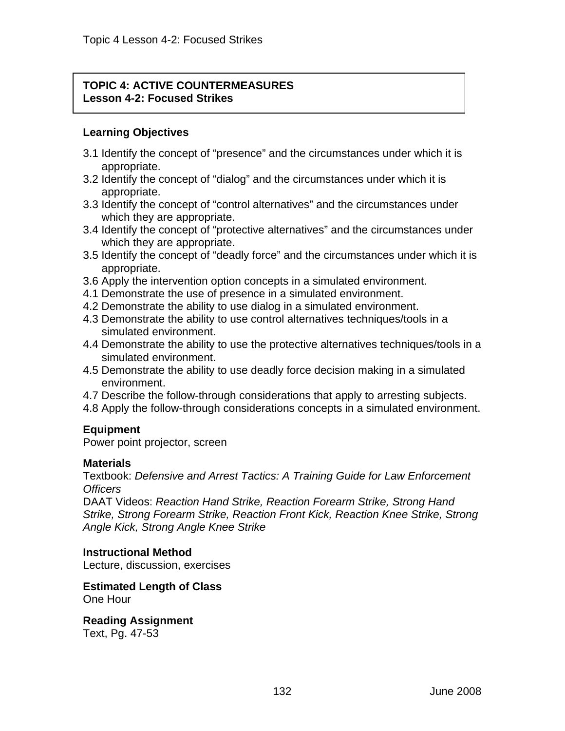**TOPIC 4: ACTIVE COUNTERMEASURES**
**Lesson 4-2: Focused Strikes**

### Learning Objectives

3.1 Identify the concept of "presence" and the circumstances under which it is appropriate.
3.2 Identify the concept of "dialog" and the circumstances under which it is appropriate.
3.3 Identify the concept of "control alternatives" and the circumstances under which they are appropriate.
3.4 Identify the concept of "protective alternatives" and the circumstances under which they are appropriate.
3.5 Identify the concept of "deadly force" and the circumstances under which it is appropriate.
3.6 Apply the intervention option concepts in a simulated environment.
4.1 Demonstrate the use of presence in a simulated environment.
4.2 Demonstrate the ability to use dialog in a simulated environment.
4.3 Demonstrate the ability to use control alternatives techniques/tools in a simulated environment.
4.4 Demonstrate the ability to use the protective alternatives techniques/tools in a simulated environment.
4.5 Demonstrate the ability to use deadly force decision making in a simulated environment.
4.7 Describe the follow-through considerations that apply to arresting subjects.
4.8 Apply the follow-through considerations concepts in a simulated environment.

### Equipment
Power point projector, screen

### Materials
Textbook: *Defensive and Arrest Tactics: A Training Guide for Law Enforcement Officers*
DAAT Videos: *Reaction Hand Strike, Reaction Forearm Strike, Strong Hand Strike, Strong Forearm Strike, Reaction Front Kick, Reaction Knee Strike, Strong Angle Kick, Strong Angle Knee Strike*

### Instructional Method
Lecture, discussion, exercises

### Estimated Length of Class
One Hour

### Reading Assignment
Text, Pg. 47-53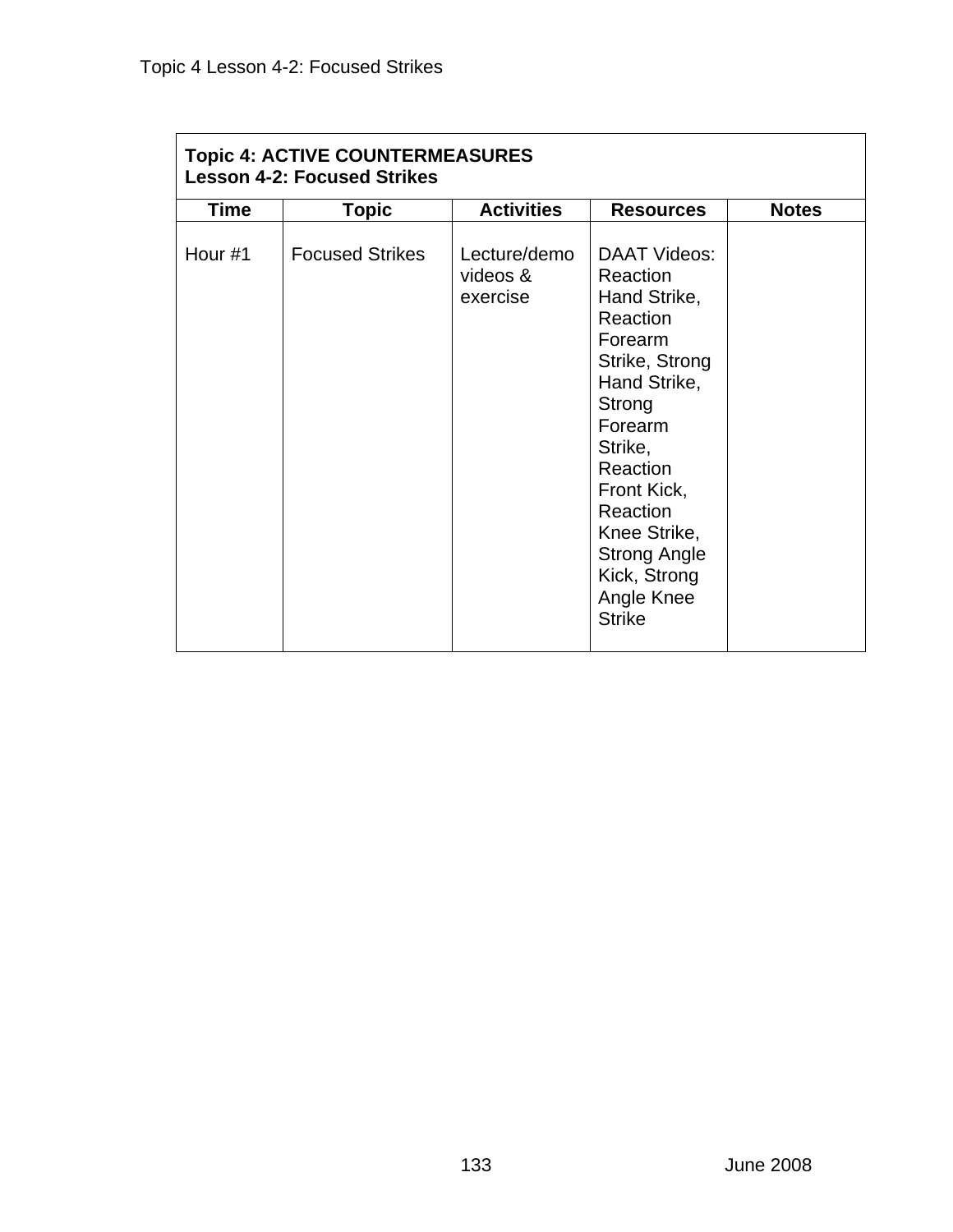| **Topic 4: ACTIVE COUNTERMEASURES**<br>**Lesson 4-2: Focused Strikes** | | | | |
|---|---|---|---|---|
| **Time** | **Topic** | **Activities** | **Resources** | **Notes** |
| Hour #1 | Focused Strikes | Lecture/demo videos & exercise | DAAT Videos: Reaction Hand Strike, Reaction Forearm Strike, Strong Hand Strike, Strong Forearm Strike, Reaction Front Kick, Reaction Knee Strike, Strong Angle Kick, Strong Angle Knee Strike | |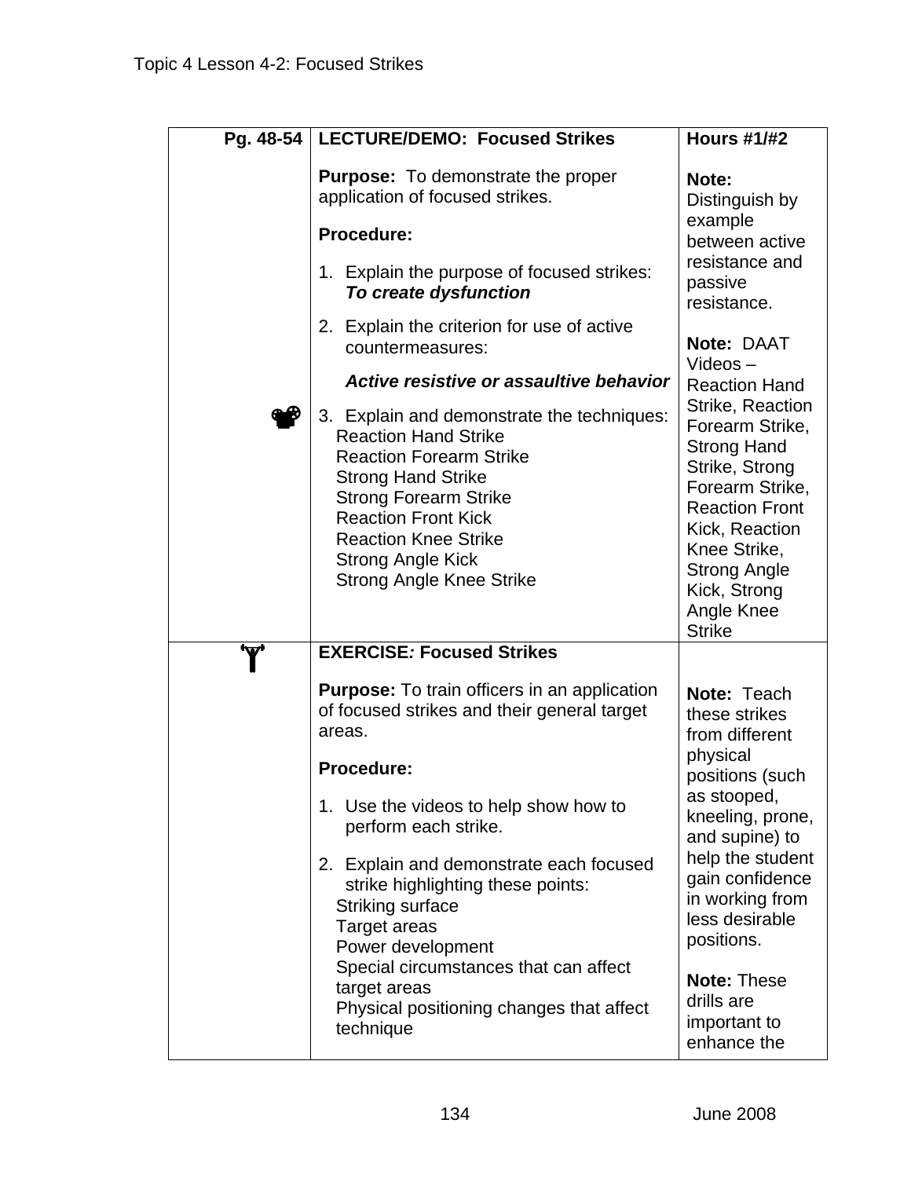Topic 4 Lesson 4-2: Focused Strikes

| Pg. 48-54 | **LECTURE/DEMO: Focused Strikes** | **Hours #1/#2** |
|---|---|---|
| | **Purpose:** To demonstrate the proper application of focused strikes.<br><br>**Procedure:**<br><br>1. Explain the purpose of focused strikes: ***To create dysfunction***<br>2. Explain the criterion for use of active countermeasures:<br>***Active resistive or assaultive behavior***<br>3. Explain and demonstrate the techniques:<br>Reaction Hand Strike<br>Reaction Forearm Strike<br>Strong Hand Strike<br>Strong Forearm Strike<br>Reaction Front Kick<br>Reaction Knee Strike<br>Strong Angle Kick<br>Strong Angle Knee Strike | **Note:** Distinguish by example between active resistance and passive resistance.<br><br>**Note:** DAAT Videos – Reaction Hand Strike, Reaction Forearm Strike, Strong Hand Strike, Strong Forearm Strike, Reaction Front Kick, Reaction Knee Strike, Strong Angle Kick, Strong Angle Knee Strike |
| | **EXERCISE*:* Focused Strikes**<br><br>**Purpose:** To train officers in an application of focused strikes and their general target areas.<br><br>**Procedure:**<br><br>1. Use the videos to help show how to perform each strike.<br>2. Explain and demonstrate each focused strike highlighting these points:<br>Striking surface<br>Target areas<br>Power development<br>Special circumstances that can affect target areas<br>Physical positioning changes that affect technique | **Note:** Teach these strikes from different physical positions (such as stooped, kneeling, prone, and supine) to help the student gain confidence in working from less desirable positions.<br><br>**Note:** These drills are important to enhance the |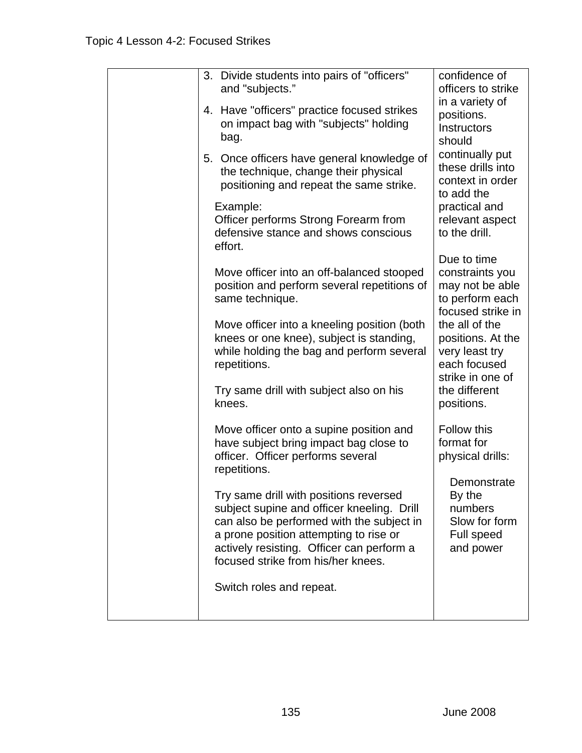| | | |
|---|---|---|
| | 3. Divide students into pairs of "officers" and "subjects."<br><br>4. Have "officers" practice focused strikes on impact bag with "subjects" holding bag.<br><br>5. Once officers have general knowledge of the technique, change their physical positioning and repeat the same strike.<br><br>Example:<br>Officer performs Strong Forearm from defensive stance and shows conscious effort.<br><br>Move officer into an off-balanced stooped position and perform several repetitions of same technique.<br><br>Move officer into a kneeling position (both knees or one knee), subject is standing, while holding the bag and perform several repetitions.<br><br>Try same drill with subject also on his knees.<br><br>Move officer onto a supine position and have subject bring impact bag close to officer. Officer performs several repetitions.<br><br>Try same drill with positions reversed subject supine and officer kneeling. Drill can also be performed with the subject in a prone position attempting to rise or actively resisting. Officer can perform a focused strike from his/her knees.<br><br>Switch roles and repeat. | confidence of officers to strike in a variety of positions. Instructors should continually put these drills into context in order to add the practical and relevant aspect to the drill.<br><br>Due to time constraints you may not be able to perform each focused strike in the all of the positions. At the very least try each focused strike in one of the different positions.<br><br>Follow this format for physical drills:<br><br>Demonstrate<br>By the numbers<br>Slow for form<br>Full speed and power |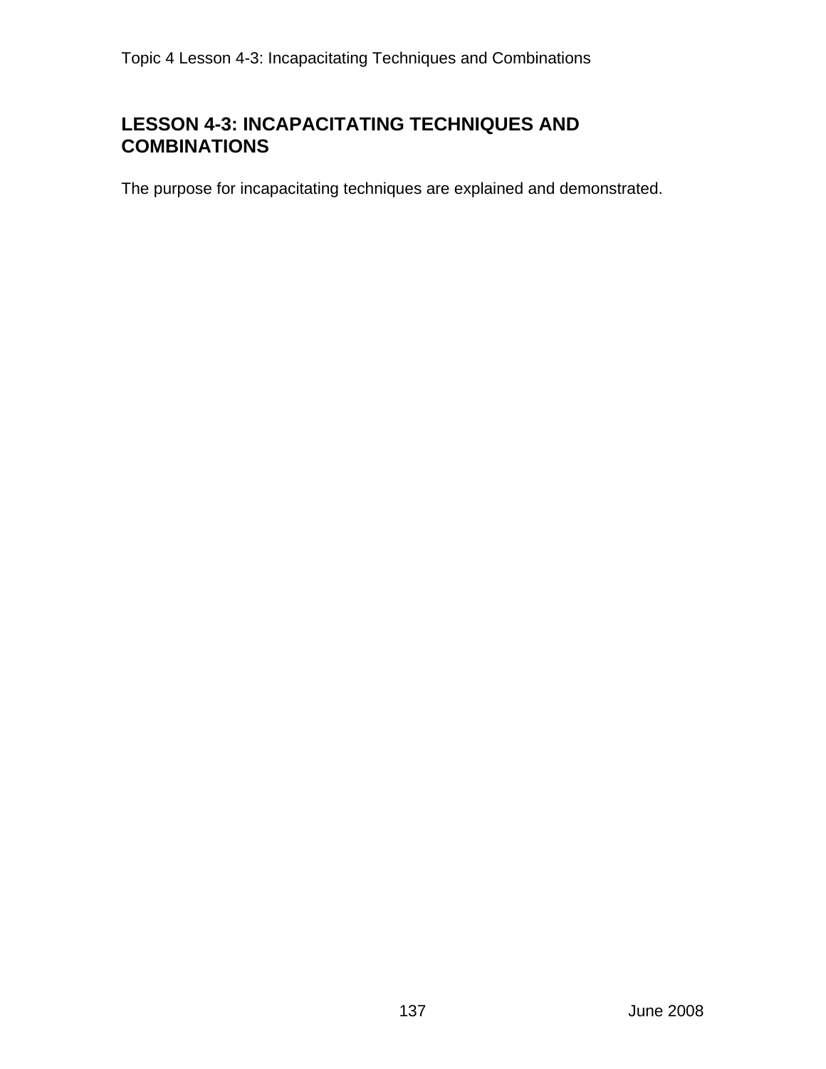## LESSON 4-3: INCAPACITATING TECHNIQUES AND COMBINATIONS

The purpose for incapacitating techniques are explained and demonstrated.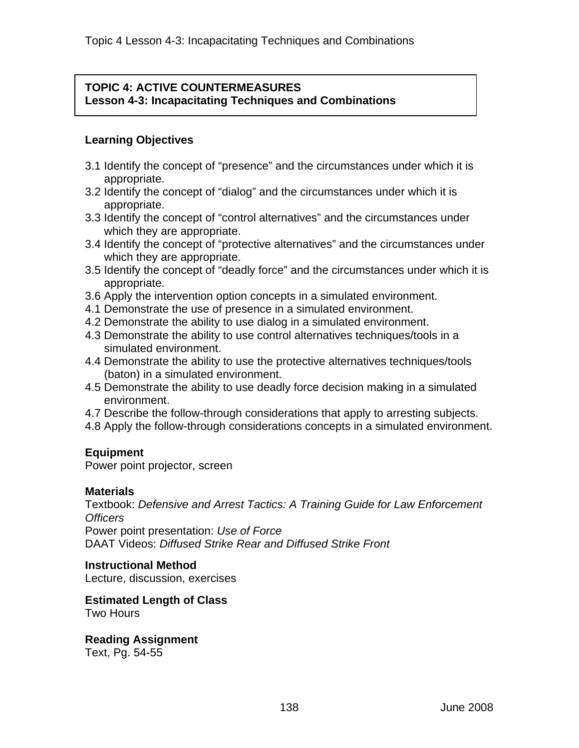## TOPIC 4: ACTIVE COUNTERMEASURES
### Lesson 4-3: Incapacitating Techniques and Combinations

**Learning Objectives**

3.1 Identify the concept of "presence" and the circumstances under which it is appropriate.
3.2 Identify the concept of "dialog" and the circumstances under which it is appropriate.
3.3 Identify the concept of "control alternatives" and the circumstances under which they are appropriate.
3.4 Identify the concept of "protective alternatives" and the circumstances under which they are appropriate.
3.5 Identify the concept of "deadly force" and the circumstances under which it is appropriate.
3.6 Apply the intervention option concepts in a simulated environment.
4.1 Demonstrate the use of presence in a simulated environment.
4.2 Demonstrate the ability to use dialog in a simulated environment.
4.3 Demonstrate the ability to use control alternatives techniques/tools in a simulated environment.
4.4 Demonstrate the ability to use the protective alternatives techniques/tools (baton) in a simulated environment.
4.5 Demonstrate the ability to use deadly force decision making in a simulated environment.
4.7 Describe the follow-through considerations that apply to arresting subjects.
4.8 Apply the follow-through considerations concepts in a simulated environment.

**Equipment**
Power point projector, screen

**Materials**
Textbook: *Defensive and Arrest Tactics: A Training Guide for Law Enforcement Officers*
Power point presentation: *Use of Force*
DAAT Videos: *Diffused Strike Rear and Diffused Strike Front*

**Instructional Method**
Lecture, discussion, exercises

**Estimated Length of Class**
Two Hours

**Reading Assignment**
Text, Pg. 54-55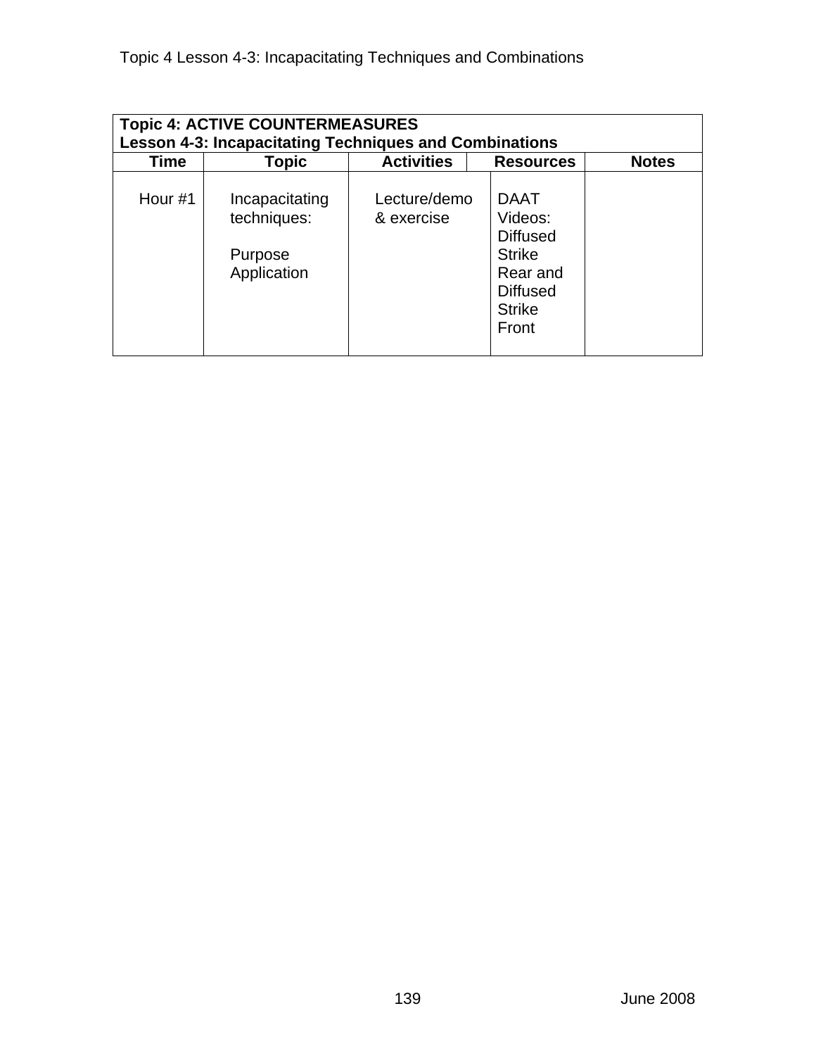| Topic 4: ACTIVE COUNTERMEASURES<br>Lesson 4-3: Incapacitating Techniques and Combinations | | | | |
|---|---|---|---|---|
| **Time** | **Topic** | **Activities** | **Resources** | **Notes** |
| Hour #1 | Incapacitating techniques:<br><br>Purpose<br>Application | Lecture/demo & exercise | DAAT Videos: Diffused Strike Rear and Diffused Strike Front | |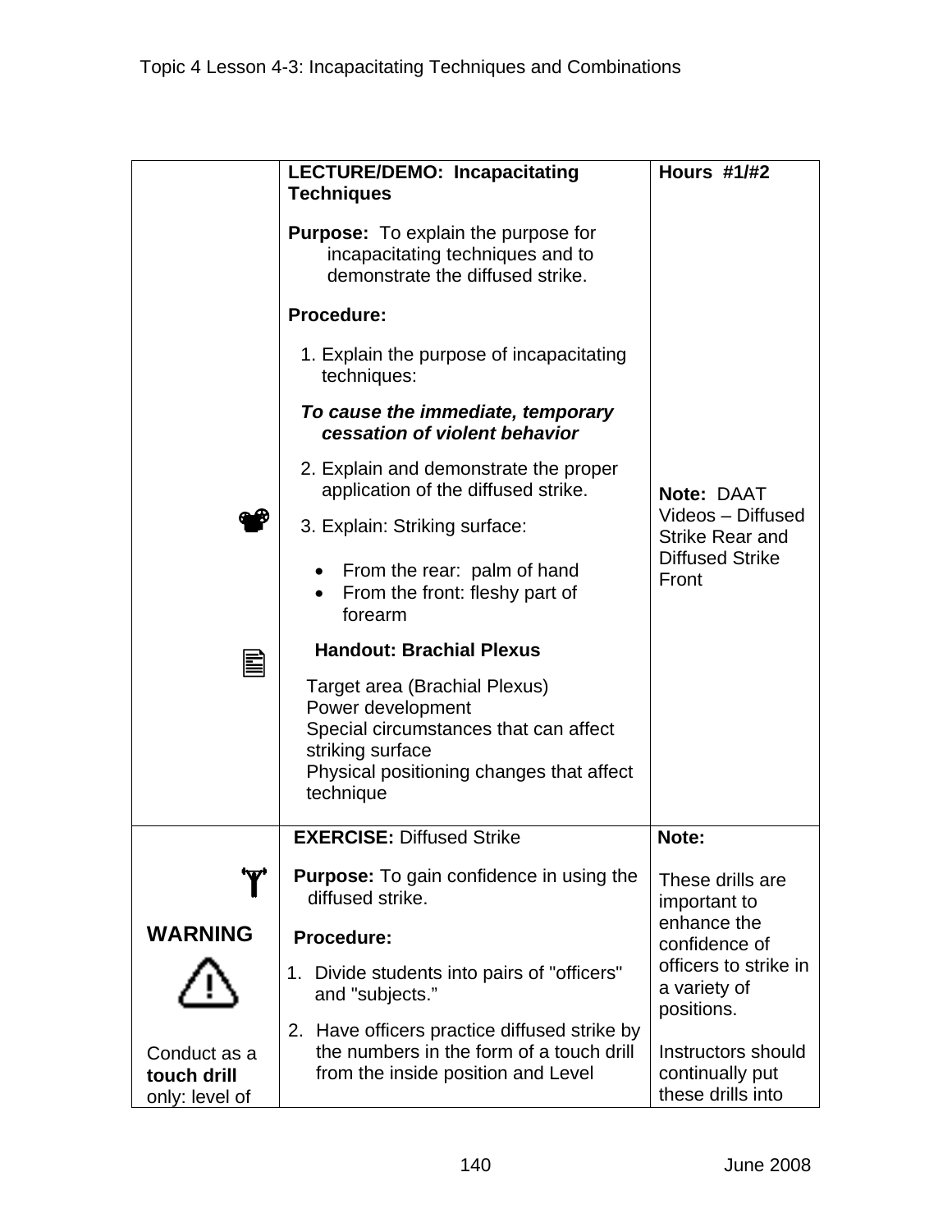| | **LECTURE/DEMO: Incapacitating Techniques**<br><br>**Purpose:** To explain the purpose for incapacitating techniques and to demonstrate the diffused strike.<br><br>**Procedure:**<br><br>1. Explain the purpose of incapacitating techniques:<br><br>***To cause the immediate, temporary cessation of violent behavior***<br><br>2. Explain and demonstrate the proper application of the diffused strike.<br><br>3. Explain: Striking surface:<br><br>• From the rear: palm of hand<br>• From the front: fleshy part of forearm<br><br>**Handout: Brachial Plexus**<br><br>Target area (Brachial Plexus)<br>Power development<br>Special circumstances that can affect striking surface<br>Physical positioning changes that affect technique | **Hours #1/#2**<br><br>**Note:** DAAT Videos – Diffused Strike Rear and Diffused Strike Front |
|---|---|---|
| **WARNING**<br><br>Conduct as a **touch drill** only: level of | **EXERCISE:** Diffused Strike<br><br>**Purpose:** To gain confidence in using the diffused strike.<br><br>**Procedure:**<br><br>1. Divide students into pairs of "officers" and "subjects."<br><br>2. Have officers practice diffused strike by the numbers in the form of a touch drill from the inside position and Level | **Note:**<br><br>These drills are important to enhance the confidence of officers to strike in a variety of positions.<br><br>Instructors should continually put these drills into |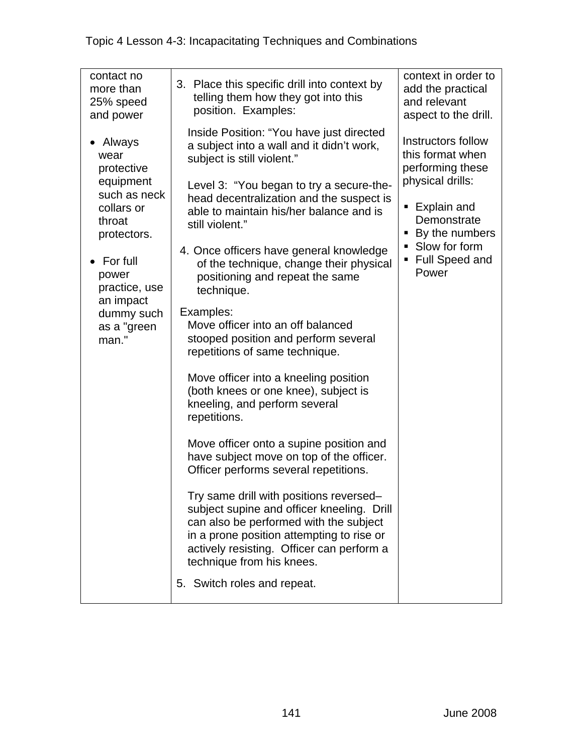| | | |
|---|---|---|
| contact no more than 25% speed and power<br><br>• Always wear protective equipment such as neck collars or throat protectors.<br><br>• For full power practice, use an impact dummy such as a "green man." | 3. Place this specific drill into context by telling them how they got into this position. Examples:<br><br>Inside Position: "You have just directed a subject into a wall and it didn't work, subject is still violent."<br><br>Level 3: "You began to try a secure-the-head decentralization and the suspect is able to maintain his/her balance and is still violent."<br><br>4. Once officers have general knowledge of the technique, change their physical positioning and repeat the same technique.<br><br>Examples:<br>Move officer into an off balanced stooped position and perform several repetitions of same technique.<br><br>Move officer into a kneeling position (both knees or one knee), subject is kneeling, and perform several repetitions.<br><br>Move officer onto a supine position and have subject move on top of the officer. Officer performs several repetitions.<br><br>Try same drill with positions reversed–subject supine and officer kneeling. Drill can also be performed with the subject in a prone position attempting to rise or actively resisting. Officer can perform a technique from his knees.<br><br>5. Switch roles and repeat. | context in order to add the practical and relevant aspect to the drill.<br><br>Instructors follow this format when performing these physical drills:<br><br>▪ Explain and Demonstrate<br>▪ By the numbers<br>▪ Slow for form<br>▪ Full Speed and Power |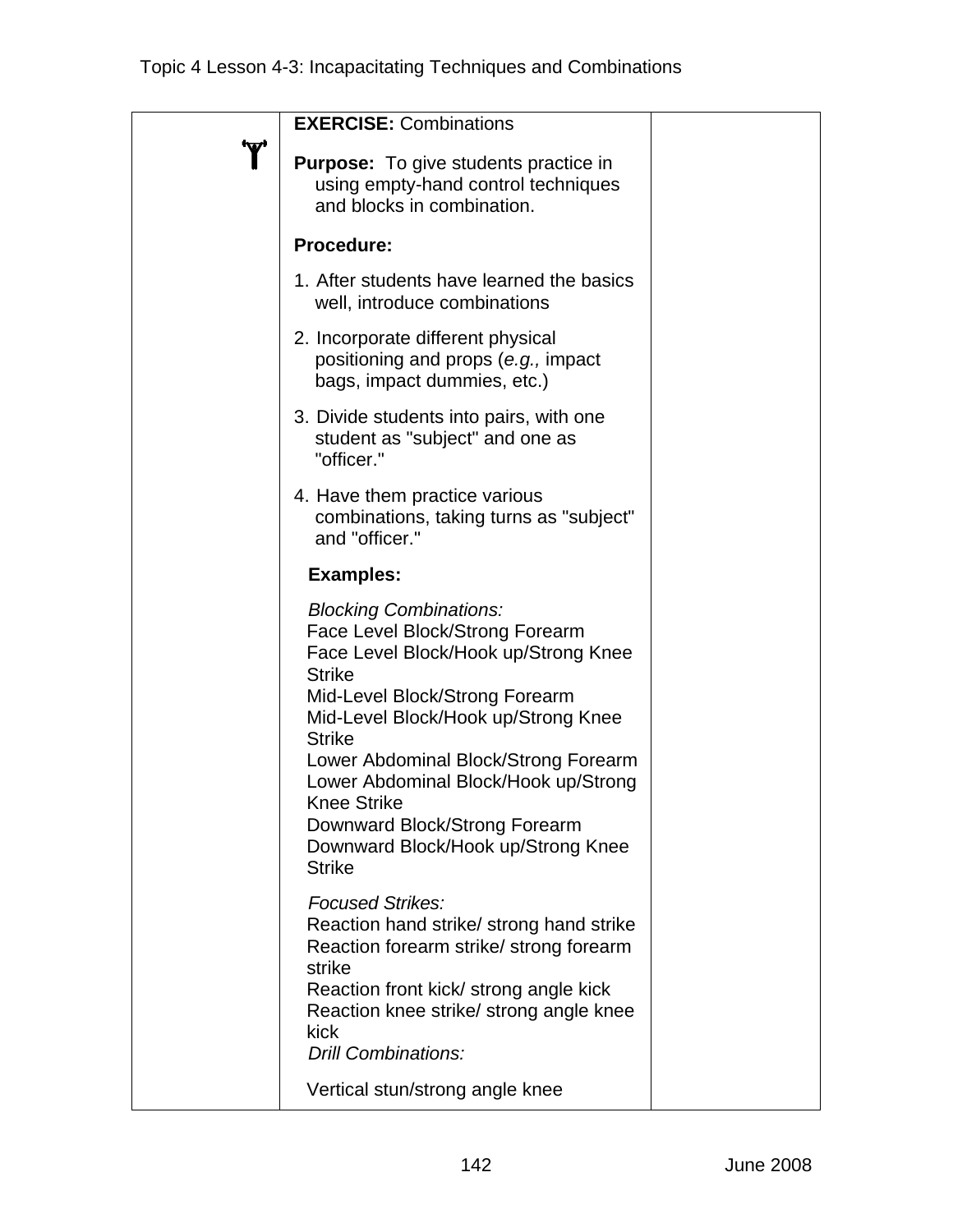**EXERCISE:** Combinations

**Purpose:** To give students practice in using empty-hand control techniques and blocks in combination.

**Procedure:**

1. After students have learned the basics well, introduce combinations
2. Incorporate different physical positioning and props (*e.g.,* impact bags, impact dummies, etc.)
3. Divide students into pairs, with one student as "subject" and one as "officer."
4. Have them practice various combinations, taking turns as "subject" and "officer."

**Examples:**

*Blocking Combinations:*
Face Level Block/Strong Forearm
Face Level Block/Hook up/Strong Knee Strike
Mid-Level Block/Strong Forearm
Mid-Level Block/Hook up/Strong Knee Strike
Lower Abdominal Block/Strong Forearm
Lower Abdominal Block/Hook up/Strong Knee Strike
Downward Block/Strong Forearm
Downward Block/Hook up/Strong Knee Strike

*Focused Strikes:*
Reaction hand strike/ strong hand strike
Reaction forearm strike/ strong forearm strike
Reaction front kick/ strong angle kick
Reaction knee strike/ strong angle knee kick

*Drill Combinations:*

Vertical stun/strong angle knee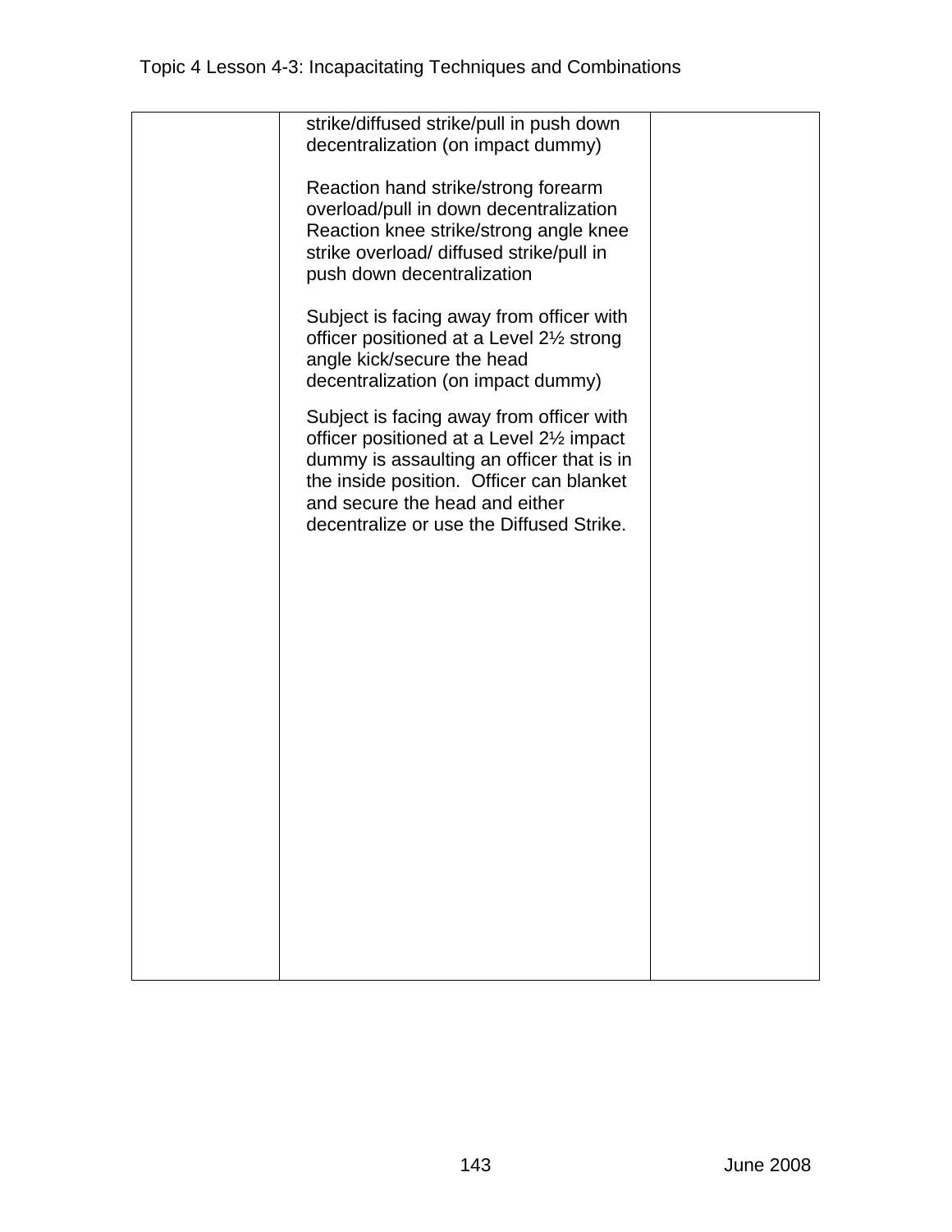| | | |
|---|---|---|
| | strike/diffused strike/pull in push down decentralization (on impact dummy)<br><br>Reaction hand strike/strong forearm overload/pull in down decentralization Reaction knee strike/strong angle knee strike overload/ diffused strike/pull in push down decentralization<br><br>Subject is facing away from officer with officer positioned at a Level 2½ strong angle kick/secure the head decentralization (on impact dummy)<br><br>Subject is facing away from officer with officer positioned at a Level 2½ impact dummy is assaulting an officer that is in the inside position. Officer can blanket and secure the head and either decentralize or use the Diffused Strike. | |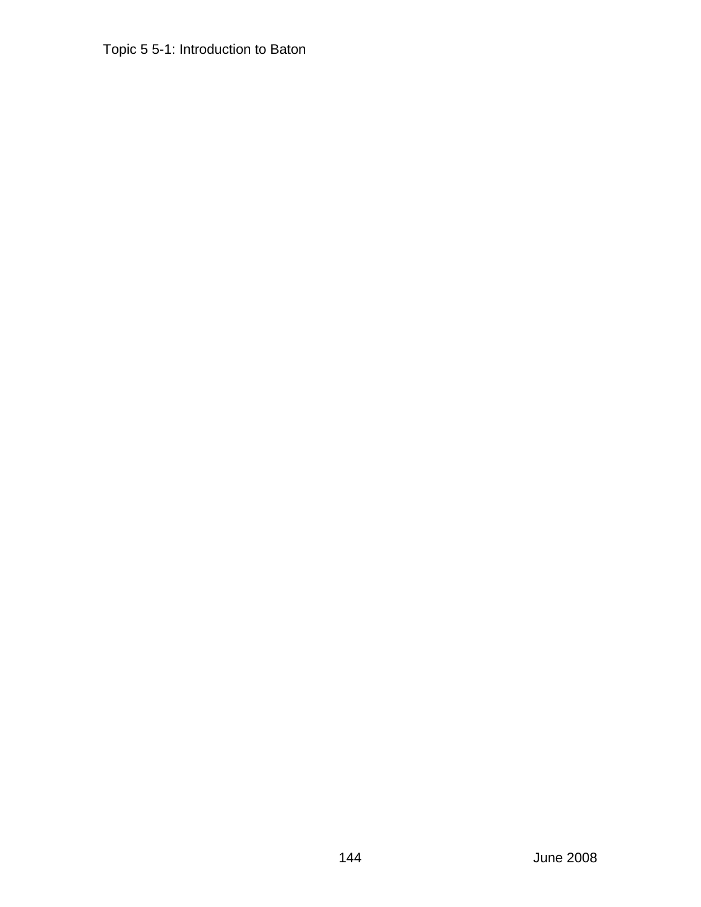Topic 5 5-1: Introduction to Baton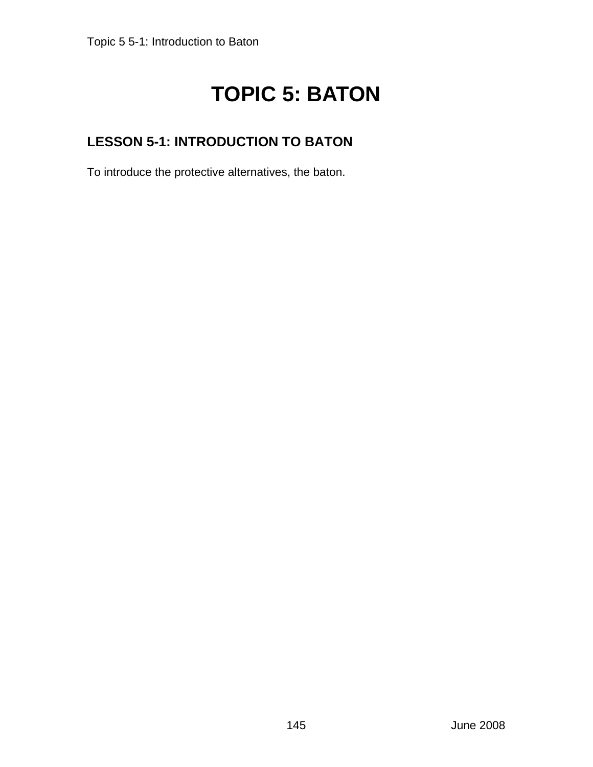# TOPIC 5: BATON

## LESSON 5-1: INTRODUCTION TO BATON

To introduce the protective alternatives, the baton.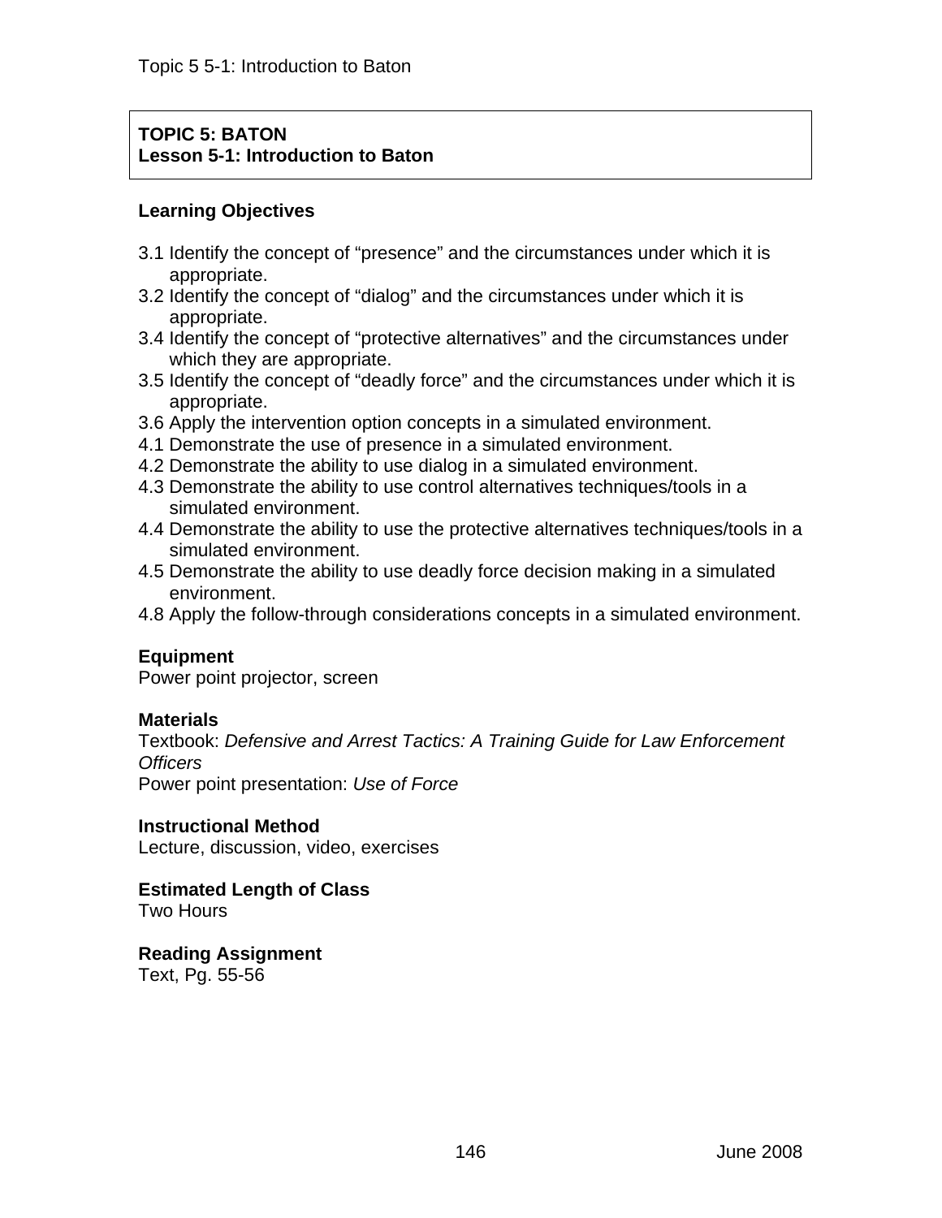**TOPIC 5: BATON**
**Lesson 5-1: Introduction to Baton**

**Learning Objectives**

3.1 Identify the concept of "presence" and the circumstances under which it is appropriate.
3.2 Identify the concept of "dialog" and the circumstances under which it is appropriate.
3.4 Identify the concept of "protective alternatives" and the circumstances under which they are appropriate.
3.5 Identify the concept of "deadly force" and the circumstances under which it is appropriate.
3.6 Apply the intervention option concepts in a simulated environment.
4.1 Demonstrate the use of presence in a simulated environment.
4.2 Demonstrate the ability to use dialog in a simulated environment.
4.3 Demonstrate the ability to use control alternatives techniques/tools in a simulated environment.
4.4 Demonstrate the ability to use the protective alternatives techniques/tools in a simulated environment.
4.5 Demonstrate the ability to use deadly force decision making in a simulated environment.
4.8 Apply the follow-through considerations concepts in a simulated environment.

**Equipment**
Power point projector, screen

**Materials**
Textbook: *Defensive and Arrest Tactics: A Training Guide for Law Enforcement Officers*
Power point presentation: *Use of Force*

**Instructional Method**
Lecture, discussion, video, exercises

**Estimated Length of Class**
Two Hours

**Reading Assignment**
Text, Pg. 55-56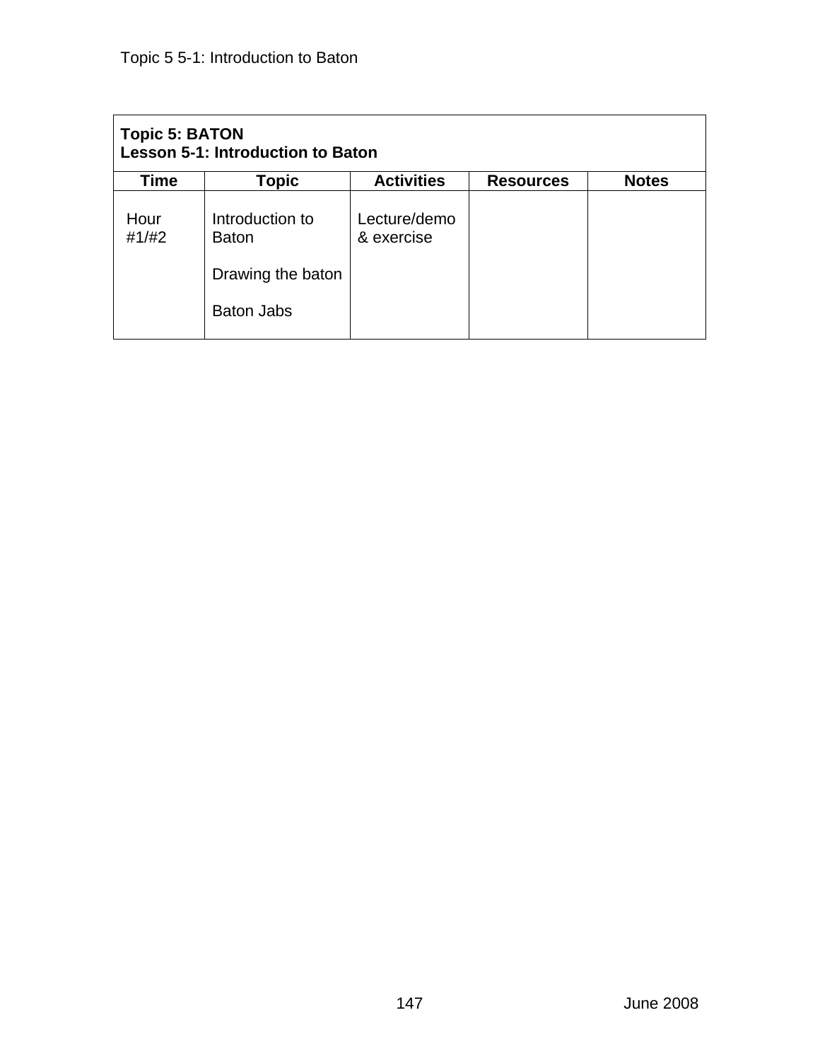| **Topic 5: BATON**<br>**Lesson 5-1: Introduction to Baton** | | | | |
|---|---|---|---|---|
| **Time** | **Topic** | **Activities** | **Resources** | **Notes** |
| Hour #1/#2 | Introduction to Baton<br><br>Drawing the baton<br><br>Baton Jabs | Lecture/demo & exercise | | |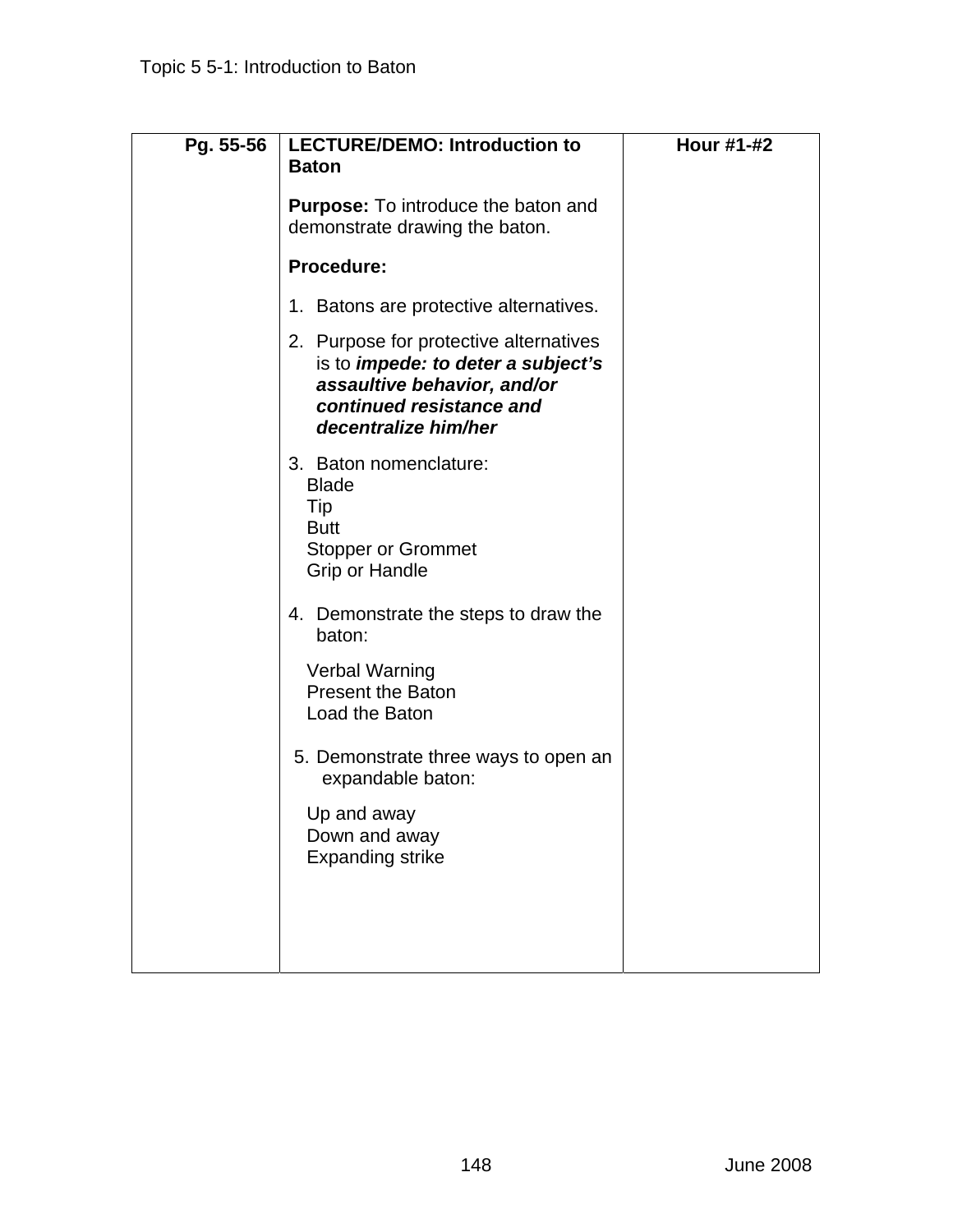Topic 5 5-1: Introduction to Baton

| Pg. 55-56 | **LECTURE/DEMO: Introduction to Baton**<br><br>**Purpose:** To introduce the baton and demonstrate drawing the baton.<br><br>**Procedure:**<br><br>1. Batons are protective alternatives.<br>2. Purpose for protective alternatives is to ***impede: to deter a subject's assaultive behavior, and/or continued resistance and decentralize him/her***<br>3. Baton nomenclature:<br>Blade<br>Tip<br>Butt<br>Stopper or Grommet<br>Grip or Handle<br>4. Demonstrate the steps to draw the baton:<br>Verbal Warning<br>Present the Baton<br>Load the Baton<br>5. Demonstrate three ways to open an expandable baton:<br>Up and away<br>Down and away<br>Expanding strike | **Hour #1-#2** |
|---|---|---|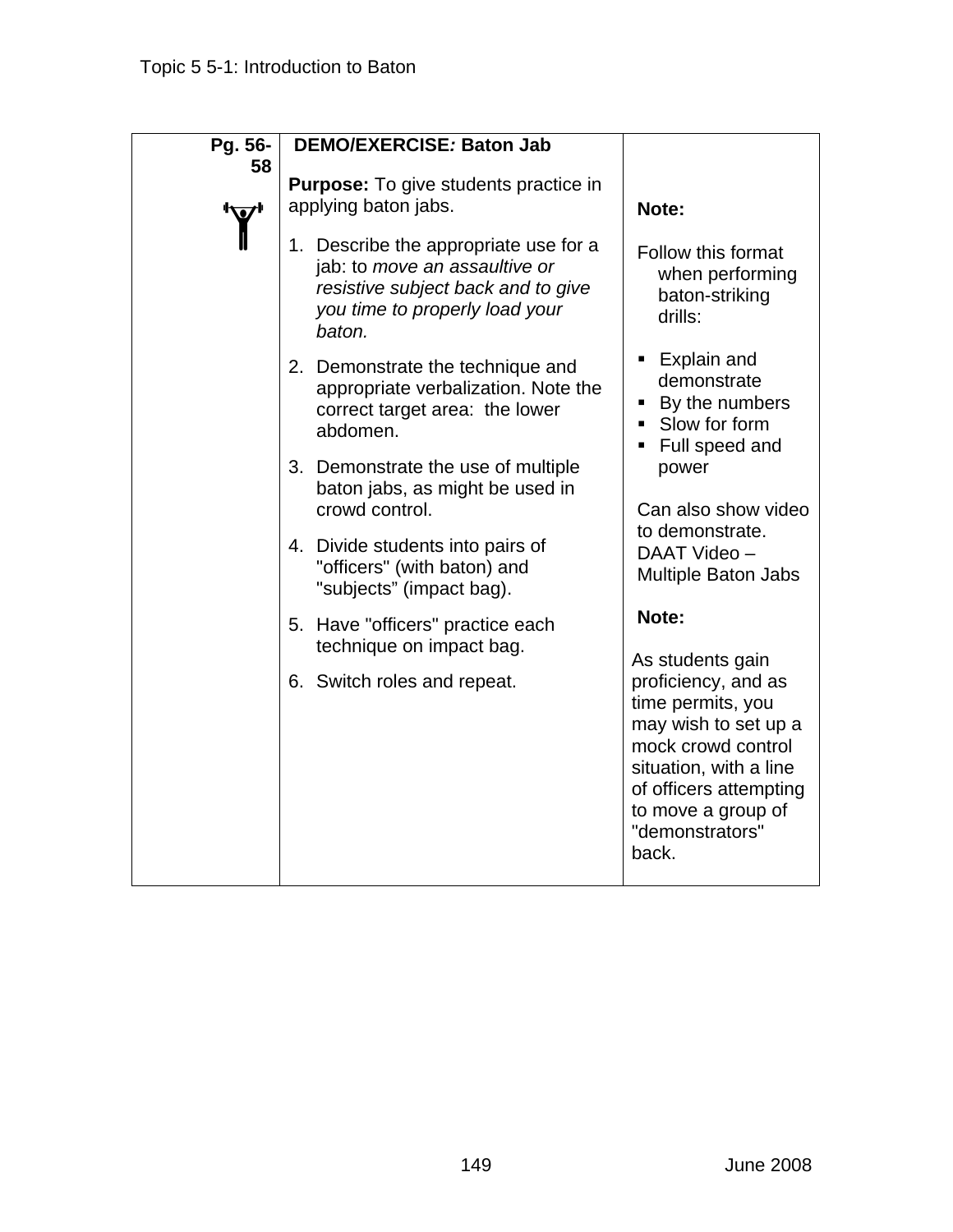| Pg. 56-58 | **DEMO/EXERCISE*:* Baton Jab**<br><br>**Purpose:** To give students practice in applying baton jabs.<br><br>1. Describe the appropriate use for a jab: to *move an assaultive or resistive subject back and to give you time to properly load your baton.*<br>2. Demonstrate the technique and appropriate verbalization. Note the correct target area: the lower abdomen.<br>3. Demonstrate the use of multiple baton jabs, as might be used in crowd control.<br>4. Divide students into pairs of "officers" (with baton) and "subjects" (impact bag).<br>5. Have "officers" practice each technique on impact bag.<br>6. Switch roles and repeat. | **Note:**<br><br>Follow this format when performing baton-striking drills:<br><br>▪ Explain and demonstrate<br>▪ By the numbers<br>▪ Slow for form<br>▪ Full speed and power<br><br>Can also show video to demonstrate. DAAT Video – Multiple Baton Jabs<br><br>**Note:**<br><br>As students gain proficiency, and as time permits, you may wish to set up a mock crowd control situation, with a line of officers attempting to move a group of "demonstrators" back. |
|---|---|---|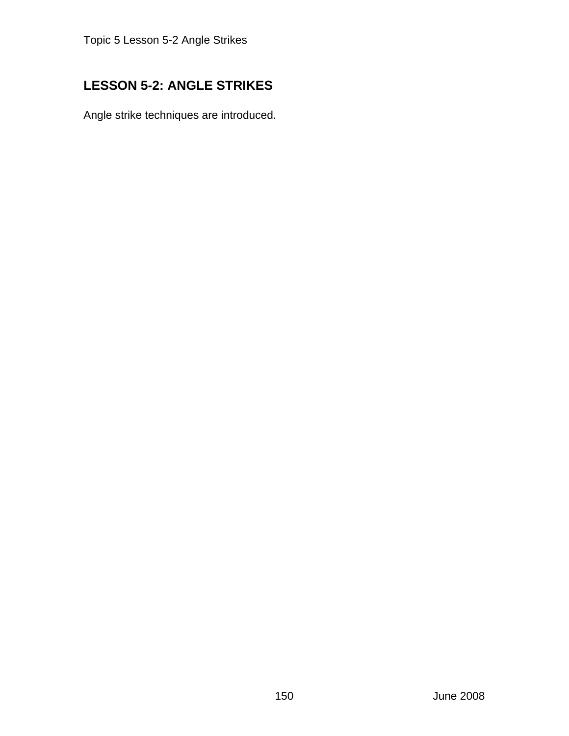## LESSON 5-2: ANGLE STRIKES

Angle strike techniques are introduced.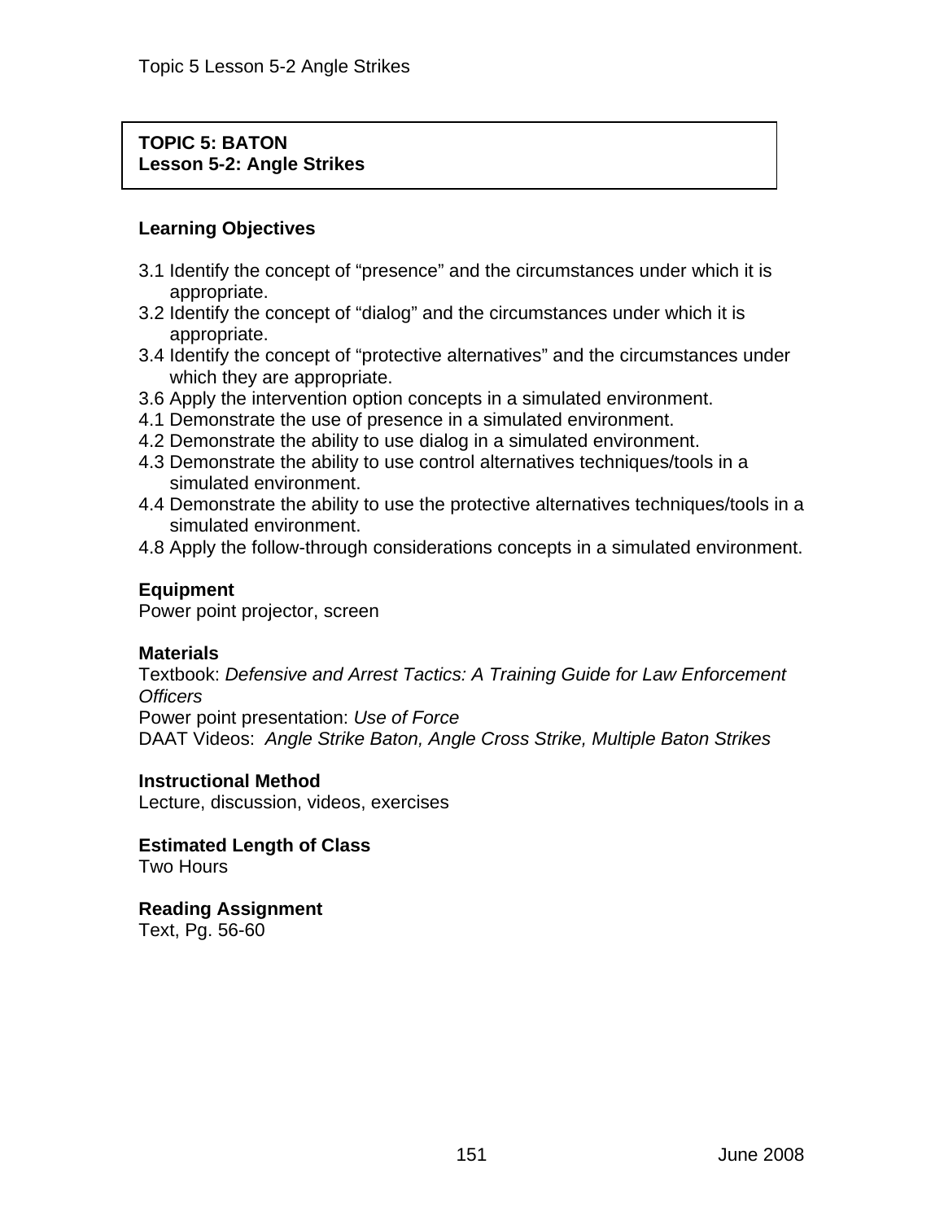**TOPIC 5: BATON**
**Lesson 5-2: Angle Strikes**

## Learning Objectives

3.1 Identify the concept of "presence" and the circumstances under which it is appropriate.
3.2 Identify the concept of "dialog" and the circumstances under which it is appropriate.
3.4 Identify the concept of "protective alternatives" and the circumstances under which they are appropriate.
3.6 Apply the intervention option concepts in a simulated environment.
4.1 Demonstrate the use of presence in a simulated environment.
4.2 Demonstrate the ability to use dialog in a simulated environment.
4.3 Demonstrate the ability to use control alternatives techniques/tools in a simulated environment.
4.4 Demonstrate the ability to use the protective alternatives techniques/tools in a simulated environment.
4.8 Apply the follow-through considerations concepts in a simulated environment.

## Equipment

Power point projector, screen

## Materials

Textbook: *Defensive and Arrest Tactics: A Training Guide for Law Enforcement Officers*
Power point presentation: *Use of Force*
DAAT Videos: *Angle Strike Baton, Angle Cross Strike, Multiple Baton Strikes*

## Instructional Method

Lecture, discussion, videos, exercises

## Estimated Length of Class

Two Hours

## Reading Assignment

Text, Pg. 56-60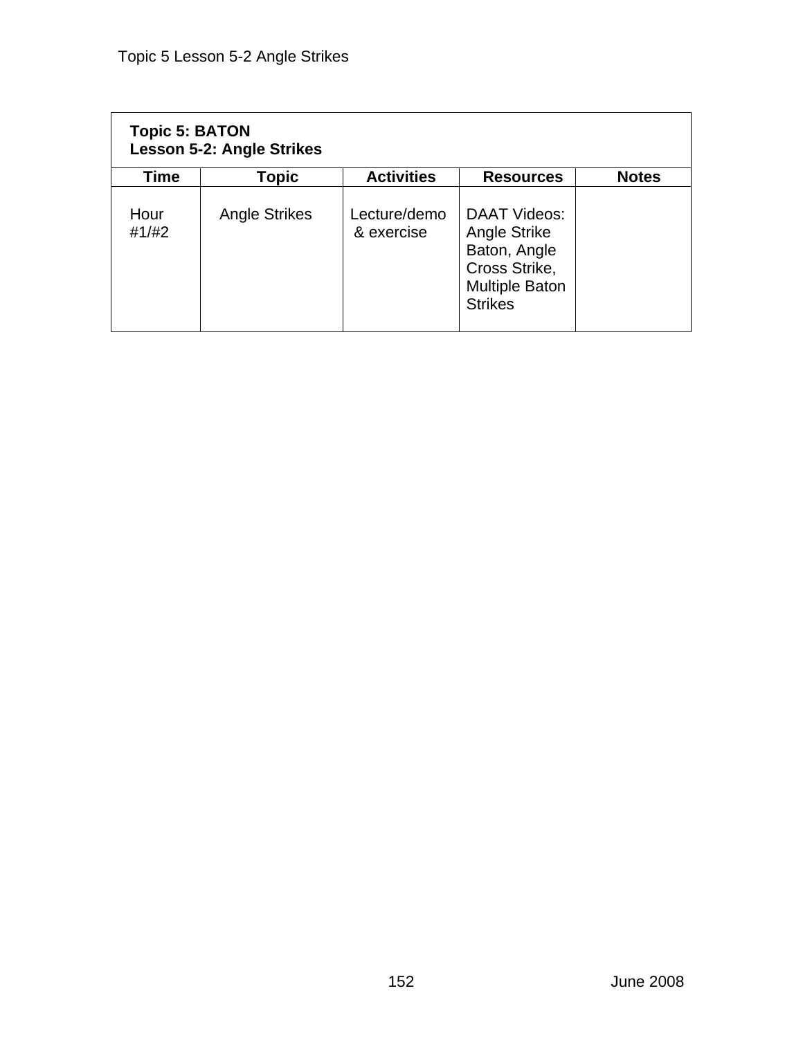**Topic 5: BATON**
**Lesson 5-2: Angle Strikes**

| Time | Topic | Activities | Resources | Notes |
|---|---|---|---|---|
| Hour #1/#2 | Angle Strikes | Lecture/demo & exercise | DAAT Videos: Angle Strike Baton, Angle Cross Strike, Multiple Baton Strikes | |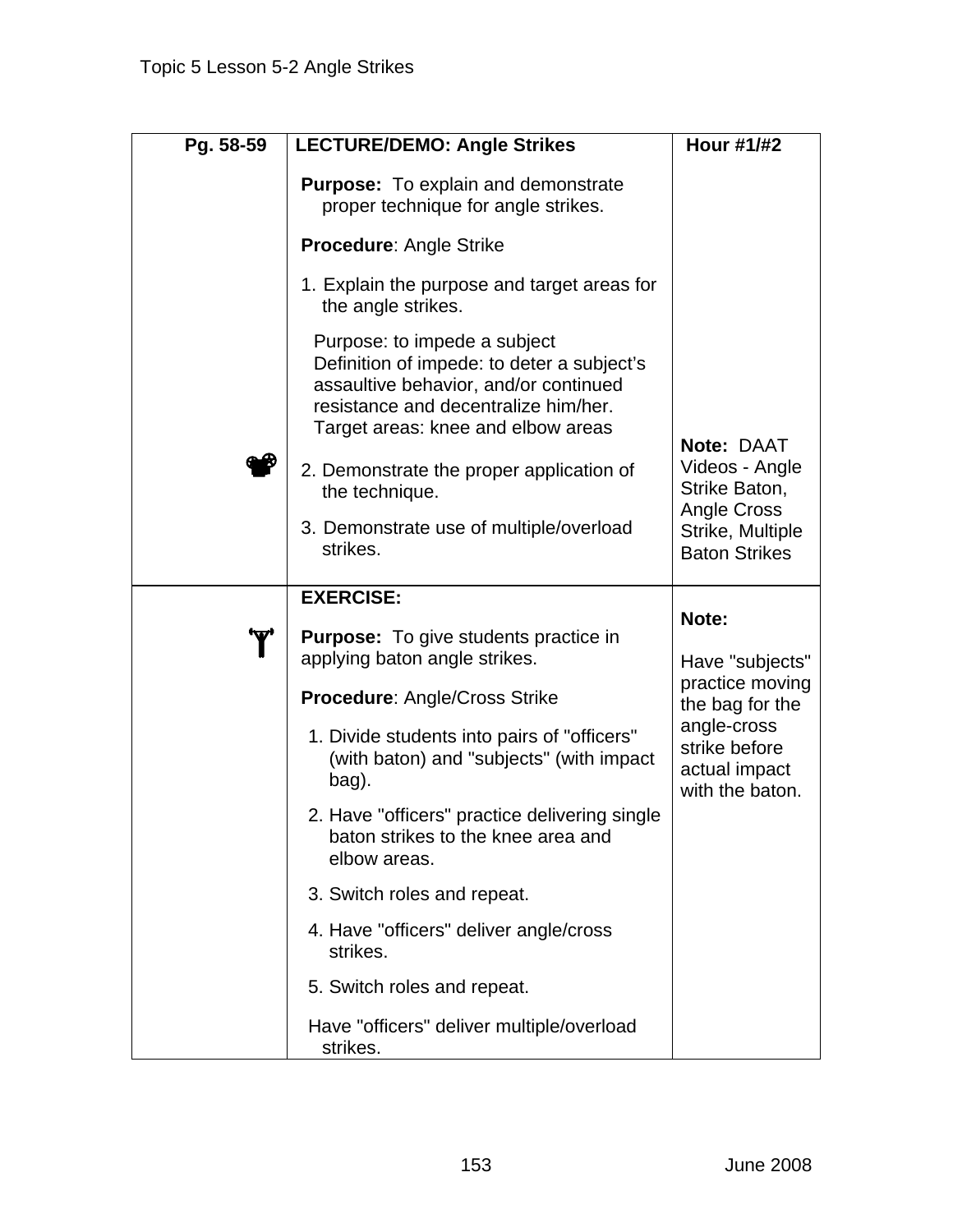Topic 5 Lesson 5-2 Angle Strikes

| Pg. 58-59 | LECTURE/DEMO: Angle Strikes | Hour #1/#2 |
|---|---|---|
| | **Purpose:** To explain and demonstrate proper technique for angle strikes.<br><br>**Procedure**: Angle Strike<br><br>1. Explain the purpose and target areas for the angle strikes.<br><br>Purpose: to impede a subject<br>Definition of impede: to deter a subject's assaultive behavior, and/or continued resistance and decentralize him/her.<br>Target areas: knee and elbow areas<br><br>2. Demonstrate the proper application of the technique.<br><br>3. Demonstrate use of multiple/overload strikes. | **Note:** DAAT Videos - Angle Strike Baton, Angle Cross Strike, Multiple Baton Strikes |
| | **EXERCISE:**<br><br>**Purpose:** To give students practice in applying baton angle strikes.<br><br>**Procedure**: Angle/Cross Strike<br><br>1. Divide students into pairs of "officers" (with baton) and "subjects" (with impact bag).<br><br>2. Have "officers" practice delivering single baton strikes to the knee area and elbow areas.<br><br>3. Switch roles and repeat.<br><br>4. Have "officers" deliver angle/cross strikes.<br><br>5. Switch roles and repeat.<br><br>Have "officers" deliver multiple/overload strikes. | **Note:**<br><br>Have "subjects" practice moving the bag for the angle-cross strike before actual impact with the baton. |

June 2008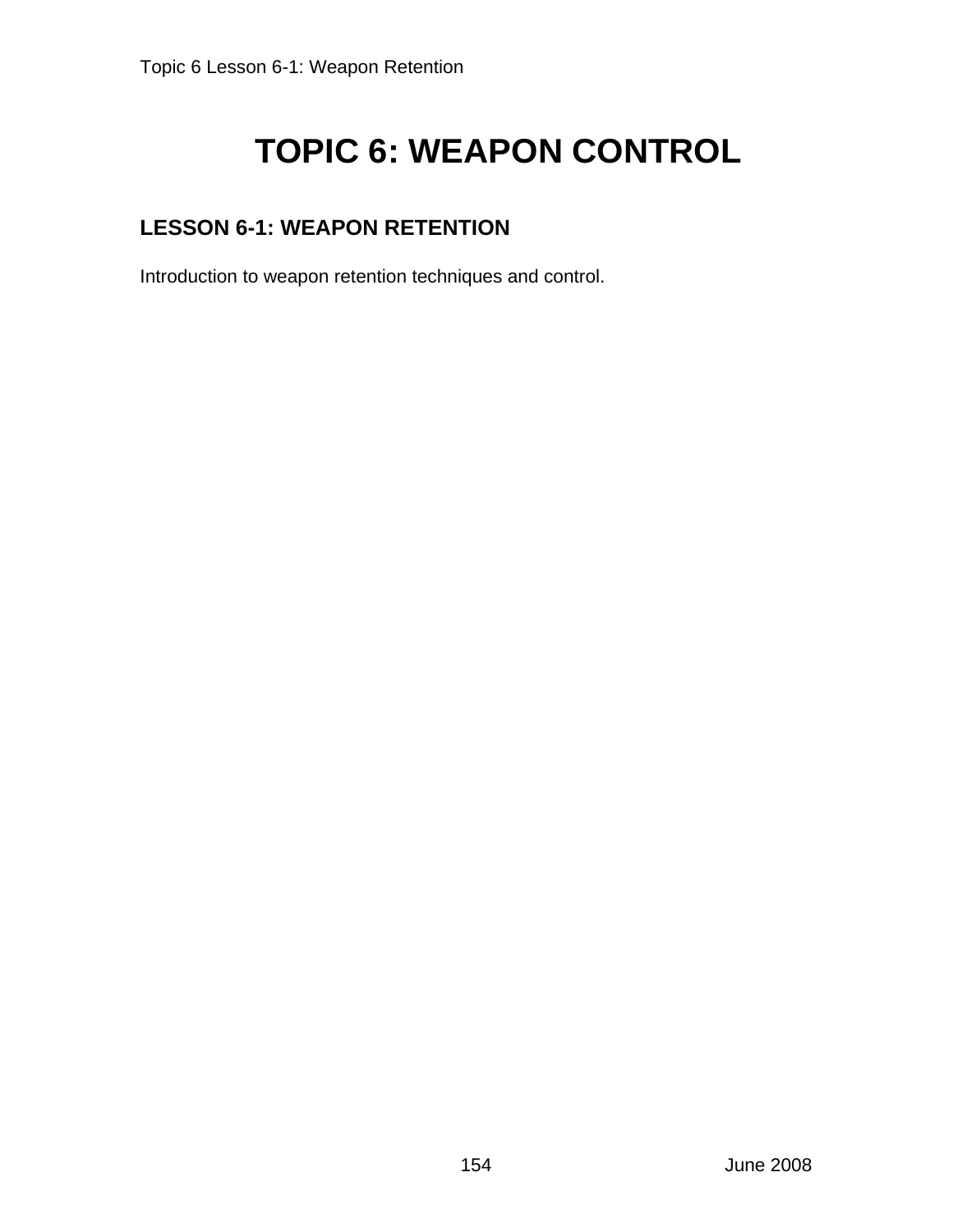# TOPIC 6: WEAPON CONTROL

## LESSON 6-1: WEAPON RETENTION

Introduction to weapon retention techniques and control.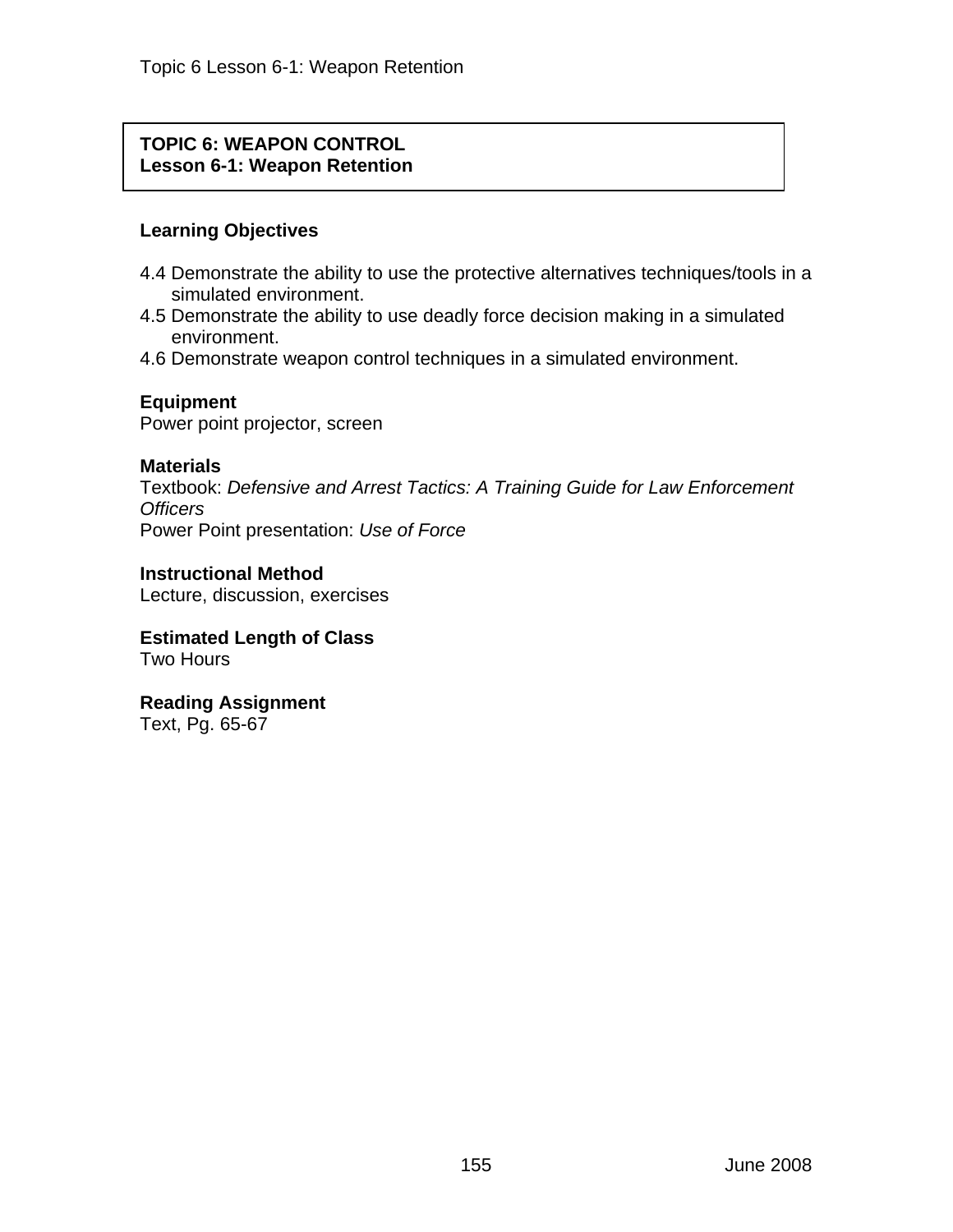## TOPIC 6: WEAPON CONTROL
### Lesson 6-1: Weapon Retention

**Learning Objectives**

4.4 Demonstrate the ability to use the protective alternatives techniques/tools in a simulated environment.
4.5 Demonstrate the ability to use deadly force decision making in a simulated environment.
4.6 Demonstrate weapon control techniques in a simulated environment.

**Equipment**
Power point projector, screen

**Materials**
Textbook: *Defensive and Arrest Tactics: A Training Guide for Law Enforcement Officers*
Power Point presentation: *Use of Force*

**Instructional Method**
Lecture, discussion, exercises

**Estimated Length of Class**
Two Hours

**Reading Assignment**
Text, Pg. 65-67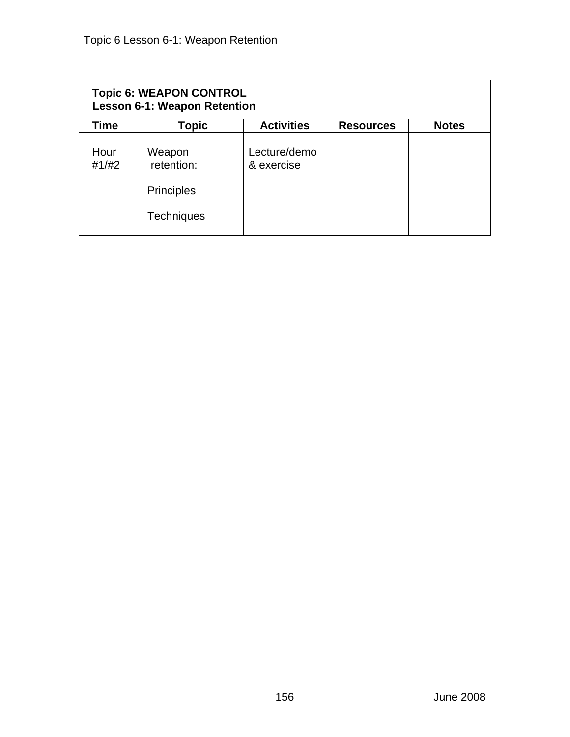| **Topic 6: WEAPON CONTROL**<br>**Lesson 6-1: Weapon Retention** | | | | |
|---|---|---|---|---|
| **Time** | **Topic** | **Activities** | **Resources** | **Notes** |
| Hour #1/#2 | Weapon retention:<br><br>Principles<br><br>Techniques | Lecture/demo & exercise | | |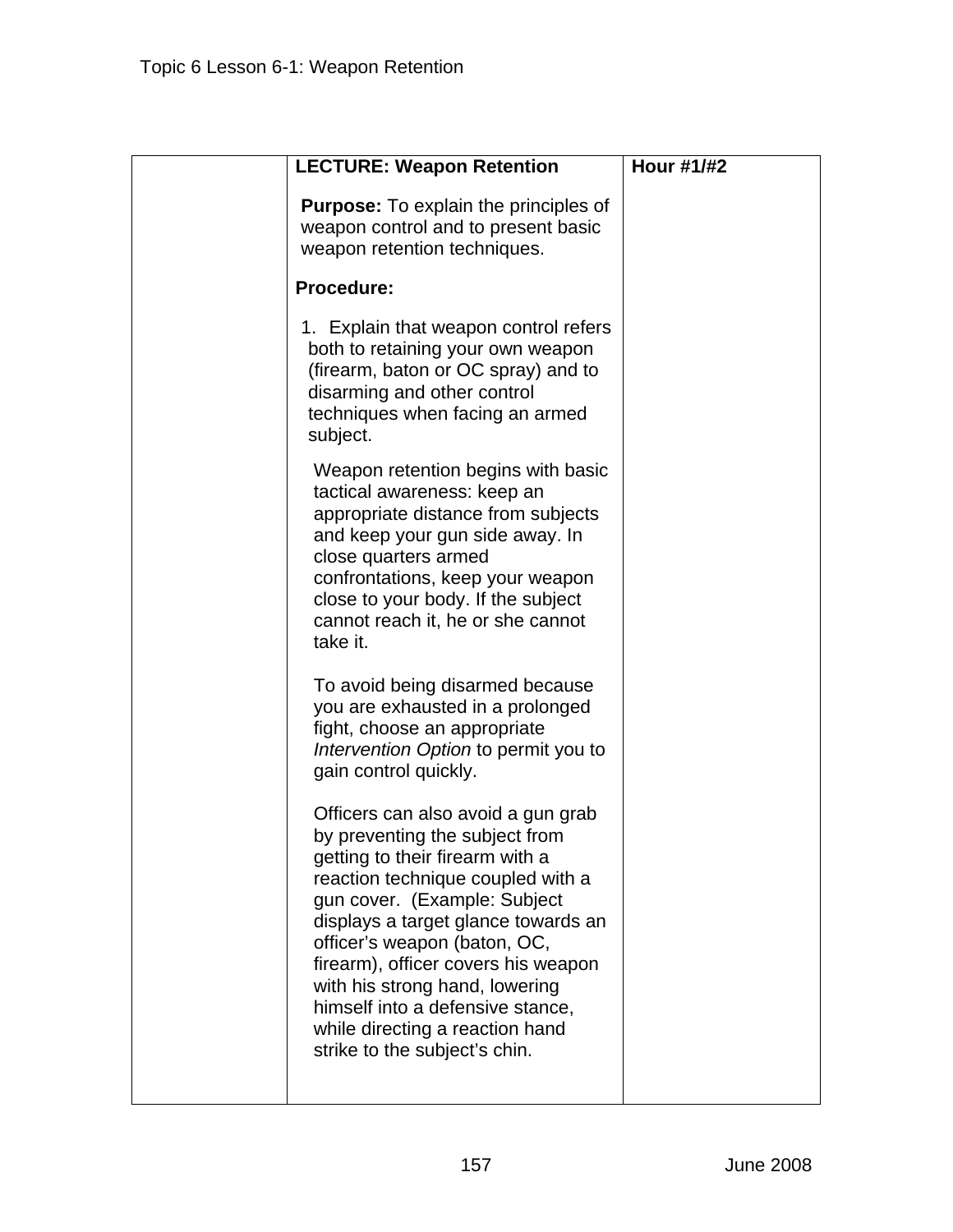| | LECTURE: Weapon Retention | Hour #1/#2 |
|---|---|---|
| | **Purpose:** To explain the principles of weapon control and to present basic weapon retention techniques.<br><br>**Procedure:**<br><br>1. Explain that weapon control refers both to retaining your own weapon (firearm, baton or OC spray) and to disarming and other control techniques when facing an armed subject.<br><br>Weapon retention begins with basic tactical awareness: keep an appropriate distance from subjects and keep your gun side away. In close quarters armed confrontations, keep your weapon close to your body. If the subject cannot reach it, he or she cannot take it.<br><br>To avoid being disarmed because you are exhausted in a prolonged fight, choose an appropriate *Intervention Option* to permit you to gain control quickly.<br><br>Officers can also avoid a gun grab by preventing the subject from getting to their firearm with a reaction technique coupled with a gun cover. (Example: Subject displays a target glance towards an officer's weapon (baton, OC, firearm), officer covers his weapon with his strong hand, lowering himself into a defensive stance, while directing a reaction hand strike to the subject's chin. | |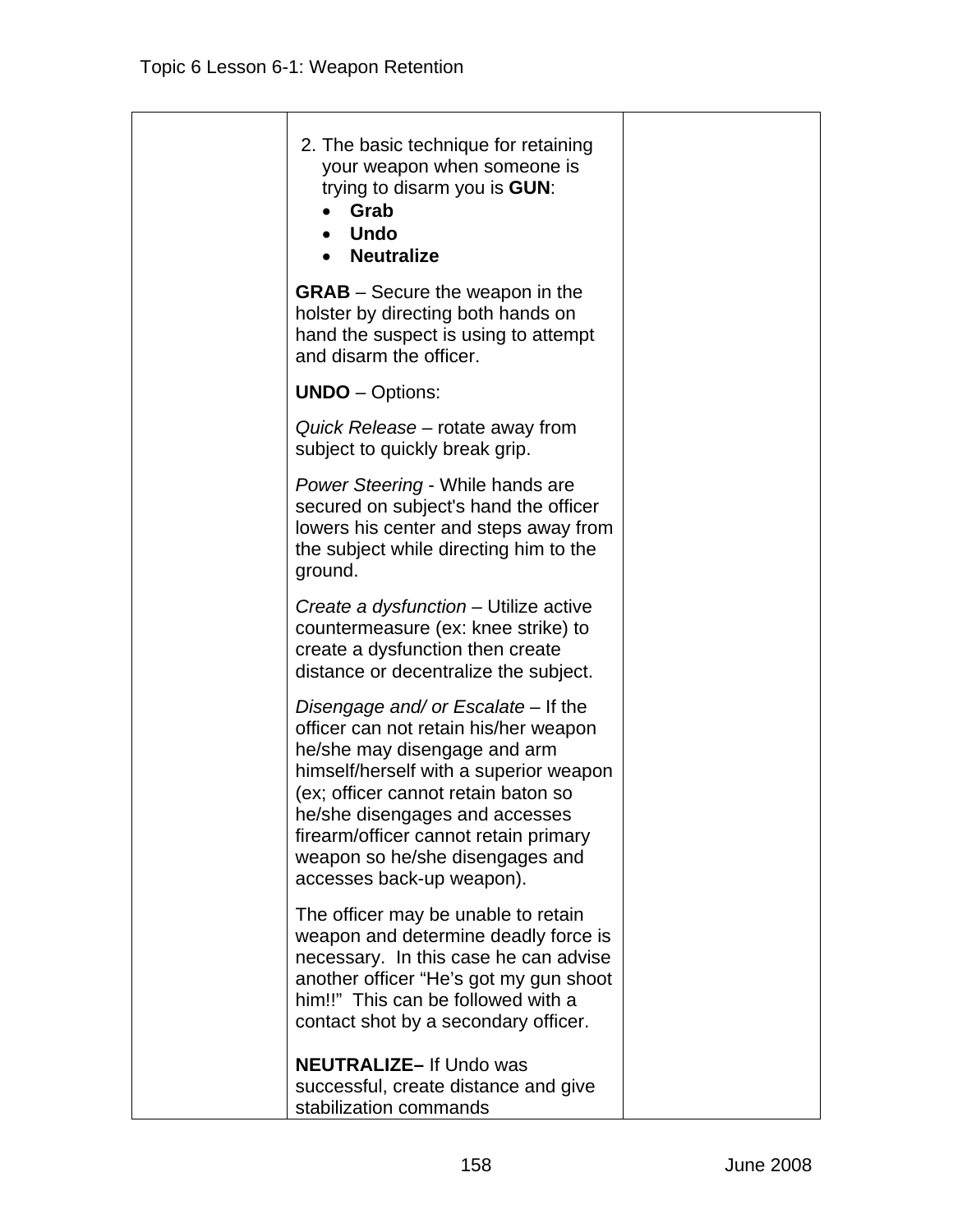| | 2. The basic technique for retaining your weapon when someone is trying to disarm you is **GUN**:<br>• **Grab**<br>• **Undo**<br>• **Neutralize**<br><br>**GRAB** – Secure the weapon in the holster by directing both hands on hand the suspect is using to attempt and disarm the officer.<br><br>**UNDO** – Options:<br><br>*Quick Release* – rotate away from subject to quickly break grip.<br><br>*Power Steering* - While hands are secured on subject's hand the officer lowers his center and steps away from the subject while directing him to the ground.<br><br>*Create a dysfunction* – Utilize active countermeasure (ex: knee strike) to create a dysfunction then create distance or decentralize the subject.<br><br>*Disengage and/ or Escalate* – If the officer can not retain his/her weapon he/she may disengage and arm himself/herself with a superior weapon (ex; officer cannot retain baton so he/she disengages and accesses firearm/officer cannot retain primary weapon so he/she disengages and accesses back-up weapon).<br><br>The officer may be unable to retain weapon and determine deadly force is necessary. In this case he can advise another officer "He's got my gun shoot him!!" This can be followed with a contact shot by a secondary officer.<br><br>**NEUTRALIZE–** If Undo was successful, create distance and give stabilization commands | |
|---|---|---|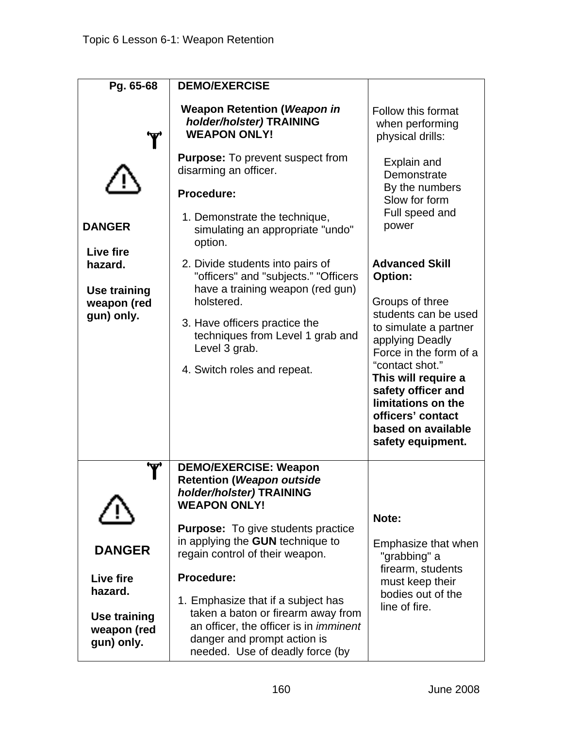| Pg. 65-68 | DEMO/EXERCISE | |
|---|---|---|
| DANGER<br><br>**Live fire hazard.**<br><br>**Use training weapon (red gun) only.** | **Weapon Retention (*Weapon in holder/holster*) TRAINING WEAPON ONLY!**<br><br>**Purpose:** To prevent suspect from disarming an officer.<br><br>**Procedure:**<br><br>1. Demonstrate the technique, simulating an appropriate "undo" option.<br>2. Divide students into pairs of "officers" and "subjects." "Officers have a training weapon (red gun) holstered.<br>3. Have officers practice the techniques from Level 1 grab and Level 3 grab.<br>4. Switch roles and repeat. | Follow this format when performing physical drills:<br><br>Explain and Demonstrate<br>By the numbers<br>Slow for form<br>Full speed and power<br><br>**Advanced Skill Option:**<br><br>Groups of three students can be used to simulate a partner applying Deadly Force in the form of a "contact shot."<br>**This will require a safety officer and limitations on the officers' contact based on available safety equipment.** |
| **DANGER**<br><br>**Live fire hazard.**<br><br>**Use training weapon (red gun) only.** | **DEMO/EXERCISE: Weapon Retention (*Weapon outside holder/holster*) TRAINING WEAPON ONLY!**<br><br>**Purpose:** To give students practice in applying the **GUN** technique to regain control of their weapon.<br><br>**Procedure:**<br><br>1. Emphasize that if a subject has taken a baton or firearm away from an officer, the officer is in *imminent* danger and prompt action is needed. Use of deadly force (by | **Note:**<br><br>Emphasize that when "grabbing" a firearm, students must keep their bodies out of the line of fire. |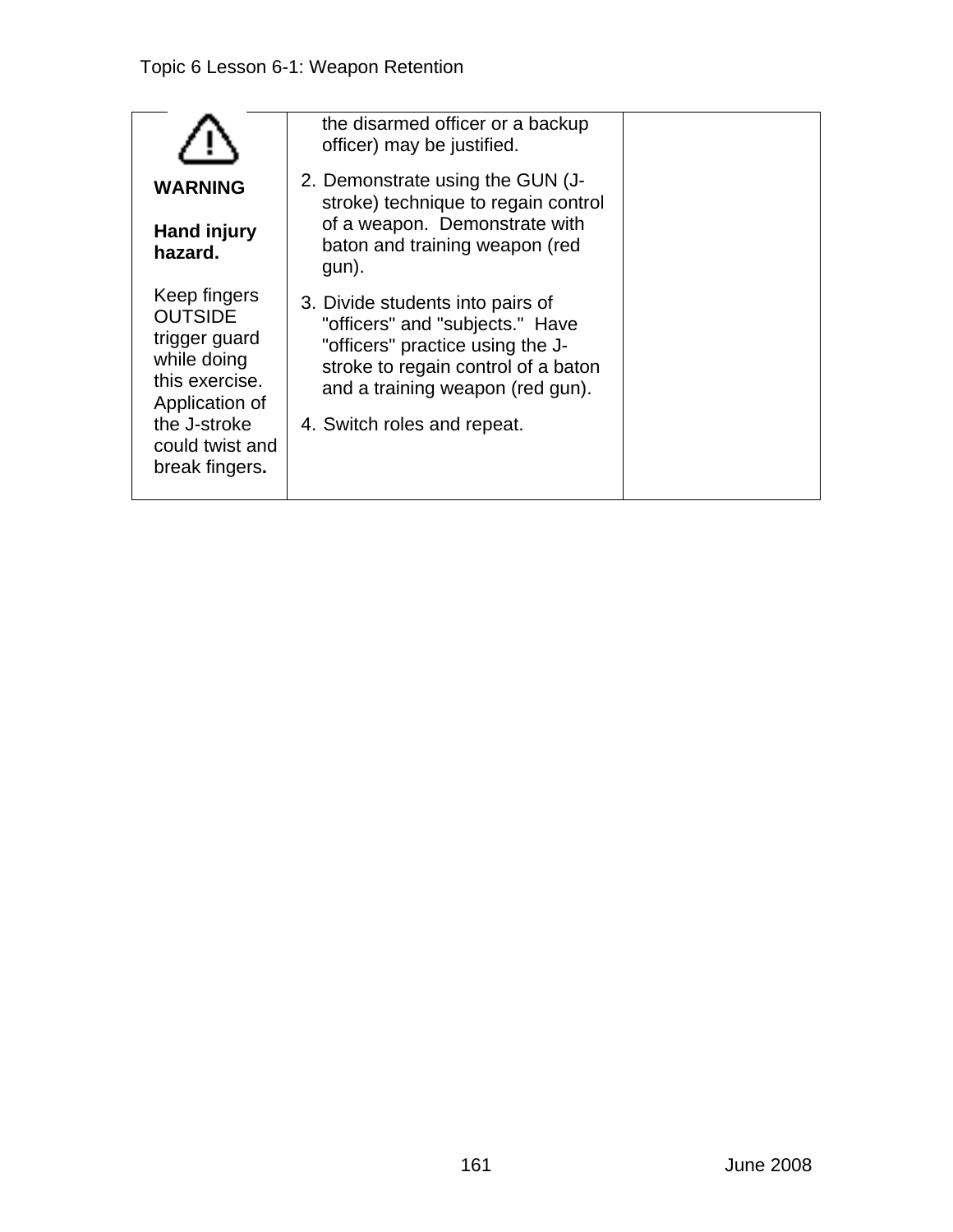| | | |
|---|---|---|
| ⚠ **WARNING** **Hand injury hazard.** Keep fingers OUTSIDE trigger guard while doing this exercise. Application of the J-stroke could twist and break fingers**.** | the disarmed officer or a backup officer) may be justified. 2. Demonstrate using the GUN (J-stroke) technique to regain control of a weapon. Demonstrate with baton and training weapon (red gun). 3. Divide students into pairs of "officers" and "subjects." Have "officers" practice using the J-stroke to regain control of a baton and a training weapon (red gun). 4. Switch roles and repeat. | |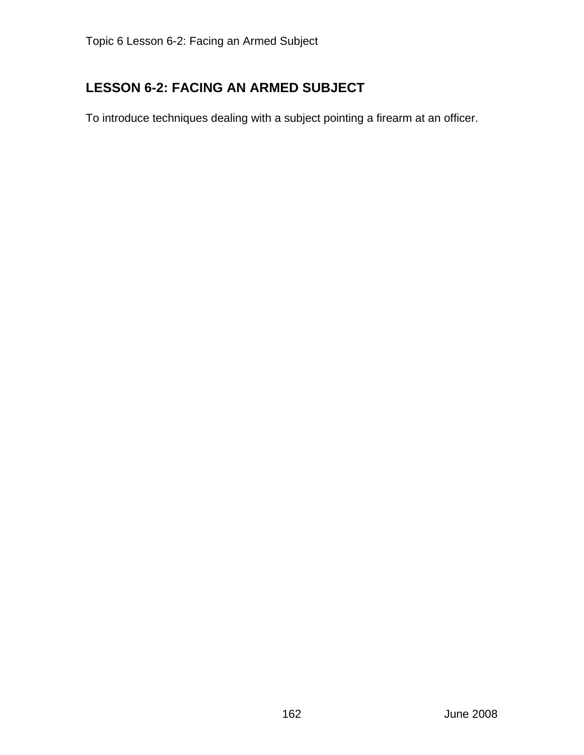## LESSON 6-2: FACING AN ARMED SUBJECT

To introduce techniques dealing with a subject pointing a firearm at an officer.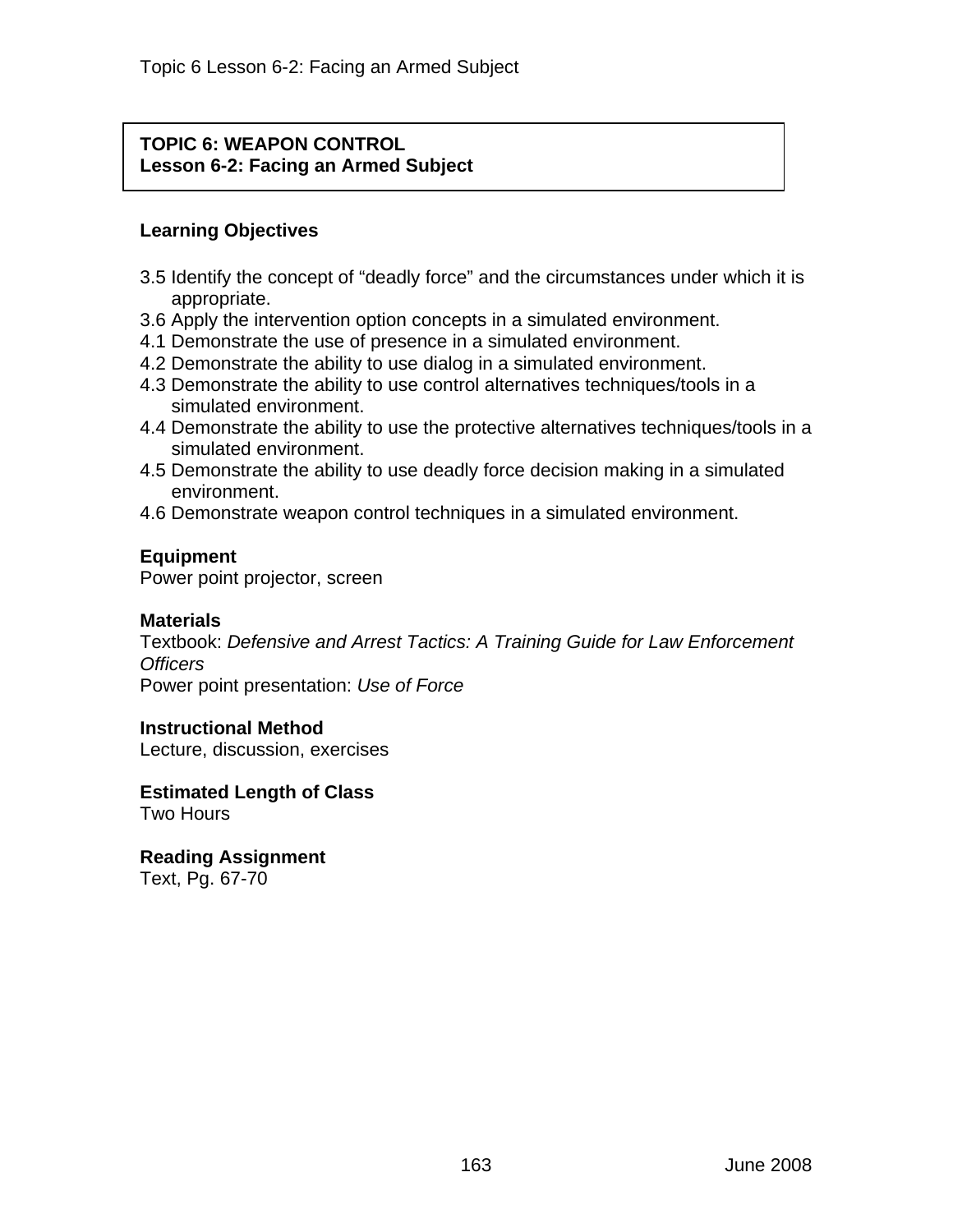**TOPIC 6: WEAPON CONTROL**
**Lesson 6-2: Facing an Armed Subject**

## Learning Objectives

3.5 Identify the concept of "deadly force" and the circumstances under which it is appropriate.
3.6 Apply the intervention option concepts in a simulated environment.
4.1 Demonstrate the use of presence in a simulated environment.
4.2 Demonstrate the ability to use dialog in a simulated environment.
4.3 Demonstrate the ability to use control alternatives techniques/tools in a simulated environment.
4.4 Demonstrate the ability to use the protective alternatives techniques/tools in a simulated environment.
4.5 Demonstrate the ability to use deadly force decision making in a simulated environment.
4.6 Demonstrate weapon control techniques in a simulated environment.

## Equipment

Power point projector, screen

## Materials

Textbook: *Defensive and Arrest Tactics: A Training Guide for Law Enforcement Officers*
Power point presentation: *Use of Force*

## Instructional Method

Lecture, discussion, exercises

## Estimated Length of Class

Two Hours

## Reading Assignment

Text, Pg. 67-70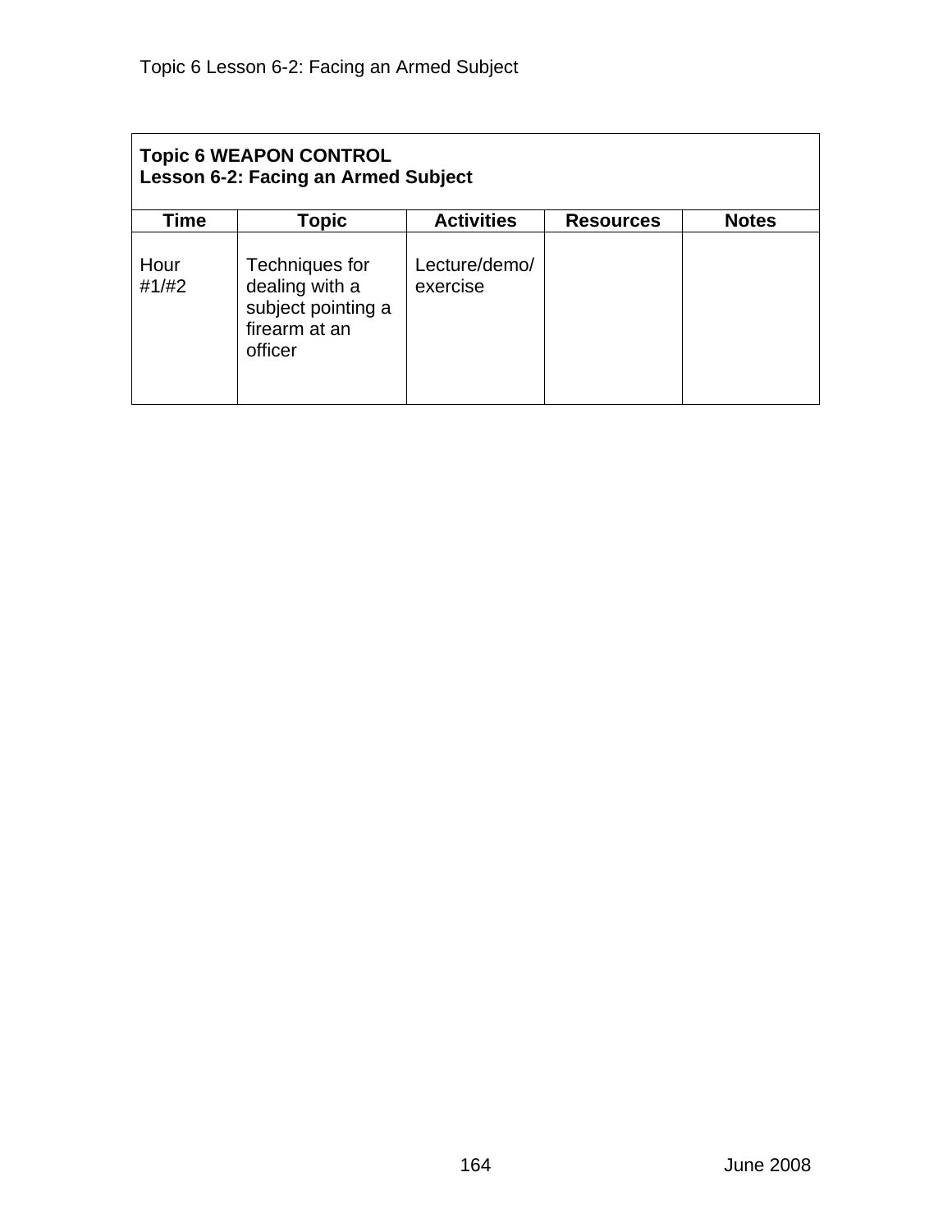| **Topic 6 WEAPON CONTROL**<br>**Lesson 6-2: Facing an Armed Subject** | | | | |
|---|---|---|---|---|
| **Time** | **Topic** | **Activities** | **Resources** | **Notes** |
| Hour #1/#2 | Techniques for dealing with a subject pointing a firearm at an officer | Lecture/demo/ exercise | | |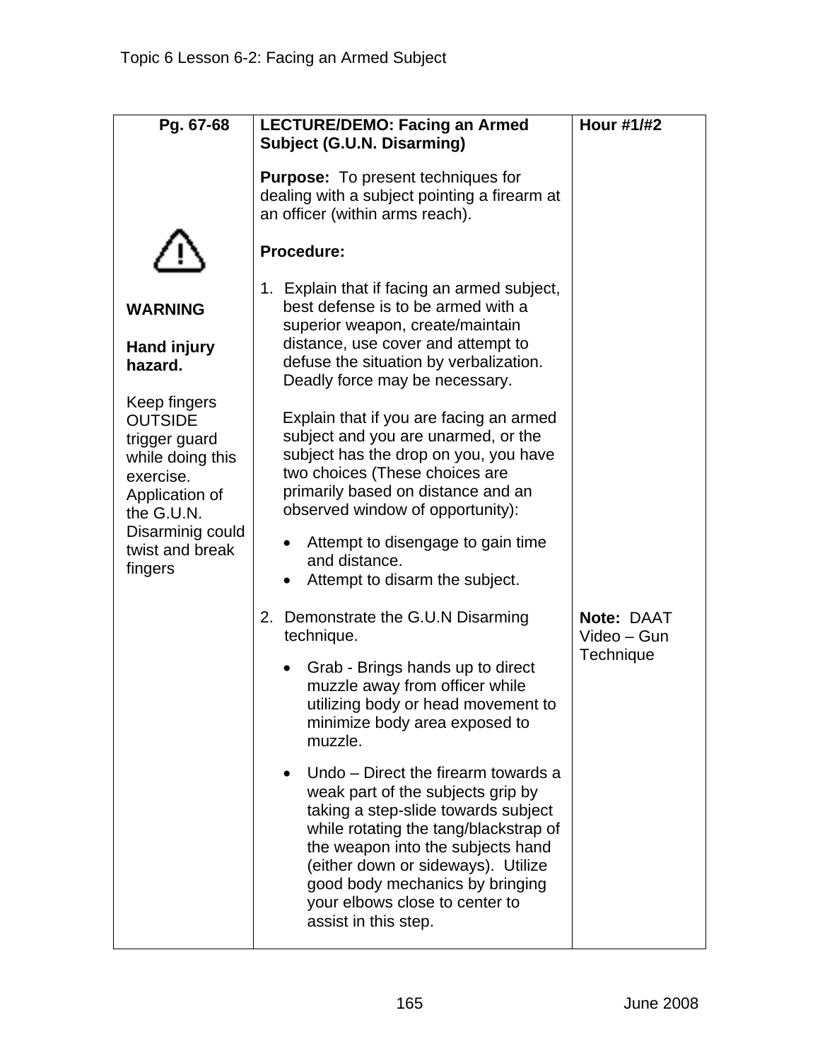| Pg. 67-68 | LECTURE/DEMO: Facing an Armed Subject (G.U.N. Disarming) | Hour #1/#2 |
|---|---|---|
| **WARNING**<br><br>**Hand injury hazard.**<br><br>Keep fingers OUTSIDE trigger guard while doing this exercise. Application of the G.U.N. Disarminig could twist and break fingers | **Purpose:** To present techniques for dealing with a subject pointing a firearm at an officer (within arms reach).<br><br>**Procedure:**<br><br>1. Explain that if facing an armed subject, best defense is to be armed with a superior weapon, create/maintain distance, use cover and attempt to defuse the situation by verbalization. Deadly force may be necessary.<br><br>Explain that if you are facing an armed subject and you are unarmed, or the subject has the drop on you, you have two choices (These choices are primarily based on distance and an observed window of opportunity):<br>• Attempt to disengage to gain time and distance.<br>• Attempt to disarm the subject.<br><br>2. Demonstrate the G.U.N Disarming technique.<br>• Grab - Brings hands up to direct muzzle away from officer while utilizing body or head movement to minimize body area exposed to muzzle.<br>• Undo – Direct the firearm towards a weak part of the subjects grip by taking a step-slide towards subject while rotating the tang/blackstrap of the weapon into the subjects hand (either down or sideways). Utilize good body mechanics by bringing your elbows close to center to assist in this step. | **Note:** DAAT Video – Gun Technique |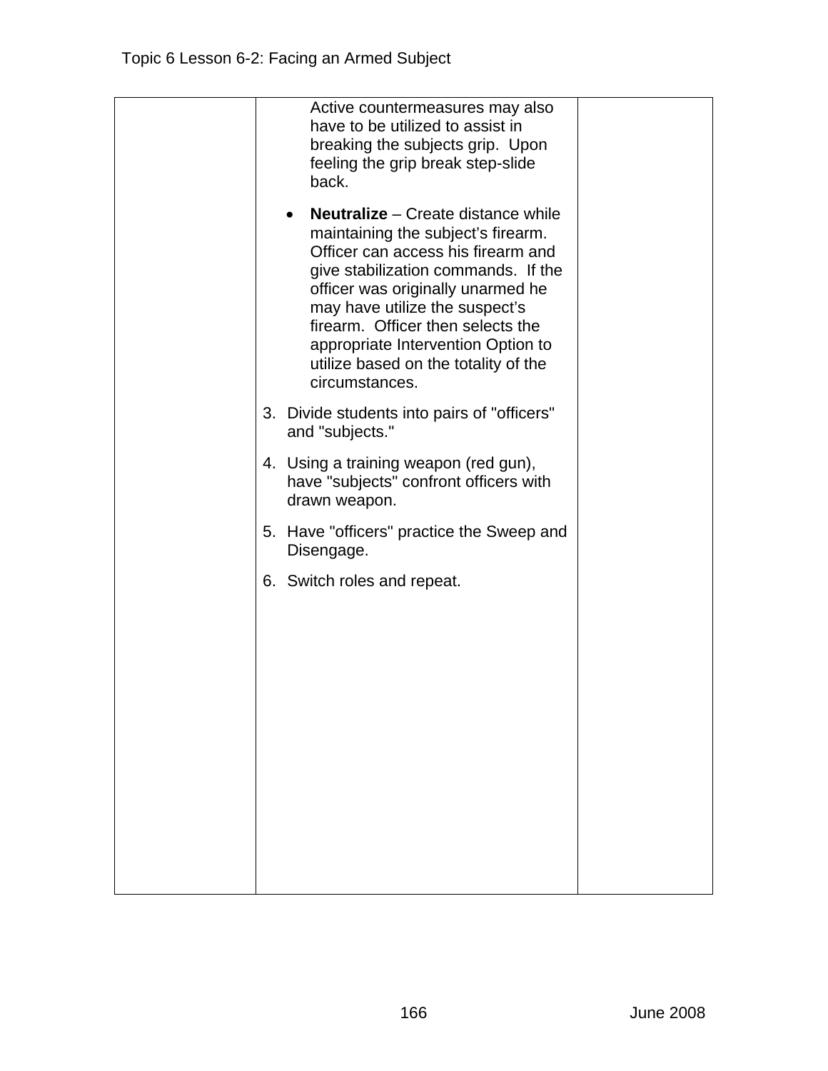Active countermeasures may also have to be utilized to assist in breaking the subjects grip. Upon feeling the grip break step-slide back.

- **Neutralize** – Create distance while maintaining the subject's firearm. Officer can access his firearm and give stabilization commands. If the officer was originally unarmed he may have utilize the suspect's firearm. Officer then selects the appropriate Intervention Option to utilize based on the totality of the circumstances.

3. Divide students into pairs of "officers" and "subjects."

4. Using a training weapon (red gun), have "subjects" confront officers with drawn weapon.

5. Have "officers" practice the Sweep and Disengage.

6. Switch roles and repeat.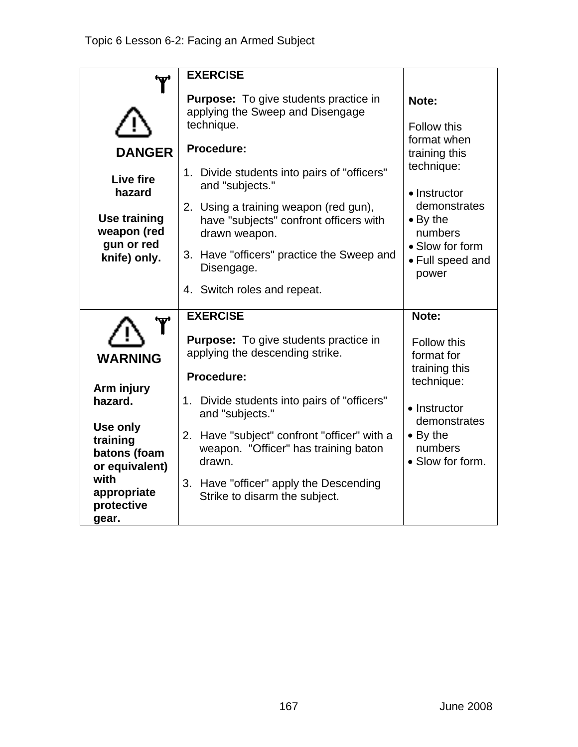| | | |
|---|---|---|
| **DANGER**<br><br>**Live fire hazard**<br><br>**Use training weapon (red gun or red knife) only.** | **EXERCISE**<br><br>**Purpose:** To give students practice in applying the Sweep and Disengage technique.<br><br>**Procedure:**<br><br>1. Divide students into pairs of "officers" and "subjects."<br>2. Using a training weapon (red gun), have "subjects" confront officers with drawn weapon.<br>3. Have "officers" practice the Sweep and Disengage.<br>4. Switch roles and repeat. | **Note:**<br><br>Follow this format when training this technique:<br><br>• Instructor demonstrates<br>• By the numbers<br>• Slow for form<br>• Full speed and power |
| **WARNING**<br><br>**Arm injury hazard.**<br><br>**Use only training batons (foam or equivalent) with appropriate protective gear.** | **EXERCISE**<br><br>**Purpose:** To give students practice in applying the descending strike.<br><br>**Procedure:**<br><br>1. Divide students into pairs of "officers" and "subjects."<br>2. Have "subject" confront "officer" with a weapon. "Officer" has training baton drawn.<br>3. Have "officer" apply the Descending Strike to disarm the subject. | **Note:**<br><br>Follow this format for training this technique:<br><br>• Instructor demonstrates<br>• By the numbers<br>• Slow for form. |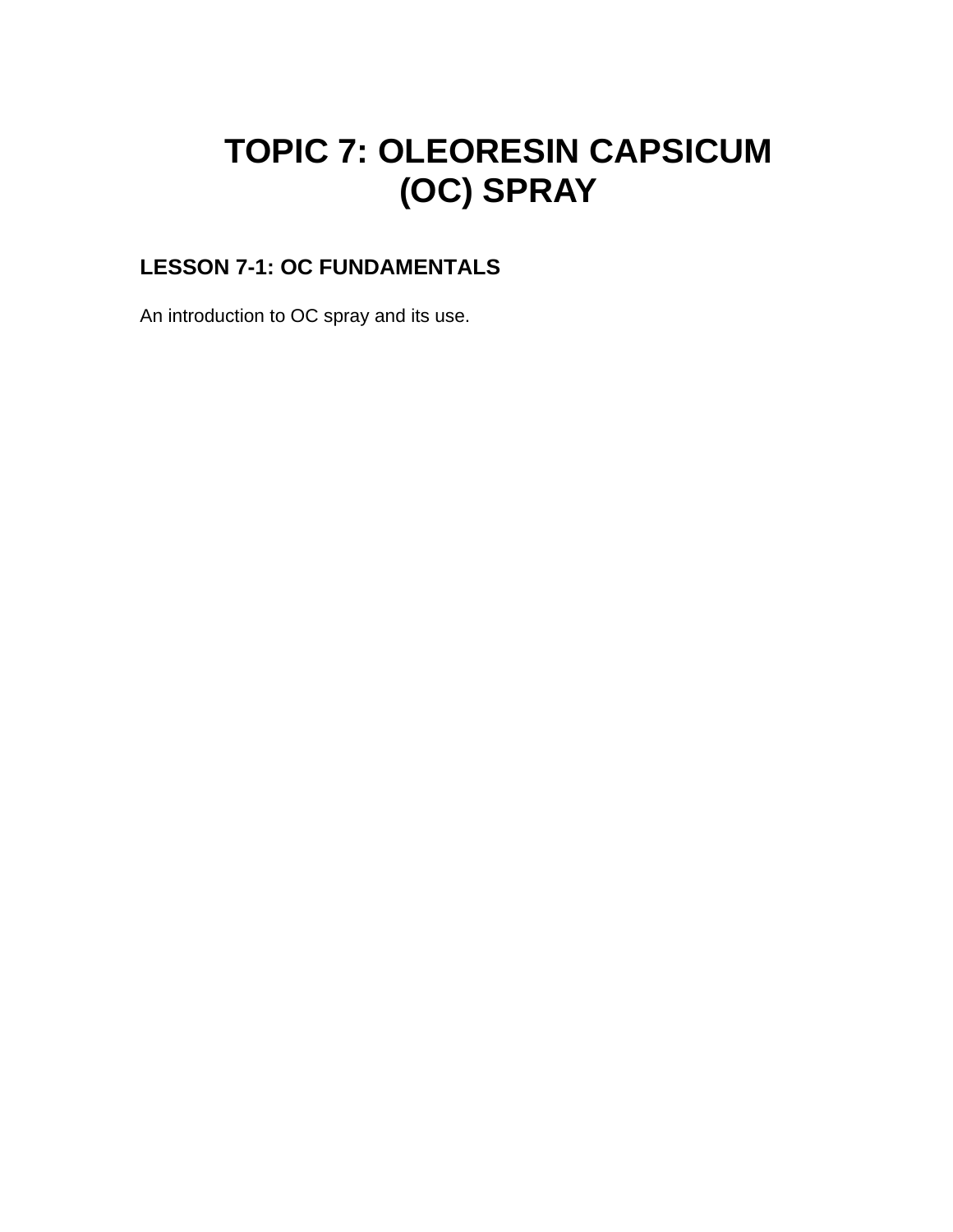# TOPIC 7: OLEORESIN CAPSICUM (OC) SPRAY

## LESSON 7-1: OC FUNDAMENTALS

An introduction to OC spray and its use.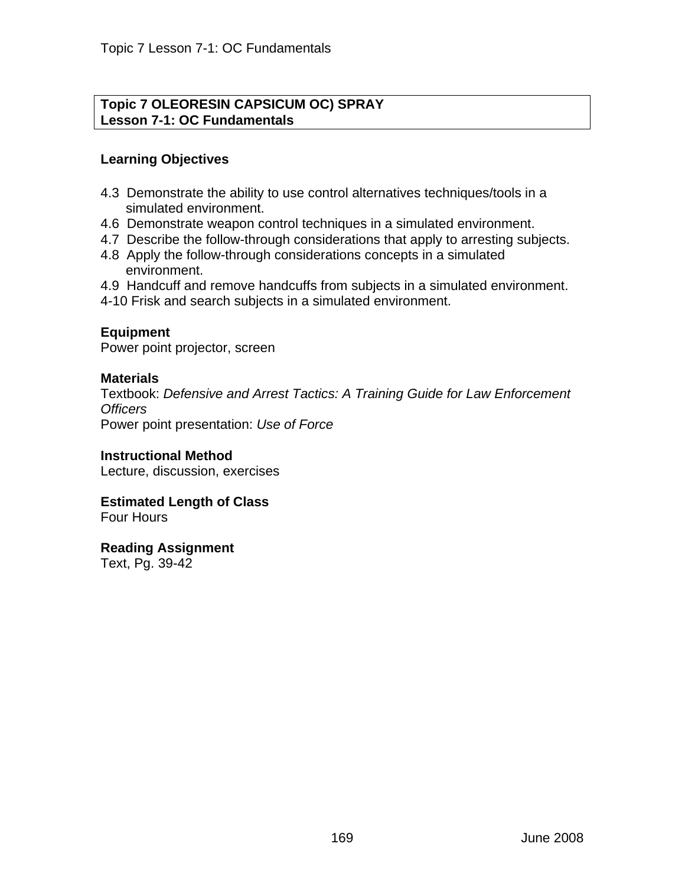**Topic 7 OLEORESIN CAPSICUM OC) SPRAY**
**Lesson 7-1: OC Fundamentals**

**Learning Objectives**

4.3 Demonstrate the ability to use control alternatives techniques/tools in a simulated environment.
4.6 Demonstrate weapon control techniques in a simulated environment.
4.7 Describe the follow-through considerations that apply to arresting subjects.
4.8 Apply the follow-through considerations concepts in a simulated environment.
4.9 Handcuff and remove handcuffs from subjects in a simulated environment.
4-10 Frisk and search subjects in a simulated environment.

**Equipment**
Power point projector, screen

**Materials**
Textbook: *Defensive and Arrest Tactics: A Training Guide for Law Enforcement Officers*
Power point presentation: *Use of Force*

**Instructional Method**
Lecture, discussion, exercises

**Estimated Length of Class**
Four Hours

**Reading Assignment**
Text, Pg. 39-42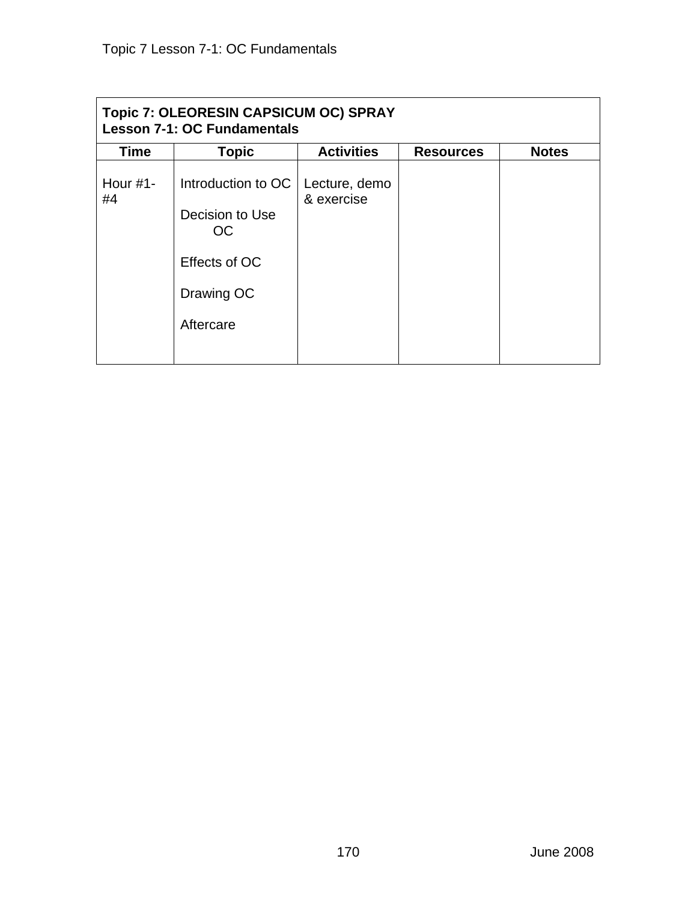| **Topic 7: OLEORESIN CAPSICUM OC) SPRAY**<br>**Lesson 7-1: OC Fundamentals** | | | | |
|---|---|---|---|---|
| **Time** | **Topic** | **Activities** | **Resources** | **Notes** |
| Hour #1-#4 | Introduction to OC<br><br>Decision to Use OC<br><br>Effects of OC<br><br>Drawing OC<br><br>Aftercare | Lecture, demo & exercise | | |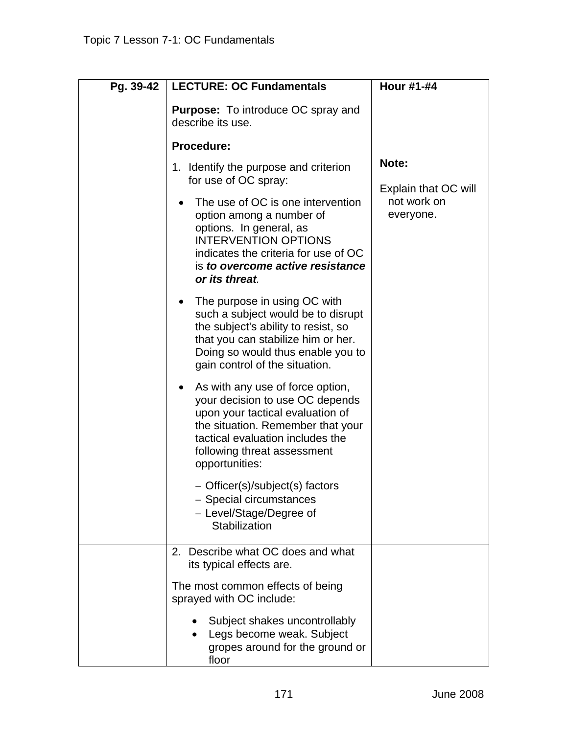| Pg. 39-42 | **LECTURE: OC Fundamentals**<br><br>**Purpose:** To introduce OC spray and describe its use.<br><br>**Procedure:**<br><br>1. Identify the purpose and criterion for use of OC spray:<br><br>• The use of OC is one intervention option among a number of options. In general, as INTERVENTION OPTIONS indicates the criteria for use of OC is ***to overcome active resistance or its threat***.<br><br>• The purpose in using OC with such a subject would be to disrupt the subject's ability to resist, so that you can stabilize him or her. Doing so would thus enable you to gain control of the situation.<br><br>• As with any use of force option, your decision to use OC depends upon your tactical evaluation of the situation. Remember that your tactical evaluation includes the following threat assessment opportunities:<br><br>– Officer(s)/subject(s) factors<br>– Special circumstances<br>– Level/Stage/Degree of Stabilization | **Hour #1-#4**<br><br>**Note:**<br><br>Explain that OC will not work on everyone. |
|---|---|---|
| | 2. Describe what OC does and what its typical effects are.<br><br>The most common effects of being sprayed with OC include:<br><br>• Subject shakes uncontrollably<br>• Legs become weak. Subject gropes around for the ground or floor | |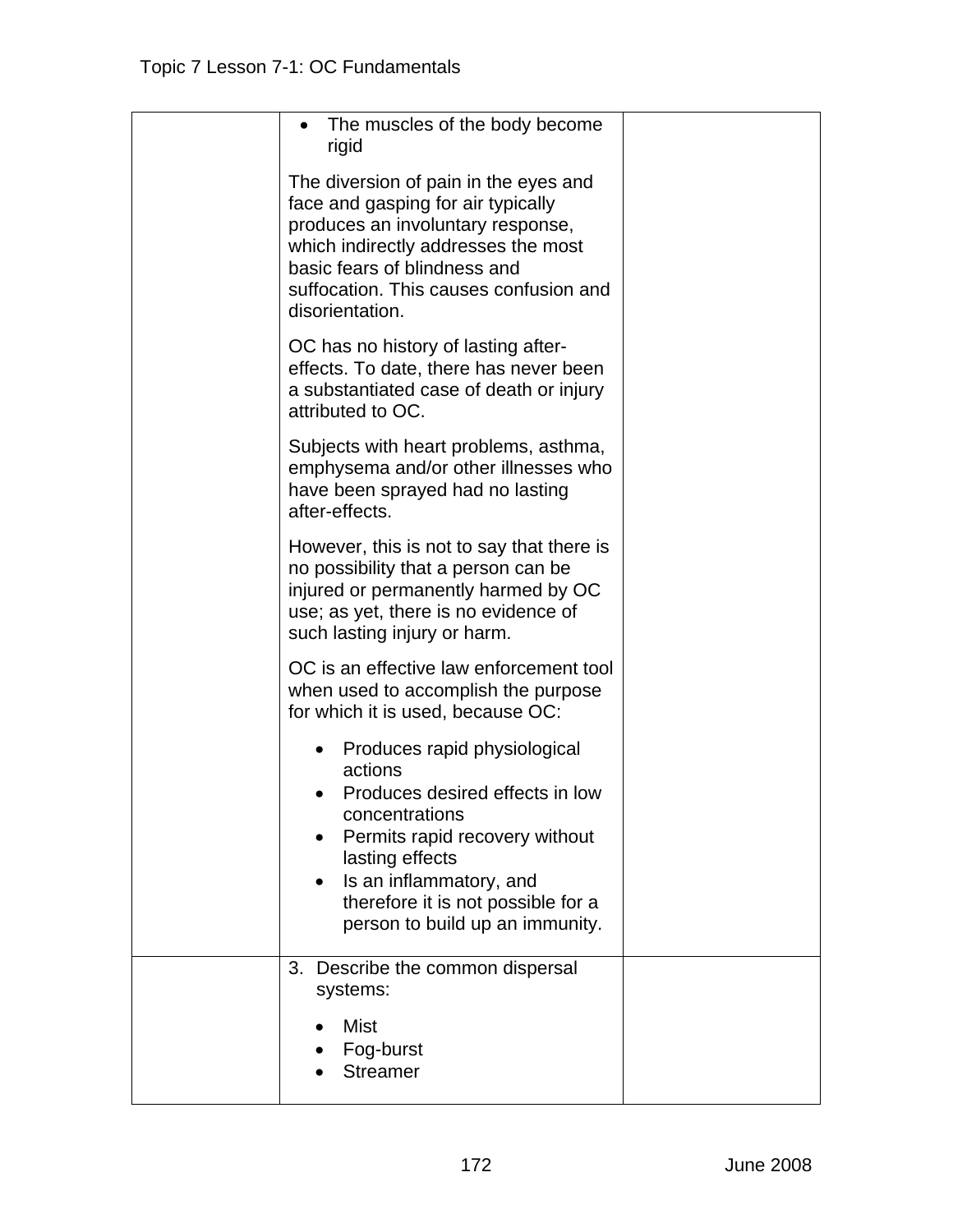| | | |
|---|---|---|
| | • The muscles of the body become rigid<br><br>The diversion of pain in the eyes and face and gasping for air typically produces an involuntary response, which indirectly addresses the most basic fears of blindness and suffocation. This causes confusion and disorientation.<br><br>OC has no history of lasting after-effects. To date, there has never been a substantiated case of death or injury attributed to OC.<br><br>Subjects with heart problems, asthma, emphysema and/or other illnesses who have been sprayed had no lasting after-effects.<br><br>However, this is not to say that there is no possibility that a person can be injured or permanently harmed by OC use; as yet, there is no evidence of such lasting injury or harm.<br><br>OC is an effective law enforcement tool when used to accomplish the purpose for which it is used, because OC:<br><br>• Produces rapid physiological actions<br>• Produces desired effects in low concentrations<br>• Permits rapid recovery without lasting effects<br>• Is an inflammatory, and therefore it is not possible for a person to build up an immunity. | |
| | 3. Describe the common dispersal systems:<br><br>• Mist<br>• Fog-burst<br>• Streamer | |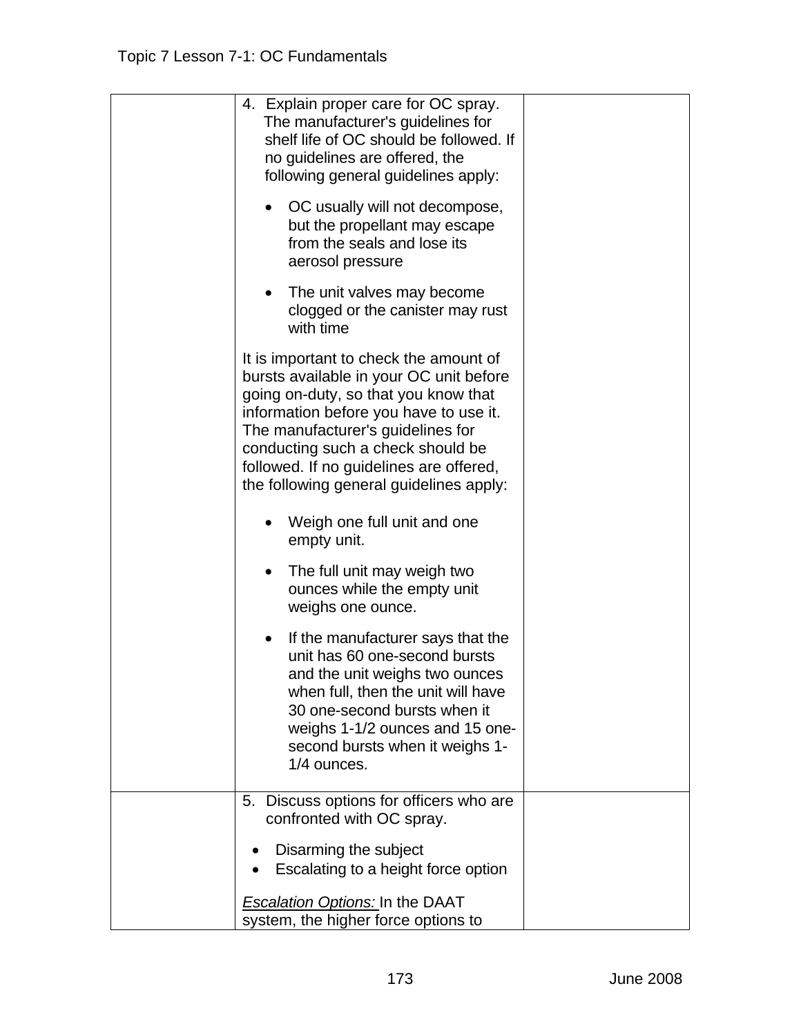| | | |
|---|---|---|
| | 4. Explain proper care for OC spray. The manufacturer's guidelines for shelf life of OC should be followed. If no guidelines are offered, the following general guidelines apply:<br><br>• OC usually will not decompose, but the propellant may escape from the seals and lose its aerosol pressure<br><br>• The unit valves may become clogged or the canister may rust with time<br><br>It is important to check the amount of bursts available in your OC unit before going on-duty, so that you know that information before you have to use it. The manufacturer's guidelines for conducting such a check should be followed. If no guidelines are offered, the following general guidelines apply:<br><br>• Weigh one full unit and one empty unit.<br><br>• The full unit may weigh two ounces while the empty unit weighs one ounce.<br><br>• If the manufacturer says that the unit has 60 one-second bursts and the unit weighs two ounces when full, then the unit will have 30 one-second bursts when it weighs 1-1/2 ounces and 15 one-second bursts when it weighs 1-1/4 ounces. | |
| | 5. Discuss options for officers who are confronted with OC spray.<br><br>• Disarming the subject<br>• Escalating to a height force option<br><br>*<u>Escalation Options:</u>* In the DAAT system, the higher force options to | |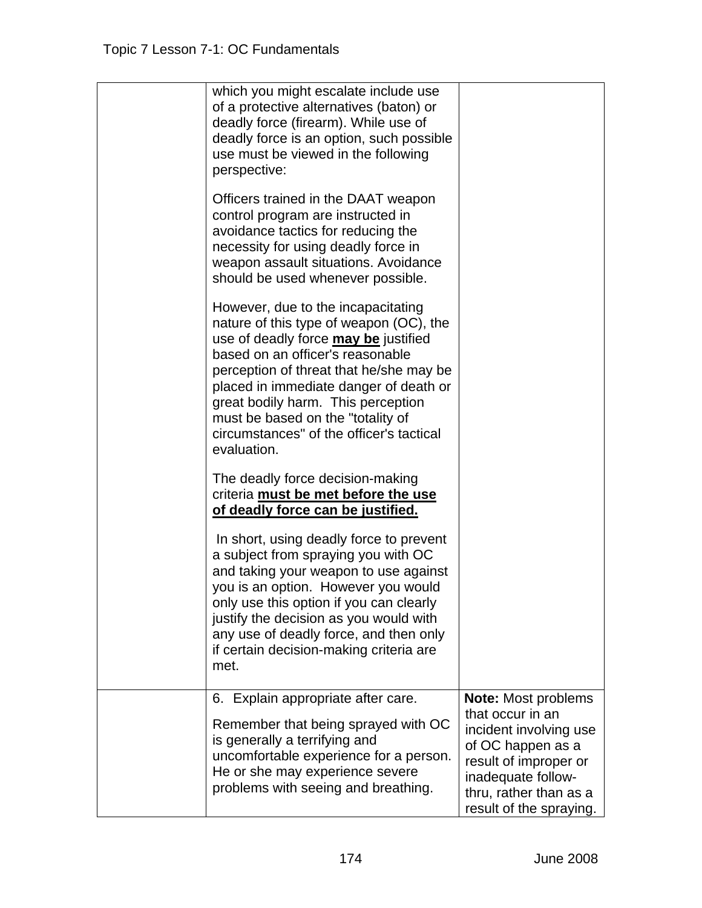| | | |
|---|---|---|
| | which you might escalate include use of a protective alternatives (baton) or deadly force (firearm). While use of deadly force is an option, such possible use must be viewed in the following perspective:<br><br>Officers trained in the DAAT weapon control program are instructed in avoidance tactics for reducing the necessity for using deadly force in weapon assault situations. Avoidance should be used whenever possible.<br><br>However, due to the incapacitating nature of this type of weapon (OC), the use of deadly force **<u>may be</u>** justified based on an officer's reasonable perception of threat that he/she may be placed in immediate danger of death or great bodily harm. This perception must be based on the "totality of circumstances" of the officer's tactical evaluation.<br><br>The deadly force decision-making criteria **<u>must be met before the use of deadly force can be justified.</u>**<br><br>In short, using deadly force to prevent a subject from spraying you with OC and taking your weapon to use against you is an option. However you would only use this option if you can clearly justify the decision as you would with any use of deadly force, and then only if certain decision-making criteria are met. | |
| | 6. Explain appropriate after care.<br><br>Remember that being sprayed with OC is generally a terrifying and uncomfortable experience for a person. He or she may experience severe problems with seeing and breathing. | **Note:** Most problems that occur in an incident involving use of OC happen as a result of improper or inadequate follow-thru, rather than as a result of the spraying. |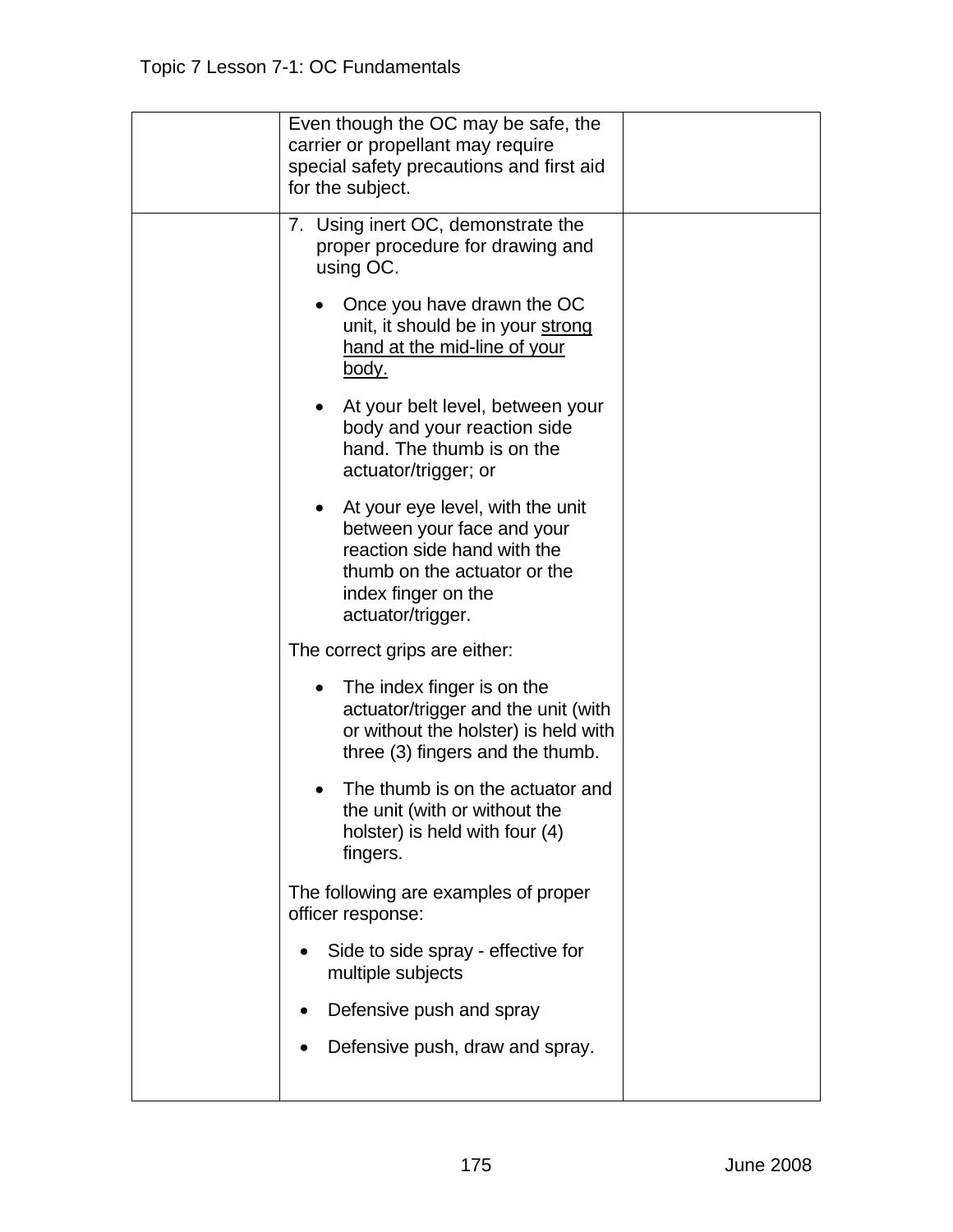| | | |
|---|---|---|
| | Even though the OC may be safe, the carrier or propellant may require special safety precautions and first aid for the subject. | |
| | 7. Using inert OC, demonstrate the proper procedure for drawing and using OC.<br><br>• Once you have drawn the OC unit, it should be in your <u>strong hand at the mid-line of your body.</u><br><br>• At your belt level, between your body and your reaction side hand. The thumb is on the actuator/trigger; or<br><br>• At your eye level, with the unit between your face and your reaction side hand with the thumb on the actuator or the index finger on the actuator/trigger.<br><br>The correct grips are either:<br><br>• The index finger is on the actuator/trigger and the unit (with or without the holster) is held with three (3) fingers and the thumb.<br><br>• The thumb is on the actuator and the unit (with or without the holster) is held with four (4) fingers.<br><br>The following are examples of proper officer response:<br><br>• Side to side spray - effective for multiple subjects<br><br>• Defensive push and spray<br><br>• Defensive push, draw and spray. | |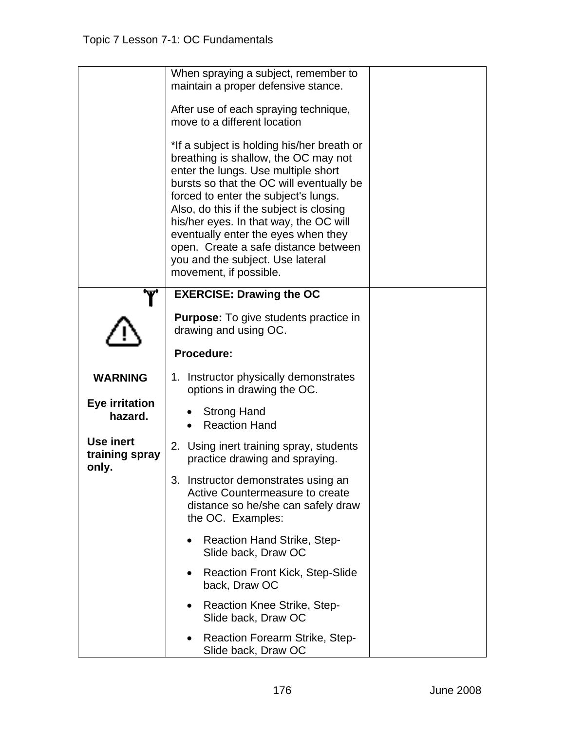| | | |
|---|---|---|
| | When spraying a subject, remember to maintain a proper defensive stance.<br><br>After use of each spraying technique, move to a different location<br><br>*If a subject is holding his/her breath or breathing is shallow, the OC may not enter the lungs. Use multiple short bursts so that the OC will eventually be forced to enter the subject's lungs. Also, do this if the subject is closing his/her eyes. In that way, the OC will eventually enter the eyes when they open. Create a safe distance between you and the subject. Use lateral movement, if possible. | |
| **WARNING**<br><br>**Eye irritation hazard.**<br><br>**Use inert training spray only.** | **EXERCISE: Drawing the OC**<br><br>**Purpose:** To give students practice in drawing and using OC.<br><br>**Procedure:**<br><br>1. Instructor physically demonstrates options in drawing the OC.<br>• Strong Hand<br>• Reaction Hand<br><br>2. Using inert training spray, students practice drawing and spraying.<br><br>3. Instructor demonstrates using an Active Countermeasure to create distance so he/she can safely draw the OC. Examples:<br>• Reaction Hand Strike, Step-Slide back, Draw OC<br>• Reaction Front Kick, Step-Slide back, Draw OC<br>• Reaction Knee Strike, Step-Slide back, Draw OC<br>• Reaction Forearm Strike, Step-Slide back, Draw OC | |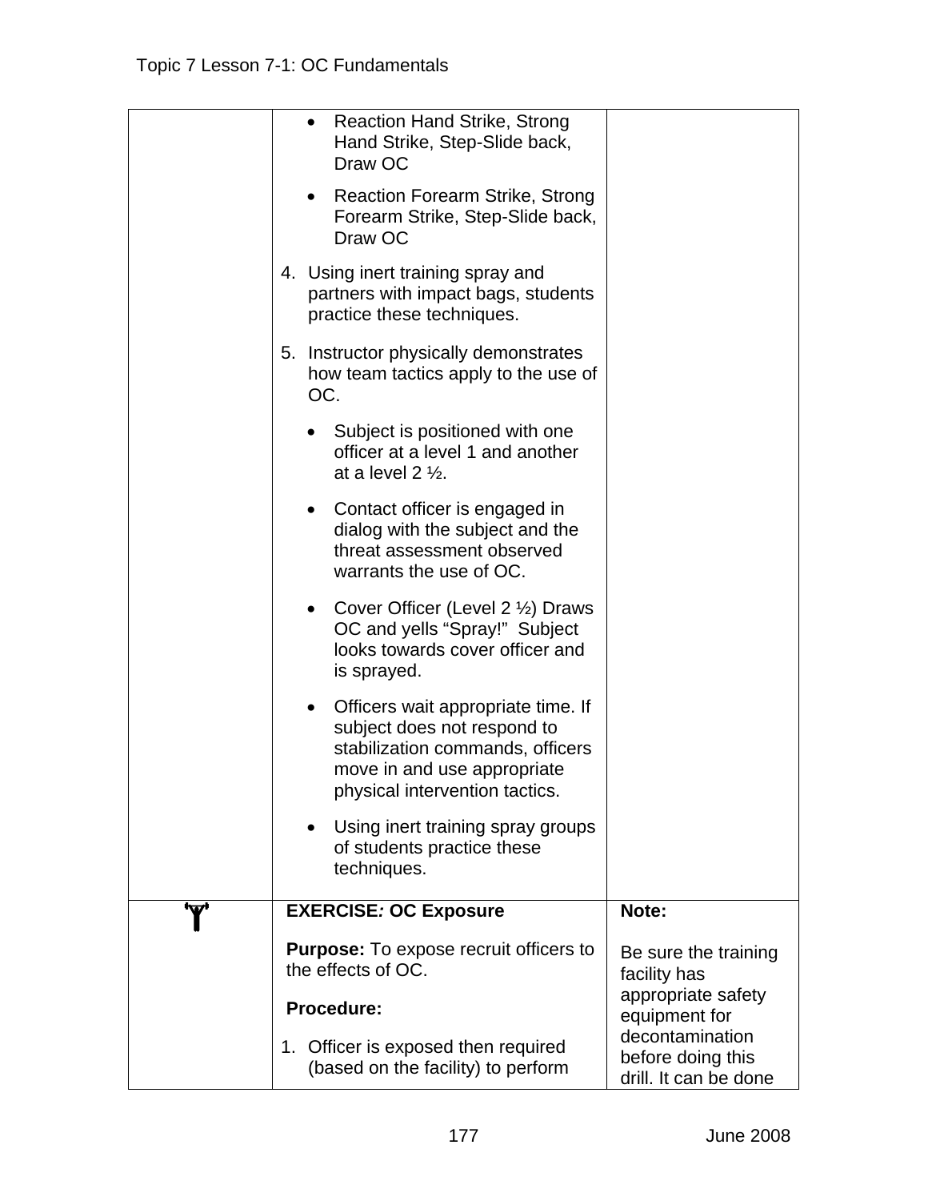| | | |
|---|---|---|
| | • Reaction Hand Strike, Strong Hand Strike, Step-Slide back, Draw OC<br>• Reaction Forearm Strike, Strong Forearm Strike, Step-Slide back, Draw OC<br>4. Using inert training spray and partners with impact bags, students practice these techniques.<br>5. Instructor physically demonstrates how team tactics apply to the use of OC.<br>• Subject is positioned with one officer at a level 1 and another at a level 2 ½.<br>• Contact officer is engaged in dialog with the subject and the threat assessment observed warrants the use of OC.<br>• Cover Officer (Level 2 ½) Draws OC and yells "Spray!" Subject looks towards cover officer and is sprayed.<br>• Officers wait appropriate time. If subject does not respond to stabilization commands, officers move in and use appropriate physical intervention tactics.<br>• Using inert training spray groups of students practice these techniques. | |
| Ɏ | **EXERCISE*: OC Exposure***<br>**Purpose:** To expose recruit officers to the effects of OC.<br>**Procedure:**<br>1. Officer is exposed then required (based on the facility) to perform | **Note:**<br>Be sure the training facility has appropriate safety equipment for decontamination before doing this drill. It can be done |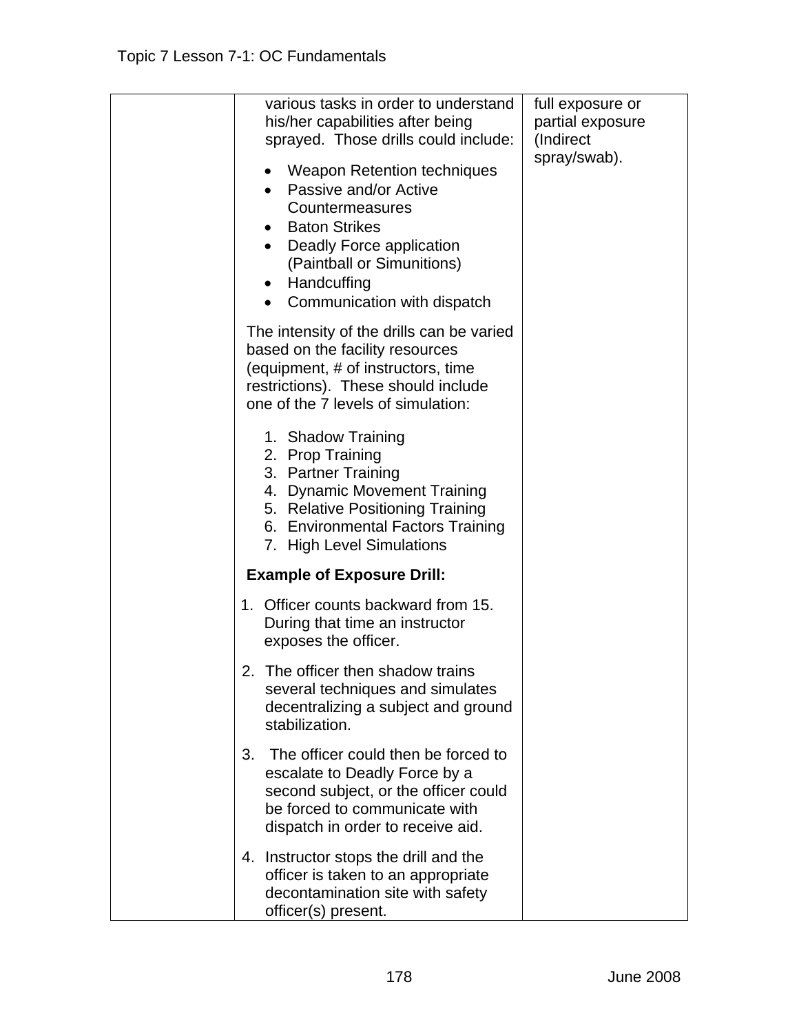| | | |
|---|---|---|
| | various tasks in order to understand his/her capabilities after being sprayed. Those drills could include:<br><br>• Weapon Retention techniques<br>• Passive and/or Active Countermeasures<br>• Baton Strikes<br>• Deadly Force application (Paintball or Simunitions)<br>• Handcuffing<br>• Communication with dispatch<br><br>The intensity of the drills can be varied based on the facility resources (equipment, # of instructors, time restrictions). These should include one of the 7 levels of simulation:<br><br>1. Shadow Training<br>2. Prop Training<br>3. Partner Training<br>4. Dynamic Movement Training<br>5. Relative Positioning Training<br>6. Environmental Factors Training<br>7. High Level Simulations<br><br>**Example of Exposure Drill:**<br><br>1. Officer counts backward from 15. During that time an instructor exposes the officer.<br><br>2. The officer then shadow trains several techniques and simulates decentralizing a subject and ground stabilization.<br><br>3. The officer could then be forced to escalate to Deadly Force by a second subject, or the officer could be forced to communicate with dispatch in order to receive aid.<br><br>4. Instructor stops the drill and the officer is taken to an appropriate decontamination site with safety officer(s) present. | full exposure or partial exposure (Indirect spray/swab). |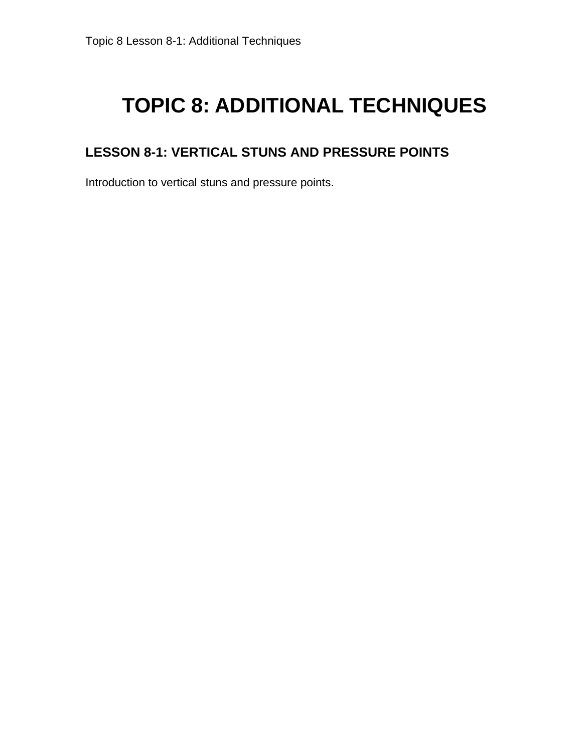# TOPIC 8: ADDITIONAL TECHNIQUES

## LESSON 8-1: VERTICAL STUNS AND PRESSURE POINTS

Introduction to vertical stuns and pressure points.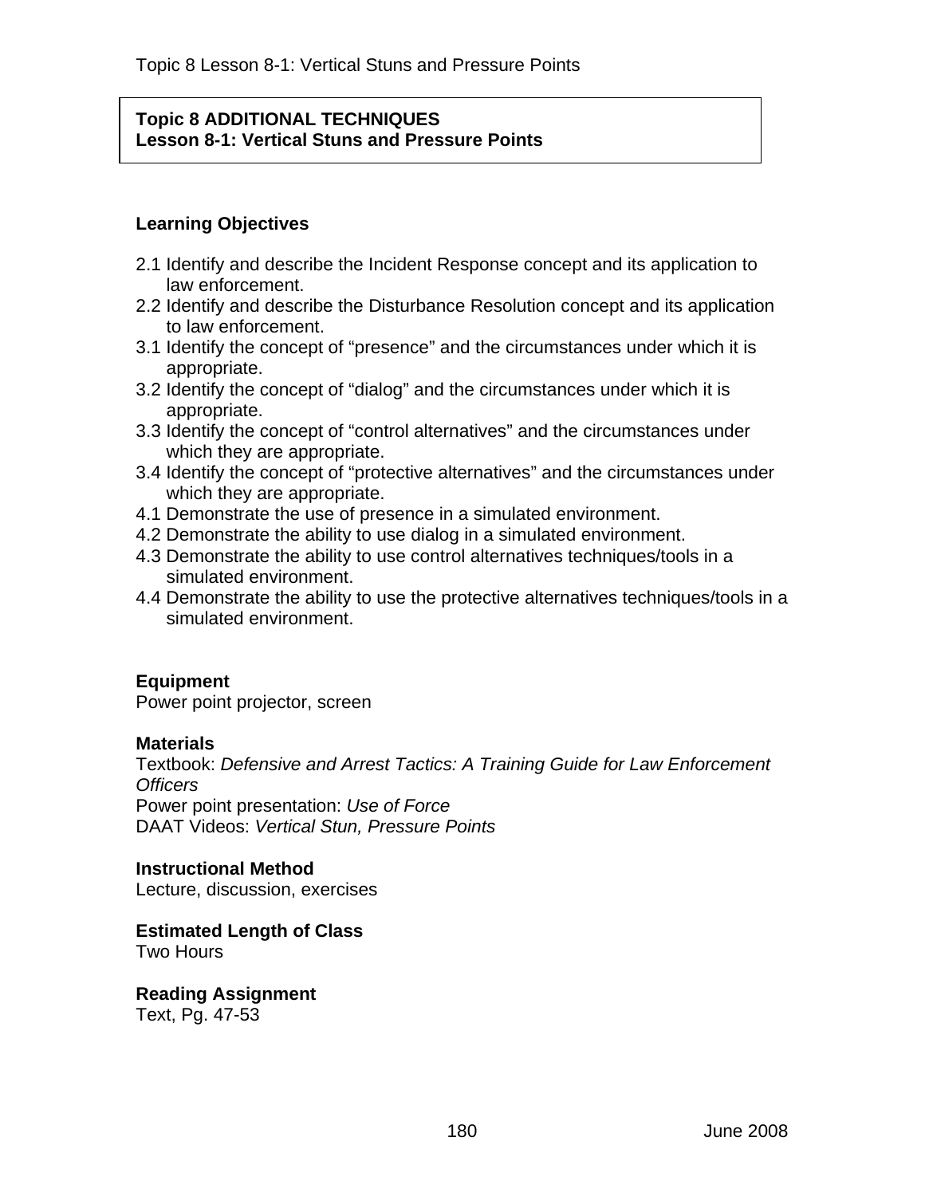**Topic 8 ADDITIONAL TECHNIQUES**
**Lesson 8-1: Vertical Stuns and Pressure Points**

## Learning Objectives

2.1 Identify and describe the Incident Response concept and its application to law enforcement.
2.2 Identify and describe the Disturbance Resolution concept and its application to law enforcement.
3.1 Identify the concept of “presence” and the circumstances under which it is appropriate.
3.2 Identify the concept of “dialog” and the circumstances under which it is appropriate.
3.3 Identify the concept of “control alternatives” and the circumstances under which they are appropriate.
3.4 Identify the concept of “protective alternatives” and the circumstances under which they are appropriate.
4.1 Demonstrate the use of presence in a simulated environment.
4.2 Demonstrate the ability to use dialog in a simulated environment.
4.3 Demonstrate the ability to use control alternatives techniques/tools in a simulated environment.
4.4 Demonstrate the ability to use the protective alternatives techniques/tools in a simulated environment.

## Equipment
Power point projector, screen

## Materials
Textbook: *Defensive and Arrest Tactics: A Training Guide for Law Enforcement Officers*
Power point presentation: *Use of Force*
DAAT Videos: *Vertical Stun, Pressure Points*

## Instructional Method
Lecture, discussion, exercises

## Estimated Length of Class
Two Hours

## Reading Assignment
Text, Pg. 47-53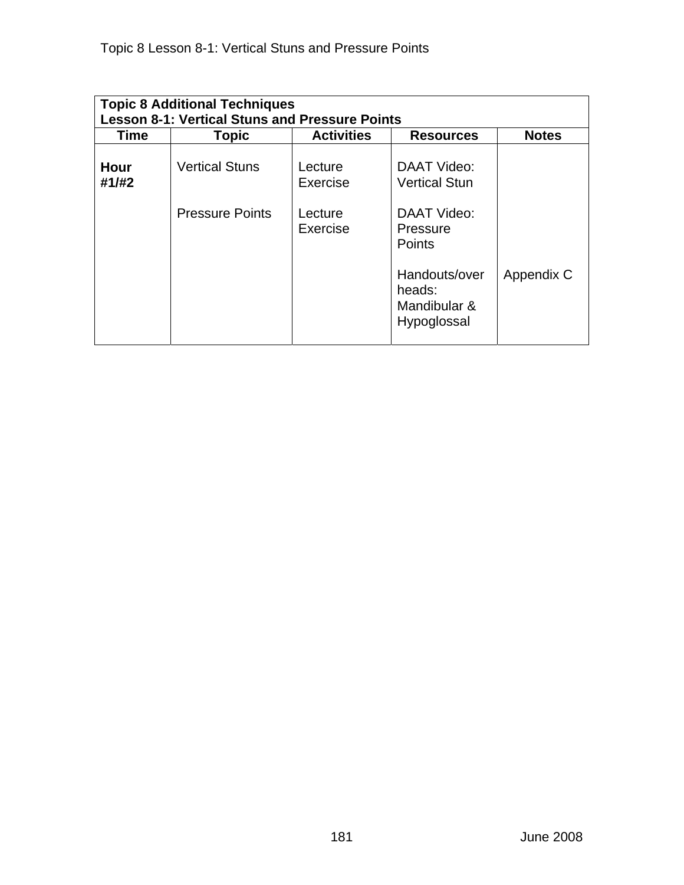| **Topic 8 Additional Techniques**<br>**Lesson 8-1: Vertical Stuns and Pressure Points** | | | | |
|---|---|---|---|---|
| **Time** | **Topic** | **Activities** | **Resources** | **Notes** |
| **Hour #1/#2** | Vertical Stuns | Lecture<br>Exercise | DAAT Video: Vertical Stun | |
| | Pressure Points | Lecture<br>Exercise | DAAT Video: Pressure Points | |
| | | | Handouts/overheads: Mandibular & Hypoglossal | Appendix C |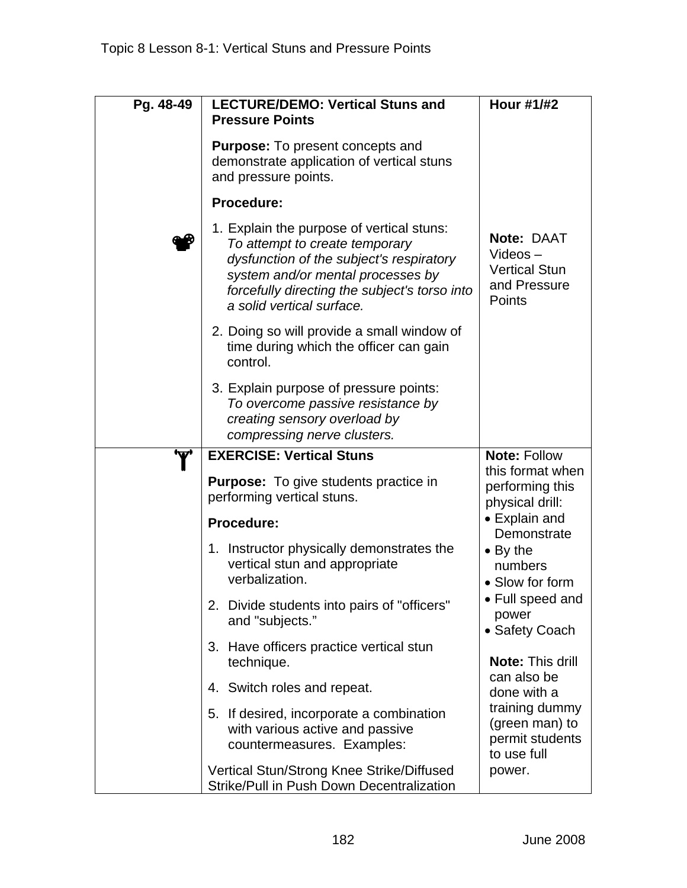Topic 8 Lesson 8-1: Vertical Stuns and Pressure Points

| Pg. 48-49 | **LECTURE/DEMO: Vertical Stuns and Pressure Points**<br><br>**Purpose:** To present concepts and demonstrate application of vertical stuns and pressure points.<br><br>**Procedure:**<br><br>1. Explain the purpose of vertical stuns: *To attempt to create temporary dysfunction of the subject's respiratory system and/or mental processes by forcefully directing the subject's torso into a solid vertical surface.*<br><br>2. Doing so will provide a small window of time during which the officer can gain control.<br><br>3. Explain purpose of pressure points: *To overcome passive resistance by creating sensory overload by compressing nerve clusters.* | **Hour #1/#2**<br><br>**Note:** DAAT Videos – Vertical Stun and Pressure Points |
|---|---|---|
| | **EXERCISE: Vertical Stuns**<br><br>**Purpose:** To give students practice in performing vertical stuns.<br><br>**Procedure:**<br><br>1. Instructor physically demonstrates the vertical stun and appropriate verbalization.<br><br>2. Divide students into pairs of "officers" and "subjects."<br><br>3. Have officers practice vertical stun technique.<br><br>4. Switch roles and repeat.<br><br>5. If desired, incorporate a combination with various active and passive countermeasures. Examples:<br><br>Vertical Stun/Strong Knee Strike/Diffused Strike/Pull in Push Down Decentralization | **Note:** Follow this format when performing this physical drill:<br>• Explain and Demonstrate<br>• By the numbers<br>• Slow for form<br>• Full speed and power<br>• Safety Coach<br><br>**Note:** This drill can also be done with a training dummy (green man) to permit students to use full power. |

June 2008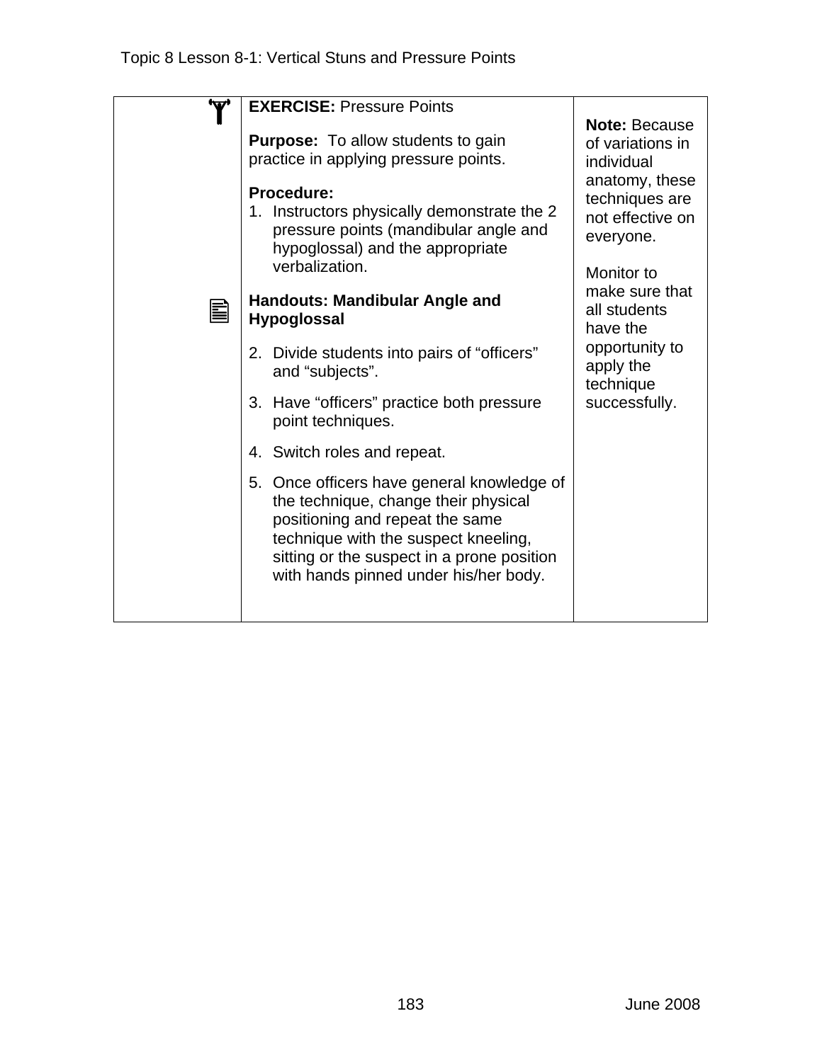| | | |
|---|---|---|
| | **EXERCISE:** Pressure Points<br><br>**Purpose:** To allow students to gain practice in applying pressure points.<br><br>**Procedure:**<br>1. Instructors physically demonstrate the 2 pressure points (mandibular angle and hypoglossal) and the appropriate verbalization.<br><br>**Handouts: Mandibular Angle and Hypoglossal**<br><br>2. Divide students into pairs of "officers" and "subjects".<br><br>3. Have "officers" practice both pressure point techniques.<br><br>4. Switch roles and repeat.<br><br>5. Once officers have general knowledge of the technique, change their physical positioning and repeat the same technique with the suspect kneeling, sitting or the suspect in a prone position with hands pinned under his/her body. | **Note:** Because of variations in individual anatomy, these techniques are not effective on everyone.<br><br>Monitor to make sure that all students have the opportunity to apply the technique successfully. |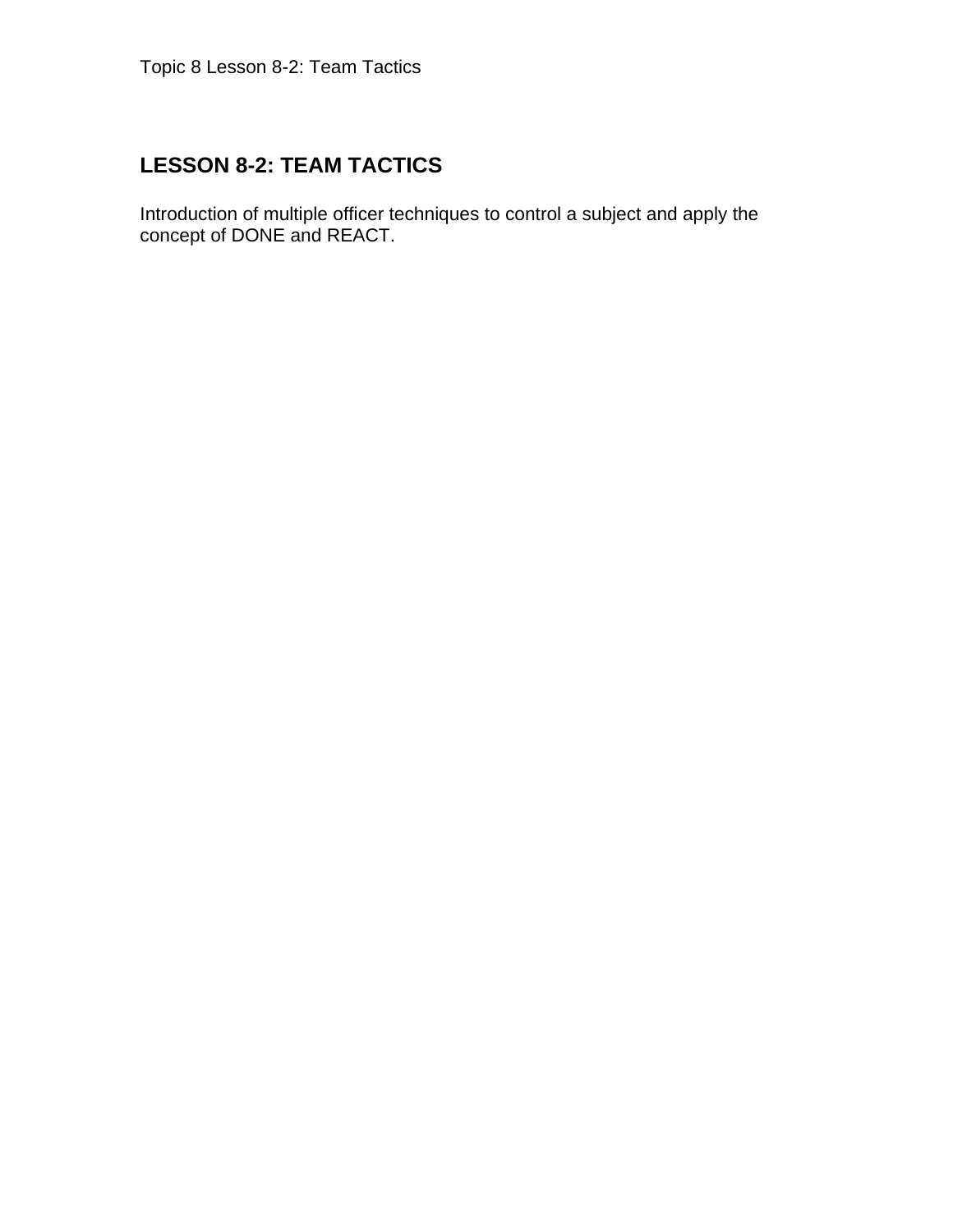# LESSON 8-2: TEAM TACTICS

Introduction of multiple officer techniques to control a subject and apply the concept of DONE and REACT.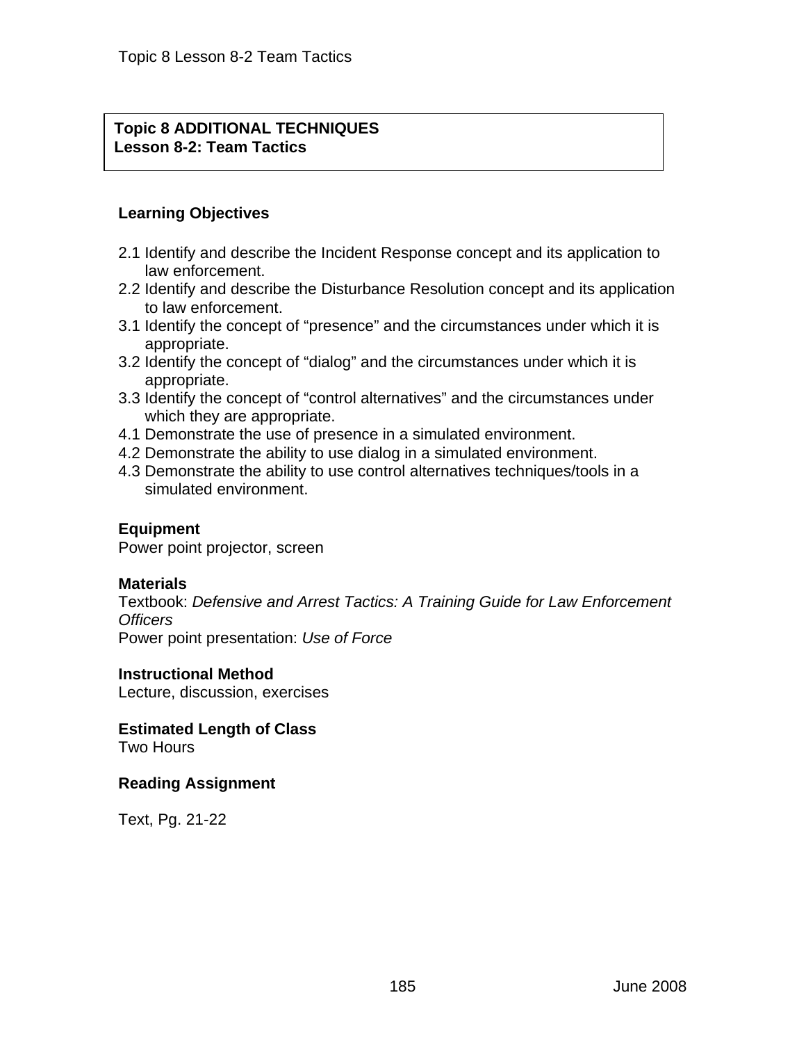**Topic 8 ADDITIONAL TECHNIQUES**
**Lesson 8-2: Team Tactics**

## Learning Objectives

2.1 Identify and describe the Incident Response concept and its application to law enforcement.
2.2 Identify and describe the Disturbance Resolution concept and its application to law enforcement.
3.1 Identify the concept of "presence" and the circumstances under which it is appropriate.
3.2 Identify the concept of "dialog" and the circumstances under which it is appropriate.
3.3 Identify the concept of "control alternatives" and the circumstances under which they are appropriate.
4.1 Demonstrate the use of presence in a simulated environment.
4.2 Demonstrate the ability to use dialog in a simulated environment.
4.3 Demonstrate the ability to use control alternatives techniques/tools in a simulated environment.

## Equipment

Power point projector, screen

## Materials

Textbook: *Defensive and Arrest Tactics: A Training Guide for Law Enforcement Officers*
Power point presentation: *Use of Force*

## Instructional Method

Lecture, discussion, exercises

## Estimated Length of Class

Two Hours

## Reading Assignment

Text, Pg. 21-22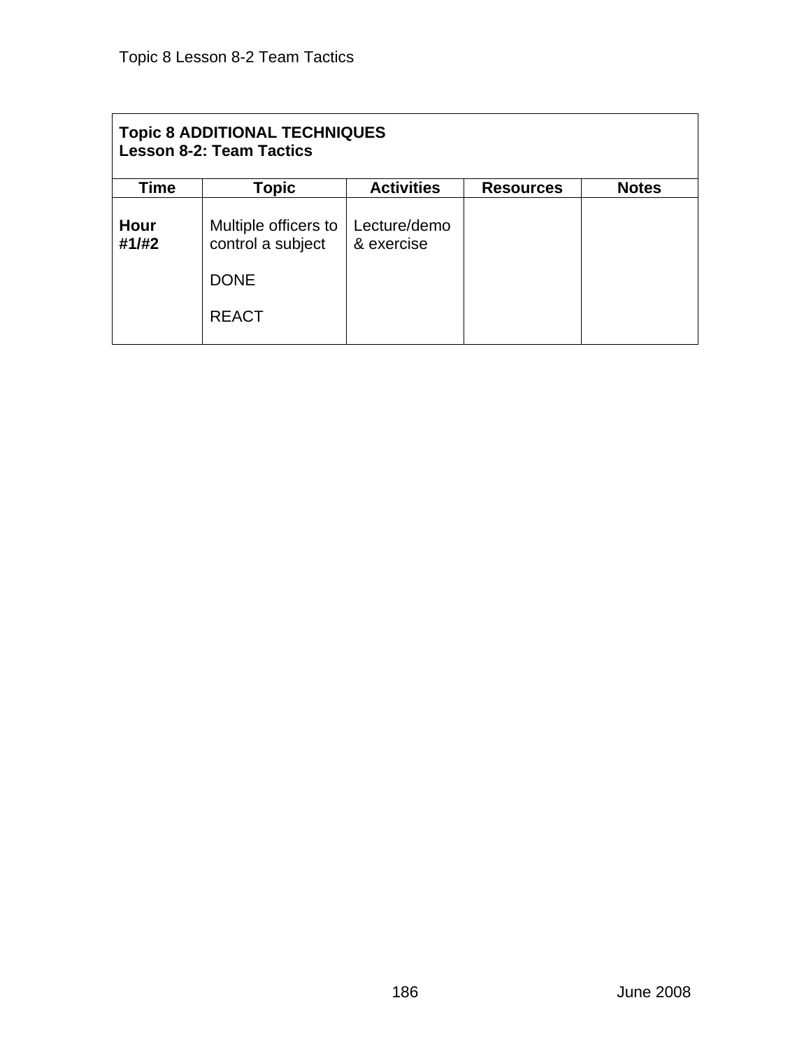| **Topic 8 ADDITIONAL TECHNIQUES**<br>**Lesson 8-2: Team Tactics** | | | | |
|---|---|---|---|---|
| **Time** | **Topic** | **Activities** | **Resources** | **Notes** |
| **Hour #1/#2** | Multiple officers to control a subject<br><br>DONE<br><br>REACT | Lecture/demo & exercise | | |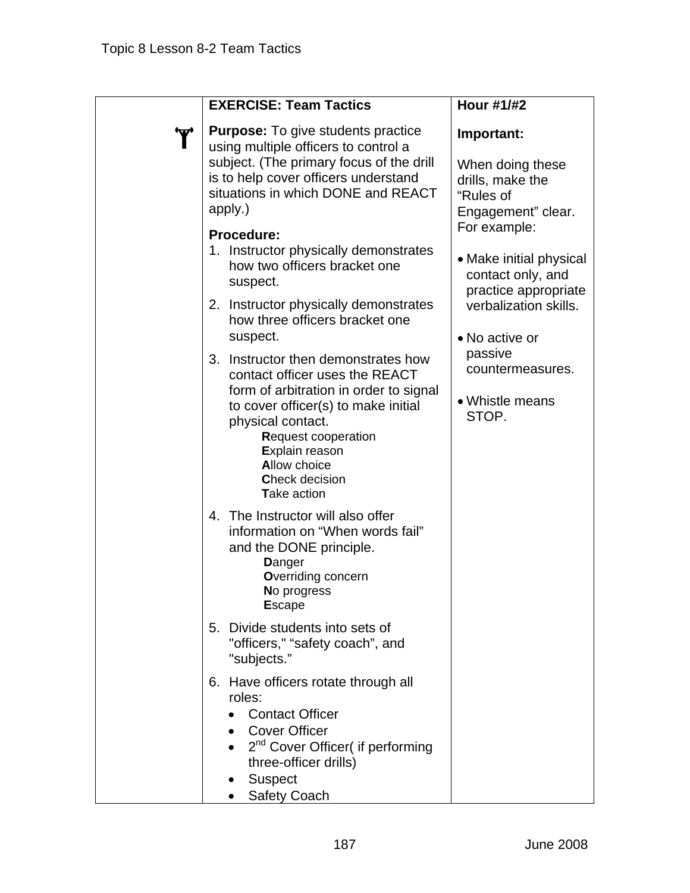| | EXERCISE: Team Tactics | Hour #1/#2 |
|---|---|---|
| | **Purpose:** To give students practice using multiple officers to control a subject. (The primary focus of the drill is to help cover officers understand situations in which DONE and REACT apply.)<br><br>**Procedure:**<br>1. Instructor physically demonstrates how two officers bracket one suspect.<br>2. Instructor physically demonstrates how three officers bracket one suspect.<br>3. Instructor then demonstrates how contact officer uses the REACT form of arbitration in order to signal to cover officer(s) to make initial physical contact.<br>**R**equest cooperation<br>**E**xplain reason<br>**A**llow choice<br>**C**heck decision<br>**T**ake action<br>4. The Instructor will also offer information on "When words fail" and the DONE principle.<br>**D**anger<br>**O**verriding concern<br>**N**o progress<br>**E**scape<br>5. Divide students into sets of "officers," "safety coach", and "subjects."<br>6. Have officers rotate through all roles:<br>• Contact Officer<br>• Cover Officer<br>• 2nd Cover Officer( if performing three-officer drills)<br>• Suspect<br>• Safety Coach | **Important:**<br><br>When doing these drills, make the "Rules of Engagement" clear. For example:<br><br>• Make initial physical contact only, and practice appropriate verbalization skills.<br><br>• No active or passive countermeasures.<br><br>• Whistle means STOP. |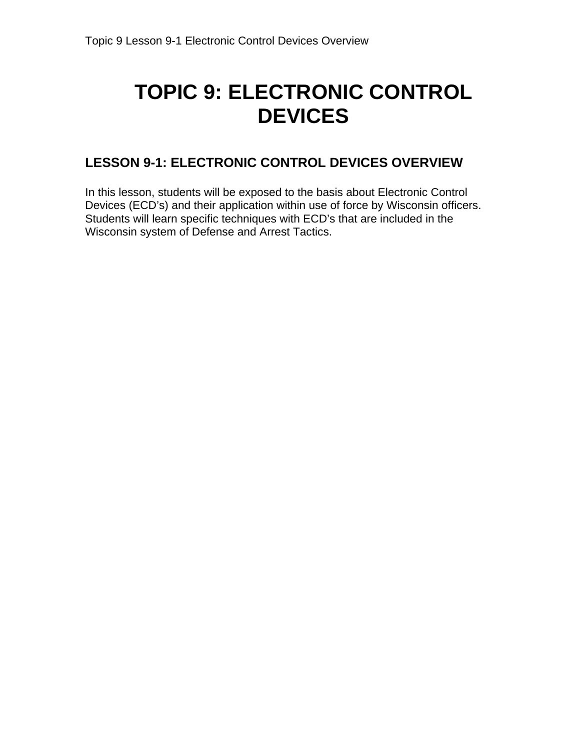# TOPIC 9: ELECTRONIC CONTROL DEVICES

## LESSON 9-1: ELECTRONIC CONTROL DEVICES OVERVIEW

In this lesson, students will be exposed to the basis about Electronic Control Devices (ECD's) and their application within use of force by Wisconsin officers. Students will learn specific techniques with ECD's that are included in the Wisconsin system of Defense and Arrest Tactics.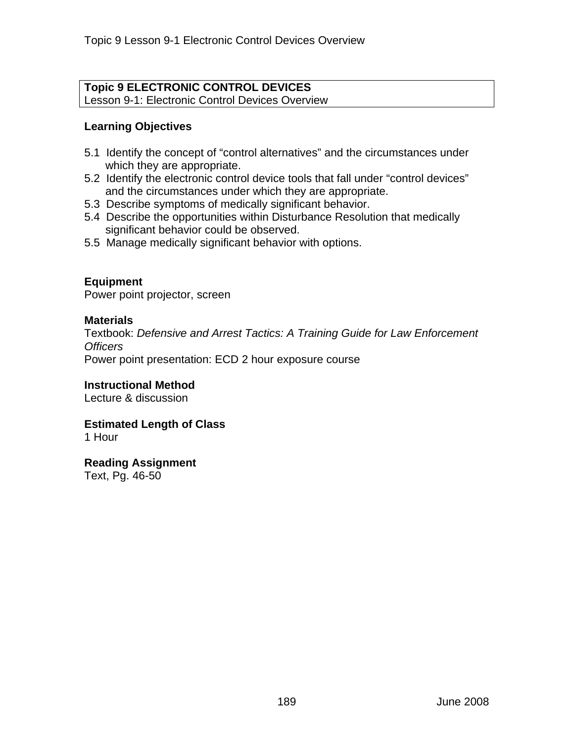**Topic 9 ELECTRONIC CONTROL DEVICES**
Lesson 9-1: Electronic Control Devices Overview

## Learning Objectives

5.1 Identify the concept of “control alternatives” and the circumstances under which they are appropriate.
5.2 Identify the electronic control device tools that fall under “control devices” and the circumstances under which they are appropriate.
5.3 Describe symptoms of medically significant behavior.
5.4 Describe the opportunities within Disturbance Resolution that medically significant behavior could be observed.
5.5 Manage medically significant behavior with options.

## Equipment

Power point projector, screen

## Materials

Textbook: *Defensive and Arrest Tactics: A Training Guide for Law Enforcement Officers*
Power point presentation: ECD 2 hour exposure course

## Instructional Method

Lecture & discussion

## Estimated Length of Class

1 Hour

## Reading Assignment

Text, Pg. 46-50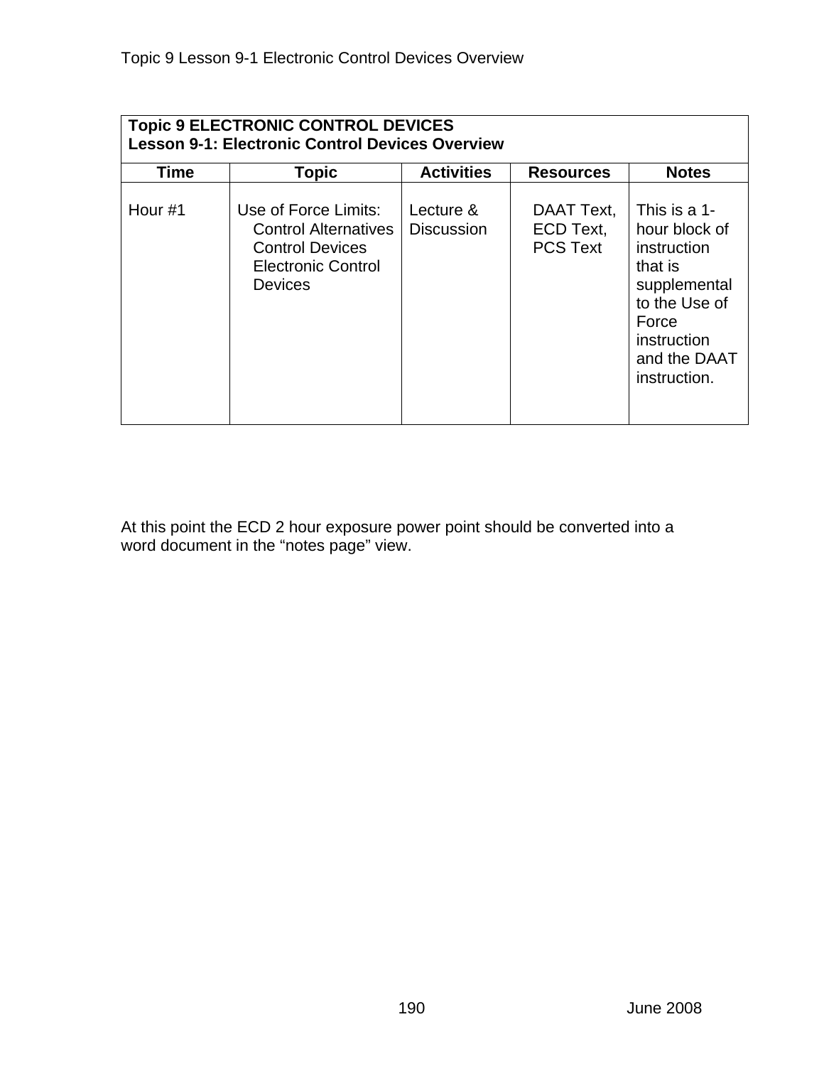| **Topic 9 ELECTRONIC CONTROL DEVICES<br>Lesson 9-1: Electronic Control Devices Overview** | | | | |
|---|---|---|---|---|
| **Time** | **Topic** | **Activities** | **Resources** | **Notes** |
| Hour #1 | Use of Force Limits:<br>Control Alternatives<br>Control Devices<br>Electronic Control Devices | Lecture & Discussion | DAAT Text,<br>ECD Text,<br>PCS Text | This is a 1-hour block of instruction that is supplemental to the Use of Force instruction and the DAAT instruction. |

At this point the ECD 2 hour exposure power point should be converted into a word document in the “notes page” view.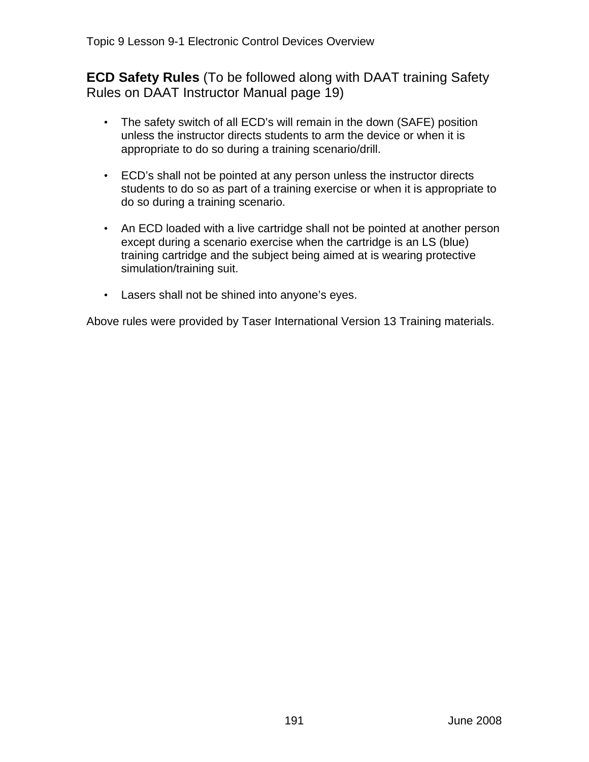**ECD Safety Rules** (To be followed along with DAAT training Safety Rules on DAAT Instructor Manual page 19)

- The safety switch of all ECD's will remain in the down (SAFE) position unless the instructor directs students to arm the device or when it is appropriate to do so during a training scenario/drill.

- ECD's shall not be pointed at any person unless the instructor directs students to do so as part of a training exercise or when it is appropriate to do so during a training scenario.

- An ECD loaded with a live cartridge shall not be pointed at another person except during a scenario exercise when the cartridge is an LS (blue) training cartridge and the subject being aimed at is wearing protective simulation/training suit.

- Lasers shall not be shined into anyone's eyes.

Above rules were provided by Taser International Version 13 Training materials.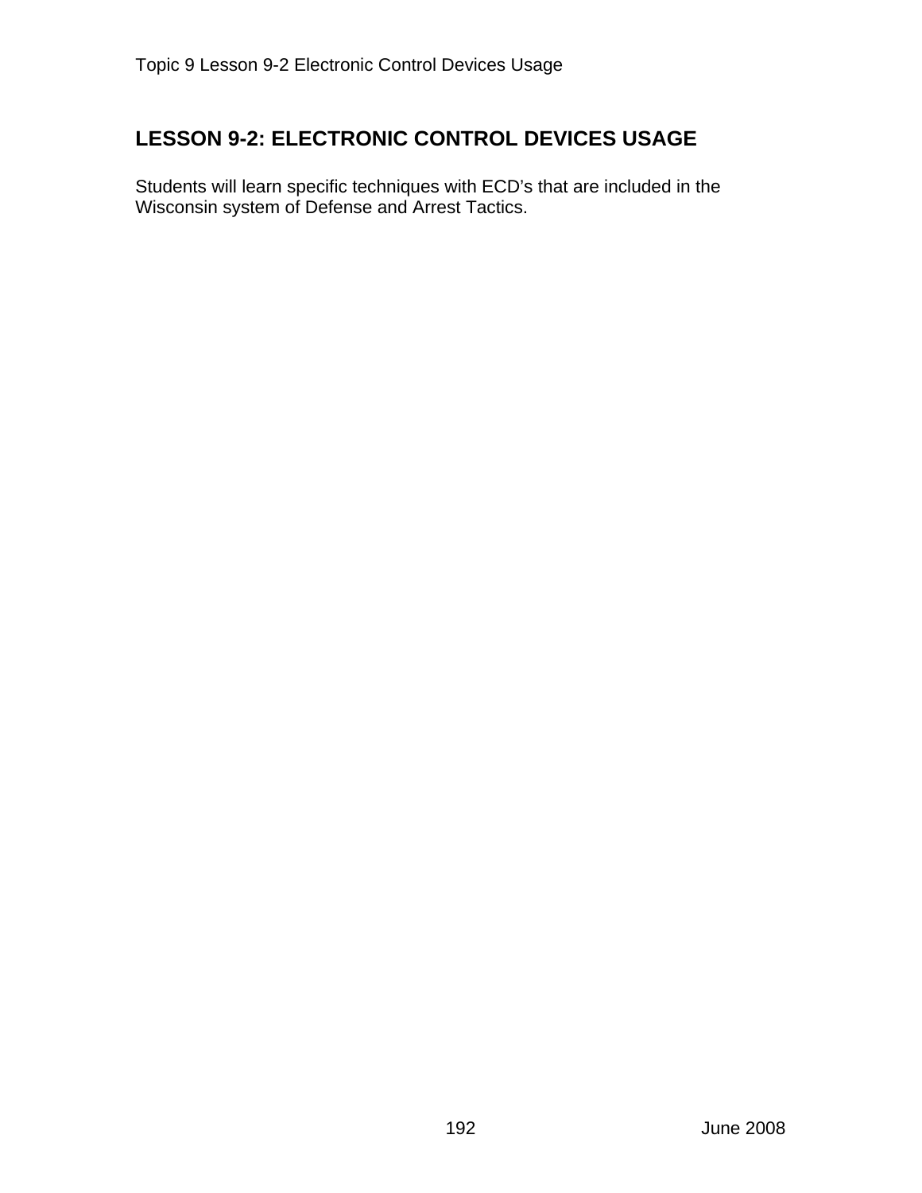# LESSON 9-2: ELECTRONIC CONTROL DEVICES USAGE

Students will learn specific techniques with ECD's that are included in the Wisconsin system of Defense and Arrest Tactics.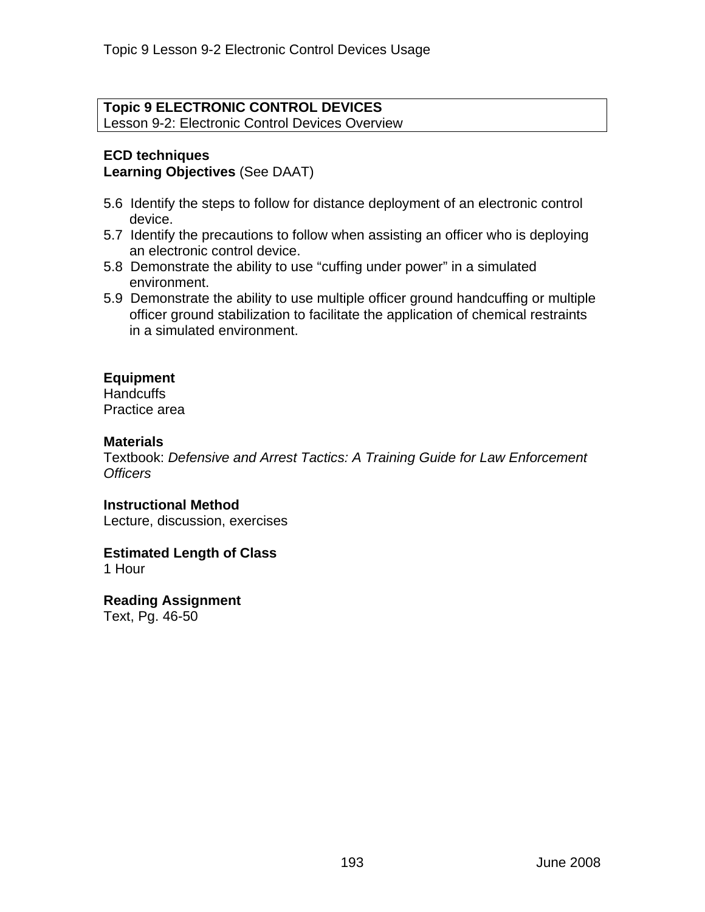**Topic 9 ELECTRONIC CONTROL DEVICES**
Lesson 9-2: Electronic Control Devices Overview

**ECD techniques**
**Learning Objectives** (See DAAT)

5.6 Identify the steps to follow for distance deployment of an electronic control device.
5.7 Identify the precautions to follow when assisting an officer who is deploying an electronic control device.
5.8 Demonstrate the ability to use "cuffing under power" in a simulated environment.
5.9 Demonstrate the ability to use multiple officer ground handcuffing or multiple officer ground stabilization to facilitate the application of chemical restraints in a simulated environment.

**Equipment**
Handcuffs
Practice area

**Materials**
Textbook: *Defensive and Arrest Tactics: A Training Guide for Law Enforcement Officers*

**Instructional Method**
Lecture, discussion, exercises

**Estimated Length of Class**
1 Hour

**Reading Assignment**
Text, Pg. 46-50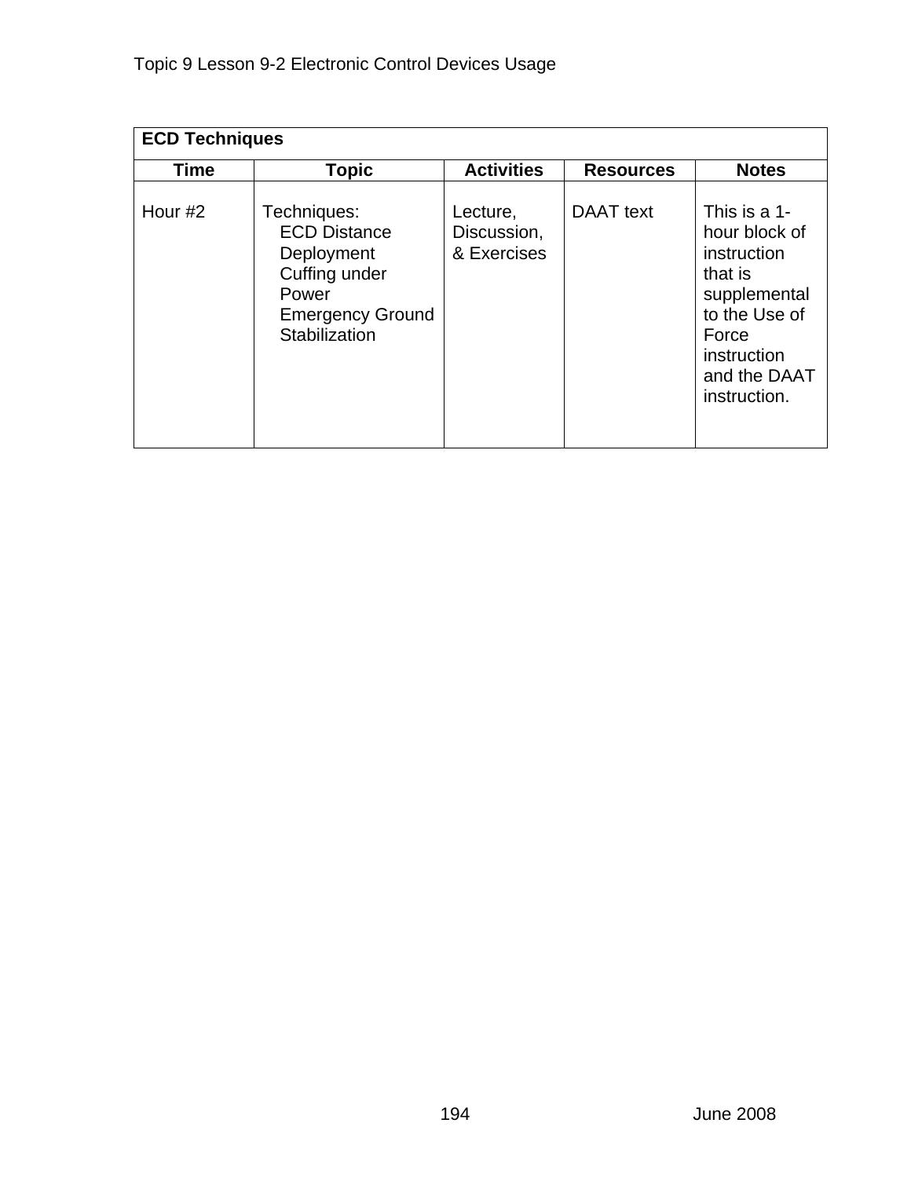| ECD Techniques | | | | |
|---|---|---|---|---|
| **Time** | **Topic** | **Activities** | **Resources** | **Notes** |
| Hour #2 | Techniques:<br>ECD Distance Deployment<br>Cuffing under Power<br>Emergency Ground Stabilization | Lecture, Discussion, & Exercises | DAAT text | This is a 1-hour block of instruction that is supplemental to the Use of Force instruction and the DAAT instruction. |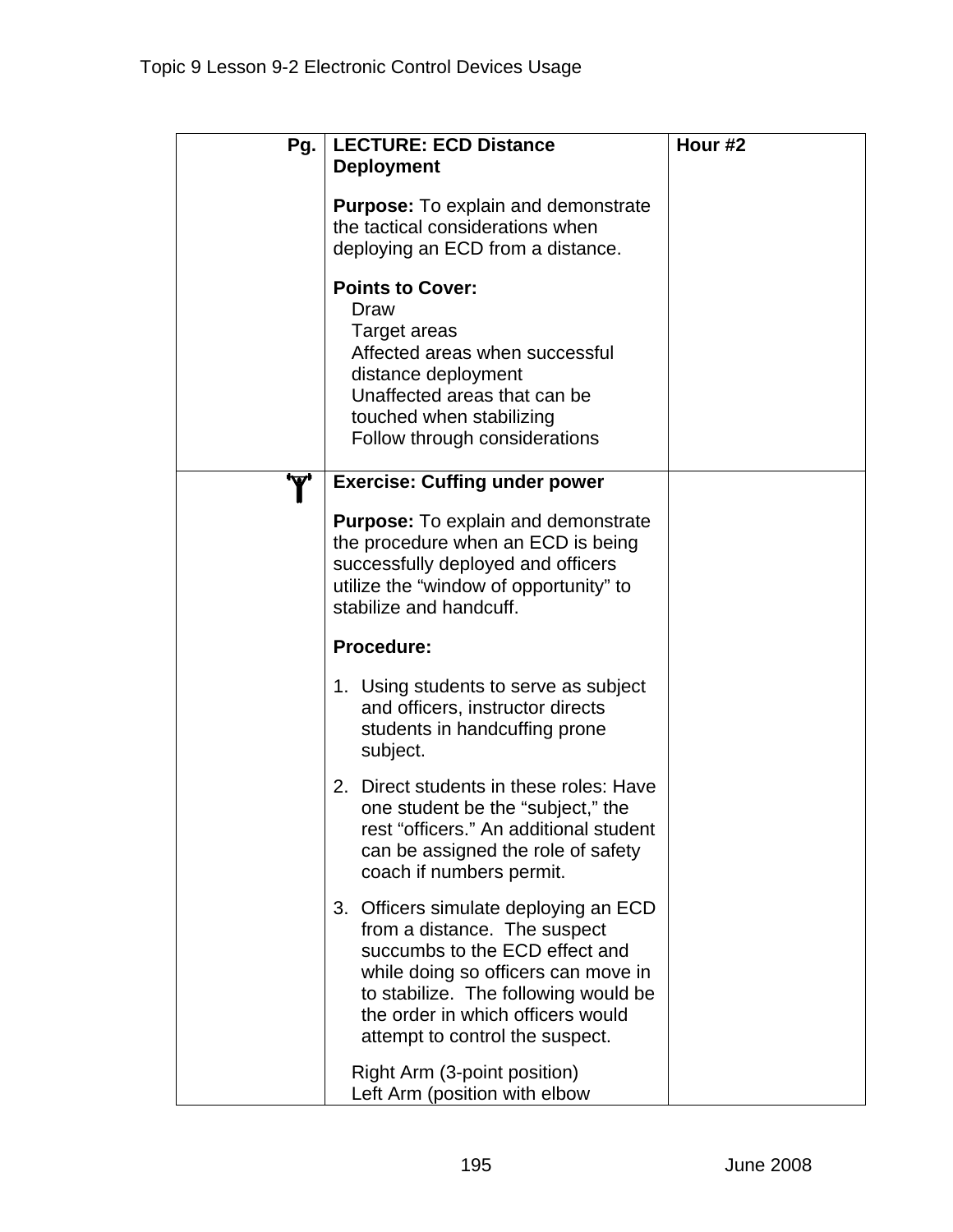| Pg. | LECTURE: ECD Distance Deployment<br><br>**Purpose:** To explain and demonstrate the tactical considerations when deploying an ECD from a distance.<br><br>**Points to Cover:**<br>Draw<br>Target areas<br>Affected areas when successful distance deployment<br>Unaffected areas that can be touched when stabilizing<br>Follow through considerations | Hour #2 |
|---|---|---|
| 🏋 | **Exercise: Cuffing under power**<br><br>**Purpose:** To explain and demonstrate the procedure when an ECD is being successfully deployed and officers utilize the "window of opportunity" to stabilize and handcuff.<br><br>**Procedure:**<br><br>1. Using students to serve as subject and officers, instructor directs students in handcuffing prone subject.<br><br>2. Direct students in these roles: Have one student be the "subject," the rest "officers." An additional student can be assigned the role of safety coach if numbers permit.<br><br>3. Officers simulate deploying an ECD from a distance. The suspect succumbs to the ECD effect and while doing so officers can move in to stabilize. The following would be the order in which officers would attempt to control the suspect.<br><br>Right Arm (3-point position)<br>Left Arm (position with elbow | |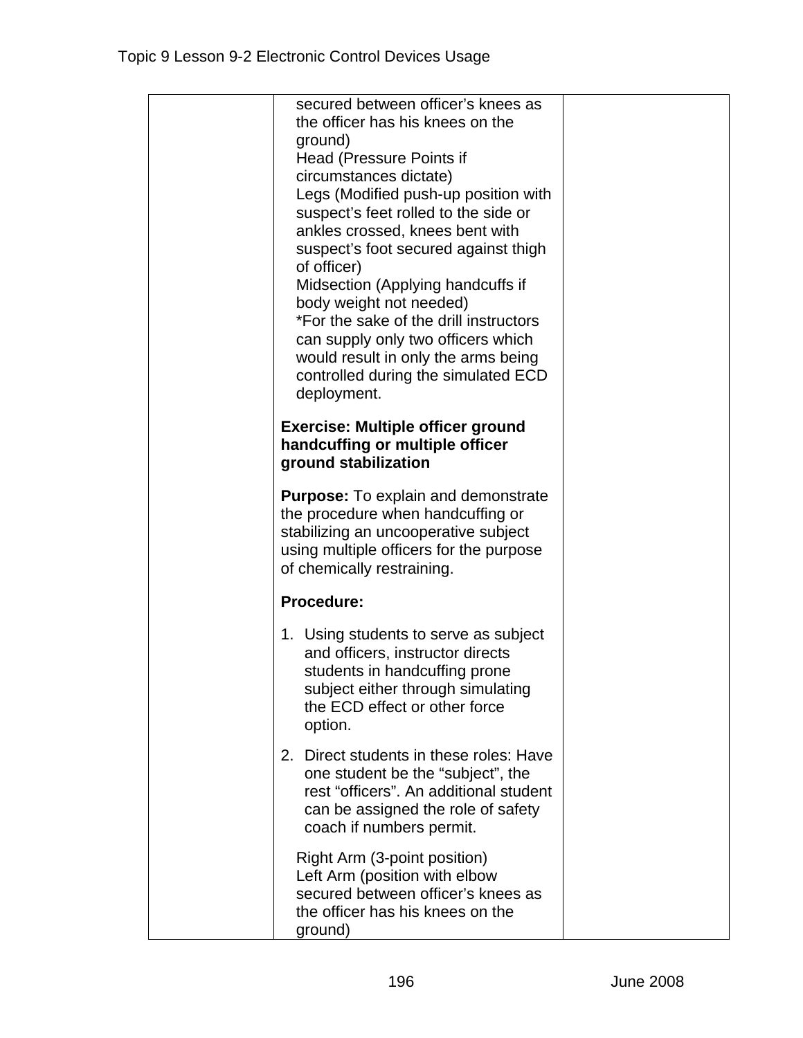secured between officer's knees as the officer has his knees on the ground)
Head (Pressure Points if circumstances dictate)
Legs (Modified push-up position with suspect's feet rolled to the side or ankles crossed, knees bent with suspect's foot secured against thigh of officer)
Midsection (Applying handcuffs if body weight not needed)
*For the sake of the drill instructors can supply only two officers which would result in only the arms being controlled during the simulated ECD deployment.

**Exercise: Multiple officer ground handcuffing or multiple officer ground stabilization**

**Purpose:** To explain and demonstrate the procedure when handcuffing or stabilizing an uncooperative subject using multiple officers for the purpose of chemically restraining.

**Procedure:**

1. Using students to serve as subject and officers, instructor directs students in handcuffing prone subject either through simulating the ECD effect or other force option.
2. Direct students in these roles: Have one student be the "subject", the rest "officers". An additional student can be assigned the role of safety coach if numbers permit.

Right Arm (3-point position)
Left Arm (position with elbow secured between officer's knees as the officer has his knees on the ground)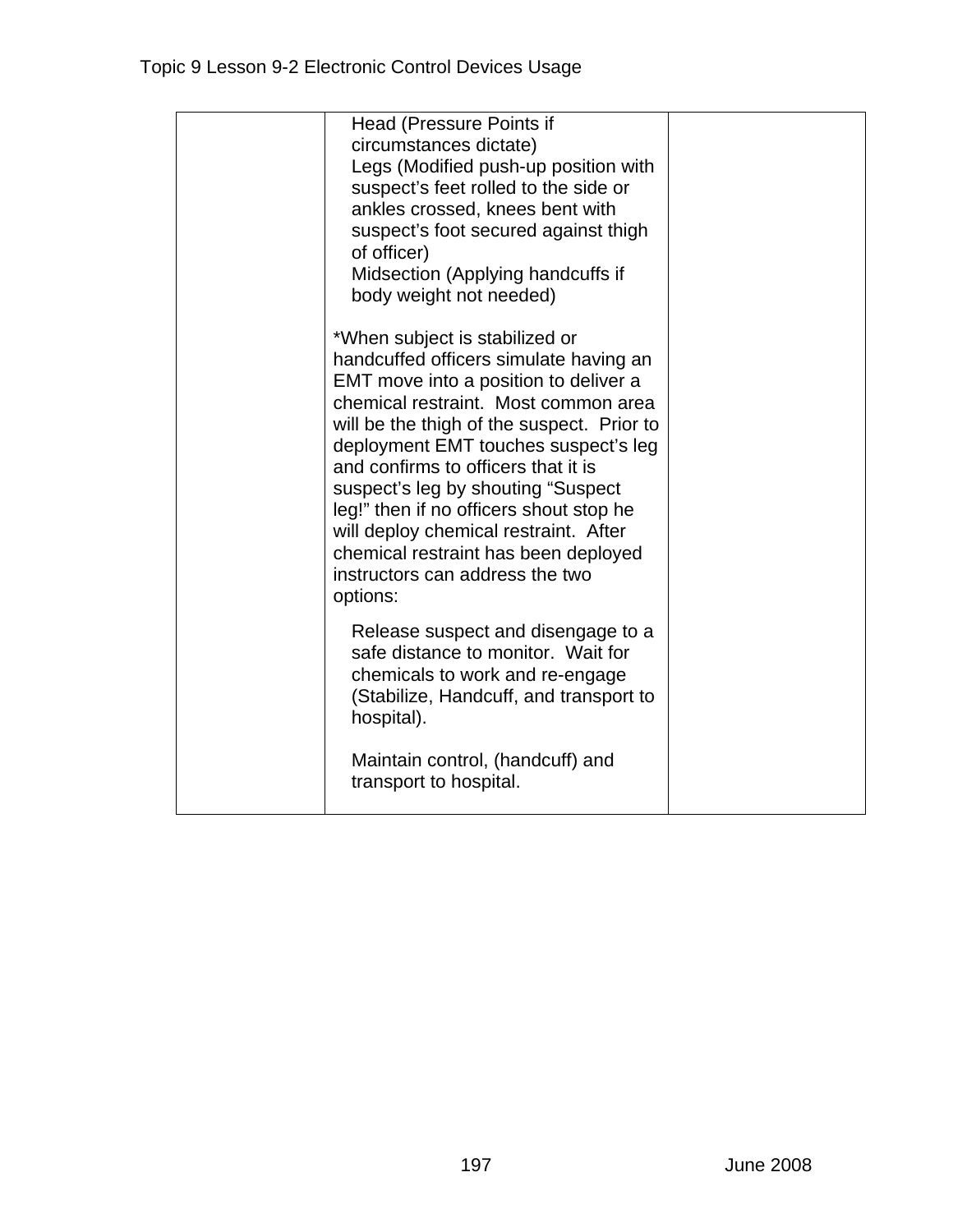| | | |
|---|---|---|
| | Head (Pressure Points if circumstances dictate)<br>Legs (Modified push-up position with suspect's feet rolled to the side or ankles crossed, knees bent with suspect's foot secured against thigh of officer)<br>Midsection (Applying handcuffs if body weight not needed)<br><br>*When subject is stabilized or handcuffed officers simulate having an EMT move into a position to deliver a chemical restraint. Most common area will be the thigh of the suspect. Prior to deployment EMT touches suspect's leg and confirms to officers that it is suspect's leg by shouting "Suspect leg!" then if no officers shout stop he will deploy chemical restraint. After chemical restraint has been deployed instructors can address the two options:<br><br>Release suspect and disengage to a safe distance to monitor. Wait for chemicals to work and re-engage (Stabilize, Handcuff, and transport to hospital).<br><br>Maintain control, (handcuff) and transport to hospital. | |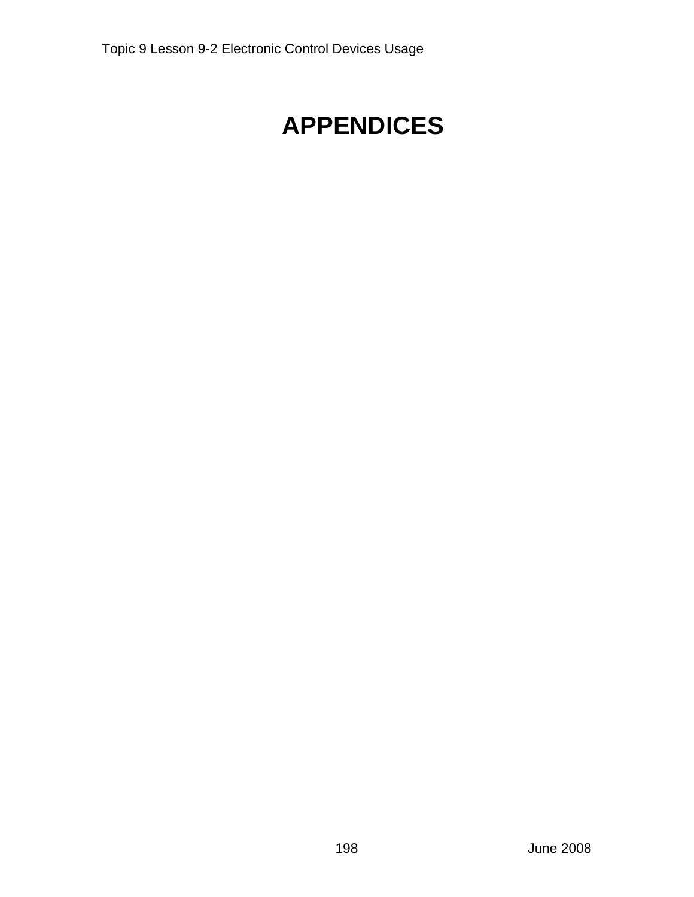# APPENDICES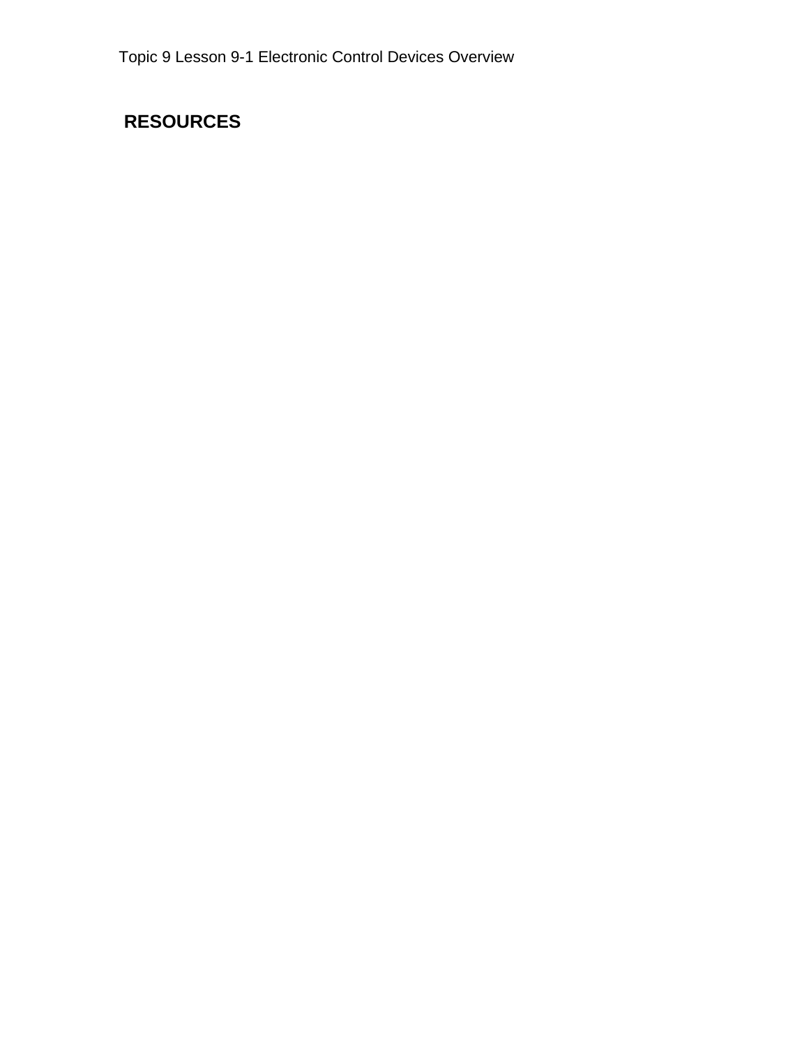## RESOURCES